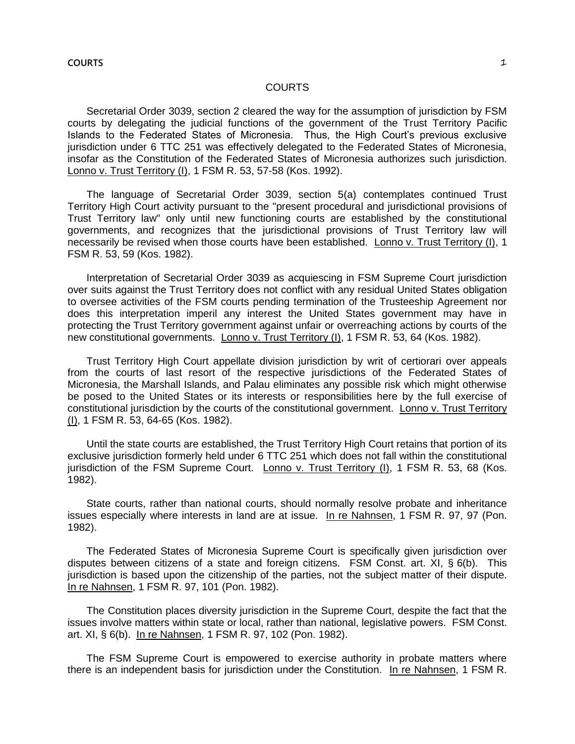# COURTS

Secretarial Order 3039, section 2 cleared the way for the assumption of jurisdiction by FSM courts by delegating the judicial functions of the government of the Trust Territory Pacific Islands to the Federated States of Micronesia. Thus, the High Court's previous exclusive jurisdiction under 6 TTC 251 was effectively delegated to the Federated States of Micronesia, insofar as the Constitution of the Federated States of Micronesia authorizes such jurisdiction. Lonno v. Trust Territory (I), 1 FSM R. 53, 57-58 (Kos. 1992).

The language of Secretarial Order 3039, section 5(a) contemplates continued Trust Territory High Court activity pursuant to the "present procedural and jurisdictional provisions of Trust Territory law" only until new functioning courts are established by the constitutional governments, and recognizes that the jurisdictional provisions of Trust Territory law will necessarily be revised when those courts have been established. Lonno v. Trust Territory (I), 1 FSM R. 53, 59 (Kos. 1982).

Interpretation of Secretarial Order 3039 as acquiescing in FSM Supreme Court jurisdiction over suits against the Trust Territory does not conflict with any residual United States obligation to oversee activities of the FSM courts pending termination of the Trusteeship Agreement nor does this interpretation imperil any interest the United States government may have in protecting the Trust Territory government against unfair or overreaching actions by courts of the new constitutional governments. Lonno v. Trust Territory (I), 1 FSM R. 53, 64 (Kos. 1982).

Trust Territory High Court appellate division jurisdiction by writ of certiorari over appeals from the courts of last resort of the respective jurisdictions of the Federated States of Micronesia, the Marshall Islands, and Palau eliminates any possible risk which might otherwise be posed to the United States or its interests or responsibilities here by the full exercise of constitutional jurisdiction by the courts of the constitutional government. Lonno v. Trust Territory (I), 1 FSM R. 53, 64-65 (Kos. 1982).

Until the state courts are established, the Trust Territory High Court retains that portion of its exclusive jurisdiction formerly held under 6 TTC 251 which does not fall within the constitutional jurisdiction of the FSM Supreme Court. Lonno v. Trust Territory (I), 1 FSM R. 53, 68 (Kos. 1982).

State courts, rather than national courts, should normally resolve probate and inheritance issues especially where interests in land are at issue. In re Nahnsen, 1 FSM R. 97, 97 (Pon. 1982).

The Federated States of Micronesia Supreme Court is specifically given jurisdiction over disputes between citizens of a state and foreign citizens. FSM Const. art. XI, § 6(b). This jurisdiction is based upon the citizenship of the parties, not the subject matter of their dispute. In re Nahnsen, 1 FSM R. 97, 101 (Pon. 1982).

The Constitution places diversity jurisdiction in the Supreme Court, despite the fact that the issues involve matters within state or local, rather than national, legislative powers. FSM Const. art. XI, § 6(b). In re Nahnsen, 1 FSM R. 97, 102 (Pon. 1982).

The FSM Supreme Court is empowered to exercise authority in probate matters where there is an independent basis for jurisdiction under the Constitution. In re Nahnsen, 1 FSM R.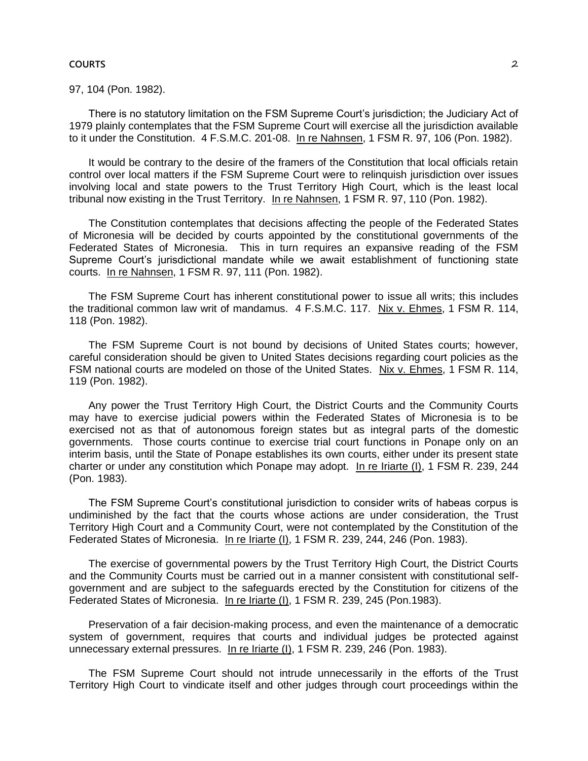97, 104 (Pon. 1982).

There is no statutory limitation on the FSM Supreme Court's jurisdiction; the Judiciary Act of 1979 plainly contemplates that the FSM Supreme Court will exercise all the jurisdiction available to it under the Constitution. 4 F.S.M.C. 201-08. In re Nahnsen, 1 FSM R. 97, 106 (Pon. 1982).

It would be contrary to the desire of the framers of the Constitution that local officials retain control over local matters if the FSM Supreme Court were to relinquish jurisdiction over issues involving local and state powers to the Trust Territory High Court, which is the least local tribunal now existing in the Trust Territory. In re Nahnsen, 1 FSM R. 97, 110 (Pon. 1982).

The Constitution contemplates that decisions affecting the people of the Federated States of Micronesia will be decided by courts appointed by the constitutional governments of the Federated States of Micronesia. This in turn requires an expansive reading of the FSM Supreme Court's jurisdictional mandate while we await establishment of functioning state courts. In re Nahnsen, 1 FSM R. 97, 111 (Pon. 1982).

The FSM Supreme Court has inherent constitutional power to issue all writs; this includes the traditional common law writ of mandamus. 4 F.S.M.C. 117. Nix v. Ehmes, 1 FSM R. 114, 118 (Pon. 1982).

The FSM Supreme Court is not bound by decisions of United States courts; however, careful consideration should be given to United States decisions regarding court policies as the FSM national courts are modeled on those of the United States. Nix v. Ehmes, 1 FSM R. 114, 119 (Pon. 1982).

Any power the Trust Territory High Court, the District Courts and the Community Courts may have to exercise judicial powers within the Federated States of Micronesia is to be exercised not as that of autonomous foreign states but as integral parts of the domestic governments. Those courts continue to exercise trial court functions in Ponape only on an interim basis, until the State of Ponape establishes its own courts, either under its present state charter or under any constitution which Ponape may adopt. In re Iriarte (I), 1 FSM R. 239, 244 (Pon. 1983).

The FSM Supreme Court's constitutional jurisdiction to consider writs of habeas corpus is undiminished by the fact that the courts whose actions are under consideration, the Trust Territory High Court and a Community Court, were not contemplated by the Constitution of the Federated States of Micronesia. In re Iriarte (I), 1 FSM R. 239, 244, 246 (Pon. 1983).

The exercise of governmental powers by the Trust Territory High Court, the District Courts and the Community Courts must be carried out in a manner consistent with constitutional self-government and are subject to the safeguards erected by the Constitution for citizens of the Federated States of Micronesia. In re Iriarte (I), 1 FSM R. 239, 245 (Pon.1983).

Preservation of a fair decision-making process, and even the maintenance of a democratic system of government, requires that courts and individual judges be protected against unnecessary external pressures. In re Iriarte (I), 1 FSM R. 239, 246 (Pon. 1983).

The FSM Supreme Court should not intrude unnecessarily in the efforts of the Trust Territory High Court to vindicate itself and other judges through court proceedings within the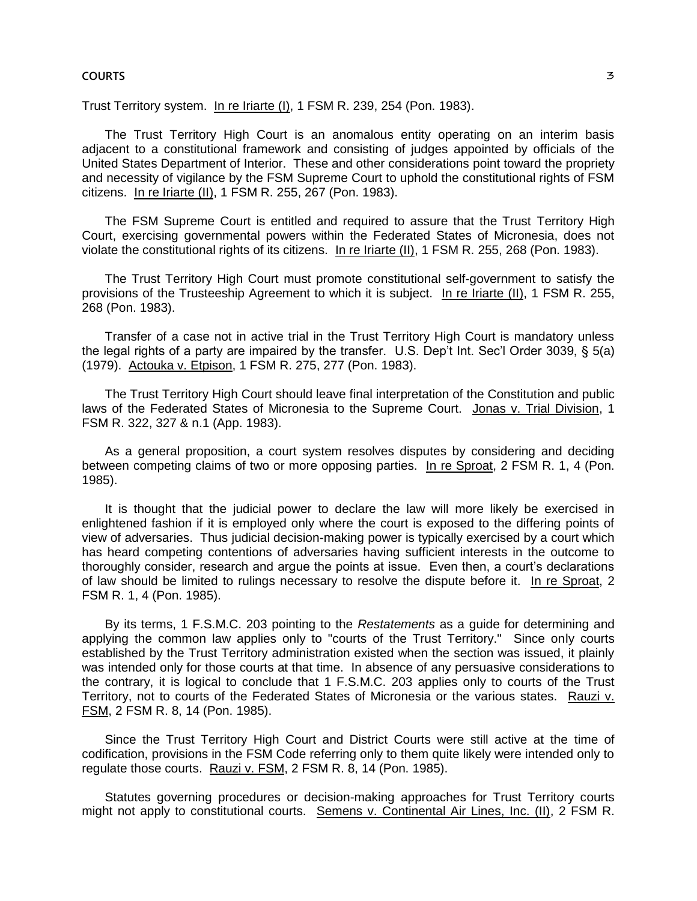Trust Territory system. In re Iriarte (I), 1 FSM R. 239, 254 (Pon. 1983).

The Trust Territory High Court is an anomalous entity operating on an interim basis adjacent to a constitutional framework and consisting of judges appointed by officials of the United States Department of Interior. These and other considerations point toward the propriety and necessity of vigilance by the FSM Supreme Court to uphold the constitutional rights of FSM citizens. In re Iriarte (II), 1 FSM R. 255, 267 (Pon. 1983).

The FSM Supreme Court is entitled and required to assure that the Trust Territory High Court, exercising governmental powers within the Federated States of Micronesia, does not violate the constitutional rights of its citizens. In re Iriarte (II), 1 FSM R. 255, 268 (Pon. 1983).

The Trust Territory High Court must promote constitutional self-government to satisfy the provisions of the Trusteeship Agreement to which it is subject. In re Iriarte (II), 1 FSM R. 255, 268 (Pon. 1983).

Transfer of a case not in active trial in the Trust Territory High Court is mandatory unless the legal rights of a party are impaired by the transfer. U.S. Dep't Int. Sec'l Order 3039, § 5(a) (1979). Actouka v. Etpison, 1 FSM R. 275, 277 (Pon. 1983).

The Trust Territory High Court should leave final interpretation of the Constitution and public laws of the Federated States of Micronesia to the Supreme Court. Jonas v. Trial Division, 1 FSM R. 322, 327 & n.1 (App. 1983).

As a general proposition, a court system resolves disputes by considering and deciding between competing claims of two or more opposing parties. In re Sproat, 2 FSM R. 1, 4 (Pon. 1985).

It is thought that the judicial power to declare the law will more likely be exercised in enlightened fashion if it is employed only where the court is exposed to the differing points of view of adversaries. Thus judicial decision-making power is typically exercised by a court which has heard competing contentions of adversaries having sufficient interests in the outcome to thoroughly consider, research and argue the points at issue. Even then, a court's declarations of law should be limited to rulings necessary to resolve the dispute before it. In re Sproat, 2 FSM R. 1, 4 (Pon. 1985).

By its terms, 1 F.S.M.C. 203 pointing to the *Restatements* as a guide for determining and applying the common law applies only to "courts of the Trust Territory." Since only courts established by the Trust Territory administration existed when the section was issued, it plainly was intended only for those courts at that time. In absence of any persuasive considerations to the contrary, it is logical to conclude that 1 F.S.M.C. 203 applies only to courts of the Trust Territory, not to courts of the Federated States of Micronesia or the various states. Rauzi v. FSM, 2 FSM R. 8, 14 (Pon. 1985).

Since the Trust Territory High Court and District Courts were still active at the time of codification, provisions in the FSM Code referring only to them quite likely were intended only to regulate those courts. Rauzi v. FSM, 2 FSM R. 8, 14 (Pon. 1985).

Statutes governing procedures or decision-making approaches for Trust Territory courts might not apply to constitutional courts. Semens v. Continental Air Lines, Inc. (II), 2 FSM R.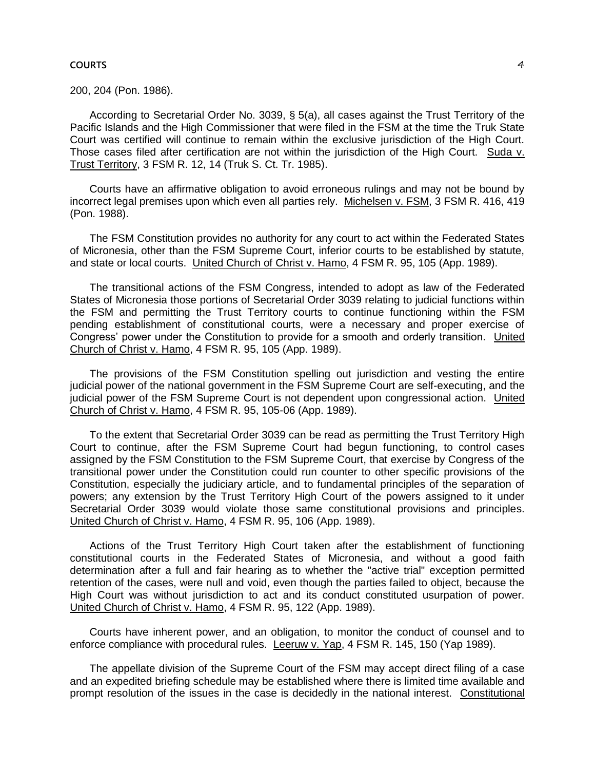200, 204 (Pon. 1986).

According to Secretarial Order No. 3039, § 5(a), all cases against the Trust Territory of the Pacific Islands and the High Commissioner that were filed in the FSM at the time the Truk State Court was certified will continue to remain within the exclusive jurisdiction of the High Court. Those cases filed after certification are not within the jurisdiction of the High Court. Suda v. Trust Territory, 3 FSM R. 12, 14 (Truk S. Ct. Tr. 1985).

Courts have an affirmative obligation to avoid erroneous rulings and may not be bound by incorrect legal premises upon which even all parties rely. Michelsen v. FSM, 3 FSM R. 416, 419 (Pon. 1988).

The FSM Constitution provides no authority for any court to act within the Federated States of Micronesia, other than the FSM Supreme Court, inferior courts to be established by statute, and state or local courts. United Church of Christ v. Hamo, 4 FSM R. 95, 105 (App. 1989).

The transitional actions of the FSM Congress, intended to adopt as law of the Federated States of Micronesia those portions of Secretarial Order 3039 relating to judicial functions within the FSM and permitting the Trust Territory courts to continue functioning within the FSM pending establishment of constitutional courts, were a necessary and proper exercise of Congress' power under the Constitution to provide for a smooth and orderly transition. United Church of Christ v. Hamo, 4 FSM R. 95, 105 (App. 1989).

The provisions of the FSM Constitution spelling out jurisdiction and vesting the entire judicial power of the national government in the FSM Supreme Court are self-executing, and the judicial power of the FSM Supreme Court is not dependent upon congressional action. United Church of Christ v. Hamo, 4 FSM R. 95, 105-06 (App. 1989).

To the extent that Secretarial Order 3039 can be read as permitting the Trust Territory High Court to continue, after the FSM Supreme Court had begun functioning, to control cases assigned by the FSM Constitution to the FSM Supreme Court, that exercise by Congress of the transitional power under the Constitution could run counter to other specific provisions of the Constitution, especially the judiciary article, and to fundamental principles of the separation of powers; any extension by the Trust Territory High Court of the powers assigned to it under Secretarial Order 3039 would violate those same constitutional provisions and principles. United Church of Christ v. Hamo, 4 FSM R. 95, 106 (App. 1989).

Actions of the Trust Territory High Court taken after the establishment of functioning constitutional courts in the Federated States of Micronesia, and without a good faith determination after a full and fair hearing as to whether the "active trial" exception permitted retention of the cases, were null and void, even though the parties failed to object, because the High Court was without jurisdiction to act and its conduct constituted usurpation of power. United Church of Christ v. Hamo, 4 FSM R. 95, 122 (App. 1989).

Courts have inherent power, and an obligation, to monitor the conduct of counsel and to enforce compliance with procedural rules. Leeruw v. Yap, 4 FSM R. 145, 150 (Yap 1989).

The appellate division of the Supreme Court of the FSM may accept direct filing of a case and an expedited briefing schedule may be established where there is limited time available and prompt resolution of the issues in the case is decidedly in the national interest. Constitutional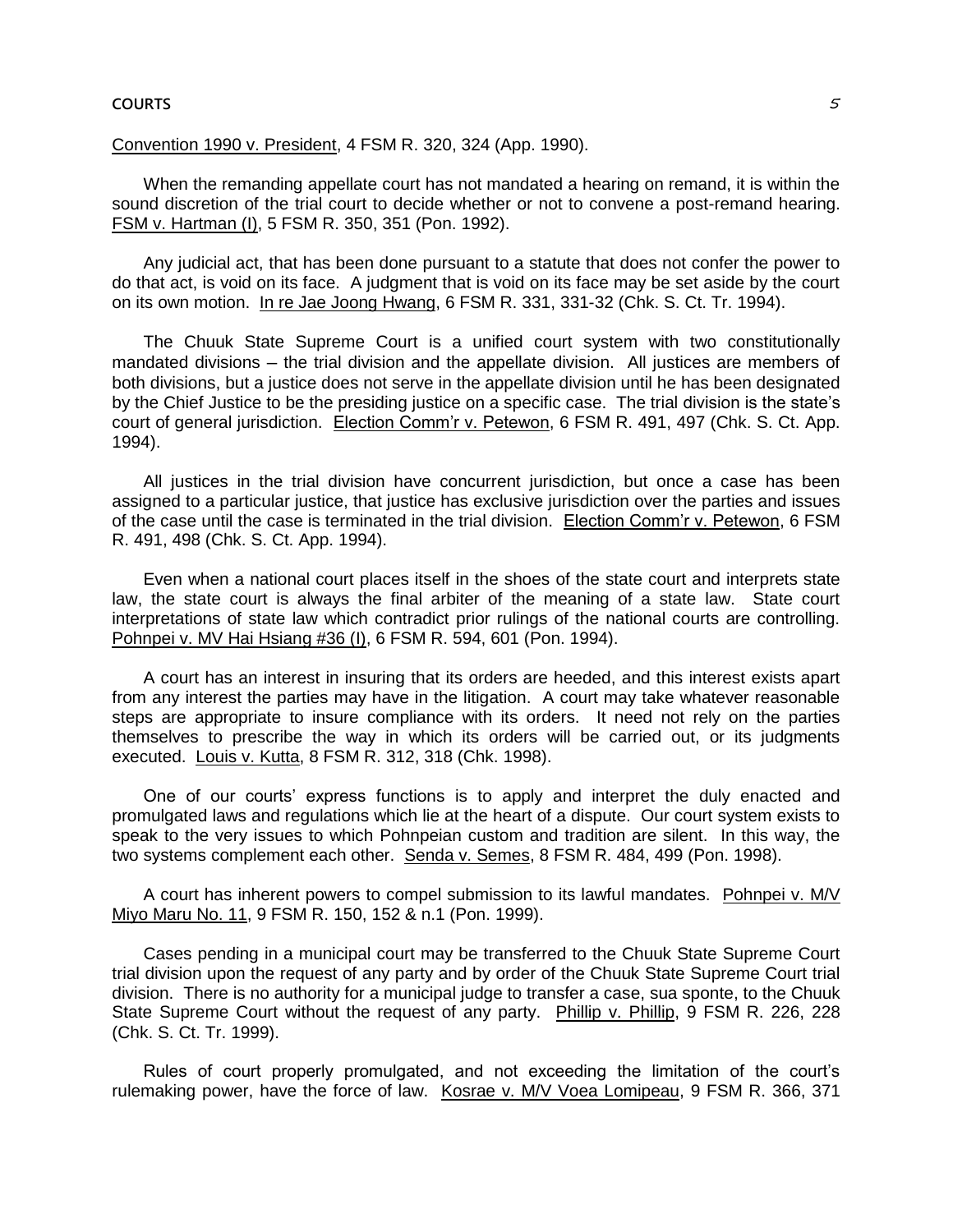Convention 1990 v. President, 4 FSM R. 320, 324 (App. 1990).

When the remanding appellate court has not mandated a hearing on remand, it is within the sound discretion of the trial court to decide whether or not to convene a post-remand hearing. FSM v. Hartman (I), 5 FSM R. 350, 351 (Pon. 1992).

Any judicial act, that has been done pursuant to a statute that does not confer the power to do that act, is void on its face. A judgment that is void on its face may be set aside by the court on its own motion. In re Jae Joong Hwang, 6 FSM R. 331, 331-32 (Chk. S. Ct. Tr. 1994).

The Chuuk State Supreme Court is a unified court system with two constitutionally mandated divisions – the trial division and the appellate division. All justices are members of both divisions, but a justice does not serve in the appellate division until he has been designated by the Chief Justice to be the presiding justice on a specific case. The trial division is the state's court of general jurisdiction. Election Comm'r v. Petewon, 6 FSM R. 491, 497 (Chk. S. Ct. App. 1994).

All justices in the trial division have concurrent jurisdiction, but once a case has been assigned to a particular justice, that justice has exclusive jurisdiction over the parties and issues of the case until the case is terminated in the trial division. Election Comm'r v. Petewon, 6 FSM R. 491, 498 (Chk. S. Ct. App. 1994).

Even when a national court places itself in the shoes of the state court and interprets state law, the state court is always the final arbiter of the meaning of a state law. State court interpretations of state law which contradict prior rulings of the national courts are controlling. Pohnpei v. MV Hai Hsiang #36 (I), 6 FSM R. 594, 601 (Pon. 1994).

A court has an interest in insuring that its orders are heeded, and this interest exists apart from any interest the parties may have in the litigation. A court may take whatever reasonable steps are appropriate to insure compliance with its orders. It need not rely on the parties themselves to prescribe the way in which its orders will be carried out, or its judgments executed. Louis v. Kutta, 8 FSM R. 312, 318 (Chk. 1998).

One of our courts' express functions is to apply and interpret the duly enacted and promulgated laws and regulations which lie at the heart of a dispute. Our court system exists to speak to the very issues to which Pohnpeian custom and tradition are silent. In this way, the two systems complement each other. Senda v. Semes, 8 FSM R. 484, 499 (Pon. 1998).

A court has inherent powers to compel submission to its lawful mandates. Pohnpei v. M/V Miyo Maru No. 11, 9 FSM R. 150, 152 & n.1 (Pon. 1999).

Cases pending in a municipal court may be transferred to the Chuuk State Supreme Court trial division upon the request of any party and by order of the Chuuk State Supreme Court trial division. There is no authority for a municipal judge to transfer a case, sua sponte, to the Chuuk State Supreme Court without the request of any party. Phillip v. Phillip, 9 FSM R. 226, 228 (Chk. S. Ct. Tr. 1999).

Rules of court properly promulgated, and not exceeding the limitation of the court's rulemaking power, have the force of law. Kosrae v. M/V Voea Lomipeau, 9 FSM R. 366, 371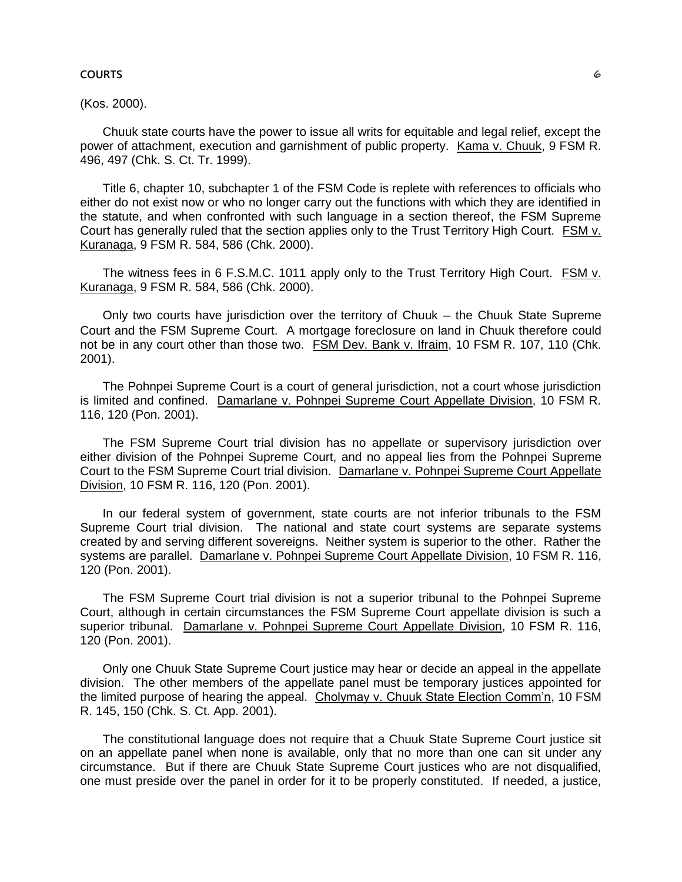(Kos. 2000).

Chuuk state courts have the power to issue all writs for equitable and legal relief, except the power of attachment, execution and garnishment of public property. Kama v. Chuuk, 9 FSM R. 496, 497 (Chk. S. Ct. Tr. 1999).

Title 6, chapter 10, subchapter 1 of the FSM Code is replete with references to officials who either do not exist now or who no longer carry out the functions with which they are identified in the statute, and when confronted with such language in a section thereof, the FSM Supreme Court has generally ruled that the section applies only to the Trust Territory High Court. FSM v. Kuranaga, 9 FSM R. 584, 586 (Chk. 2000).

The witness fees in 6 F.S.M.C. 1011 apply only to the Trust Territory High Court. FSM v. Kuranaga, 9 FSM R. 584, 586 (Chk. 2000).

Only two courts have jurisdiction over the territory of Chuuk – the Chuuk State Supreme Court and the FSM Supreme Court. A mortgage foreclosure on land in Chuuk therefore could not be in any court other than those two. FSM Dev. Bank v. Ifraim, 10 FSM R. 107, 110 (Chk. 2001).

The Pohnpei Supreme Court is a court of general jurisdiction, not a court whose jurisdiction is limited and confined. Damarlane v. Pohnpei Supreme Court Appellate Division, 10 FSM R. 116, 120 (Pon. 2001).

The FSM Supreme Court trial division has no appellate or supervisory jurisdiction over either division of the Pohnpei Supreme Court, and no appeal lies from the Pohnpei Supreme Court to the FSM Supreme Court trial division. Damarlane v. Pohnpei Supreme Court Appellate Division, 10 FSM R. 116, 120 (Pon. 2001).

In our federal system of government, state courts are not inferior tribunals to the FSM Supreme Court trial division. The national and state court systems are separate systems created by and serving different sovereigns. Neither system is superior to the other. Rather the systems are parallel. Damarlane v. Pohnpei Supreme Court Appellate Division, 10 FSM R. 116, 120 (Pon. 2001).

The FSM Supreme Court trial division is not a superior tribunal to the Pohnpei Supreme Court, although in certain circumstances the FSM Supreme Court appellate division is such a superior tribunal. Damarlane v. Pohnpei Supreme Court Appellate Division, 10 FSM R. 116, 120 (Pon. 2001).

Only one Chuuk State Supreme Court justice may hear or decide an appeal in the appellate division. The other members of the appellate panel must be temporary justices appointed for the limited purpose of hearing the appeal. Cholymay v. Chuuk State Election Comm'n, 10 FSM R. 145, 150 (Chk. S. Ct. App. 2001).

The constitutional language does not require that a Chuuk State Supreme Court justice sit on an appellate panel when none is available, only that no more than one can sit under any circumstance. But if there are Chuuk State Supreme Court justices who are not disqualified, one must preside over the panel in order for it to be properly constituted. If needed, a justice,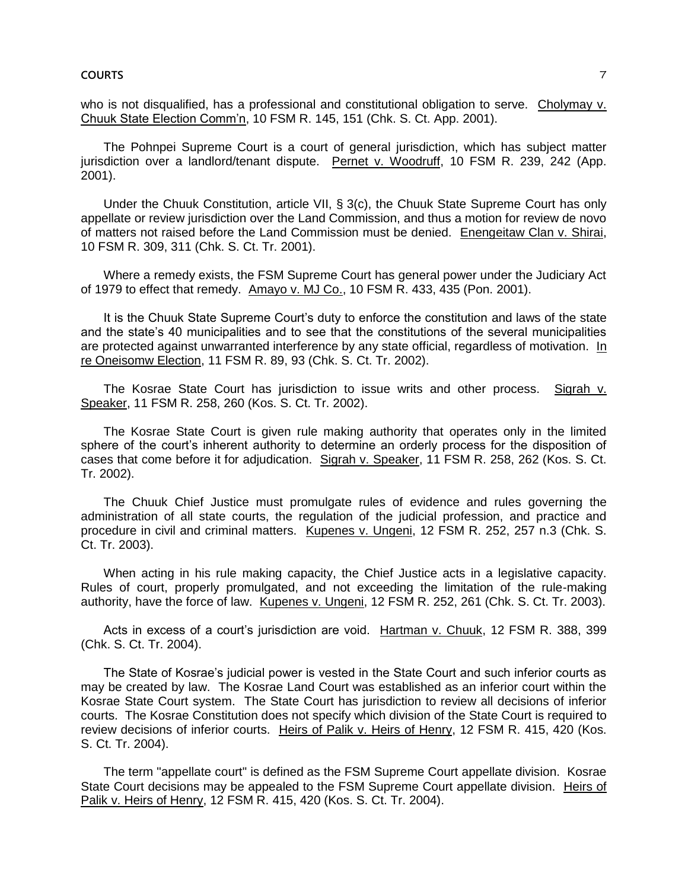who is not disqualified, has a professional and constitutional obligation to serve. Cholymay v. Chuuk State Election Comm'n, 10 FSM R. 145, 151 (Chk. S. Ct. App. 2001).

The Pohnpei Supreme Court is a court of general jurisdiction, which has subject matter jurisdiction over a landlord/tenant dispute. Pernet v. Woodruff, 10 FSM R. 239, 242 (App. 2001).

Under the Chuuk Constitution, article VII, § 3(c), the Chuuk State Supreme Court has only appellate or review jurisdiction over the Land Commission, and thus a motion for review de novo of matters not raised before the Land Commission must be denied. Enengeitaw Clan v. Shirai, 10 FSM R. 309, 311 (Chk. S. Ct. Tr. 2001).

Where a remedy exists, the FSM Supreme Court has general power under the Judiciary Act of 1979 to effect that remedy. Amayo v. MJ Co., 10 FSM R. 433, 435 (Pon. 2001).

It is the Chuuk State Supreme Court's duty to enforce the constitution and laws of the state and the state's 40 municipalities and to see that the constitutions of the several municipalities are protected against unwarranted interference by any state official, regardless of motivation. In re Oneisomw Election, 11 FSM R. 89, 93 (Chk. S. Ct. Tr. 2002).

The Kosrae State Court has jurisdiction to issue writs and other process. Sigrah v. Speaker, 11 FSM R. 258, 260 (Kos. S. Ct. Tr. 2002).

The Kosrae State Court is given rule making authority that operates only in the limited sphere of the court's inherent authority to determine an orderly process for the disposition of cases that come before it for adjudication. Sigrah v. Speaker, 11 FSM R. 258, 262 (Kos. S. Ct. Tr. 2002).

The Chuuk Chief Justice must promulgate rules of evidence and rules governing the administration of all state courts, the regulation of the judicial profession, and practice and procedure in civil and criminal matters. Kupenes v. Ungeni, 12 FSM R. 252, 257 n.3 (Chk. S. Ct. Tr. 2003).

When acting in his rule making capacity, the Chief Justice acts in a legislative capacity. Rules of court, properly promulgated, and not exceeding the limitation of the rule-making authority, have the force of law. Kupenes v. Ungeni, 12 FSM R. 252, 261 (Chk. S. Ct. Tr. 2003).

Acts in excess of a court's jurisdiction are void. Hartman v. Chuuk, 12 FSM R. 388, 399 (Chk. S. Ct. Tr. 2004).

The State of Kosrae's judicial power is vested in the State Court and such inferior courts as may be created by law. The Kosrae Land Court was established as an inferior court within the Kosrae State Court system. The State Court has jurisdiction to review all decisions of inferior courts. The Kosrae Constitution does not specify which division of the State Court is required to review decisions of inferior courts. Heirs of Palik v. Heirs of Henry, 12 FSM R. 415, 420 (Kos. S. Ct. Tr. 2004).

The term "appellate court" is defined as the FSM Supreme Court appellate division. Kosrae State Court decisions may be appealed to the FSM Supreme Court appellate division. Heirs of Palik v. Heirs of Henry, 12 FSM R. 415, 420 (Kos. S. Ct. Tr. 2004).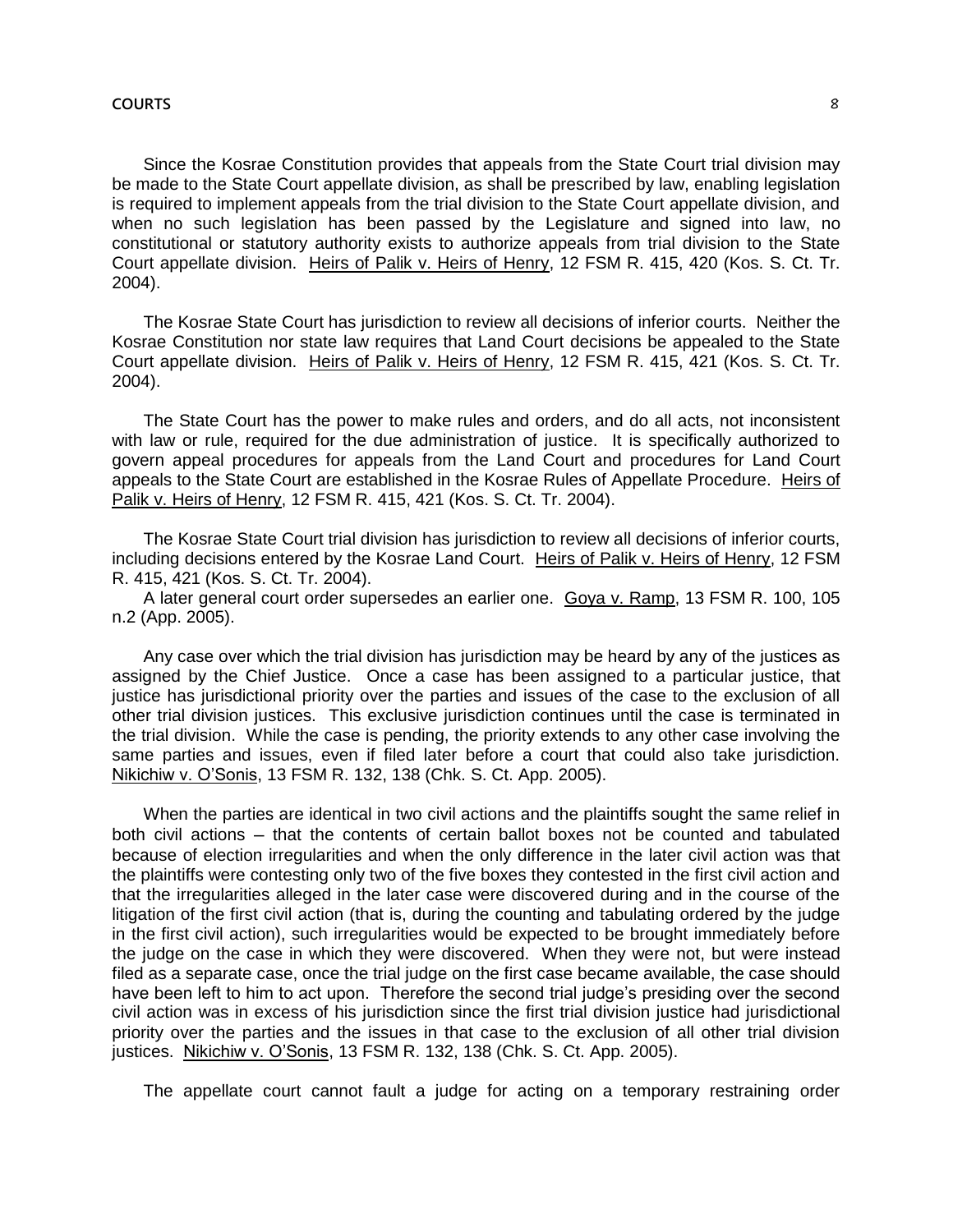Since the Kosrae Constitution provides that appeals from the State Court trial division may be made to the State Court appellate division, as shall be prescribed by law, enabling legislation is required to implement appeals from the trial division to the State Court appellate division, and when no such legislation has been passed by the Legislature and signed into law, no constitutional or statutory authority exists to authorize appeals from trial division to the State Court appellate division. Heirs of Palik v. Heirs of Henry, 12 FSM R. 415, 420 (Kos. S. Ct. Tr. 2004).

The Kosrae State Court has jurisdiction to review all decisions of inferior courts. Neither the Kosrae Constitution nor state law requires that Land Court decisions be appealed to the State Court appellate division. Heirs of Palik v. Heirs of Henry, 12 FSM R. 415, 421 (Kos. S. Ct. Tr. 2004).

The State Court has the power to make rules and orders, and do all acts, not inconsistent with law or rule, required for the due administration of justice. It is specifically authorized to govern appeal procedures for appeals from the Land Court and procedures for Land Court appeals to the State Court are established in the Kosrae Rules of Appellate Procedure. Heirs of Palik v. Heirs of Henry, 12 FSM R. 415, 421 (Kos. S. Ct. Tr. 2004).

The Kosrae State Court trial division has jurisdiction to review all decisions of inferior courts, including decisions entered by the Kosrae Land Court. Heirs of Palik v. Heirs of Henry, 12 FSM R. 415, 421 (Kos. S. Ct. Tr. 2004).

A later general court order supersedes an earlier one. Goya v. Ramp, 13 FSM R. 100, 105 n.2 (App. 2005).

Any case over which the trial division has jurisdiction may be heard by any of the justices as assigned by the Chief Justice. Once a case has been assigned to a particular justice, that justice has jurisdictional priority over the parties and issues of the case to the exclusion of all other trial division justices. This exclusive jurisdiction continues until the case is terminated in the trial division. While the case is pending, the priority extends to any other case involving the same parties and issues, even if filed later before a court that could also take jurisdiction. Nikichiw v. O'Sonis, 13 FSM R. 132, 138 (Chk. S. Ct. App. 2005).

When the parties are identical in two civil actions and the plaintiffs sought the same relief in both civil actions – that the contents of certain ballot boxes not be counted and tabulated because of election irregularities and when the only difference in the later civil action was that the plaintiffs were contesting only two of the five boxes they contested in the first civil action and that the irregularities alleged in the later case were discovered during and in the course of the litigation of the first civil action (that is, during the counting and tabulating ordered by the judge in the first civil action), such irregularities would be expected to be brought immediately before the judge on the case in which they were discovered. When they were not, but were instead filed as a separate case, once the trial judge on the first case became available, the case should have been left to him to act upon. Therefore the second trial judge's presiding over the second civil action was in excess of his jurisdiction since the first trial division justice had jurisdictional priority over the parties and the issues in that case to the exclusion of all other trial division justices. Nikichiw v. O'Sonis, 13 FSM R. 132, 138 (Chk. S. Ct. App. 2005).

The appellate court cannot fault a judge for acting on a temporary restraining order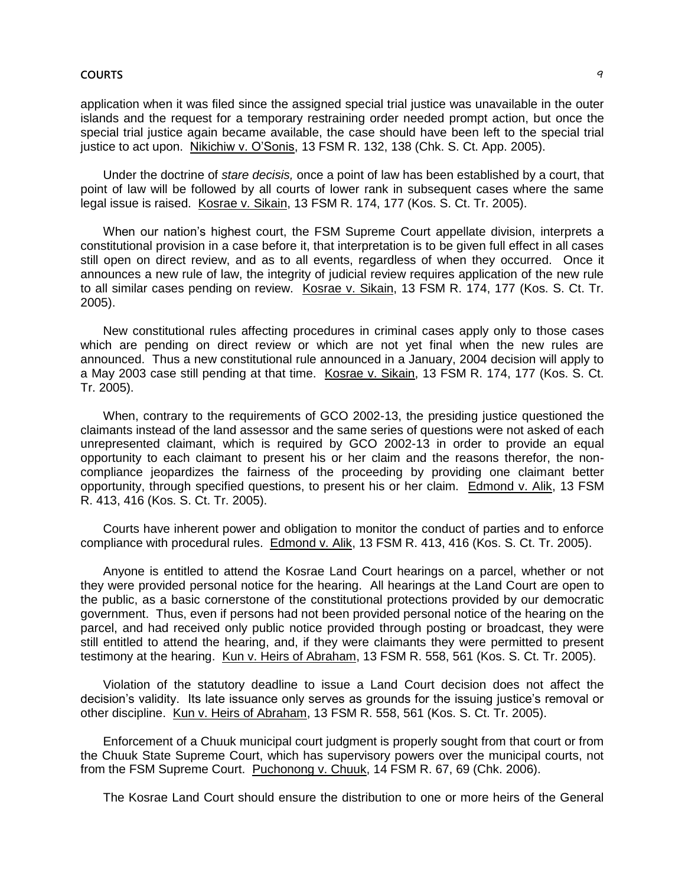application when it was filed since the assigned special trial justice was unavailable in the outer islands and the request for a temporary restraining order needed prompt action, but once the special trial justice again became available, the case should have been left to the special trial justice to act upon. Nikichiw v. O'Sonis, 13 FSM R. 132, 138 (Chk. S. Ct. App. 2005).

Under the doctrine of *stare decisis,* once a point of law has been established by a court, that point of law will be followed by all courts of lower rank in subsequent cases where the same legal issue is raised. Kosrae v. Sikain, 13 FSM R. 174, 177 (Kos. S. Ct. Tr. 2005).

When our nation's highest court, the FSM Supreme Court appellate division, interprets a constitutional provision in a case before it, that interpretation is to be given full effect in all cases still open on direct review, and as to all events, regardless of when they occurred. Once it announces a new rule of law, the integrity of judicial review requires application of the new rule to all similar cases pending on review. Kosrae v. Sikain, 13 FSM R. 174, 177 (Kos. S. Ct. Tr. 2005).

New constitutional rules affecting procedures in criminal cases apply only to those cases which are pending on direct review or which are not yet final when the new rules are announced. Thus a new constitutional rule announced in a January, 2004 decision will apply to a May 2003 case still pending at that time. Kosrae v. Sikain, 13 FSM R. 174, 177 (Kos. S. Ct. Tr. 2005).

When, contrary to the requirements of GCO 2002-13, the presiding justice questioned the claimants instead of the land assessor and the same series of questions were not asked of each unrepresented claimant, which is required by GCO 2002-13 in order to provide an equal opportunity to each claimant to present his or her claim and the reasons therefor, the non-compliance jeopardizes the fairness of the proceeding by providing one claimant better opportunity, through specified questions, to present his or her claim. Edmond v. Alik, 13 FSM R. 413, 416 (Kos. S. Ct. Tr. 2005).

Courts have inherent power and obligation to monitor the conduct of parties and to enforce compliance with procedural rules. Edmond v. Alik, 13 FSM R. 413, 416 (Kos. S. Ct. Tr. 2005).

Anyone is entitled to attend the Kosrae Land Court hearings on a parcel, whether or not they were provided personal notice for the hearing. All hearings at the Land Court are open to the public, as a basic cornerstone of the constitutional protections provided by our democratic government. Thus, even if persons had not been provided personal notice of the hearing on the parcel, and had received only public notice provided through posting or broadcast, they were still entitled to attend the hearing, and, if they were claimants they were permitted to present testimony at the hearing. Kun v. Heirs of Abraham, 13 FSM R. 558, 561 (Kos. S. Ct. Tr. 2005).

Violation of the statutory deadline to issue a Land Court decision does not affect the decision's validity. Its late issuance only serves as grounds for the issuing justice's removal or other discipline. Kun v. Heirs of Abraham, 13 FSM R. 558, 561 (Kos. S. Ct. Tr. 2005).

Enforcement of a Chuuk municipal court judgment is properly sought from that court or from the Chuuk State Supreme Court, which has supervisory powers over the municipal courts, not from the FSM Supreme Court. Puchonong v. Chuuk, 14 FSM R. 67, 69 (Chk. 2006).

The Kosrae Land Court should ensure the distribution to one or more heirs of the General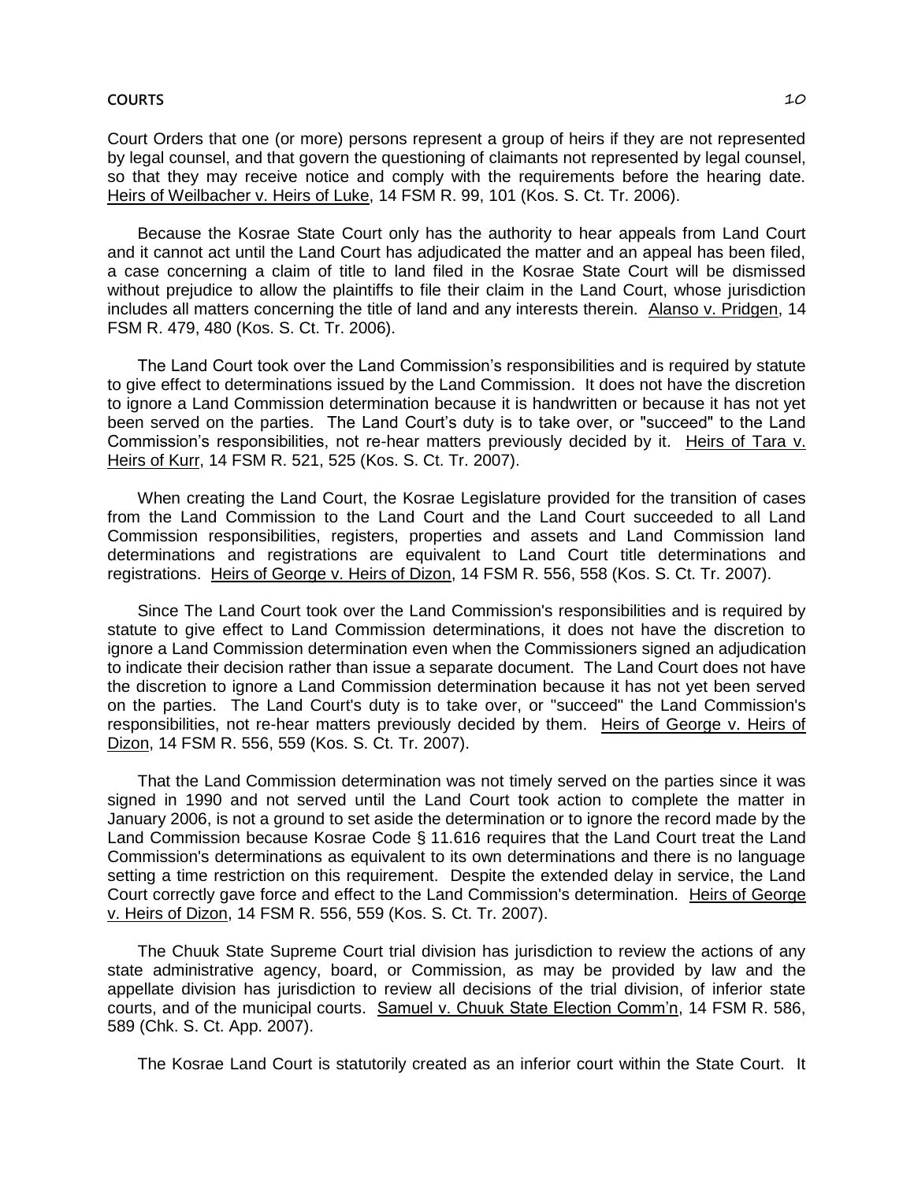Court Orders that one (or more) persons represent a group of heirs if they are not represented by legal counsel, and that govern the questioning of claimants not represented by legal counsel, so that they may receive notice and comply with the requirements before the hearing date. Heirs of Weilbacher v. Heirs of Luke, 14 FSM R. 99, 101 (Kos. S. Ct. Tr. 2006).

Because the Kosrae State Court only has the authority to hear appeals from Land Court and it cannot act until the Land Court has adjudicated the matter and an appeal has been filed, a case concerning a claim of title to land filed in the Kosrae State Court will be dismissed without prejudice to allow the plaintiffs to file their claim in the Land Court, whose jurisdiction includes all matters concerning the title of land and any interests therein. Alanso v. Pridgen, 14 FSM R. 479, 480 (Kos. S. Ct. Tr. 2006).

The Land Court took over the Land Commission's responsibilities and is required by statute to give effect to determinations issued by the Land Commission. It does not have the discretion to ignore a Land Commission determination because it is handwritten or because it has not yet been served on the parties. The Land Court's duty is to take over, or "succeed" to the Land Commission's responsibilities, not re-hear matters previously decided by it. Heirs of Tara v. Heirs of Kurr, 14 FSM R. 521, 525 (Kos. S. Ct. Tr. 2007).

When creating the Land Court, the Kosrae Legislature provided for the transition of cases from the Land Commission to the Land Court and the Land Court succeeded to all Land Commission responsibilities, registers, properties and assets and Land Commission land determinations and registrations are equivalent to Land Court title determinations and registrations. Heirs of George v. Heirs of Dizon, 14 FSM R. 556, 558 (Kos. S. Ct. Tr. 2007).

Since The Land Court took over the Land Commission's responsibilities and is required by statute to give effect to Land Commission determinations, it does not have the discretion to ignore a Land Commission determination even when the Commissioners signed an adjudication to indicate their decision rather than issue a separate document. The Land Court does not have the discretion to ignore a Land Commission determination because it has not yet been served on the parties. The Land Court's duty is to take over, or "succeed" the Land Commission's responsibilities, not re-hear matters previously decided by them. Heirs of George v. Heirs of Dizon, 14 FSM R. 556, 559 (Kos. S. Ct. Tr. 2007).

That the Land Commission determination was not timely served on the parties since it was signed in 1990 and not served until the Land Court took action to complete the matter in January 2006, is not a ground to set aside the determination or to ignore the record made by the Land Commission because Kosrae Code § 11.616 requires that the Land Court treat the Land Commission's determinations as equivalent to its own determinations and there is no language setting a time restriction on this requirement. Despite the extended delay in service, the Land Court correctly gave force and effect to the Land Commission's determination. Heirs of George v. Heirs of Dizon, 14 FSM R. 556, 559 (Kos. S. Ct. Tr. 2007).

The Chuuk State Supreme Court trial division has jurisdiction to review the actions of any state administrative agency, board, or Commission, as may be provided by law and the appellate division has jurisdiction to review all decisions of the trial division, of inferior state courts, and of the municipal courts. Samuel v. Chuuk State Election Comm'n, 14 FSM R. 586, 589 (Chk. S. Ct. App. 2007).

The Kosrae Land Court is statutorily created as an inferior court within the State Court. It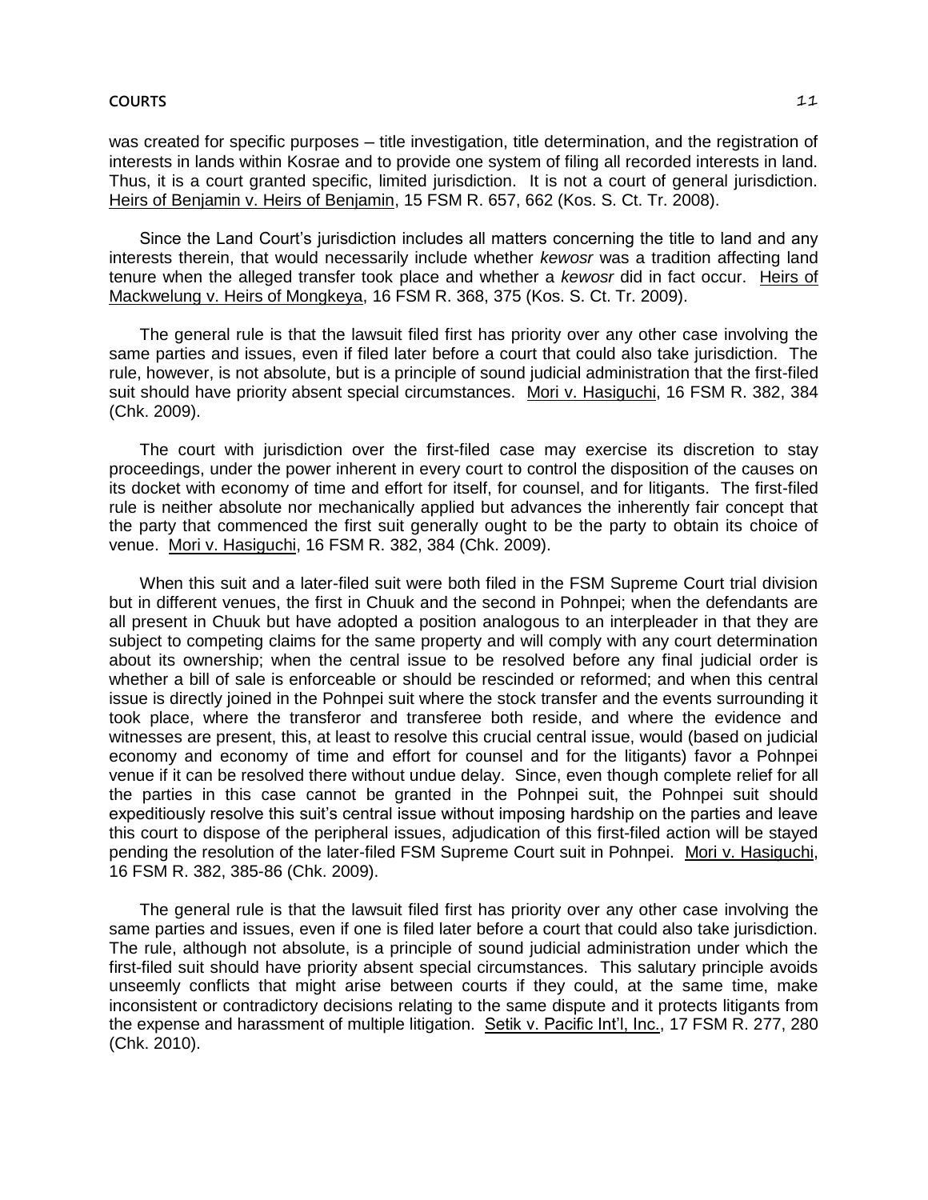was created for specific purposes – title investigation, title determination, and the registration of interests in lands within Kosrae and to provide one system of filing all recorded interests in land. Thus, it is a court granted specific, limited jurisdiction. It is not a court of general jurisdiction. Heirs of Benjamin v. Heirs of Benjamin, 15 FSM R. 657, 662 (Kos. S. Ct. Tr. 2008).

Since the Land Court's jurisdiction includes all matters concerning the title to land and any interests therein, that would necessarily include whether *kewosr* was a tradition affecting land tenure when the alleged transfer took place and whether a *kewosr* did in fact occur. Heirs of Mackwelung v. Heirs of Mongkeya, 16 FSM R. 368, 375 (Kos. S. Ct. Tr. 2009).

The general rule is that the lawsuit filed first has priority over any other case involving the same parties and issues, even if filed later before a court that could also take jurisdiction. The rule, however, is not absolute, but is a principle of sound judicial administration that the first-filed suit should have priority absent special circumstances. Mori v. Hasiguchi, 16 FSM R. 382, 384 (Chk. 2009).

The court with jurisdiction over the first-filed case may exercise its discretion to stay proceedings, under the power inherent in every court to control the disposition of the causes on its docket with economy of time and effort for itself, for counsel, and for litigants. The first-filed rule is neither absolute nor mechanically applied but advances the inherently fair concept that the party that commenced the first suit generally ought to be the party to obtain its choice of venue. Mori v. Hasiguchi, 16 FSM R. 382, 384 (Chk. 2009).

When this suit and a later-filed suit were both filed in the FSM Supreme Court trial division but in different venues, the first in Chuuk and the second in Pohnpei; when the defendants are all present in Chuuk but have adopted a position analogous to an interpleader in that they are subject to competing claims for the same property and will comply with any court determination about its ownership; when the central issue to be resolved before any final judicial order is whether a bill of sale is enforceable or should be rescinded or reformed; and when this central issue is directly joined in the Pohnpei suit where the stock transfer and the events surrounding it took place, where the transferor and transferee both reside, and where the evidence and witnesses are present, this, at least to resolve this crucial central issue, would (based on judicial economy and economy of time and effort for counsel and for the litigants) favor a Pohnpei venue if it can be resolved there without undue delay. Since, even though complete relief for all the parties in this case cannot be granted in the Pohnpei suit, the Pohnpei suit should expeditiously resolve this suit's central issue without imposing hardship on the parties and leave this court to dispose of the peripheral issues, adjudication of this first-filed action will be stayed pending the resolution of the later-filed FSM Supreme Court suit in Pohnpei. Mori v. Hasiguchi, 16 FSM R. 382, 385-86 (Chk. 2009).

The general rule is that the lawsuit filed first has priority over any other case involving the same parties and issues, even if one is filed later before a court that could also take jurisdiction. The rule, although not absolute, is a principle of sound judicial administration under which the first-filed suit should have priority absent special circumstances. This salutary principle avoids unseemly conflicts that might arise between courts if they could, at the same time, make inconsistent or contradictory decisions relating to the same dispute and it protects litigants from the expense and harassment of multiple litigation. Setik v. Pacific Int'l, Inc., 17 FSM R. 277, 280 (Chk. 2010).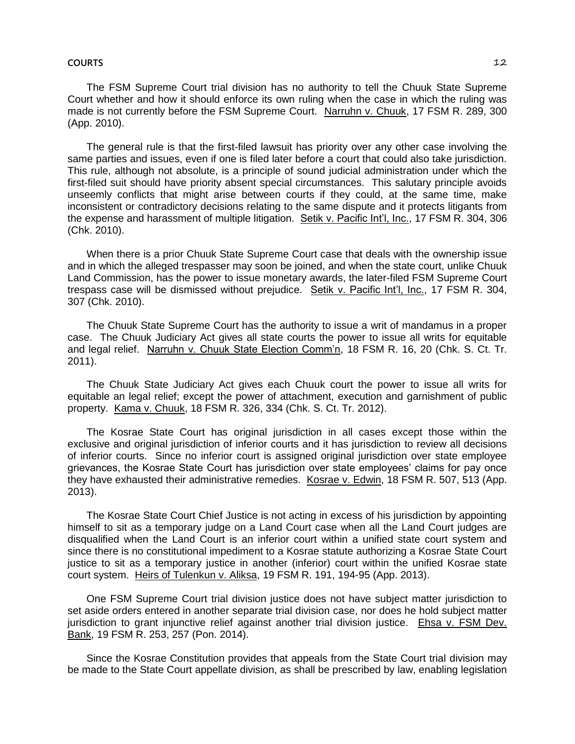The FSM Supreme Court trial division has no authority to tell the Chuuk State Supreme Court whether and how it should enforce its own ruling when the case in which the ruling was made is not currently before the FSM Supreme Court. Narruhn v. Chuuk, 17 FSM R. 289, 300 (App. 2010).

The general rule is that the first-filed lawsuit has priority over any other case involving the same parties and issues, even if one is filed later before a court that could also take jurisdiction. This rule, although not absolute, is a principle of sound judicial administration under which the first-filed suit should have priority absent special circumstances. This salutary principle avoids unseemly conflicts that might arise between courts if they could, at the same time, make inconsistent or contradictory decisions relating to the same dispute and it protects litigants from the expense and harassment of multiple litigation. Setik v. Pacific Int'l, Inc., 17 FSM R. 304, 306 (Chk. 2010).

When there is a prior Chuuk State Supreme Court case that deals with the ownership issue and in which the alleged trespasser may soon be joined, and when the state court, unlike Chuuk Land Commission, has the power to issue monetary awards, the later-filed FSM Supreme Court trespass case will be dismissed without prejudice. Setik v. Pacific Int'l, Inc., 17 FSM R. 304, 307 (Chk. 2010).

The Chuuk State Supreme Court has the authority to issue a writ of mandamus in a proper case. The Chuuk Judiciary Act gives all state courts the power to issue all writs for equitable and legal relief. Narruhn v. Chuuk State Election Comm'n, 18 FSM R. 16, 20 (Chk. S. Ct. Tr. 2011).

The Chuuk State Judiciary Act gives each Chuuk court the power to issue all writs for equitable an legal relief; except the power of attachment, execution and garnishment of public property. Kama v. Chuuk, 18 FSM R. 326, 334 (Chk. S. Ct. Tr. 2012).

The Kosrae State Court has original jurisdiction in all cases except those within the exclusive and original jurisdiction of inferior courts and it has jurisdiction to review all decisions of inferior courts. Since no inferior court is assigned original jurisdiction over state employee grievances, the Kosrae State Court has jurisdiction over state employees' claims for pay once they have exhausted their administrative remedies. Kosrae v. Edwin, 18 FSM R. 507, 513 (App. 2013).

The Kosrae State Court Chief Justice is not acting in excess of his jurisdiction by appointing himself to sit as a temporary judge on a Land Court case when all the Land Court judges are disqualified when the Land Court is an inferior court within a unified state court system and since there is no constitutional impediment to a Kosrae statute authorizing a Kosrae State Court justice to sit as a temporary justice in another (inferior) court within the unified Kosrae state court system. Heirs of Tulenkun v. Aliksa, 19 FSM R. 191, 194-95 (App. 2013).

One FSM Supreme Court trial division justice does not have subject matter jurisdiction to set aside orders entered in another separate trial division case, nor does he hold subject matter jurisdiction to grant injunctive relief against another trial division justice. Ehsa v. FSM Dev. Bank, 19 FSM R. 253, 257 (Pon. 2014).

Since the Kosrae Constitution provides that appeals from the State Court trial division may be made to the State Court appellate division, as shall be prescribed by law, enabling legislation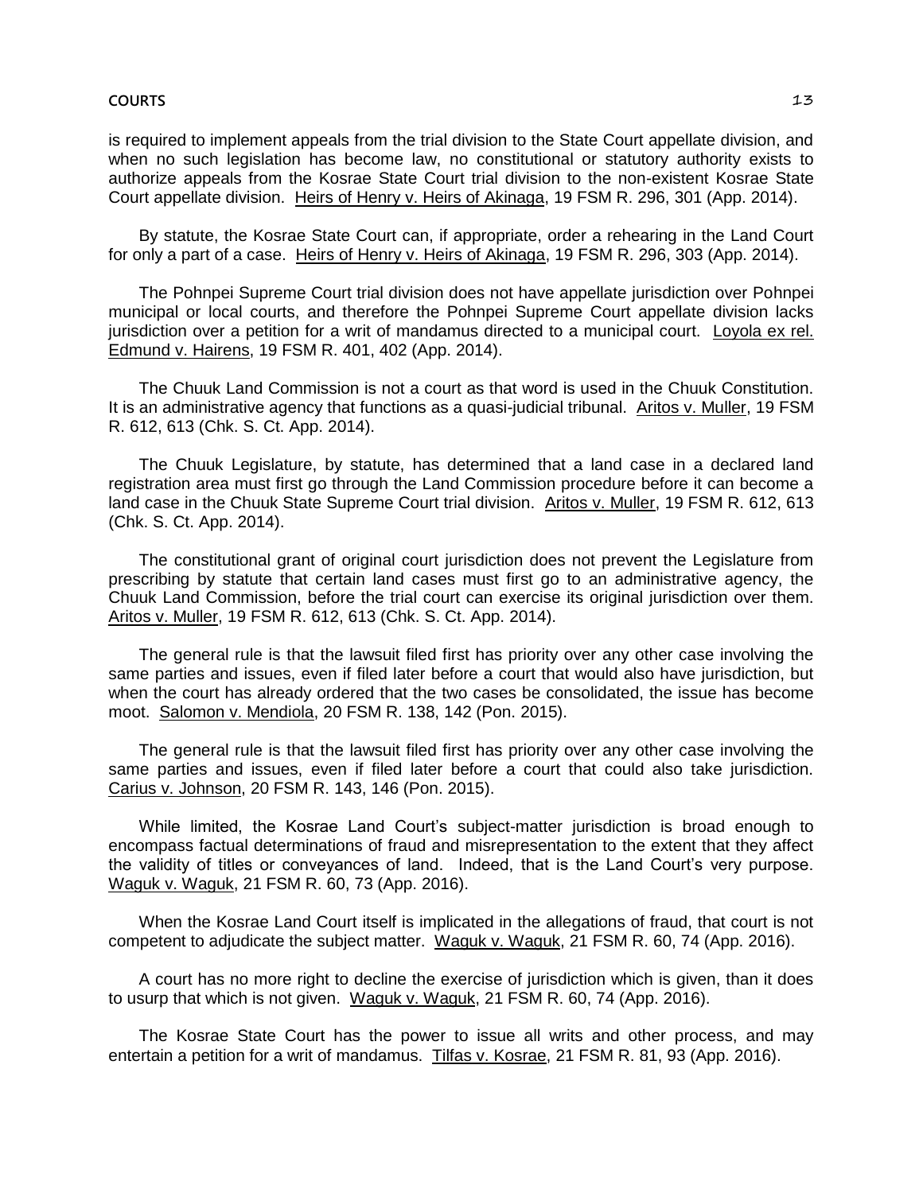is required to implement appeals from the trial division to the State Court appellate division, and when no such legislation has become law, no constitutional or statutory authority exists to authorize appeals from the Kosrae State Court trial division to the non-existent Kosrae State Court appellate division. Heirs of Henry v. Heirs of Akinaga, 19 FSM R. 296, 301 (App. 2014).

By statute, the Kosrae State Court can, if appropriate, order a rehearing in the Land Court for only a part of a case. Heirs of Henry v. Heirs of Akinaga, 19 FSM R. 296, 303 (App. 2014).

The Pohnpei Supreme Court trial division does not have appellate jurisdiction over Pohnpei municipal or local courts, and therefore the Pohnpei Supreme Court appellate division lacks jurisdiction over a petition for a writ of mandamus directed to a municipal court. Loyola ex rel. Edmund v. Hairens, 19 FSM R. 401, 402 (App. 2014).

The Chuuk Land Commission is not a court as that word is used in the Chuuk Constitution. It is an administrative agency that functions as a quasi-judicial tribunal. Aritos v. Muller, 19 FSM R. 612, 613 (Chk. S. Ct. App. 2014).

The Chuuk Legislature, by statute, has determined that a land case in a declared land registration area must first go through the Land Commission procedure before it can become a land case in the Chuuk State Supreme Court trial division. Aritos v. Muller, 19 FSM R. 612, 613 (Chk. S. Ct. App. 2014).

The constitutional grant of original court jurisdiction does not prevent the Legislature from prescribing by statute that certain land cases must first go to an administrative agency, the Chuuk Land Commission, before the trial court can exercise its original jurisdiction over them. Aritos v. Muller, 19 FSM R. 612, 613 (Chk. S. Ct. App. 2014).

The general rule is that the lawsuit filed first has priority over any other case involving the same parties and issues, even if filed later before a court that would also have jurisdiction, but when the court has already ordered that the two cases be consolidated, the issue has become moot. Salomon v. Mendiola, 20 FSM R. 138, 142 (Pon. 2015).

The general rule is that the lawsuit filed first has priority over any other case involving the same parties and issues, even if filed later before a court that could also take jurisdiction. Carius v. Johnson, 20 FSM R. 143, 146 (Pon. 2015).

While limited, the Kosrae Land Court's subject-matter jurisdiction is broad enough to encompass factual determinations of fraud and misrepresentation to the extent that they affect the validity of titles or conveyances of land. Indeed, that is the Land Court's very purpose. Waguk v. Waguk, 21 FSM R. 60, 73 (App. 2016).

When the Kosrae Land Court itself is implicated in the allegations of fraud, that court is not competent to adjudicate the subject matter. Waguk v. Waguk, 21 FSM R. 60, 74 (App. 2016).

A court has no more right to decline the exercise of jurisdiction which is given, than it does to usurp that which is not given. Waguk v. Waguk, 21 FSM R. 60, 74 (App. 2016).

The Kosrae State Court has the power to issue all writs and other process, and may entertain a petition for a writ of mandamus. Tilfas v. Kosrae, 21 FSM R. 81, 93 (App. 2016).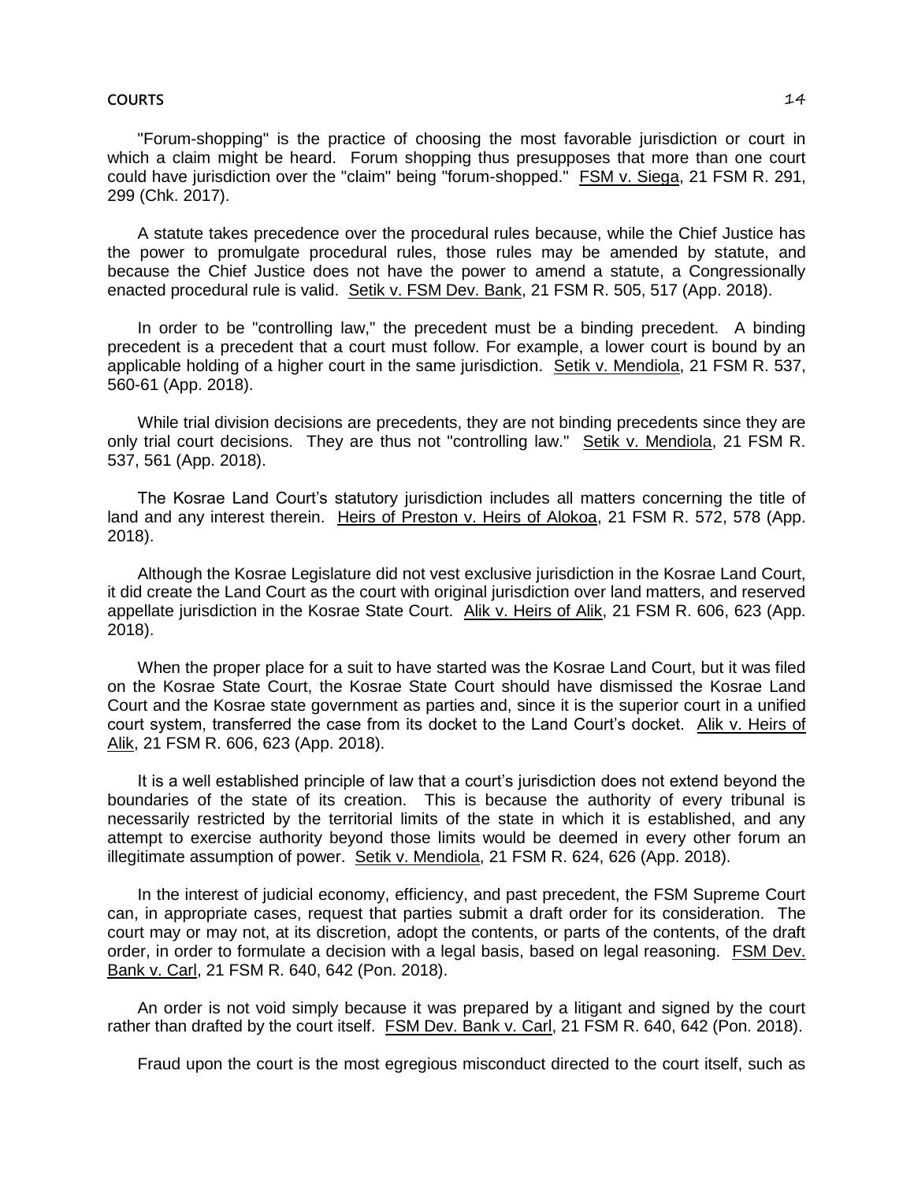"Forum-shopping" is the practice of choosing the most favorable jurisdiction or court in which a claim might be heard. Forum shopping thus presupposes that more than one court could have jurisdiction over the "claim" being "forum-shopped." FSM v. Siega, 21 FSM R. 291, 299 (Chk. 2017).

A statute takes precedence over the procedural rules because, while the Chief Justice has the power to promulgate procedural rules, those rules may be amended by statute, and because the Chief Justice does not have the power to amend a statute, a Congressionally enacted procedural rule is valid. Setik v. FSM Dev. Bank, 21 FSM R. 505, 517 (App. 2018).

In order to be "controlling law," the precedent must be a binding precedent. A binding precedent is a precedent that a court must follow. For example, a lower court is bound by an applicable holding of a higher court in the same jurisdiction. Setik v. Mendiola, 21 FSM R. 537, 560-61 (App. 2018).

While trial division decisions are precedents, they are not binding precedents since they are only trial court decisions. They are thus not "controlling law." Setik v. Mendiola, 21 FSM R. 537, 561 (App. 2018).

The Kosrae Land Court's statutory jurisdiction includes all matters concerning the title of land and any interest therein. Heirs of Preston v. Heirs of Alokoa, 21 FSM R. 572, 578 (App. 2018).

Although the Kosrae Legislature did not vest exclusive jurisdiction in the Kosrae Land Court, it did create the Land Court as the court with original jurisdiction over land matters, and reserved appellate jurisdiction in the Kosrae State Court. Alik v. Heirs of Alik, 21 FSM R. 606, 623 (App. 2018).

When the proper place for a suit to have started was the Kosrae Land Court, but it was filed on the Kosrae State Court, the Kosrae State Court should have dismissed the Kosrae Land Court and the Kosrae state government as parties and, since it is the superior court in a unified court system, transferred the case from its docket to the Land Court's docket. Alik v. Heirs of Alik, 21 FSM R. 606, 623 (App. 2018).

It is a well established principle of law that a court's jurisdiction does not extend beyond the boundaries of the state of its creation. This is because the authority of every tribunal is necessarily restricted by the territorial limits of the state in which it is established, and any attempt to exercise authority beyond those limits would be deemed in every other forum an illegitimate assumption of power. Setik v. Mendiola, 21 FSM R. 624, 626 (App. 2018).

In the interest of judicial economy, efficiency, and past precedent, the FSM Supreme Court can, in appropriate cases, request that parties submit a draft order for its consideration. The court may or may not, at its discretion, adopt the contents, or parts of the contents, of the draft order, in order to formulate a decision with a legal basis, based on legal reasoning. FSM Dev. Bank v. Carl, 21 FSM R. 640, 642 (Pon. 2018).

An order is not void simply because it was prepared by a litigant and signed by the court rather than drafted by the court itself. FSM Dev. Bank v. Carl, 21 FSM R. 640, 642 (Pon. 2018).

Fraud upon the court is the most egregious misconduct directed to the court itself, such as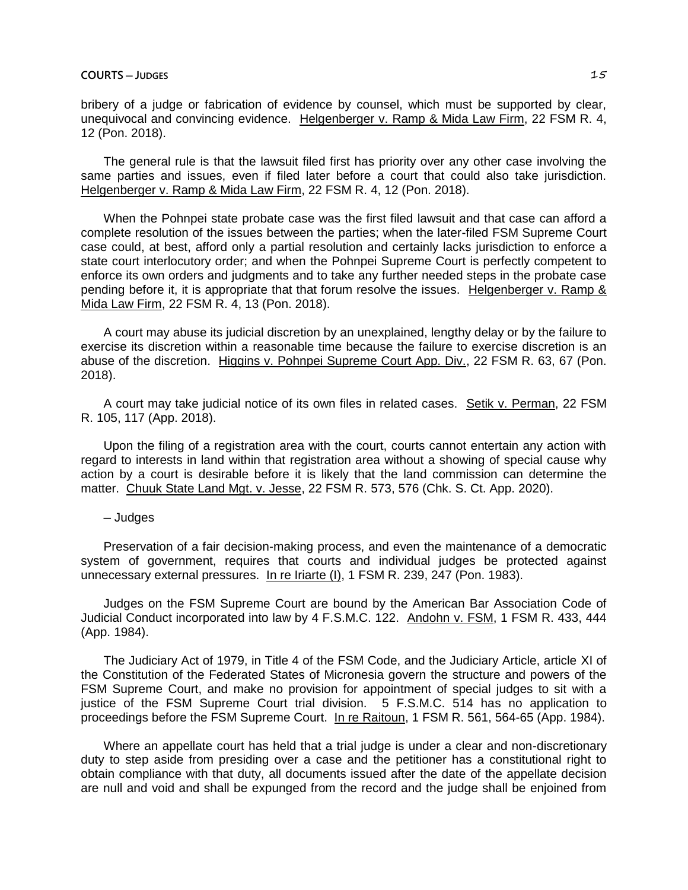bribery of a judge or fabrication of evidence by counsel, which must be supported by clear, unequivocal and convincing evidence. Helgenberger v. Ramp & Mida Law Firm, 22 FSM R. 4, 12 (Pon. 2018).

The general rule is that the lawsuit filed first has priority over any other case involving the same parties and issues, even if filed later before a court that could also take jurisdiction. Helgenberger v. Ramp & Mida Law Firm, 22 FSM R. 4, 12 (Pon. 2018).

When the Pohnpei state probate case was the first filed lawsuit and that case can afford a complete resolution of the issues between the parties; when the later-filed FSM Supreme Court case could, at best, afford only a partial resolution and certainly lacks jurisdiction to enforce a state court interlocutory order; and when the Pohnpei Supreme Court is perfectly competent to enforce its own orders and judgments and to take any further needed steps in the probate case pending before it, it is appropriate that that forum resolve the issues. Helgenberger v. Ramp & Mida Law Firm, 22 FSM R. 4, 13 (Pon. 2018).

A court may abuse its judicial discretion by an unexplained, lengthy delay or by the failure to exercise its discretion within a reasonable time because the failure to exercise discretion is an abuse of the discretion. Higgins v. Pohnpei Supreme Court App. Div., 22 FSM R. 63, 67 (Pon. 2018).

A court may take judicial notice of its own files in related cases. Setik v. Perman, 22 FSM R. 105, 117 (App. 2018).

Upon the filing of a registration area with the court, courts cannot entertain any action with regard to interests in land within that registration area without a showing of special cause why action by a court is desirable before it is likely that the land commission can determine the matter. Chuuk State Land Mgt. v. Jesse, 22 FSM R. 573, 576 (Chk. S. Ct. App. 2020).

– Judges

Preservation of a fair decision-making process, and even the maintenance of a democratic system of government, requires that courts and individual judges be protected against unnecessary external pressures. In re Iriarte (I), 1 FSM R. 239, 247 (Pon. 1983).

Judges on the FSM Supreme Court are bound by the American Bar Association Code of Judicial Conduct incorporated into law by 4 F.S.M.C. 122. Andohn v. FSM, 1 FSM R. 433, 444 (App. 1984).

The Judiciary Act of 1979, in Title 4 of the FSM Code, and the Judiciary Article, article XI of the Constitution of the Federated States of Micronesia govern the structure and powers of the FSM Supreme Court, and make no provision for appointment of special judges to sit with a justice of the FSM Supreme Court trial division. 5 F.S.M.C. 514 has no application to proceedings before the FSM Supreme Court. In re Raitoun, 1 FSM R. 561, 564-65 (App. 1984).

Where an appellate court has held that a trial judge is under a clear and non-discretionary duty to step aside from presiding over a case and the petitioner has a constitutional right to obtain compliance with that duty, all documents issued after the date of the appellate decision are null and void and shall be expunged from the record and the judge shall be enjoined from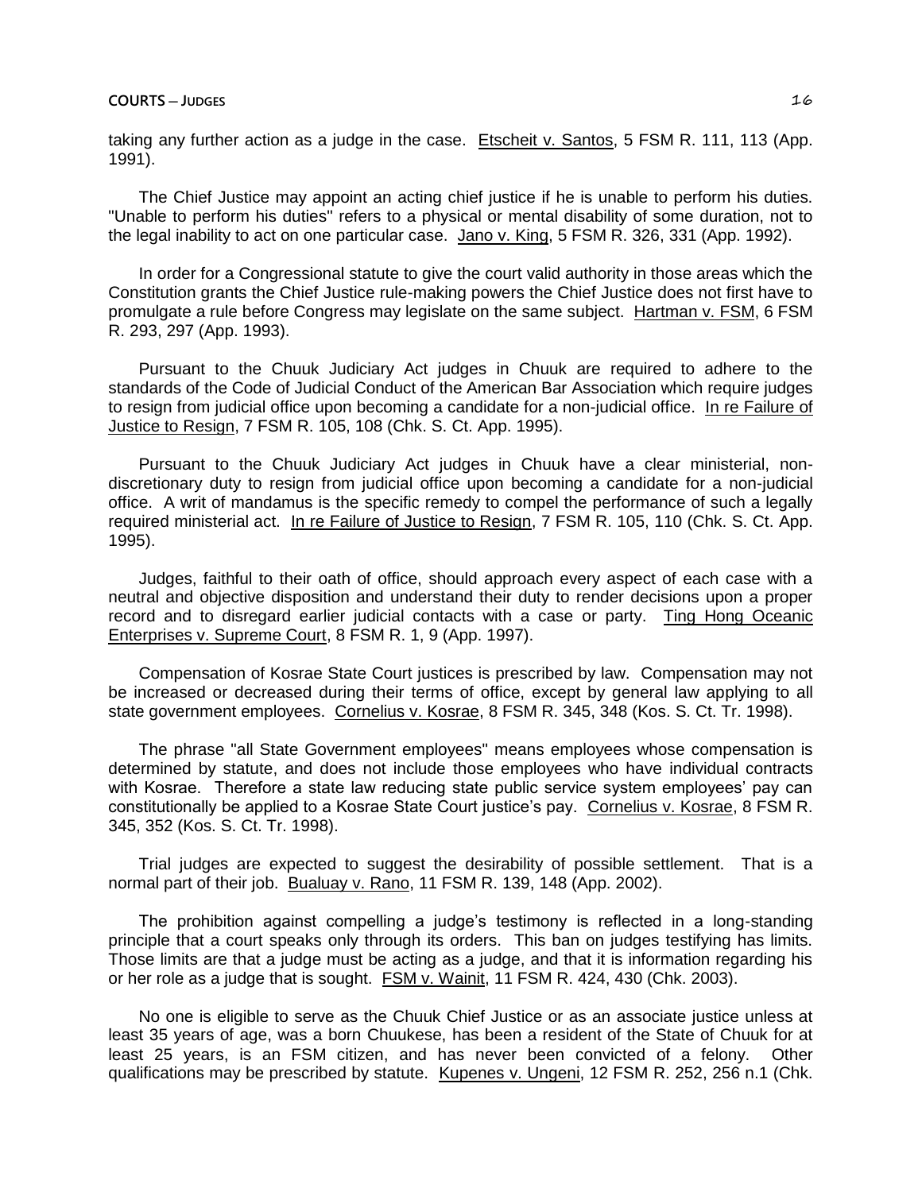taking any further action as a judge in the case. Etscheit v. Santos, 5 FSM R. 111, 113 (App. 1991).

The Chief Justice may appoint an acting chief justice if he is unable to perform his duties. "Unable to perform his duties" refers to a physical or mental disability of some duration, not to the legal inability to act on one particular case. Jano v. King, 5 FSM R. 326, 331 (App. 1992).

In order for a Congressional statute to give the court valid authority in those areas which the Constitution grants the Chief Justice rule-making powers the Chief Justice does not first have to promulgate a rule before Congress may legislate on the same subject. Hartman v. FSM, 6 FSM R. 293, 297 (App. 1993).

Pursuant to the Chuuk Judiciary Act judges in Chuuk are required to adhere to the standards of the Code of Judicial Conduct of the American Bar Association which require judges to resign from judicial office upon becoming a candidate for a non-judicial office. In re Failure of Justice to Resign, 7 FSM R. 105, 108 (Chk. S. Ct. App. 1995).

Pursuant to the Chuuk Judiciary Act judges in Chuuk have a clear ministerial, non-discretionary duty to resign from judicial office upon becoming a candidate for a non-judicial office. A writ of mandamus is the specific remedy to compel the performance of such a legally required ministerial act. In re Failure of Justice to Resign, 7 FSM R. 105, 110 (Chk. S. Ct. App. 1995).

Judges, faithful to their oath of office, should approach every aspect of each case with a neutral and objective disposition and understand their duty to render decisions upon a proper record and to disregard earlier judicial contacts with a case or party. Ting Hong Oceanic Enterprises v. Supreme Court, 8 FSM R. 1, 9 (App. 1997).

Compensation of Kosrae State Court justices is prescribed by law. Compensation may not be increased or decreased during their terms of office, except by general law applying to all state government employees. Cornelius v. Kosrae, 8 FSM R. 345, 348 (Kos. S. Ct. Tr. 1998).

The phrase "all State Government employees" means employees whose compensation is determined by statute, and does not include those employees who have individual contracts with Kosrae. Therefore a state law reducing state public service system employees' pay can constitutionally be applied to a Kosrae State Court justice's pay. Cornelius v. Kosrae, 8 FSM R. 345, 352 (Kos. S. Ct. Tr. 1998).

Trial judges are expected to suggest the desirability of possible settlement. That is a normal part of their job. Bualuay v. Rano, 11 FSM R. 139, 148 (App. 2002).

The prohibition against compelling a judge's testimony is reflected in a long-standing principle that a court speaks only through its orders. This ban on judges testifying has limits. Those limits are that a judge must be acting as a judge, and that it is information regarding his or her role as a judge that is sought. FSM v. Wainit, 11 FSM R. 424, 430 (Chk. 2003).

No one is eligible to serve as the Chuuk Chief Justice or as an associate justice unless at least 35 years of age, was a born Chuukese, has been a resident of the State of Chuuk for at least 25 years, is an FSM citizen, and has never been convicted of a felony. Other qualifications may be prescribed by statute. Kupenes v. Ungeni, 12 FSM R. 252, 256 n.1 (Chk.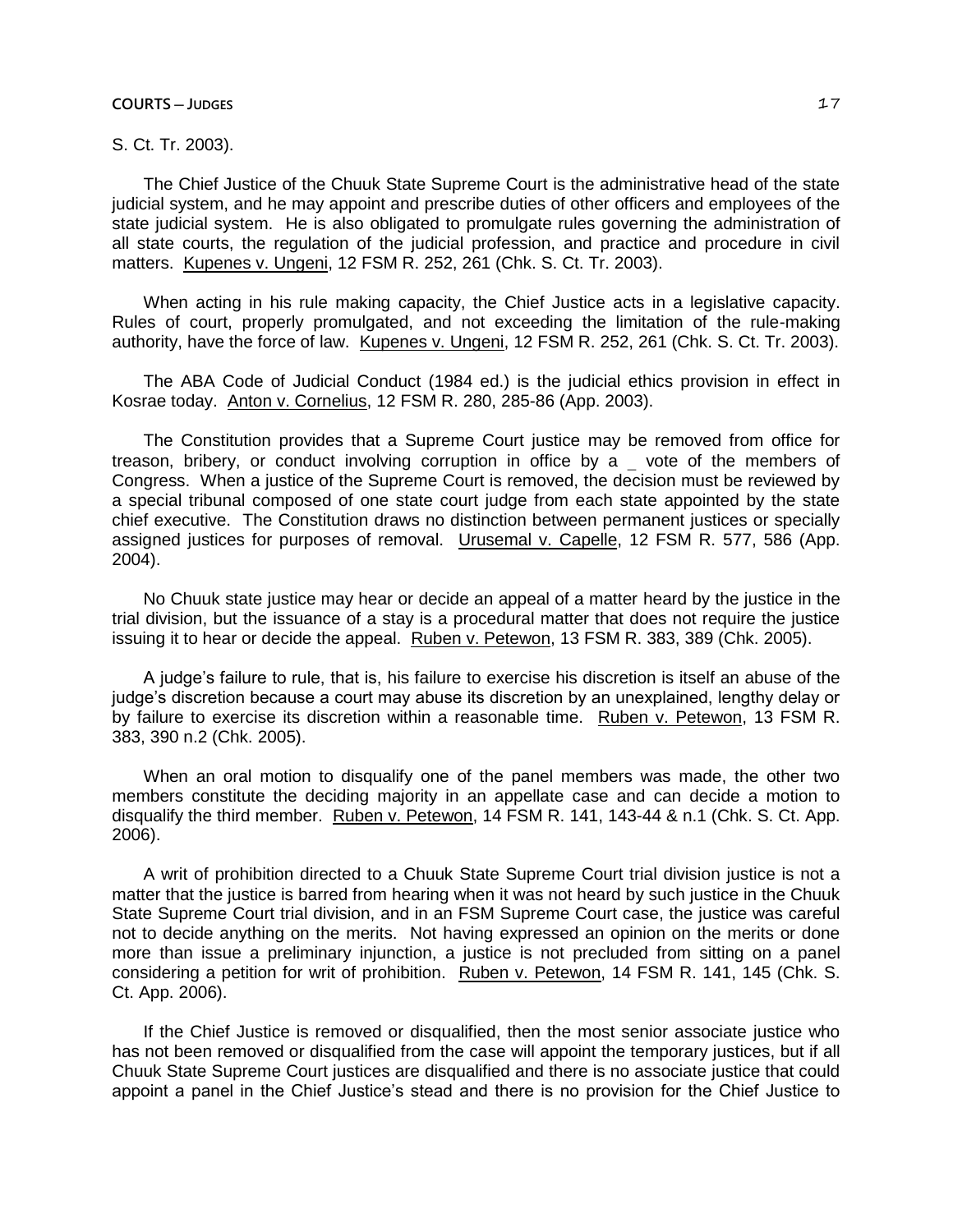S. Ct. Tr. 2003).

The Chief Justice of the Chuuk State Supreme Court is the administrative head of the state judicial system, and he may appoint and prescribe duties of other officers and employees of the state judicial system. He is also obligated to promulgate rules governing the administration of all state courts, the regulation of the judicial profession, and practice and procedure in civil matters. Kupenes v. Ungeni, 12 FSM R. 252, 261 (Chk. S. Ct. Tr. 2003).

When acting in his rule making capacity, the Chief Justice acts in a legislative capacity. Rules of court, properly promulgated, and not exceeding the limitation of the rule-making authority, have the force of law. Kupenes v. Ungeni, 12 FSM R. 252, 261 (Chk. S. Ct. Tr. 2003).

The ABA Code of Judicial Conduct (1984 ed.) is the judicial ethics provision in effect in Kosrae today. Anton v. Cornelius, 12 FSM R. 280, 285-86 (App. 2003).

The Constitution provides that a Supreme Court justice may be removed from office for treason, bribery, or conduct involving corruption in office by a _ vote of the members of Congress. When a justice of the Supreme Court is removed, the decision must be reviewed by a special tribunal composed of one state court judge from each state appointed by the state chief executive. The Constitution draws no distinction between permanent justices or specially assigned justices for purposes of removal. Urusemal v. Capelle, 12 FSM R. 577, 586 (App. 2004).

No Chuuk state justice may hear or decide an appeal of a matter heard by the justice in the trial division, but the issuance of a stay is a procedural matter that does not require the justice issuing it to hear or decide the appeal. Ruben v. Petewon, 13 FSM R. 383, 389 (Chk. 2005).

A judge's failure to rule, that is, his failure to exercise his discretion is itself an abuse of the judge's discretion because a court may abuse its discretion by an unexplained, lengthy delay or by failure to exercise its discretion within a reasonable time. Ruben v. Petewon, 13 FSM R. 383, 390 n.2 (Chk. 2005).

When an oral motion to disqualify one of the panel members was made, the other two members constitute the deciding majority in an appellate case and can decide a motion to disqualify the third member. Ruben v. Petewon, 14 FSM R. 141, 143-44 & n.1 (Chk. S. Ct. App. 2006).

A writ of prohibition directed to a Chuuk State Supreme Court trial division justice is not a matter that the justice is barred from hearing when it was not heard by such justice in the Chuuk State Supreme Court trial division, and in an FSM Supreme Court case, the justice was careful not to decide anything on the merits. Not having expressed an opinion on the merits or done more than issue a preliminary injunction, a justice is not precluded from sitting on a panel considering a petition for writ of prohibition. Ruben v. Petewon, 14 FSM R. 141, 145 (Chk. S. Ct. App. 2006).

If the Chief Justice is removed or disqualified, then the most senior associate justice who has not been removed or disqualified from the case will appoint the temporary justices, but if all Chuuk State Supreme Court justices are disqualified and there is no associate justice that could appoint a panel in the Chief Justice's stead and there is no provision for the Chief Justice to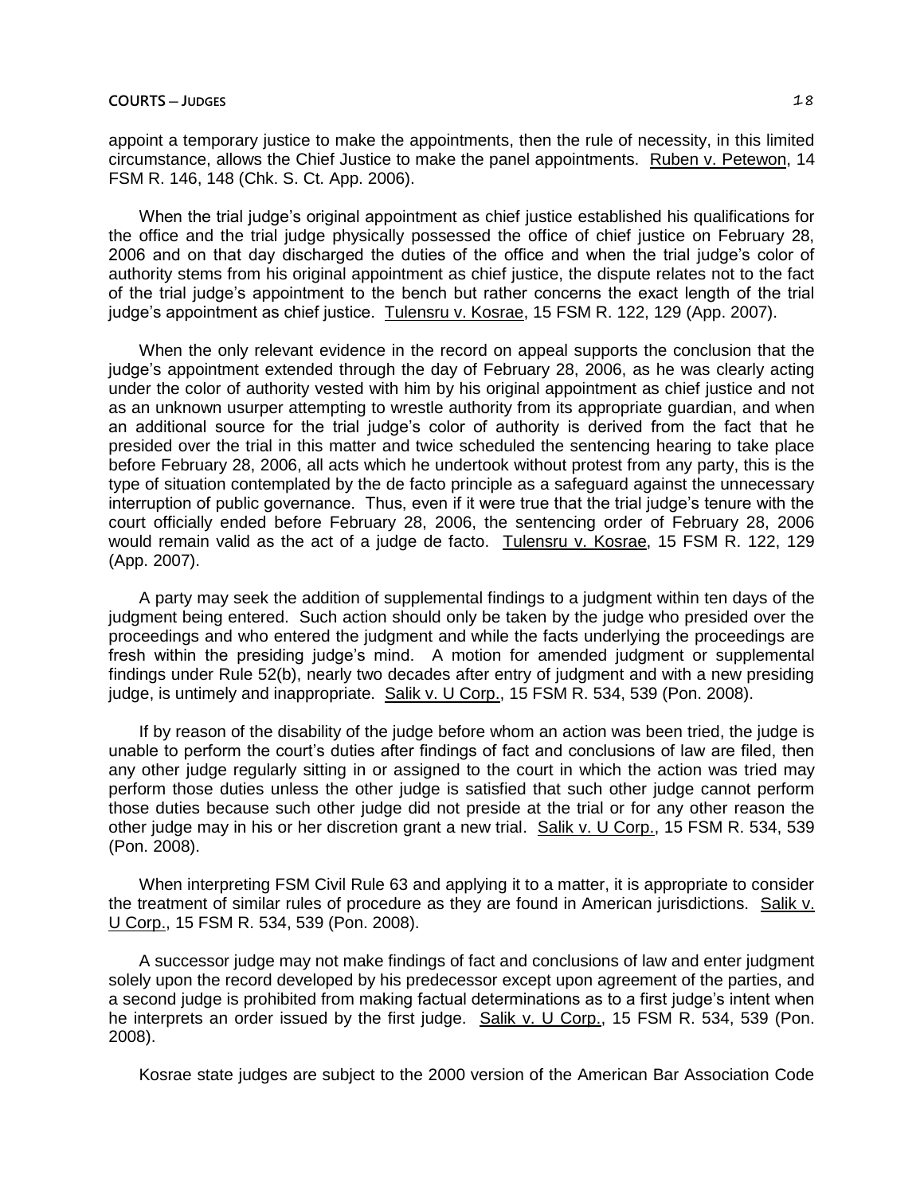appoint a temporary justice to make the appointments, then the rule of necessity, in this limited circumstance, allows the Chief Justice to make the panel appointments. Ruben v. Petewon, 14 FSM R. 146, 148 (Chk. S. Ct. App. 2006).

When the trial judge's original appointment as chief justice established his qualifications for the office and the trial judge physically possessed the office of chief justice on February 28, 2006 and on that day discharged the duties of the office and when the trial judge's color of authority stems from his original appointment as chief justice, the dispute relates not to the fact of the trial judge's appointment to the bench but rather concerns the exact length of the trial judge's appointment as chief justice. Tulensru v. Kosrae, 15 FSM R. 122, 129 (App. 2007).

When the only relevant evidence in the record on appeal supports the conclusion that the judge's appointment extended through the day of February 28, 2006, as he was clearly acting under the color of authority vested with him by his original appointment as chief justice and not as an unknown usurper attempting to wrestle authority from its appropriate guardian, and when an additional source for the trial judge's color of authority is derived from the fact that he presided over the trial in this matter and twice scheduled the sentencing hearing to take place before February 28, 2006, all acts which he undertook without protest from any party, this is the type of situation contemplated by the de facto principle as a safeguard against the unnecessary interruption of public governance. Thus, even if it were true that the trial judge's tenure with the court officially ended before February 28, 2006, the sentencing order of February 28, 2006 would remain valid as the act of a judge de facto. Tulensru v. Kosrae, 15 FSM R. 122, 129 (App. 2007).

A party may seek the addition of supplemental findings to a judgment within ten days of the judgment being entered. Such action should only be taken by the judge who presided over the proceedings and who entered the judgment and while the facts underlying the proceedings are fresh within the presiding judge's mind. A motion for amended judgment or supplemental findings under Rule 52(b), nearly two decades after entry of judgment and with a new presiding judge, is untimely and inappropriate. Salik v. U Corp., 15 FSM R. 534, 539 (Pon. 2008).

If by reason of the disability of the judge before whom an action was been tried, the judge is unable to perform the court's duties after findings of fact and conclusions of law are filed, then any other judge regularly sitting in or assigned to the court in which the action was tried may perform those duties unless the other judge is satisfied that such other judge cannot perform those duties because such other judge did not preside at the trial or for any other reason the other judge may in his or her discretion grant a new trial. Salik v. U Corp., 15 FSM R. 534, 539 (Pon. 2008).

When interpreting FSM Civil Rule 63 and applying it to a matter, it is appropriate to consider the treatment of similar rules of procedure as they are found in American jurisdictions. Salik v. U Corp., 15 FSM R. 534, 539 (Pon. 2008).

A successor judge may not make findings of fact and conclusions of law and enter judgment solely upon the record developed by his predecessor except upon agreement of the parties, and a second judge is prohibited from making factual determinations as to a first judge's intent when he interprets an order issued by the first judge. Salik v. U Corp., 15 FSM R. 534, 539 (Pon. 2008).

Kosrae state judges are subject to the 2000 version of the American Bar Association Code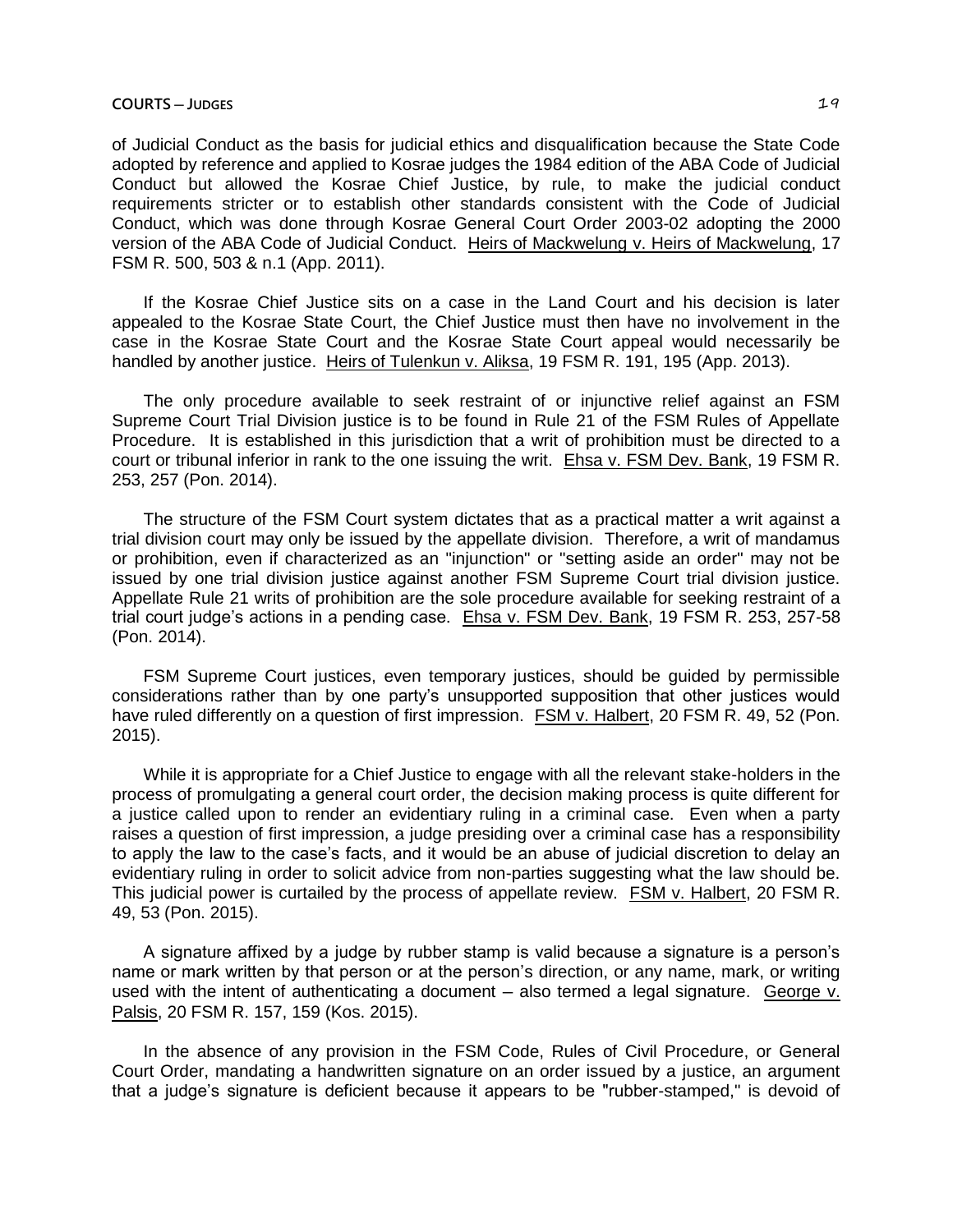of Judicial Conduct as the basis for judicial ethics and disqualification because the State Code adopted by reference and applied to Kosrae judges the 1984 edition of the ABA Code of Judicial Conduct but allowed the Kosrae Chief Justice, by rule, to make the judicial conduct requirements stricter or to establish other standards consistent with the Code of Judicial Conduct, which was done through Kosrae General Court Order 2003-02 adopting the 2000 version of the ABA Code of Judicial Conduct. Heirs of Mackwelung v. Heirs of Mackwelung, 17 FSM R. 500, 503 & n.1 (App. 2011).

If the Kosrae Chief Justice sits on a case in the Land Court and his decision is later appealed to the Kosrae State Court, the Chief Justice must then have no involvement in the case in the Kosrae State Court and the Kosrae State Court appeal would necessarily be handled by another justice. Heirs of Tulenkun v. Aliksa, 19 FSM R. 191, 195 (App. 2013).

The only procedure available to seek restraint of or injunctive relief against an FSM Supreme Court Trial Division justice is to be found in Rule 21 of the FSM Rules of Appellate Procedure. It is established in this jurisdiction that a writ of prohibition must be directed to a court or tribunal inferior in rank to the one issuing the writ. Ehsa v. FSM Dev. Bank, 19 FSM R. 253, 257 (Pon. 2014).

The structure of the FSM Court system dictates that as a practical matter a writ against a trial division court may only be issued by the appellate division. Therefore, a writ of mandamus or prohibition, even if characterized as an "injunction" or "setting aside an order" may not be issued by one trial division justice against another FSM Supreme Court trial division justice. Appellate Rule 21 writs of prohibition are the sole procedure available for seeking restraint of a trial court judge's actions in a pending case. Ehsa v. FSM Dev. Bank, 19 FSM R. 253, 257-58 (Pon. 2014).

FSM Supreme Court justices, even temporary justices, should be guided by permissible considerations rather than by one party's unsupported supposition that other justices would have ruled differently on a question of first impression. FSM v. Halbert, 20 FSM R. 49, 52 (Pon. 2015).

While it is appropriate for a Chief Justice to engage with all the relevant stake-holders in the process of promulgating a general court order, the decision making process is quite different for a justice called upon to render an evidentiary ruling in a criminal case. Even when a party raises a question of first impression, a judge presiding over a criminal case has a responsibility to apply the law to the case's facts, and it would be an abuse of judicial discretion to delay an evidentiary ruling in order to solicit advice from non-parties suggesting what the law should be. This judicial power is curtailed by the process of appellate review. FSM v. Halbert, 20 FSM R. 49, 53 (Pon. 2015).

A signature affixed by a judge by rubber stamp is valid because a signature is a person's name or mark written by that person or at the person's direction, or any name, mark, or writing used with the intent of authenticating a document – also termed a legal signature. George v. Palsis, 20 FSM R. 157, 159 (Kos. 2015).

In the absence of any provision in the FSM Code, Rules of Civil Procedure, or General Court Order, mandating a handwritten signature on an order issued by a justice, an argument that a judge's signature is deficient because it appears to be "rubber-stamped," is devoid of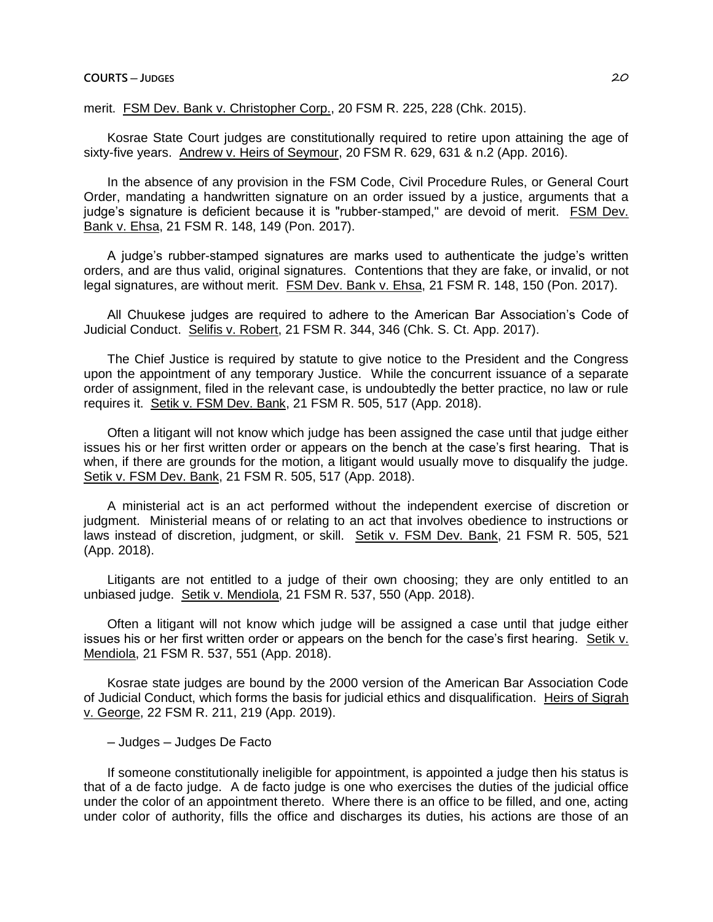merit. FSM Dev. Bank v. Christopher Corp., 20 FSM R. 225, 228 (Chk. 2015).

Kosrae State Court judges are constitutionally required to retire upon attaining the age of sixty-five years. Andrew v. Heirs of Seymour, 20 FSM R. 629, 631 & n.2 (App. 2016).

In the absence of any provision in the FSM Code, Civil Procedure Rules, or General Court Order, mandating a handwritten signature on an order issued by a justice, arguments that a judge's signature is deficient because it is "rubber-stamped," are devoid of merit. FSM Dev. Bank v. Ehsa, 21 FSM R. 148, 149 (Pon. 2017).

A judge's rubber-stamped signatures are marks used to authenticate the judge's written orders, and are thus valid, original signatures. Contentions that they are fake, or invalid, or not legal signatures, are without merit. FSM Dev. Bank v. Ehsa, 21 FSM R. 148, 150 (Pon. 2017).

All Chuukese judges are required to adhere to the American Bar Association's Code of Judicial Conduct. Selifis v. Robert, 21 FSM R. 344, 346 (Chk. S. Ct. App. 2017).

The Chief Justice is required by statute to give notice to the President and the Congress upon the appointment of any temporary Justice. While the concurrent issuance of a separate order of assignment, filed in the relevant case, is undoubtedly the better practice, no law or rule requires it. Setik v. FSM Dev. Bank, 21 FSM R. 505, 517 (App. 2018).

Often a litigant will not know which judge has been assigned the case until that judge either issues his or her first written order or appears on the bench at the case's first hearing. That is when, if there are grounds for the motion, a litigant would usually move to disqualify the judge. Setik v. FSM Dev. Bank, 21 FSM R. 505, 517 (App. 2018).

A ministerial act is an act performed without the independent exercise of discretion or judgment. Ministerial means of or relating to an act that involves obedience to instructions or laws instead of discretion, judgment, or skill. Setik v. FSM Dev. Bank, 21 FSM R. 505, 521 (App. 2018).

Litigants are not entitled to a judge of their own choosing; they are only entitled to an unbiased judge. Setik v. Mendiola, 21 FSM R. 537, 550 (App. 2018).

Often a litigant will not know which judge will be assigned a case until that judge either issues his or her first written order or appears on the bench for the case's first hearing. Setik v. Mendiola, 21 FSM R. 537, 551 (App. 2018).

Kosrae state judges are bound by the 2000 version of the American Bar Association Code of Judicial Conduct, which forms the basis for judicial ethics and disqualification. Heirs of Sigrah v. George, 22 FSM R. 211, 219 (App. 2019).

– Judges – Judges De Facto

If someone constitutionally ineligible for appointment, is appointed a judge then his status is that of a de facto judge. A de facto judge is one who exercises the duties of the judicial office under the color of an appointment thereto. Where there is an office to be filled, and one, acting under color of authority, fills the office and discharges its duties, his actions are those of an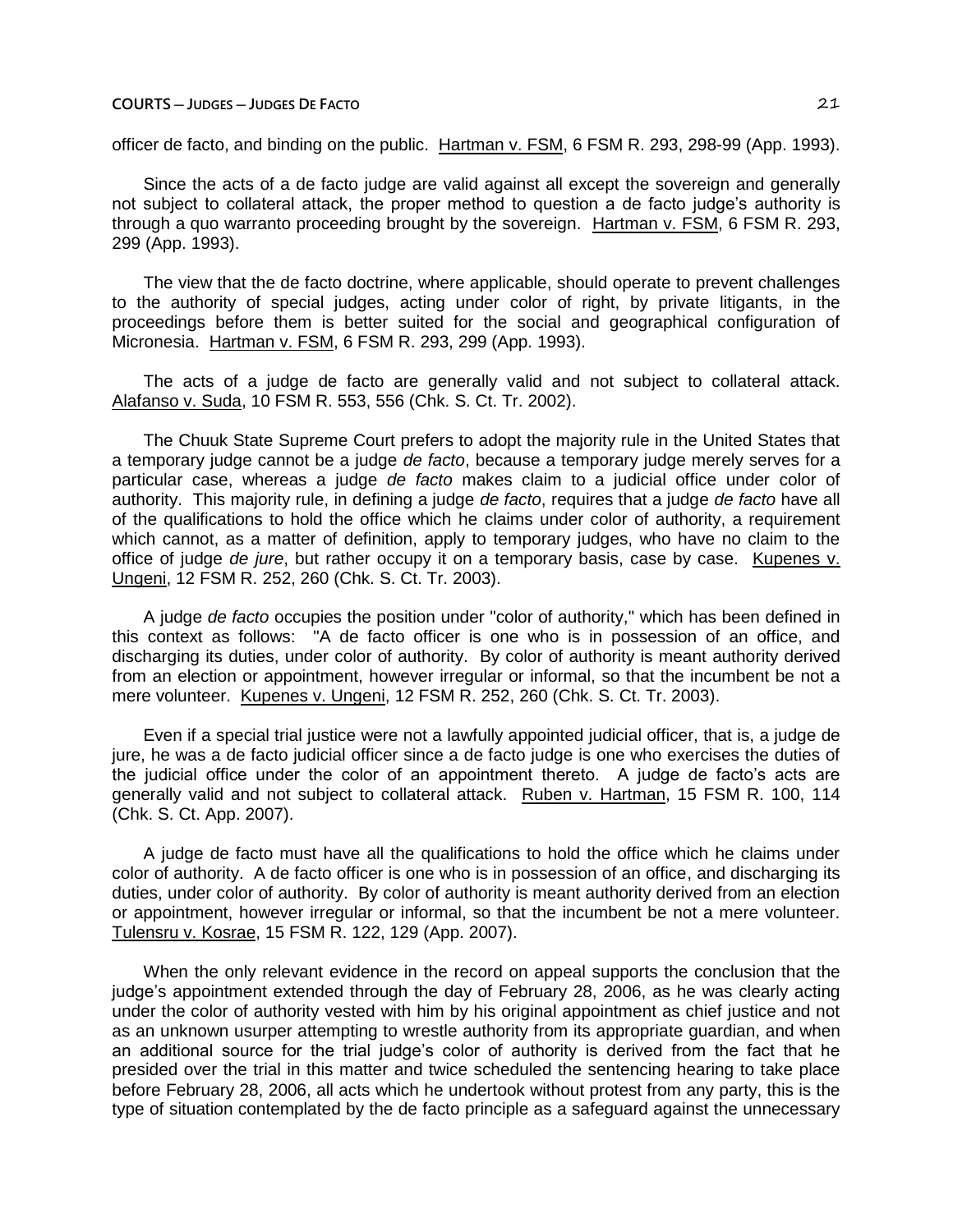officer de facto, and binding on the public. Hartman v. FSM, 6 FSM R. 293, 298-99 (App. 1993).

Since the acts of a de facto judge are valid against all except the sovereign and generally not subject to collateral attack, the proper method to question a de facto judge's authority is through a quo warranto proceeding brought by the sovereign. Hartman v. FSM, 6 FSM R. 293, 299 (App. 1993).

The view that the de facto doctrine, where applicable, should operate to prevent challenges to the authority of special judges, acting under color of right, by private litigants, in the proceedings before them is better suited for the social and geographical configuration of Micronesia. Hartman v. FSM, 6 FSM R. 293, 299 (App. 1993).

The acts of a judge de facto are generally valid and not subject to collateral attack. Alafanso v. Suda, 10 FSM R. 553, 556 (Chk. S. Ct. Tr. 2002).

The Chuuk State Supreme Court prefers to adopt the majority rule in the United States that a temporary judge cannot be a judge *de facto*, because a temporary judge merely serves for a particular case, whereas a judge *de facto* makes claim to a judicial office under color of authority. This majority rule, in defining a judge *de facto*, requires that a judge *de facto* have all of the qualifications to hold the office which he claims under color of authority, a requirement which cannot, as a matter of definition, apply to temporary judges, who have no claim to the office of judge *de jure*, but rather occupy it on a temporary basis, case by case. Kupenes v. Ungeni, 12 FSM R. 252, 260 (Chk. S. Ct. Tr. 2003).

A judge *de facto* occupies the position under "color of authority," which has been defined in this context as follows: "A de facto officer is one who is in possession of an office, and discharging its duties, under color of authority. By color of authority is meant authority derived from an election or appointment, however irregular or informal, so that the incumbent be not a mere volunteer. Kupenes v. Ungeni, 12 FSM R. 252, 260 (Chk. S. Ct. Tr. 2003).

Even if a special trial justice were not a lawfully appointed judicial officer, that is, a judge de jure, he was a de facto judicial officer since a de facto judge is one who exercises the duties of the judicial office under the color of an appointment thereto. A judge de facto's acts are generally valid and not subject to collateral attack. Ruben v. Hartman, 15 FSM R. 100, 114 (Chk. S. Ct. App. 2007).

A judge de facto must have all the qualifications to hold the office which he claims under color of authority. A de facto officer is one who is in possession of an office, and discharging its duties, under color of authority. By color of authority is meant authority derived from an election or appointment, however irregular or informal, so that the incumbent be not a mere volunteer. Tulensru v. Kosrae, 15 FSM R. 122, 129 (App. 2007).

When the only relevant evidence in the record on appeal supports the conclusion that the judge's appointment extended through the day of February 28, 2006, as he was clearly acting under the color of authority vested with him by his original appointment as chief justice and not as an unknown usurper attempting to wrestle authority from its appropriate guardian, and when an additional source for the trial judge's color of authority is derived from the fact that he presided over the trial in this matter and twice scheduled the sentencing hearing to take place before February 28, 2006, all acts which he undertook without protest from any party, this is the type of situation contemplated by the de facto principle as a safeguard against the unnecessary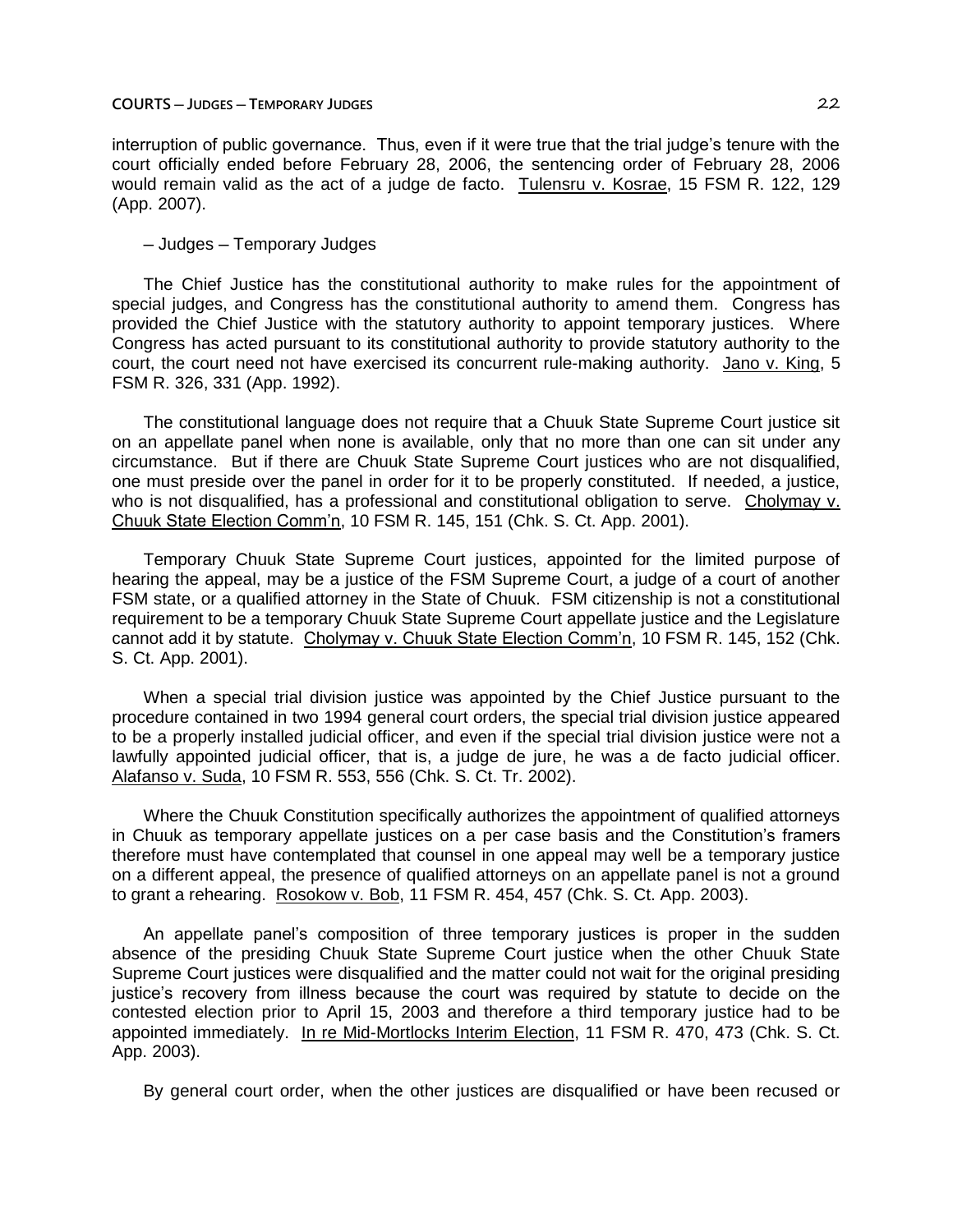interruption of public governance. Thus, even if it were true that the trial judge's tenure with the court officially ended before February 28, 2006, the sentencing order of February 28, 2006 would remain valid as the act of a judge de facto. Tulensru v. Kosrae, 15 FSM R. 122, 129 (App. 2007).

– Judges – Temporary Judges

The Chief Justice has the constitutional authority to make rules for the appointment of special judges, and Congress has the constitutional authority to amend them. Congress has provided the Chief Justice with the statutory authority to appoint temporary justices. Where Congress has acted pursuant to its constitutional authority to provide statutory authority to the court, the court need not have exercised its concurrent rule-making authority. Jano v. King, 5 FSM R. 326, 331 (App. 1992).

The constitutional language does not require that a Chuuk State Supreme Court justice sit on an appellate panel when none is available, only that no more than one can sit under any circumstance. But if there are Chuuk State Supreme Court justices who are not disqualified, one must preside over the panel in order for it to be properly constituted. If needed, a justice, who is not disqualified, has a professional and constitutional obligation to serve. Cholymay v. Chuuk State Election Comm'n, 10 FSM R. 145, 151 (Chk. S. Ct. App. 2001).

Temporary Chuuk State Supreme Court justices, appointed for the limited purpose of hearing the appeal, may be a justice of the FSM Supreme Court, a judge of a court of another FSM state, or a qualified attorney in the State of Chuuk. FSM citizenship is not a constitutional requirement to be a temporary Chuuk State Supreme Court appellate justice and the Legislature cannot add it by statute. Cholymay v. Chuuk State Election Comm'n, 10 FSM R. 145, 152 (Chk. S. Ct. App. 2001).

When a special trial division justice was appointed by the Chief Justice pursuant to the procedure contained in two 1994 general court orders, the special trial division justice appeared to be a properly installed judicial officer, and even if the special trial division justice were not a lawfully appointed judicial officer, that is, a judge de jure, he was a de facto judicial officer. Alafanso v. Suda, 10 FSM R. 553, 556 (Chk. S. Ct. Tr. 2002).

Where the Chuuk Constitution specifically authorizes the appointment of qualified attorneys in Chuuk as temporary appellate justices on a per case basis and the Constitution's framers therefore must have contemplated that counsel in one appeal may well be a temporary justice on a different appeal, the presence of qualified attorneys on an appellate panel is not a ground to grant a rehearing. Rosokow v. Bob, 11 FSM R. 454, 457 (Chk. S. Ct. App. 2003).

An appellate panel's composition of three temporary justices is proper in the sudden absence of the presiding Chuuk State Supreme Court justice when the other Chuuk State Supreme Court justices were disqualified and the matter could not wait for the original presiding justice's recovery from illness because the court was required by statute to decide on the contested election prior to April 15, 2003 and therefore a third temporary justice had to be appointed immediately. In re Mid-Mortlocks Interim Election, 11 FSM R. 470, 473 (Chk. S. Ct. App. 2003).

By general court order, when the other justices are disqualified or have been recused or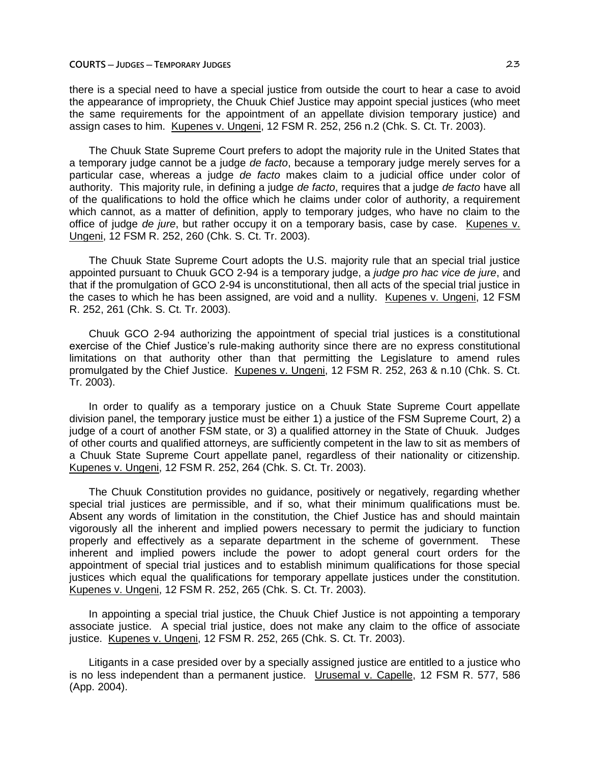there is a special need to have a special justice from outside the court to hear a case to avoid the appearance of impropriety, the Chuuk Chief Justice may appoint special justices (who meet the same requirements for the appointment of an appellate division temporary justice) and assign cases to him. Kupenes v. Ungeni, 12 FSM R. 252, 256 n.2 (Chk. S. Ct. Tr. 2003).

The Chuuk State Supreme Court prefers to adopt the majority rule in the United States that a temporary judge cannot be a judge *de facto*, because a temporary judge merely serves for a particular case, whereas a judge *de facto* makes claim to a judicial office under color of authority. This majority rule, in defining a judge *de facto*, requires that a judge *de facto* have all of the qualifications to hold the office which he claims under color of authority, a requirement which cannot, as a matter of definition, apply to temporary judges, who have no claim to the office of judge *de jure*, but rather occupy it on a temporary basis, case by case. Kupenes v. Ungeni, 12 FSM R. 252, 260 (Chk. S. Ct. Tr. 2003).

The Chuuk State Supreme Court adopts the U.S. majority rule that an special trial justice appointed pursuant to Chuuk GCO 2-94 is a temporary judge, a *judge pro hac vice de jure*, and that if the promulgation of GCO 2-94 is unconstitutional, then all acts of the special trial justice in the cases to which he has been assigned, are void and a nullity. Kupenes v. Ungeni, 12 FSM R. 252, 261 (Chk. S. Ct. Tr. 2003).

Chuuk GCO 2-94 authorizing the appointment of special trial justices is a constitutional exercise of the Chief Justice's rule-making authority since there are no express constitutional limitations on that authority other than that permitting the Legislature to amend rules promulgated by the Chief Justice. Kupenes v. Ungeni, 12 FSM R. 252, 263 & n.10 (Chk. S. Ct. Tr. 2003).

In order to qualify as a temporary justice on a Chuuk State Supreme Court appellate division panel, the temporary justice must be either 1) a justice of the FSM Supreme Court, 2) a judge of a court of another FSM state, or 3) a qualified attorney in the State of Chuuk. Judges of other courts and qualified attorneys, are sufficiently competent in the law to sit as members of a Chuuk State Supreme Court appellate panel, regardless of their nationality or citizenship. Kupenes v. Ungeni, 12 FSM R. 252, 264 (Chk. S. Ct. Tr. 2003).

The Chuuk Constitution provides no guidance, positively or negatively, regarding whether special trial justices are permissible, and if so, what their minimum qualifications must be. Absent any words of limitation in the constitution, the Chief Justice has and should maintain vigorously all the inherent and implied powers necessary to permit the judiciary to function properly and effectively as a separate department in the scheme of government. These inherent and implied powers include the power to adopt general court orders for the appointment of special trial justices and to establish minimum qualifications for those special justices which equal the qualifications for temporary appellate justices under the constitution. Kupenes v. Ungeni, 12 FSM R. 252, 265 (Chk. S. Ct. Tr. 2003).

In appointing a special trial justice, the Chuuk Chief Justice is not appointing a temporary associate justice. A special trial justice, does not make any claim to the office of associate justice. Kupenes v. Ungeni, 12 FSM R. 252, 265 (Chk. S. Ct. Tr. 2003).

Litigants in a case presided over by a specially assigned justice are entitled to a justice who is no less independent than a permanent justice. Urusemal v. Capelle, 12 FSM R. 577, 586 (App. 2004).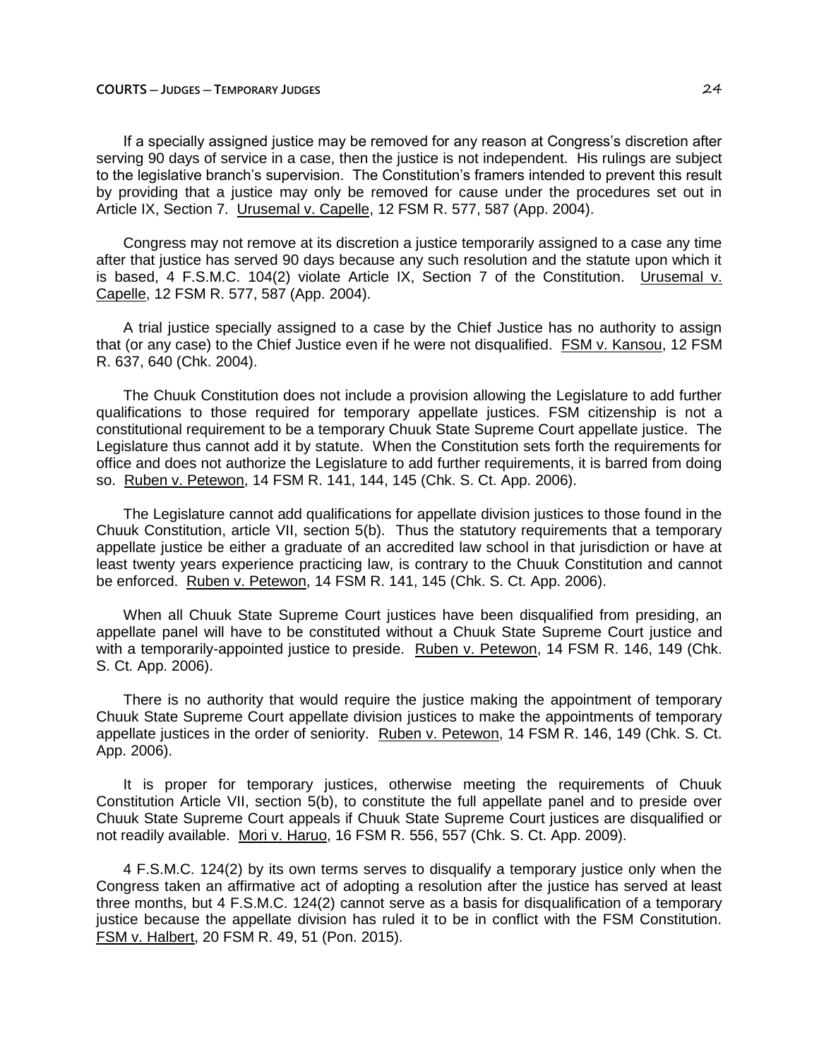If a specially assigned justice may be removed for any reason at Congress's discretion after serving 90 days of service in a case, then the justice is not independent. His rulings are subject to the legislative branch's supervision. The Constitution's framers intended to prevent this result by providing that a justice may only be removed for cause under the procedures set out in Article IX, Section 7. Urusemal v. Capelle, 12 FSM R. 577, 587 (App. 2004).

Congress may not remove at its discretion a justice temporarily assigned to a case any time after that justice has served 90 days because any such resolution and the statute upon which it is based, 4 F.S.M.C. 104(2) violate Article IX, Section 7 of the Constitution. Urusemal v. Capelle, 12 FSM R. 577, 587 (App. 2004).

A trial justice specially assigned to a case by the Chief Justice has no authority to assign that (or any case) to the Chief Justice even if he were not disqualified. FSM v. Kansou, 12 FSM R. 637, 640 (Chk. 2004).

The Chuuk Constitution does not include a provision allowing the Legislature to add further qualifications to those required for temporary appellate justices. FSM citizenship is not a constitutional requirement to be a temporary Chuuk State Supreme Court appellate justice. The Legislature thus cannot add it by statute. When the Constitution sets forth the requirements for office and does not authorize the Legislature to add further requirements, it is barred from doing so. Ruben v. Petewon, 14 FSM R. 141, 144, 145 (Chk. S. Ct. App. 2006).

The Legislature cannot add qualifications for appellate division justices to those found in the Chuuk Constitution, article VII, section 5(b). Thus the statutory requirements that a temporary appellate justice be either a graduate of an accredited law school in that jurisdiction or have at least twenty years experience practicing law, is contrary to the Chuuk Constitution and cannot be enforced. Ruben v. Petewon, 14 FSM R. 141, 145 (Chk. S. Ct. App. 2006).

When all Chuuk State Supreme Court justices have been disqualified from presiding, an appellate panel will have to be constituted without a Chuuk State Supreme Court justice and with a temporarily-appointed justice to preside. Ruben v. Petewon, 14 FSM R. 146, 149 (Chk. S. Ct. App. 2006).

There is no authority that would require the justice making the appointment of temporary Chuuk State Supreme Court appellate division justices to make the appointments of temporary appellate justices in the order of seniority. Ruben v. Petewon, 14 FSM R. 146, 149 (Chk. S. Ct. App. 2006).

It is proper for temporary justices, otherwise meeting the requirements of Chuuk Constitution Article VII, section 5(b), to constitute the full appellate panel and to preside over Chuuk State Supreme Court appeals if Chuuk State Supreme Court justices are disqualified or not readily available. Mori v. Haruo, 16 FSM R. 556, 557 (Chk. S. Ct. App. 2009).

4 F.S.M.C. 124(2) by its own terms serves to disqualify a temporary justice only when the Congress taken an affirmative act of adopting a resolution after the justice has served at least three months, but 4 F.S.M.C. 124(2) cannot serve as a basis for disqualification of a temporary justice because the appellate division has ruled it to be in conflict with the FSM Constitution. FSM v. Halbert, 20 FSM R. 49, 51 (Pon. 2015).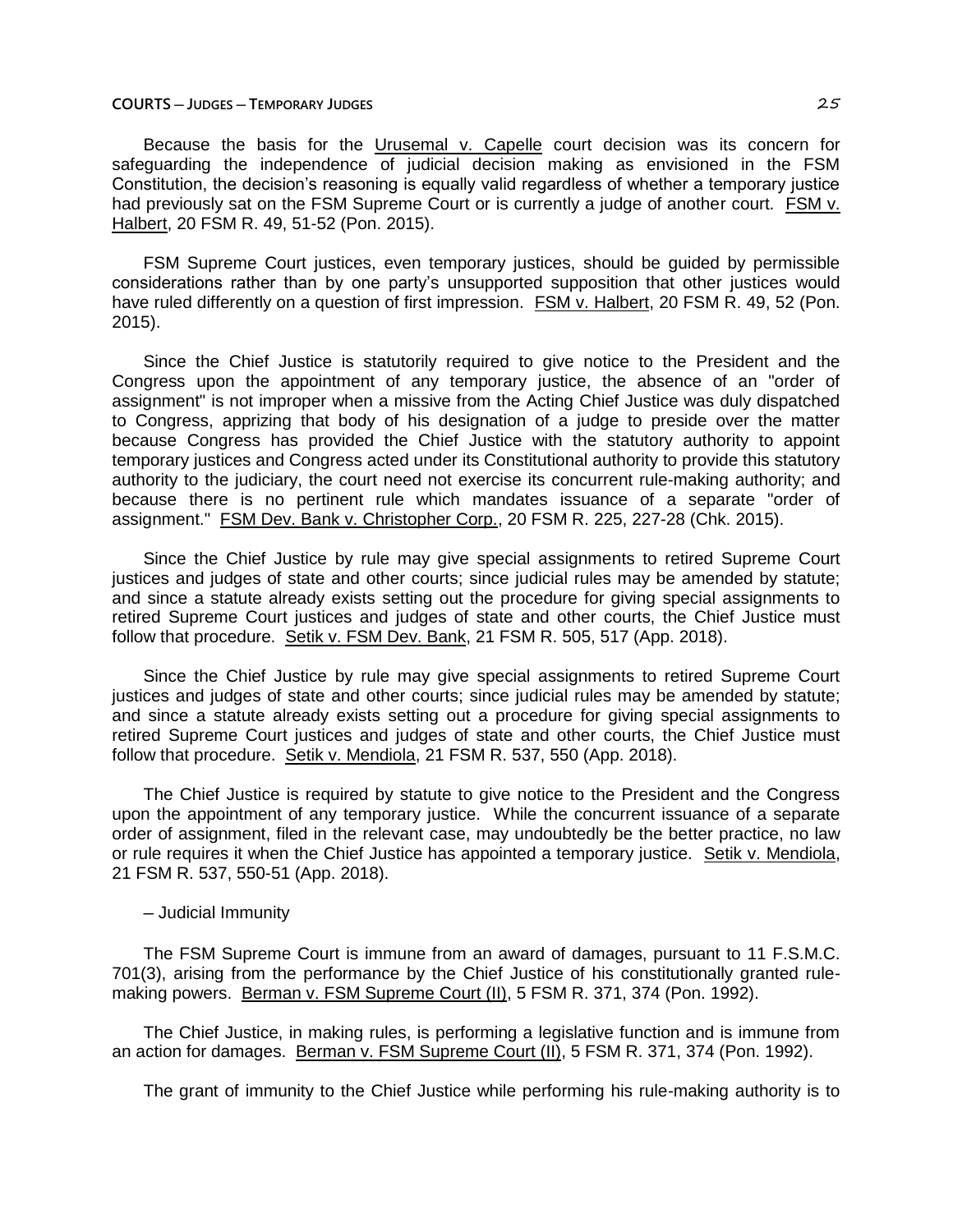Because the basis for the Urusemal v. Capelle court decision was its concern for safeguarding the independence of judicial decision making as envisioned in the FSM Constitution, the decision's reasoning is equally valid regardless of whether a temporary justice had previously sat on the FSM Supreme Court or is currently a judge of another court. FSM v. Halbert, 20 FSM R. 49, 51-52 (Pon. 2015).

FSM Supreme Court justices, even temporary justices, should be guided by permissible considerations rather than by one party's unsupported supposition that other justices would have ruled differently on a question of first impression. FSM v. Halbert, 20 FSM R. 49, 52 (Pon. 2015).

Since the Chief Justice is statutorily required to give notice to the President and the Congress upon the appointment of any temporary justice, the absence of an "order of assignment" is not improper when a missive from the Acting Chief Justice was duly dispatched to Congress, apprizing that body of his designation of a judge to preside over the matter because Congress has provided the Chief Justice with the statutory authority to appoint temporary justices and Congress acted under its Constitutional authority to provide this statutory authority to the judiciary, the court need not exercise its concurrent rule-making authority; and because there is no pertinent rule which mandates issuance of a separate "order of assignment." FSM Dev. Bank v. Christopher Corp., 20 FSM R. 225, 227-28 (Chk. 2015).

Since the Chief Justice by rule may give special assignments to retired Supreme Court justices and judges of state and other courts; since judicial rules may be amended by statute; and since a statute already exists setting out the procedure for giving special assignments to retired Supreme Court justices and judges of state and other courts, the Chief Justice must follow that procedure. Setik v. FSM Dev. Bank, 21 FSM R. 505, 517 (App. 2018).

Since the Chief Justice by rule may give special assignments to retired Supreme Court justices and judges of state and other courts; since judicial rules may be amended by statute; and since a statute already exists setting out a procedure for giving special assignments to retired Supreme Court justices and judges of state and other courts, the Chief Justice must follow that procedure. Setik v. Mendiola, 21 FSM R. 537, 550 (App. 2018).

The Chief Justice is required by statute to give notice to the President and the Congress upon the appointment of any temporary justice. While the concurrent issuance of a separate order of assignment, filed in the relevant case, may undoubtedly be the better practice, no law or rule requires it when the Chief Justice has appointed a temporary justice. Setik v. Mendiola, 21 FSM R. 537, 550-51 (App. 2018).

– Judicial Immunity

The FSM Supreme Court is immune from an award of damages, pursuant to 11 F.S.M.C. 701(3), arising from the performance by the Chief Justice of his constitutionally granted rule-making powers. Berman v. FSM Supreme Court (II), 5 FSM R. 371, 374 (Pon. 1992).

The Chief Justice, in making rules, is performing a legislative function and is immune from an action for damages. Berman v. FSM Supreme Court (II), 5 FSM R. 371, 374 (Pon. 1992).

The grant of immunity to the Chief Justice while performing his rule-making authority is to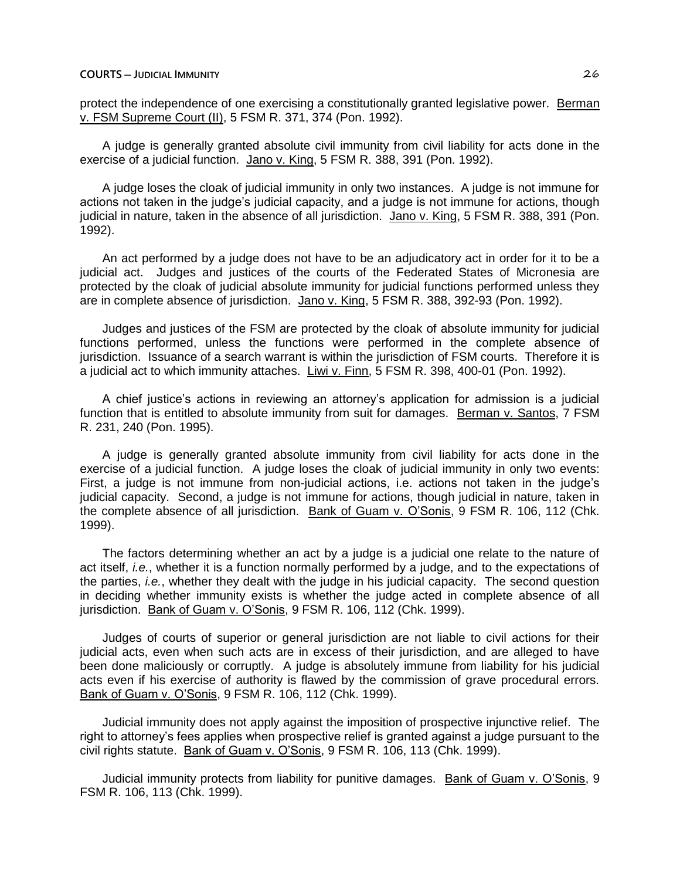protect the independence of one exercising a constitutionally granted legislative power. Berman v. FSM Supreme Court (II), 5 FSM R. 371, 374 (Pon. 1992).

A judge is generally granted absolute civil immunity from civil liability for acts done in the exercise of a judicial function. Jano v. King, 5 FSM R. 388, 391 (Pon. 1992).

A judge loses the cloak of judicial immunity in only two instances. A judge is not immune for actions not taken in the judge's judicial capacity, and a judge is not immune for actions, though judicial in nature, taken in the absence of all jurisdiction. Jano v. King, 5 FSM R. 388, 391 (Pon. 1992).

An act performed by a judge does not have to be an adjudicatory act in order for it to be a judicial act. Judges and justices of the courts of the Federated States of Micronesia are protected by the cloak of judicial absolute immunity for judicial functions performed unless they are in complete absence of jurisdiction. Jano v. King, 5 FSM R. 388, 392-93 (Pon. 1992).

Judges and justices of the FSM are protected by the cloak of absolute immunity for judicial functions performed, unless the functions were performed in the complete absence of jurisdiction. Issuance of a search warrant is within the jurisdiction of FSM courts. Therefore it is a judicial act to which immunity attaches. Liwi v. Finn, 5 FSM R. 398, 400-01 (Pon. 1992).

A chief justice's actions in reviewing an attorney's application for admission is a judicial function that is entitled to absolute immunity from suit for damages. Berman v. Santos, 7 FSM R. 231, 240 (Pon. 1995).

A judge is generally granted absolute immunity from civil liability for acts done in the exercise of a judicial function. A judge loses the cloak of judicial immunity in only two events: First, a judge is not immune from non-judicial actions, i.e. actions not taken in the judge's judicial capacity. Second, a judge is not immune for actions, though judicial in nature, taken in the complete absence of all jurisdiction. Bank of Guam v. O'Sonis, 9 FSM R. 106, 112 (Chk. 1999).

The factors determining whether an act by a judge is a judicial one relate to the nature of act itself, *i.e.*, whether it is a function normally performed by a judge, and to the expectations of the parties, *i.e.*, whether they dealt with the judge in his judicial capacity. The second question in deciding whether immunity exists is whether the judge acted in complete absence of all jurisdiction. Bank of Guam v. O'Sonis, 9 FSM R. 106, 112 (Chk. 1999).

Judges of courts of superior or general jurisdiction are not liable to civil actions for their judicial acts, even when such acts are in excess of their jurisdiction, and are alleged to have been done maliciously or corruptly. A judge is absolutely immune from liability for his judicial acts even if his exercise of authority is flawed by the commission of grave procedural errors. Bank of Guam v. O'Sonis, 9 FSM R. 106, 112 (Chk. 1999).

Judicial immunity does not apply against the imposition of prospective injunctive relief. The right to attorney's fees applies when prospective relief is granted against a judge pursuant to the civil rights statute. Bank of Guam v. O'Sonis, 9 FSM R. 106, 113 (Chk. 1999).

Judicial immunity protects from liability for punitive damages. Bank of Guam v. O'Sonis, 9 FSM R. 106, 113 (Chk. 1999).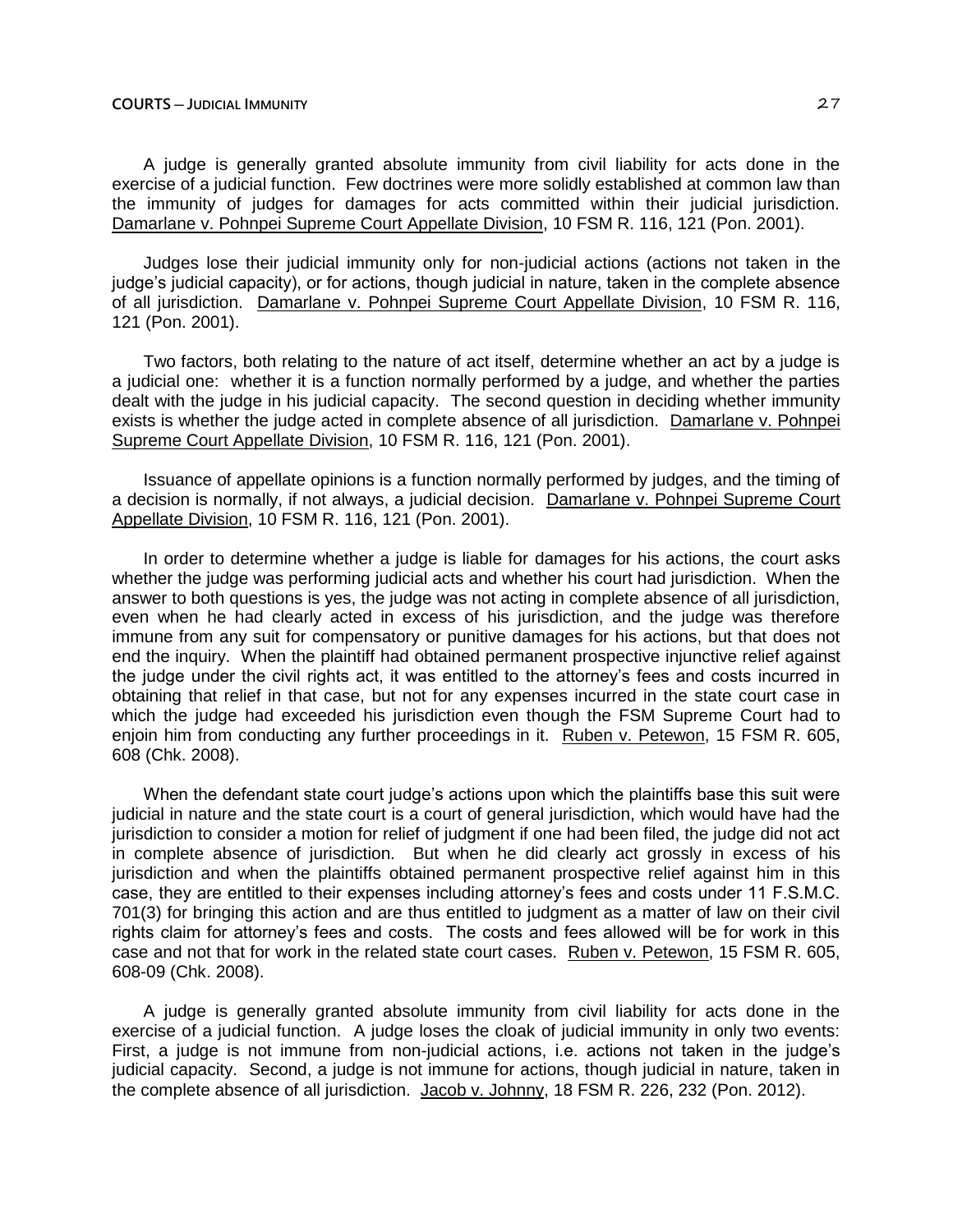A judge is generally granted absolute immunity from civil liability for acts done in the exercise of a judicial function. Few doctrines were more solidly established at common law than the immunity of judges for damages for acts committed within their judicial jurisdiction. Damarlane v. Pohnpei Supreme Court Appellate Division, 10 FSM R. 116, 121 (Pon. 2001).

Judges lose their judicial immunity only for non-judicial actions (actions not taken in the judge's judicial capacity), or for actions, though judicial in nature, taken in the complete absence of all jurisdiction. Damarlane v. Pohnpei Supreme Court Appellate Division, 10 FSM R. 116, 121 (Pon. 2001).

Two factors, both relating to the nature of act itself, determine whether an act by a judge is a judicial one: whether it is a function normally performed by a judge, and whether the parties dealt with the judge in his judicial capacity. The second question in deciding whether immunity exists is whether the judge acted in complete absence of all jurisdiction. Damarlane v. Pohnpei Supreme Court Appellate Division, 10 FSM R. 116, 121 (Pon. 2001).

Issuance of appellate opinions is a function normally performed by judges, and the timing of a decision is normally, if not always, a judicial decision. Damarlane v. Pohnpei Supreme Court Appellate Division, 10 FSM R. 116, 121 (Pon. 2001).

In order to determine whether a judge is liable for damages for his actions, the court asks whether the judge was performing judicial acts and whether his court had jurisdiction. When the answer to both questions is yes, the judge was not acting in complete absence of all jurisdiction, even when he had clearly acted in excess of his jurisdiction, and the judge was therefore immune from any suit for compensatory or punitive damages for his actions, but that does not end the inquiry. When the plaintiff had obtained permanent prospective injunctive relief against the judge under the civil rights act, it was entitled to the attorney's fees and costs incurred in obtaining that relief in that case, but not for any expenses incurred in the state court case in which the judge had exceeded his jurisdiction even though the FSM Supreme Court had to enjoin him from conducting any further proceedings in it. Ruben v. Petewon, 15 FSM R. 605, 608 (Chk. 2008).

When the defendant state court judge's actions upon which the plaintiffs base this suit were judicial in nature and the state court is a court of general jurisdiction, which would have had the jurisdiction to consider a motion for relief of judgment if one had been filed, the judge did not act in complete absence of jurisdiction. But when he did clearly act grossly in excess of his jurisdiction and when the plaintiffs obtained permanent prospective relief against him in this case, they are entitled to their expenses including attorney's fees and costs under 11 F.S.M.C. 701(3) for bringing this action and are thus entitled to judgment as a matter of law on their civil rights claim for attorney's fees and costs. The costs and fees allowed will be for work in this case and not that for work in the related state court cases. Ruben v. Petewon, 15 FSM R. 605, 608-09 (Chk. 2008).

A judge is generally granted absolute immunity from civil liability for acts done in the exercise of a judicial function. A judge loses the cloak of judicial immunity in only two events: First, a judge is not immune from non-judicial actions, i.e. actions not taken in the judge's judicial capacity. Second, a judge is not immune for actions, though judicial in nature, taken in the complete absence of all jurisdiction. Jacob v. Johnny, 18 FSM R. 226, 232 (Pon. 2012).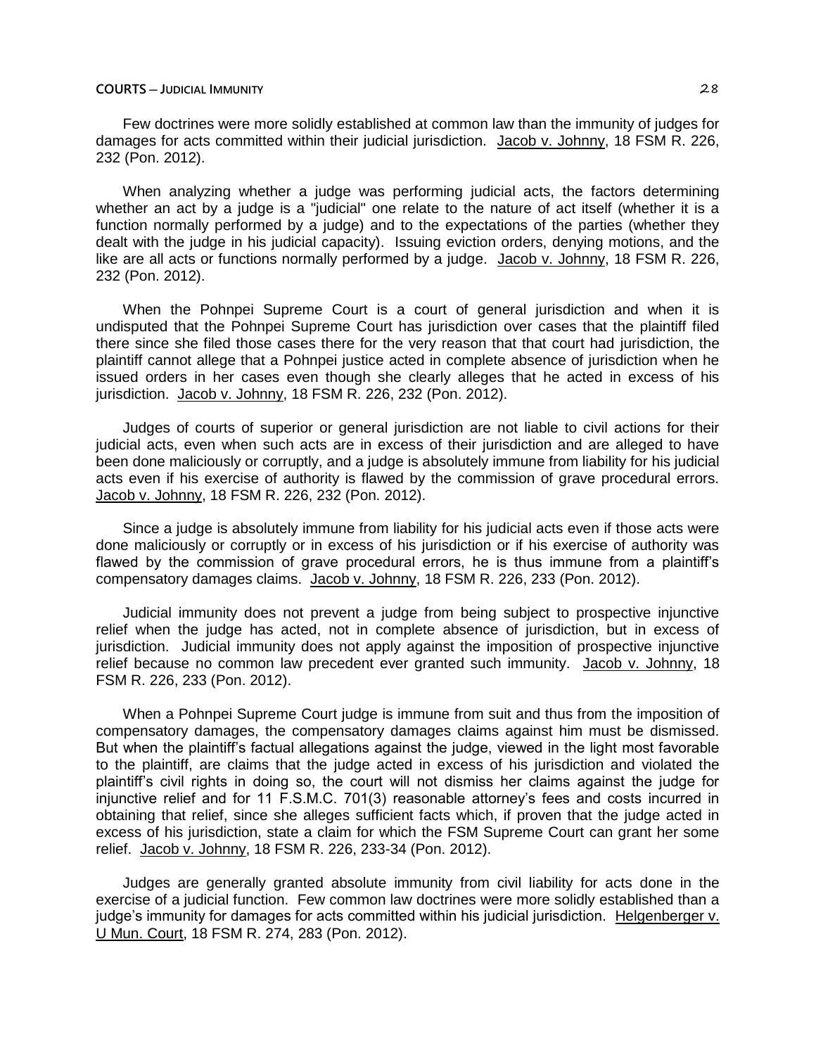Few doctrines were more solidly established at common law than the immunity of judges for damages for acts committed within their judicial jurisdiction. Jacob v. Johnny, 18 FSM R. 226, 232 (Pon. 2012).

When analyzing whether a judge was performing judicial acts, the factors determining whether an act by a judge is a "judicial" one relate to the nature of act itself (whether it is a function normally performed by a judge) and to the expectations of the parties (whether they dealt with the judge in his judicial capacity). Issuing eviction orders, denying motions, and the like are all acts or functions normally performed by a judge. Jacob v. Johnny, 18 FSM R. 226, 232 (Pon. 2012).

When the Pohnpei Supreme Court is a court of general jurisdiction and when it is undisputed that the Pohnpei Supreme Court has jurisdiction over cases that the plaintiff filed there since she filed those cases there for the very reason that that court had jurisdiction, the plaintiff cannot allege that a Pohnpei justice acted in complete absence of jurisdiction when he issued orders in her cases even though she clearly alleges that he acted in excess of his jurisdiction. Jacob v. Johnny, 18 FSM R. 226, 232 (Pon. 2012).

Judges of courts of superior or general jurisdiction are not liable to civil actions for their judicial acts, even when such acts are in excess of their jurisdiction and are alleged to have been done maliciously or corruptly, and a judge is absolutely immune from liability for his judicial acts even if his exercise of authority is flawed by the commission of grave procedural errors. Jacob v. Johnny, 18 FSM R. 226, 232 (Pon. 2012).

Since a judge is absolutely immune from liability for his judicial acts even if those acts were done maliciously or corruptly or in excess of his jurisdiction or if his exercise of authority was flawed by the commission of grave procedural errors, he is thus immune from a plaintiff's compensatory damages claims. Jacob v. Johnny, 18 FSM R. 226, 233 (Pon. 2012).

Judicial immunity does not prevent a judge from being subject to prospective injunctive relief when the judge has acted, not in complete absence of jurisdiction, but in excess of jurisdiction. Judicial immunity does not apply against the imposition of prospective injunctive relief because no common law precedent ever granted such immunity. Jacob v. Johnny, 18 FSM R. 226, 233 (Pon. 2012).

When a Pohnpei Supreme Court judge is immune from suit and thus from the imposition of compensatory damages, the compensatory damages claims against him must be dismissed. But when the plaintiff's factual allegations against the judge, viewed in the light most favorable to the plaintiff, are claims that the judge acted in excess of his jurisdiction and violated the plaintiff's civil rights in doing so, the court will not dismiss her claims against the judge for injunctive relief and for 11 F.S.M.C. 701(3) reasonable attorney's fees and costs incurred in obtaining that relief, since she alleges sufficient facts which, if proven that the judge acted in excess of his jurisdiction, state a claim for which the FSM Supreme Court can grant her some relief. Jacob v. Johnny, 18 FSM R. 226, 233-34 (Pon. 2012).

Judges are generally granted absolute immunity from civil liability for acts done in the exercise of a judicial function. Few common law doctrines were more solidly established than a judge's immunity for damages for acts committed within his judicial jurisdiction. Helgenberger v. U Mun. Court, 18 FSM R. 274, 283 (Pon. 2012).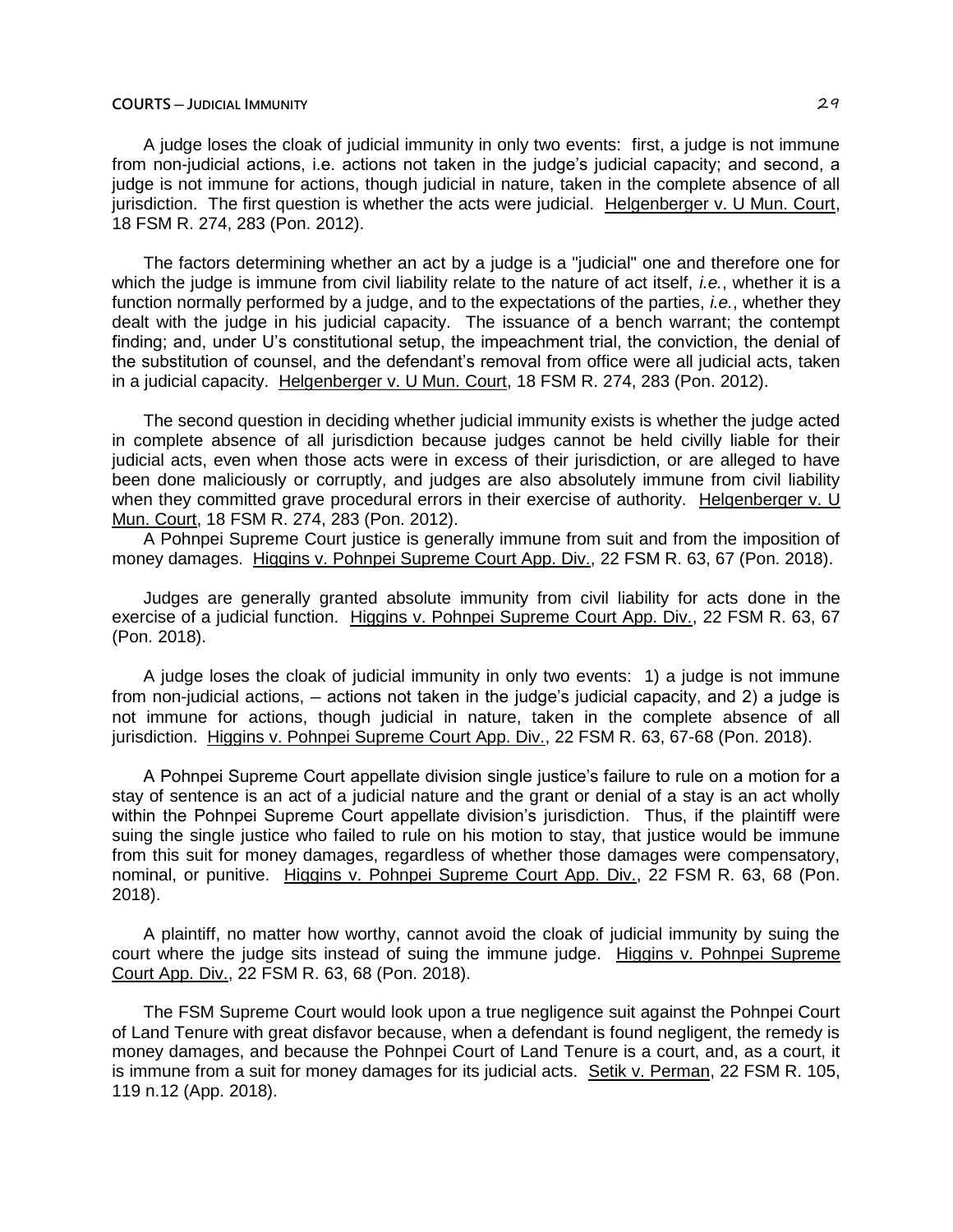A judge loses the cloak of judicial immunity in only two events: first, a judge is not immune from non-judicial actions, i.e. actions not taken in the judge's judicial capacity; and second, a judge is not immune for actions, though judicial in nature, taken in the complete absence of all jurisdiction. The first question is whether the acts were judicial. Helgenberger v. U Mun. Court, 18 FSM R. 274, 283 (Pon. 2012).

The factors determining whether an act by a judge is a "judicial" one and therefore one for which the judge is immune from civil liability relate to the nature of act itself, *i.e.*, whether it is a function normally performed by a judge, and to the expectations of the parties, *i.e.*, whether they dealt with the judge in his judicial capacity. The issuance of a bench warrant; the contempt finding; and, under U's constitutional setup, the impeachment trial, the conviction, the denial of the substitution of counsel, and the defendant's removal from office were all judicial acts, taken in a judicial capacity. Helgenberger v. U Mun. Court, 18 FSM R. 274, 283 (Pon. 2012).

The second question in deciding whether judicial immunity exists is whether the judge acted in complete absence of all jurisdiction because judges cannot be held civilly liable for their judicial acts, even when those acts were in excess of their jurisdiction, or are alleged to have been done maliciously or corruptly, and judges are also absolutely immune from civil liability when they committed grave procedural errors in their exercise of authority. Helgenberger v. U Mun. Court, 18 FSM R. 274, 283 (Pon. 2012).

A Pohnpei Supreme Court justice is generally immune from suit and from the imposition of money damages. Higgins v. Pohnpei Supreme Court App. Div., 22 FSM R. 63, 67 (Pon. 2018).

Judges are generally granted absolute immunity from civil liability for acts done in the exercise of a judicial function. Higgins v. Pohnpei Supreme Court App. Div., 22 FSM R. 63, 67 (Pon. 2018).

A judge loses the cloak of judicial immunity in only two events: 1) a judge is not immune from non-judicial actions, – actions not taken in the judge's judicial capacity, and 2) a judge is not immune for actions, though judicial in nature, taken in the complete absence of all jurisdiction. Higgins v. Pohnpei Supreme Court App. Div., 22 FSM R. 63, 67-68 (Pon. 2018).

A Pohnpei Supreme Court appellate division single justice's failure to rule on a motion for a stay of sentence is an act of a judicial nature and the grant or denial of a stay is an act wholly within the Pohnpei Supreme Court appellate division's jurisdiction. Thus, if the plaintiff were suing the single justice who failed to rule on his motion to stay, that justice would be immune from this suit for money damages, regardless of whether those damages were compensatory, nominal, or punitive. Higgins v. Pohnpei Supreme Court App. Div., 22 FSM R. 63, 68 (Pon. 2018).

A plaintiff, no matter how worthy, cannot avoid the cloak of judicial immunity by suing the court where the judge sits instead of suing the immune judge. Higgins v. Pohnpei Supreme Court App. Div., 22 FSM R. 63, 68 (Pon. 2018).

The FSM Supreme Court would look upon a true negligence suit against the Pohnpei Court of Land Tenure with great disfavor because, when a defendant is found negligent, the remedy is money damages, and because the Pohnpei Court of Land Tenure is a court, and, as a court, it is immune from a suit for money damages for its judicial acts. Setik v. Perman, 22 FSM R. 105, 119 n.12 (App. 2018).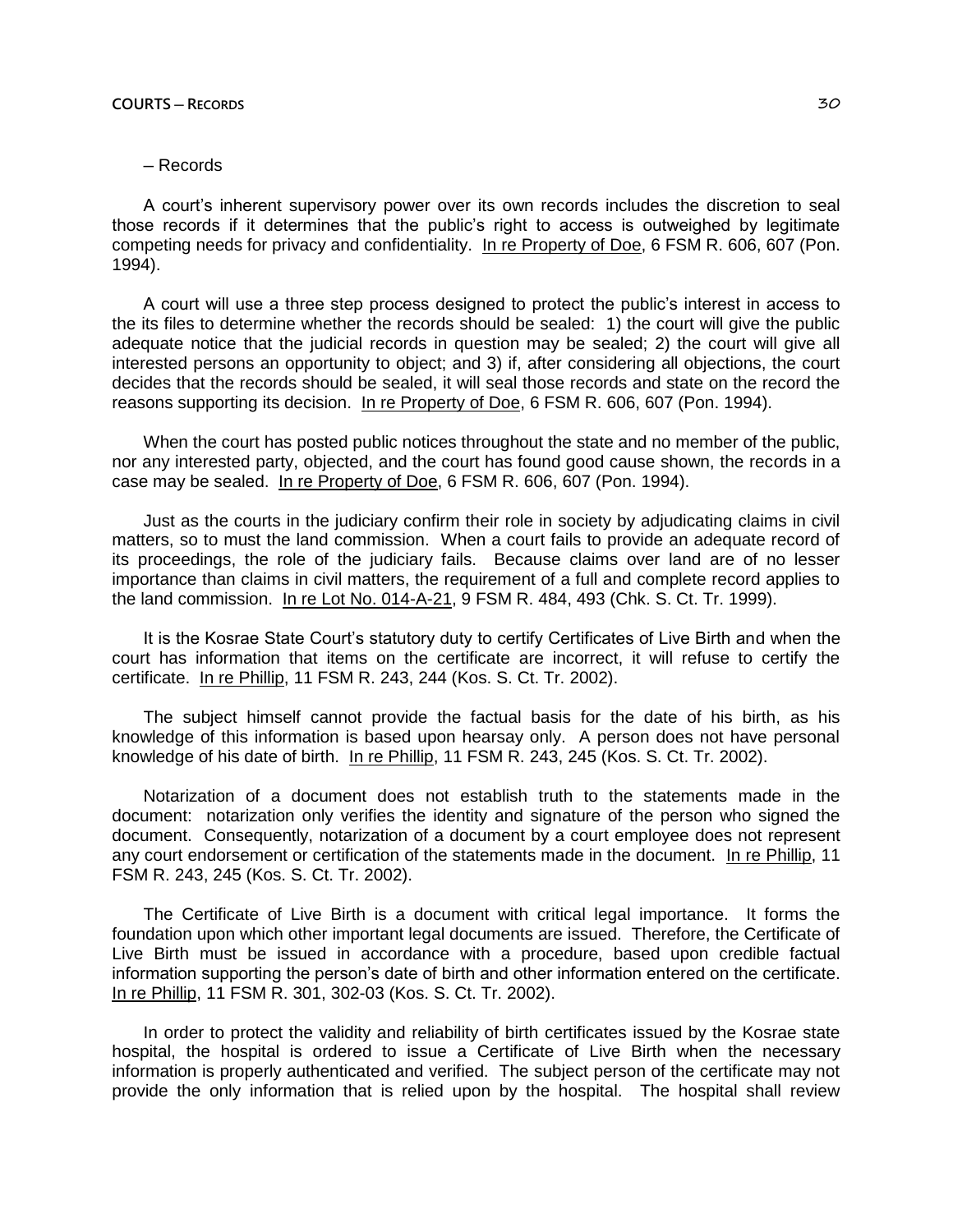– Records

A court's inherent supervisory power over its own records includes the discretion to seal those records if it determines that the public's right to access is outweighed by legitimate competing needs for privacy and confidentiality. In re Property of Doe, 6 FSM R. 606, 607 (Pon. 1994).

A court will use a three step process designed to protect the public's interest in access to the its files to determine whether the records should be sealed: 1) the court will give the public adequate notice that the judicial records in question may be sealed; 2) the court will give all interested persons an opportunity to object; and 3) if, after considering all objections, the court decides that the records should be sealed, it will seal those records and state on the record the reasons supporting its decision. In re Property of Doe, 6 FSM R. 606, 607 (Pon. 1994).

When the court has posted public notices throughout the state and no member of the public, nor any interested party, objected, and the court has found good cause shown, the records in a case may be sealed. In re Property of Doe, 6 FSM R. 606, 607 (Pon. 1994).

Just as the courts in the judiciary confirm their role in society by adjudicating claims in civil matters, so to must the land commission. When a court fails to provide an adequate record of its proceedings, the role of the judiciary fails. Because claims over land are of no lesser importance than claims in civil matters, the requirement of a full and complete record applies to the land commission. In re Lot No. 014-A-21, 9 FSM R. 484, 493 (Chk. S. Ct. Tr. 1999).

It is the Kosrae State Court's statutory duty to certify Certificates of Live Birth and when the court has information that items on the certificate are incorrect, it will refuse to certify the certificate. In re Phillip, 11 FSM R. 243, 244 (Kos. S. Ct. Tr. 2002).

The subject himself cannot provide the factual basis for the date of his birth, as his knowledge of this information is based upon hearsay only. A person does not have personal knowledge of his date of birth. In re Phillip, 11 FSM R. 243, 245 (Kos. S. Ct. Tr. 2002).

Notarization of a document does not establish truth to the statements made in the document: notarization only verifies the identity and signature of the person who signed the document. Consequently, notarization of a document by a court employee does not represent any court endorsement or certification of the statements made in the document. In re Phillip, 11 FSM R. 243, 245 (Kos. S. Ct. Tr. 2002).

The Certificate of Live Birth is a document with critical legal importance. It forms the foundation upon which other important legal documents are issued. Therefore, the Certificate of Live Birth must be issued in accordance with a procedure, based upon credible factual information supporting the person's date of birth and other information entered on the certificate. In re Phillip, 11 FSM R. 301, 302-03 (Kos. S. Ct. Tr. 2002).

In order to protect the validity and reliability of birth certificates issued by the Kosrae state hospital, the hospital is ordered to issue a Certificate of Live Birth when the necessary information is properly authenticated and verified. The subject person of the certificate may not provide the only information that is relied upon by the hospital. The hospital shall review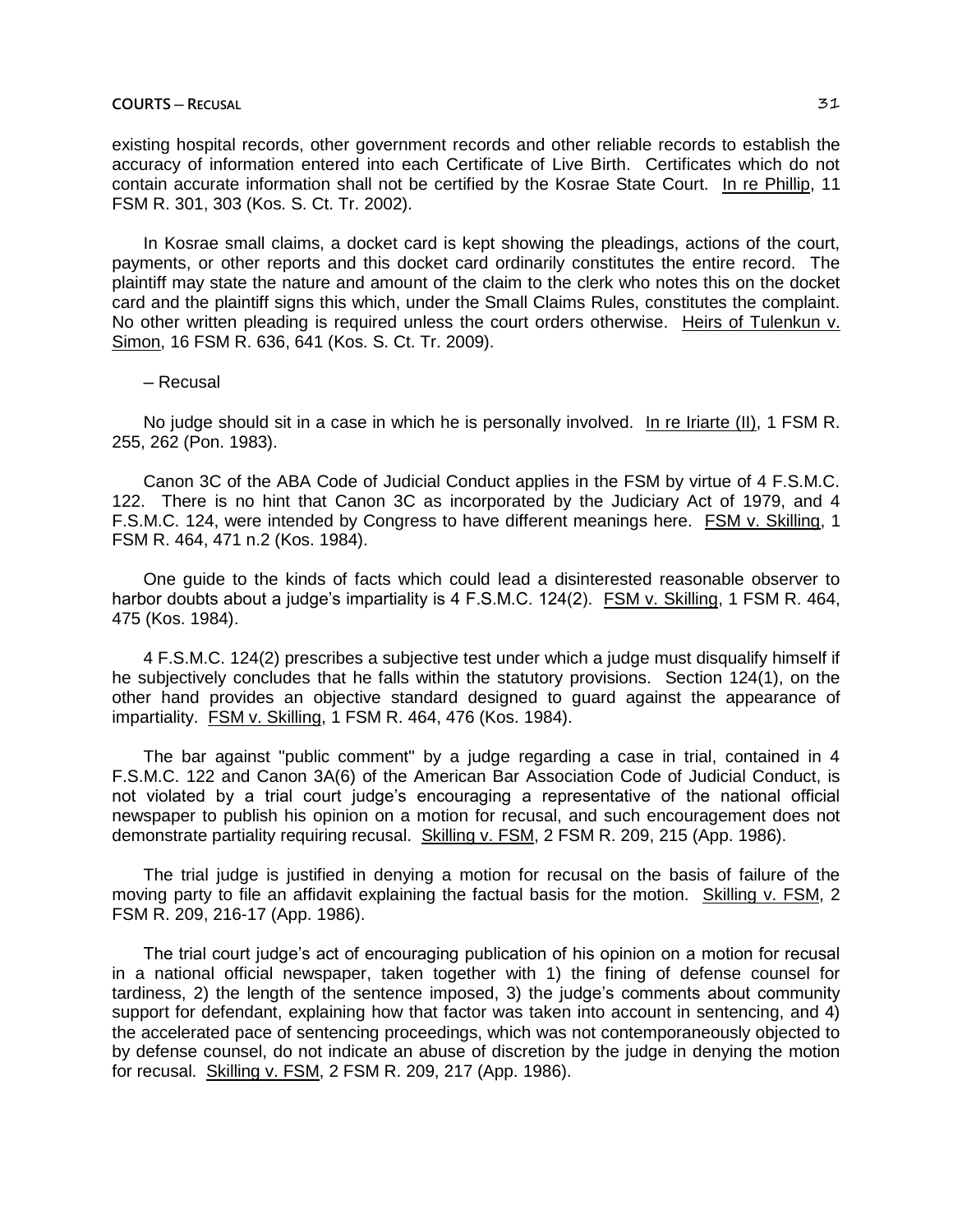existing hospital records, other government records and other reliable records to establish the accuracy of information entered into each Certificate of Live Birth. Certificates which do not contain accurate information shall not be certified by the Kosrae State Court. In re Phillip, 11 FSM R. 301, 303 (Kos. S. Ct. Tr. 2002).

In Kosrae small claims, a docket card is kept showing the pleadings, actions of the court, payments, or other reports and this docket card ordinarily constitutes the entire record. The plaintiff may state the nature and amount of the claim to the clerk who notes this on the docket card and the plaintiff signs this which, under the Small Claims Rules, constitutes the complaint. No other written pleading is required unless the court orders otherwise. Heirs of Tulenkun v. Simon, 16 FSM R. 636, 641 (Kos. S. Ct. Tr. 2009).

– Recusal

No judge should sit in a case in which he is personally involved. In re Iriarte (II), 1 FSM R. 255, 262 (Pon. 1983).

Canon 3C of the ABA Code of Judicial Conduct applies in the FSM by virtue of 4 F.S.M.C. 122. There is no hint that Canon 3C as incorporated by the Judiciary Act of 1979, and 4 F.S.M.C. 124, were intended by Congress to have different meanings here. FSM v. Skilling, 1 FSM R. 464, 471 n.2 (Kos. 1984).

One guide to the kinds of facts which could lead a disinterested reasonable observer to harbor doubts about a judge's impartiality is 4 F.S.M.C. 124(2). FSM v. Skilling, 1 FSM R. 464, 475 (Kos. 1984).

4 F.S.M.C. 124(2) prescribes a subjective test under which a judge must disqualify himself if he subjectively concludes that he falls within the statutory provisions. Section 124(1), on the other hand provides an objective standard designed to guard against the appearance of impartiality. FSM v. Skilling, 1 FSM R. 464, 476 (Kos. 1984).

The bar against "public comment" by a judge regarding a case in trial, contained in 4 F.S.M.C. 122 and Canon 3A(6) of the American Bar Association Code of Judicial Conduct, is not violated by a trial court judge's encouraging a representative of the national official newspaper to publish his opinion on a motion for recusal, and such encouragement does not demonstrate partiality requiring recusal. Skilling v. FSM, 2 FSM R. 209, 215 (App. 1986).

The trial judge is justified in denying a motion for recusal on the basis of failure of the moving party to file an affidavit explaining the factual basis for the motion. Skilling v. FSM, 2 FSM R. 209, 216-17 (App. 1986).

The trial court judge's act of encouraging publication of his opinion on a motion for recusal in a national official newspaper, taken together with 1) the fining of defense counsel for tardiness, 2) the length of the sentence imposed, 3) the judge's comments about community support for defendant, explaining how that factor was taken into account in sentencing, and 4) the accelerated pace of sentencing proceedings, which was not contemporaneously objected to by defense counsel, do not indicate an abuse of discretion by the judge in denying the motion for recusal. Skilling v. FSM, 2 FSM R. 209, 217 (App. 1986).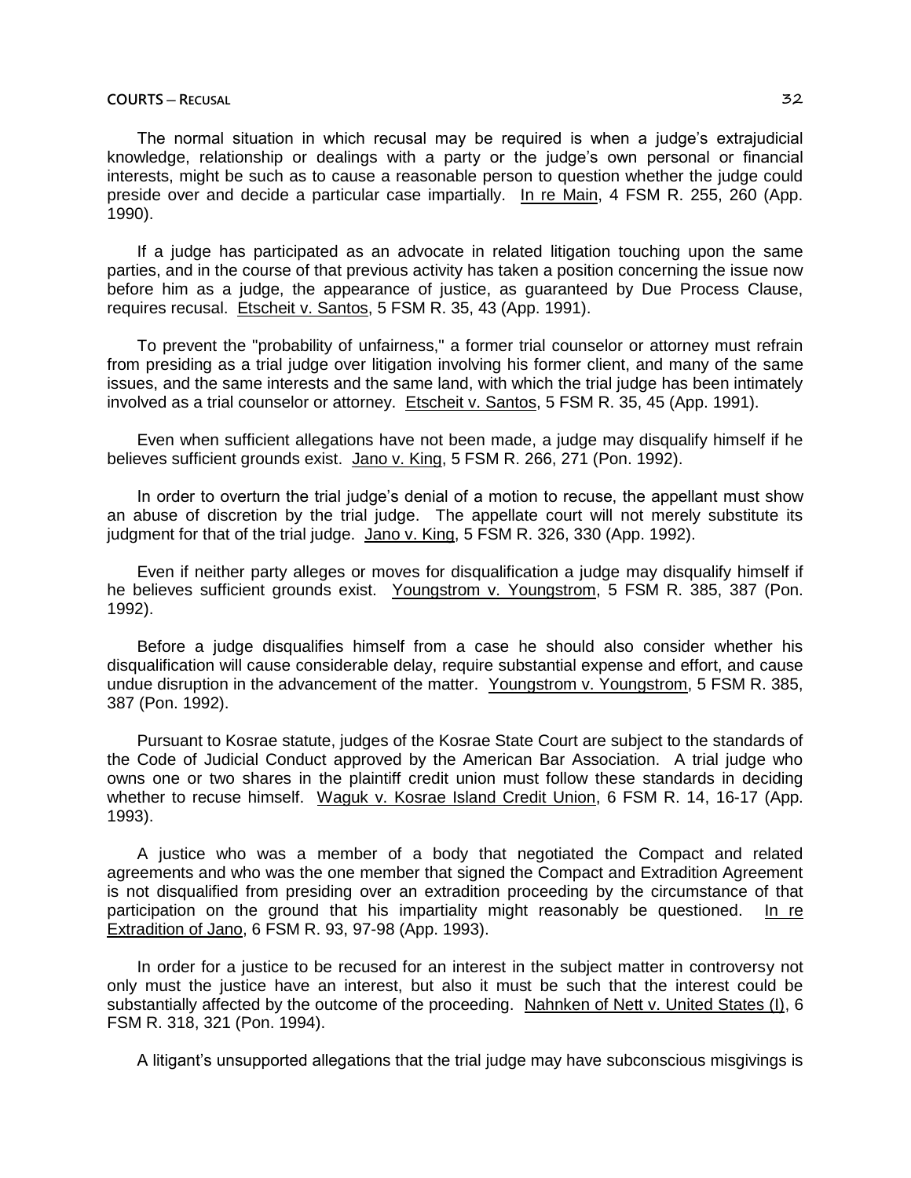The normal situation in which recusal may be required is when a judge's extrajudicial knowledge, relationship or dealings with a party or the judge's own personal or financial interests, might be such as to cause a reasonable person to question whether the judge could preside over and decide a particular case impartially. In re Main, 4 FSM R. 255, 260 (App. 1990).

If a judge has participated as an advocate in related litigation touching upon the same parties, and in the course of that previous activity has taken a position concerning the issue now before him as a judge, the appearance of justice, as guaranteed by Due Process Clause, requires recusal. Etscheit v. Santos, 5 FSM R. 35, 43 (App. 1991).

To prevent the "probability of unfairness," a former trial counselor or attorney must refrain from presiding as a trial judge over litigation involving his former client, and many of the same issues, and the same interests and the same land, with which the trial judge has been intimately involved as a trial counselor or attorney. Etscheit v. Santos, 5 FSM R. 35, 45 (App. 1991).

Even when sufficient allegations have not been made, a judge may disqualify himself if he believes sufficient grounds exist. Jano v. King, 5 FSM R. 266, 271 (Pon. 1992).

In order to overturn the trial judge's denial of a motion to recuse, the appellant must show an abuse of discretion by the trial judge. The appellate court will not merely substitute its judgment for that of the trial judge. Jano v. King, 5 FSM R. 326, 330 (App. 1992).

Even if neither party alleges or moves for disqualification a judge may disqualify himself if he believes sufficient grounds exist. Youngstrom v. Youngstrom, 5 FSM R. 385, 387 (Pon. 1992).

Before a judge disqualifies himself from a case he should also consider whether his disqualification will cause considerable delay, require substantial expense and effort, and cause undue disruption in the advancement of the matter. Youngstrom v. Youngstrom, 5 FSM R. 385, 387 (Pon. 1992).

Pursuant to Kosrae statute, judges of the Kosrae State Court are subject to the standards of the Code of Judicial Conduct approved by the American Bar Association. A trial judge who owns one or two shares in the plaintiff credit union must follow these standards in deciding whether to recuse himself. Waguk v. Kosrae Island Credit Union, 6 FSM R. 14, 16-17 (App. 1993).

A justice who was a member of a body that negotiated the Compact and related agreements and who was the one member that signed the Compact and Extradition Agreement is not disqualified from presiding over an extradition proceeding by the circumstance of that participation on the ground that his impartiality might reasonably be questioned. In re Extradition of Jano, 6 FSM R. 93, 97-98 (App. 1993).

In order for a justice to be recused for an interest in the subject matter in controversy not only must the justice have an interest, but also it must be such that the interest could be substantially affected by the outcome of the proceeding. Nahnken of Nett v. United States (I), 6 FSM R. 318, 321 (Pon. 1994).

A litigant's unsupported allegations that the trial judge may have subconscious misgivings is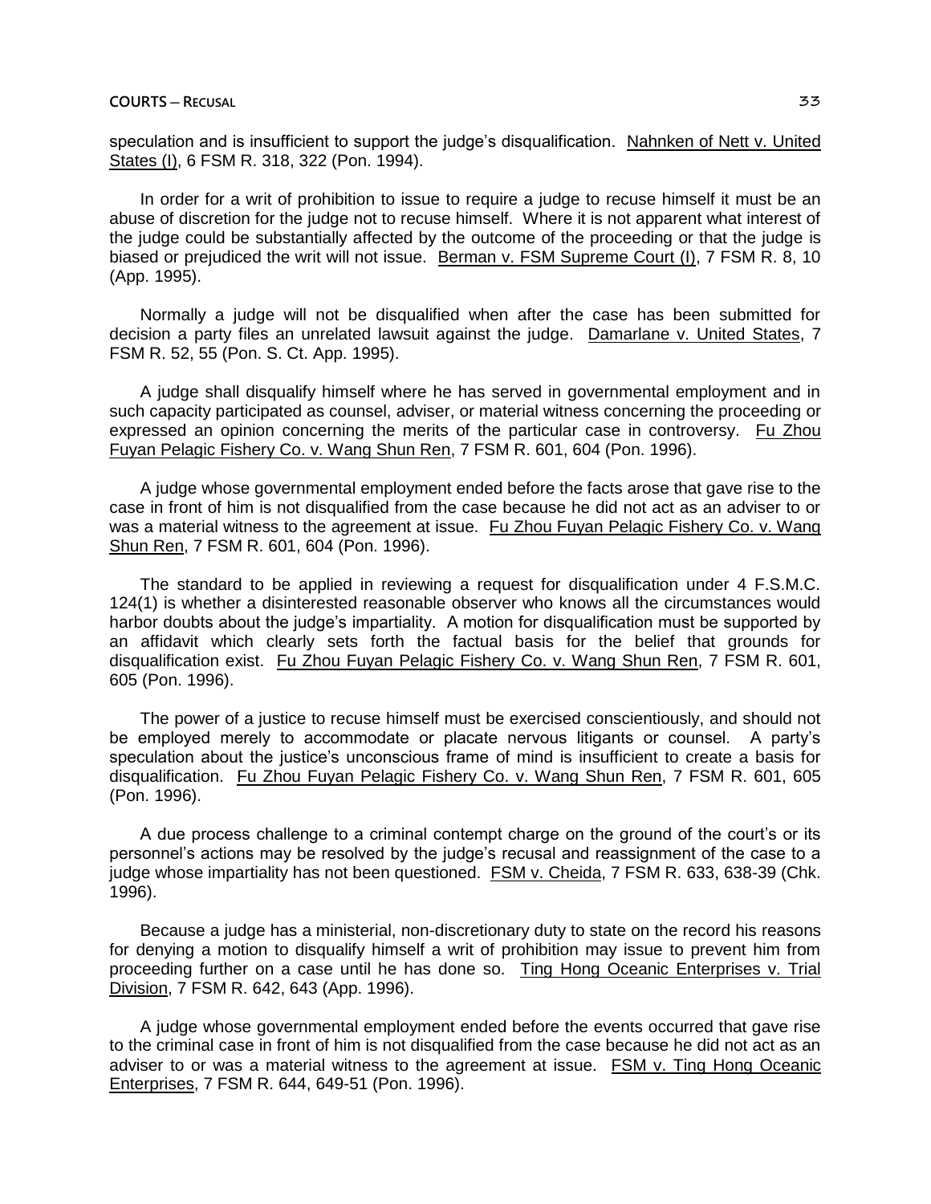speculation and is insufficient to support the judge's disqualification. Nahnken of Nett v. United States (I), 6 FSM R. 318, 322 (Pon. 1994).

In order for a writ of prohibition to issue to require a judge to recuse himself it must be an abuse of discretion for the judge not to recuse himself. Where it is not apparent what interest of the judge could be substantially affected by the outcome of the proceeding or that the judge is biased or prejudiced the writ will not issue. Berman v. FSM Supreme Court (I), 7 FSM R. 8, 10 (App. 1995).

Normally a judge will not be disqualified when after the case has been submitted for decision a party files an unrelated lawsuit against the judge. Damarlane v. United States, 7 FSM R. 52, 55 (Pon. S. Ct. App. 1995).

A judge shall disqualify himself where he has served in governmental employment and in such capacity participated as counsel, adviser, or material witness concerning the proceeding or expressed an opinion concerning the merits of the particular case in controversy. Fu Zhou Fuyan Pelagic Fishery Co. v. Wang Shun Ren, 7 FSM R. 601, 604 (Pon. 1996).

A judge whose governmental employment ended before the facts arose that gave rise to the case in front of him is not disqualified from the case because he did not act as an adviser to or was a material witness to the agreement at issue. Fu Zhou Fuyan Pelagic Fishery Co. v. Wang Shun Ren, 7 FSM R. 601, 604 (Pon. 1996).

The standard to be applied in reviewing a request for disqualification under 4 F.S.M.C. 124(1) is whether a disinterested reasonable observer who knows all the circumstances would harbor doubts about the judge's impartiality. A motion for disqualification must be supported by an affidavit which clearly sets forth the factual basis for the belief that grounds for disqualification exist. Fu Zhou Fuyan Pelagic Fishery Co. v. Wang Shun Ren, 7 FSM R. 601, 605 (Pon. 1996).

The power of a justice to recuse himself must be exercised conscientiously, and should not be employed merely to accommodate or placate nervous litigants or counsel. A party's speculation about the justice's unconscious frame of mind is insufficient to create a basis for disqualification. Fu Zhou Fuyan Pelagic Fishery Co. v. Wang Shun Ren, 7 FSM R. 601, 605 (Pon. 1996).

A due process challenge to a criminal contempt charge on the ground of the court's or its personnel's actions may be resolved by the judge's recusal and reassignment of the case to a judge whose impartiality has not been questioned. FSM v. Cheida, 7 FSM R. 633, 638-39 (Chk. 1996).

Because a judge has a ministerial, non-discretionary duty to state on the record his reasons for denying a motion to disqualify himself a writ of prohibition may issue to prevent him from proceeding further on a case until he has done so. Ting Hong Oceanic Enterprises v. Trial Division, 7 FSM R. 642, 643 (App. 1996).

A judge whose governmental employment ended before the events occurred that gave rise to the criminal case in front of him is not disqualified from the case because he did not act as an adviser to or was a material witness to the agreement at issue. FSM v. Ting Hong Oceanic Enterprises, 7 FSM R. 644, 649-51 (Pon. 1996).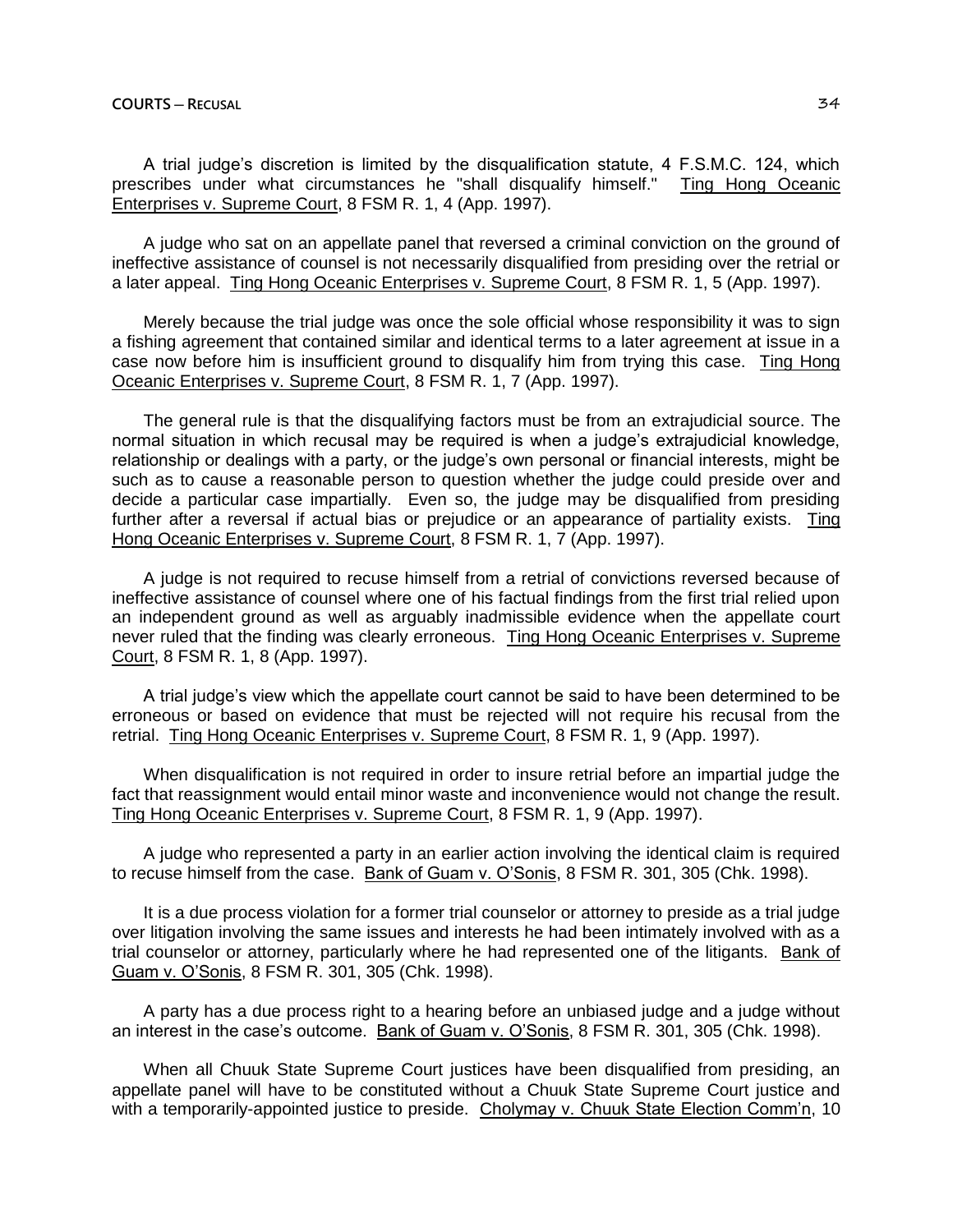A trial judge's discretion is limited by the disqualification statute, 4 F.S.M.C. 124, which prescribes under what circumstances he "shall disqualify himself." Ting Hong Oceanic Enterprises v. Supreme Court, 8 FSM R. 1, 4 (App. 1997).

A judge who sat on an appellate panel that reversed a criminal conviction on the ground of ineffective assistance of counsel is not necessarily disqualified from presiding over the retrial or a later appeal. Ting Hong Oceanic Enterprises v. Supreme Court, 8 FSM R. 1, 5 (App. 1997).

Merely because the trial judge was once the sole official whose responsibility it was to sign a fishing agreement that contained similar and identical terms to a later agreement at issue in a case now before him is insufficient ground to disqualify him from trying this case. Ting Hong Oceanic Enterprises v. Supreme Court, 8 FSM R. 1, 7 (App. 1997).

The general rule is that the disqualifying factors must be from an extrajudicial source. The normal situation in which recusal may be required is when a judge's extrajudicial knowledge, relationship or dealings with a party, or the judge's own personal or financial interests, might be such as to cause a reasonable person to question whether the judge could preside over and decide a particular case impartially. Even so, the judge may be disqualified from presiding further after a reversal if actual bias or prejudice or an appearance of partiality exists. Ting Hong Oceanic Enterprises v. Supreme Court, 8 FSM R. 1, 7 (App. 1997).

A judge is not required to recuse himself from a retrial of convictions reversed because of ineffective assistance of counsel where one of his factual findings from the first trial relied upon an independent ground as well as arguably inadmissible evidence when the appellate court never ruled that the finding was clearly erroneous. Ting Hong Oceanic Enterprises v. Supreme Court, 8 FSM R. 1, 8 (App. 1997).

A trial judge's view which the appellate court cannot be said to have been determined to be erroneous or based on evidence that must be rejected will not require his recusal from the retrial. Ting Hong Oceanic Enterprises v. Supreme Court, 8 FSM R. 1, 9 (App. 1997).

When disqualification is not required in order to insure retrial before an impartial judge the fact that reassignment would entail minor waste and inconvenience would not change the result. Ting Hong Oceanic Enterprises v. Supreme Court, 8 FSM R. 1, 9 (App. 1997).

A judge who represented a party in an earlier action involving the identical claim is required to recuse himself from the case. Bank of Guam v. O'Sonis, 8 FSM R. 301, 305 (Chk. 1998).

It is a due process violation for a former trial counselor or attorney to preside as a trial judge over litigation involving the same issues and interests he had been intimately involved with as a trial counselor or attorney, particularly where he had represented one of the litigants. Bank of Guam v. O'Sonis, 8 FSM R. 301, 305 (Chk. 1998).

A party has a due process right to a hearing before an unbiased judge and a judge without an interest in the case's outcome. Bank of Guam v. O'Sonis, 8 FSM R. 301, 305 (Chk. 1998).

When all Chuuk State Supreme Court justices have been disqualified from presiding, an appellate panel will have to be constituted without a Chuuk State Supreme Court justice and with a temporarily-appointed justice to preside. Cholymay v. Chuuk State Election Comm'n, 10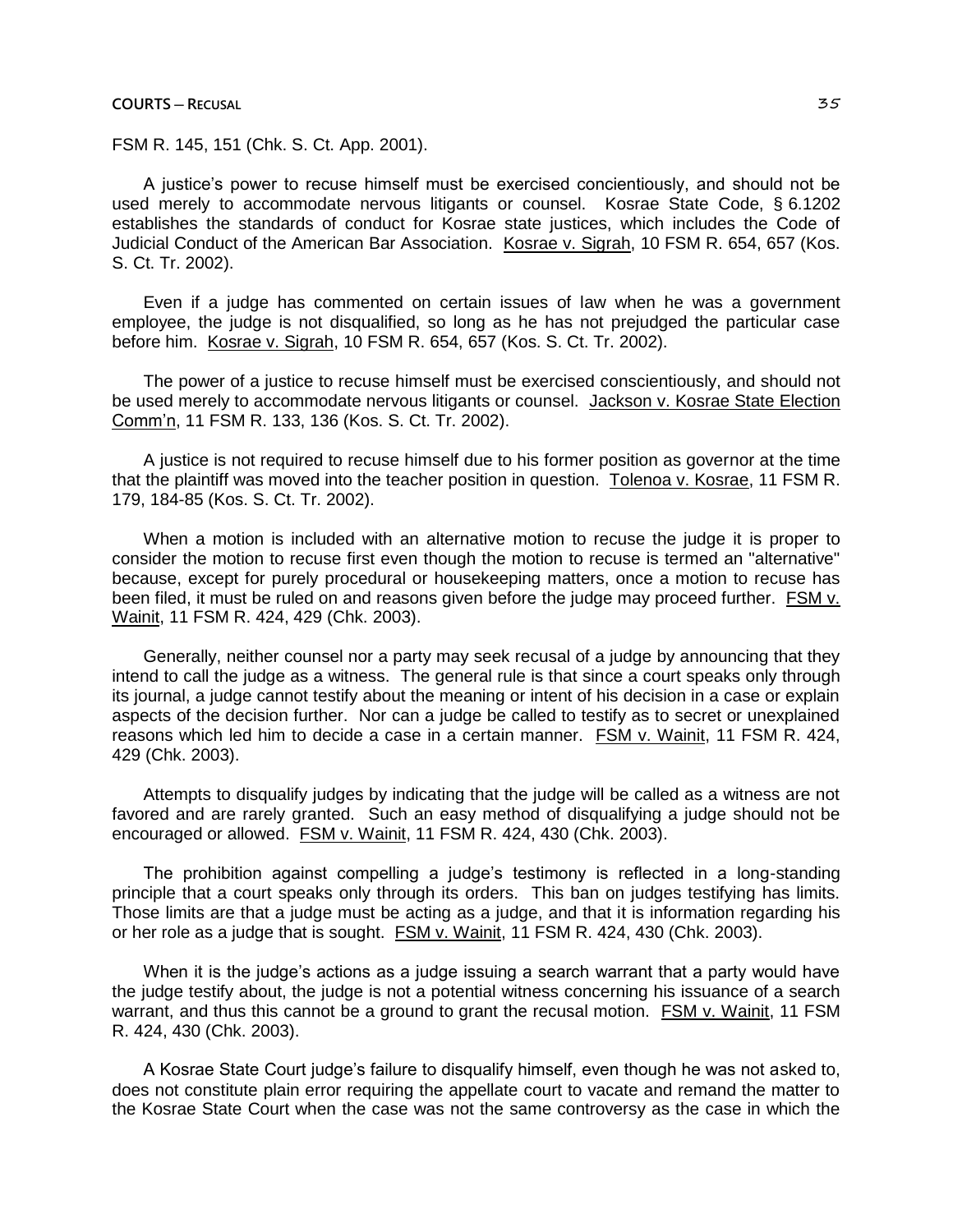FSM R. 145, 151 (Chk. S. Ct. App. 2001).

A justice's power to recuse himself must be exercised concientiously, and should not be used merely to accommodate nervous litigants or counsel. Kosrae State Code, § 6.1202 establishes the standards of conduct for Kosrae state justices, which includes the Code of Judicial Conduct of the American Bar Association. Kosrae v. Sigrah, 10 FSM R. 654, 657 (Kos. S. Ct. Tr. 2002).

Even if a judge has commented on certain issues of law when he was a government employee, the judge is not disqualified, so long as he has not prejudged the particular case before him. Kosrae v. Sigrah, 10 FSM R. 654, 657 (Kos. S. Ct. Tr. 2002).

The power of a justice to recuse himself must be exercised conscientiously, and should not be used merely to accommodate nervous litigants or counsel. Jackson v. Kosrae State Election Comm'n, 11 FSM R. 133, 136 (Kos. S. Ct. Tr. 2002).

A justice is not required to recuse himself due to his former position as governor at the time that the plaintiff was moved into the teacher position in question. Tolenoa v. Kosrae, 11 FSM R. 179, 184-85 (Kos. S. Ct. Tr. 2002).

When a motion is included with an alternative motion to recuse the judge it is proper to consider the motion to recuse first even though the motion to recuse is termed an "alternative" because, except for purely procedural or housekeeping matters, once a motion to recuse has been filed, it must be ruled on and reasons given before the judge may proceed further. FSM v. Wainit, 11 FSM R. 424, 429 (Chk. 2003).

Generally, neither counsel nor a party may seek recusal of a judge by announcing that they intend to call the judge as a witness. The general rule is that since a court speaks only through its journal, a judge cannot testify about the meaning or intent of his decision in a case or explain aspects of the decision further. Nor can a judge be called to testify as to secret or unexplained reasons which led him to decide a case in a certain manner. FSM v. Wainit, 11 FSM R. 424, 429 (Chk. 2003).

Attempts to disqualify judges by indicating that the judge will be called as a witness are not favored and are rarely granted. Such an easy method of disqualifying a judge should not be encouraged or allowed. FSM v. Wainit, 11 FSM R. 424, 430 (Chk. 2003).

The prohibition against compelling a judge's testimony is reflected in a long-standing principle that a court speaks only through its orders. This ban on judges testifying has limits. Those limits are that a judge must be acting as a judge, and that it is information regarding his or her role as a judge that is sought. FSM v. Wainit, 11 FSM R. 424, 430 (Chk. 2003).

When it is the judge's actions as a judge issuing a search warrant that a party would have the judge testify about, the judge is not a potential witness concerning his issuance of a search warrant, and thus this cannot be a ground to grant the recusal motion. FSM v. Wainit, 11 FSM R. 424, 430 (Chk. 2003).

A Kosrae State Court judge's failure to disqualify himself, even though he was not asked to, does not constitute plain error requiring the appellate court to vacate and remand the matter to the Kosrae State Court when the case was not the same controversy as the case in which the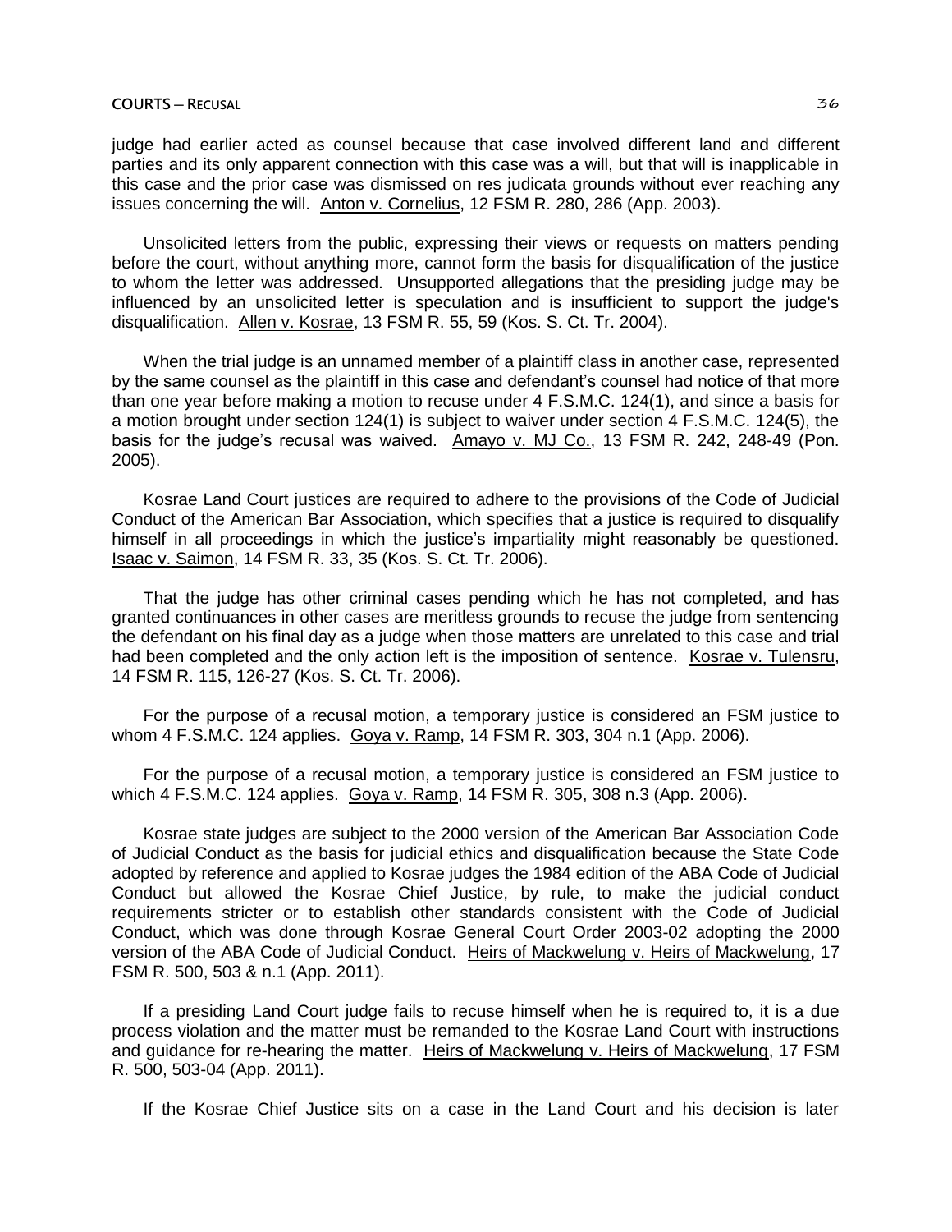judge had earlier acted as counsel because that case involved different land and different parties and its only apparent connection with this case was a will, but that will is inapplicable in this case and the prior case was dismissed on res judicata grounds without ever reaching any issues concerning the will. Anton v. Cornelius, 12 FSM R. 280, 286 (App. 2003).

Unsolicited letters from the public, expressing their views or requests on matters pending before the court, without anything more, cannot form the basis for disqualification of the justice to whom the letter was addressed. Unsupported allegations that the presiding judge may be influenced by an unsolicited letter is speculation and is insufficient to support the judge's disqualification. Allen v. Kosrae, 13 FSM R. 55, 59 (Kos. S. Ct. Tr. 2004).

When the trial judge is an unnamed member of a plaintiff class in another case, represented by the same counsel as the plaintiff in this case and defendant's counsel had notice of that more than one year before making a motion to recuse under 4 F.S.M.C. 124(1), and since a basis for a motion brought under section 124(1) is subject to waiver under section 4 F.S.M.C. 124(5), the basis for the judge's recusal was waived. Amayo v. MJ Co., 13 FSM R. 242, 248-49 (Pon. 2005).

Kosrae Land Court justices are required to adhere to the provisions of the Code of Judicial Conduct of the American Bar Association, which specifies that a justice is required to disqualify himself in all proceedings in which the justice's impartiality might reasonably be questioned. Isaac v. Saimon, 14 FSM R. 33, 35 (Kos. S. Ct. Tr. 2006).

That the judge has other criminal cases pending which he has not completed, and has granted continuances in other cases are meritless grounds to recuse the judge from sentencing the defendant on his final day as a judge when those matters are unrelated to this case and trial had been completed and the only action left is the imposition of sentence. Kosrae v. Tulensru, 14 FSM R. 115, 126-27 (Kos. S. Ct. Tr. 2006).

For the purpose of a recusal motion, a temporary justice is considered an FSM justice to whom 4 F.S.M.C. 124 applies. Goya v. Ramp, 14 FSM R. 303, 304 n.1 (App. 2006).

For the purpose of a recusal motion, a temporary justice is considered an FSM justice to which 4 F.S.M.C. 124 applies. Goya v. Ramp, 14 FSM R. 305, 308 n.3 (App. 2006).

Kosrae state judges are subject to the 2000 version of the American Bar Association Code of Judicial Conduct as the basis for judicial ethics and disqualification because the State Code adopted by reference and applied to Kosrae judges the 1984 edition of the ABA Code of Judicial Conduct but allowed the Kosrae Chief Justice, by rule, to make the judicial conduct requirements stricter or to establish other standards consistent with the Code of Judicial Conduct, which was done through Kosrae General Court Order 2003-02 adopting the 2000 version of the ABA Code of Judicial Conduct. Heirs of Mackwelung v. Heirs of Mackwelung, 17 FSM R. 500, 503 & n.1 (App. 2011).

If a presiding Land Court judge fails to recuse himself when he is required to, it is a due process violation and the matter must be remanded to the Kosrae Land Court with instructions and guidance for re-hearing the matter. Heirs of Mackwelung v. Heirs of Mackwelung, 17 FSM R. 500, 503-04 (App. 2011).

If the Kosrae Chief Justice sits on a case in the Land Court and his decision is later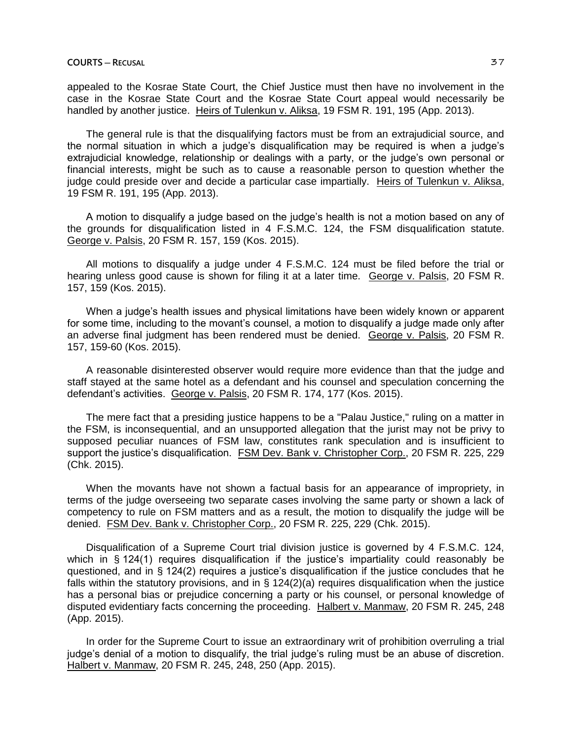appealed to the Kosrae State Court, the Chief Justice must then have no involvement in the case in the Kosrae State Court and the Kosrae State Court appeal would necessarily be handled by another justice. Heirs of Tulenkun v. Aliksa, 19 FSM R. 191, 195 (App. 2013).

The general rule is that the disqualifying factors must be from an extrajudicial source, and the normal situation in which a judge's disqualification may be required is when a judge's extrajudicial knowledge, relationship or dealings with a party, or the judge's own personal or financial interests, might be such as to cause a reasonable person to question whether the judge could preside over and decide a particular case impartially. Heirs of Tulenkun v. Aliksa, 19 FSM R. 191, 195 (App. 2013).

A motion to disqualify a judge based on the judge's health is not a motion based on any of the grounds for disqualification listed in 4 F.S.M.C. 124, the FSM disqualification statute. George v. Palsis, 20 FSM R. 157, 159 (Kos. 2015).

All motions to disqualify a judge under 4 F.S.M.C. 124 must be filed before the trial or hearing unless good cause is shown for filing it at a later time. George v. Palsis, 20 FSM R. 157, 159 (Kos. 2015).

When a judge's health issues and physical limitations have been widely known or apparent for some time, including to the movant's counsel, a motion to disqualify a judge made only after an adverse final judgment has been rendered must be denied. George v. Palsis, 20 FSM R. 157, 159-60 (Kos. 2015).

A reasonable disinterested observer would require more evidence than that the judge and staff stayed at the same hotel as a defendant and his counsel and speculation concerning the defendant's activities. George v. Palsis, 20 FSM R. 174, 177 (Kos. 2015).

The mere fact that a presiding justice happens to be a "Palau Justice," ruling on a matter in the FSM, is inconsequential, and an unsupported allegation that the jurist may not be privy to supposed peculiar nuances of FSM law, constitutes rank speculation and is insufficient to support the justice's disqualification. FSM Dev. Bank v. Christopher Corp., 20 FSM R. 225, 229 (Chk. 2015).

When the movants have not shown a factual basis for an appearance of impropriety, in terms of the judge overseeing two separate cases involving the same party or shown a lack of competency to rule on FSM matters and as a result, the motion to disqualify the judge will be denied. FSM Dev. Bank v. Christopher Corp., 20 FSM R. 225, 229 (Chk. 2015).

Disqualification of a Supreme Court trial division justice is governed by 4 F.S.M.C. 124, which in § 124(1) requires disqualification if the justice's impartiality could reasonably be questioned, and in § 124(2) requires a justice's disqualification if the justice concludes that he falls within the statutory provisions, and in § 124(2)(a) requires disqualification when the justice has a personal bias or prejudice concerning a party or his counsel, or personal knowledge of disputed evidentiary facts concerning the proceeding. Halbert v. Manmaw, 20 FSM R. 245, 248 (App. 2015).

In order for the Supreme Court to issue an extraordinary writ of prohibition overruling a trial judge's denial of a motion to disqualify, the trial judge's ruling must be an abuse of discretion. Halbert v. Manmaw, 20 FSM R. 245, 248, 250 (App. 2015).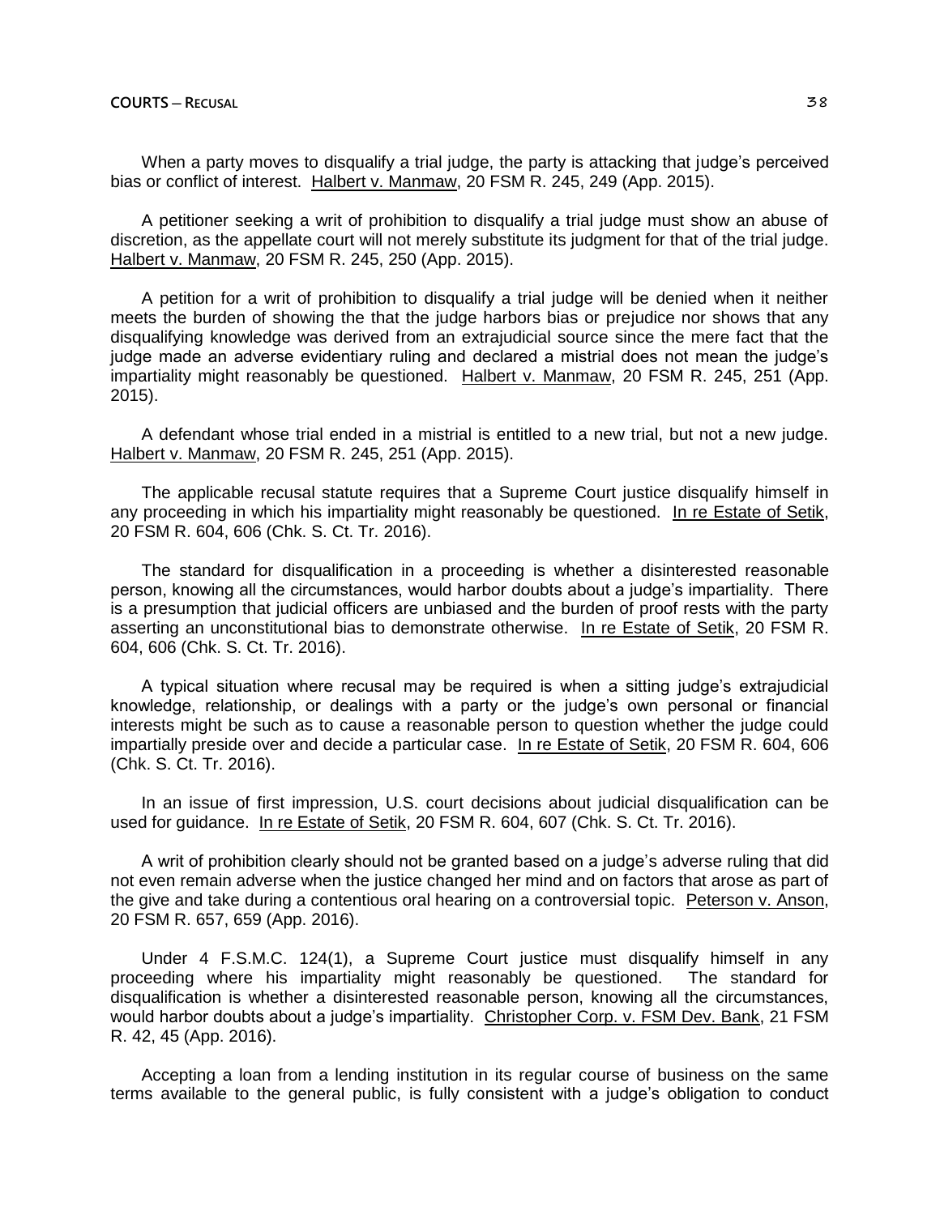When a party moves to disqualify a trial judge, the party is attacking that judge's perceived bias or conflict of interest. Halbert v. Manmaw, 20 FSM R. 245, 249 (App. 2015).

A petitioner seeking a writ of prohibition to disqualify a trial judge must show an abuse of discretion, as the appellate court will not merely substitute its judgment for that of the trial judge. Halbert v. Manmaw, 20 FSM R. 245, 250 (App. 2015).

A petition for a writ of prohibition to disqualify a trial judge will be denied when it neither meets the burden of showing the that the judge harbors bias or prejudice nor shows that any disqualifying knowledge was derived from an extrajudicial source since the mere fact that the judge made an adverse evidentiary ruling and declared a mistrial does not mean the judge's impartiality might reasonably be questioned. Halbert v. Manmaw, 20 FSM R. 245, 251 (App. 2015).

A defendant whose trial ended in a mistrial is entitled to a new trial, but not a new judge. Halbert v. Manmaw, 20 FSM R. 245, 251 (App. 2015).

The applicable recusal statute requires that a Supreme Court justice disqualify himself in any proceeding in which his impartiality might reasonably be questioned. In re Estate of Setik, 20 FSM R. 604, 606 (Chk. S. Ct. Tr. 2016).

The standard for disqualification in a proceeding is whether a disinterested reasonable person, knowing all the circumstances, would harbor doubts about a judge's impartiality. There is a presumption that judicial officers are unbiased and the burden of proof rests with the party asserting an unconstitutional bias to demonstrate otherwise. In re Estate of Setik, 20 FSM R. 604, 606 (Chk. S. Ct. Tr. 2016).

A typical situation where recusal may be required is when a sitting judge's extrajudicial knowledge, relationship, or dealings with a party or the judge's own personal or financial interests might be such as to cause a reasonable person to question whether the judge could impartially preside over and decide a particular case. In re Estate of Setik, 20 FSM R. 604, 606 (Chk. S. Ct. Tr. 2016).

In an issue of first impression, U.S. court decisions about judicial disqualification can be used for guidance. In re Estate of Setik, 20 FSM R. 604, 607 (Chk. S. Ct. Tr. 2016).

A writ of prohibition clearly should not be granted based on a judge's adverse ruling that did not even remain adverse when the justice changed her mind and on factors that arose as part of the give and take during a contentious oral hearing on a controversial topic. Peterson v. Anson, 20 FSM R. 657, 659 (App. 2016).

Under 4 F.S.M.C. 124(1), a Supreme Court justice must disqualify himself in any proceeding where his impartiality might reasonably be questioned. The standard for disqualification is whether a disinterested reasonable person, knowing all the circumstances, would harbor doubts about a judge's impartiality. Christopher Corp. v. FSM Dev. Bank, 21 FSM R. 42, 45 (App. 2016).

Accepting a loan from a lending institution in its regular course of business on the same terms available to the general public, is fully consistent with a judge's obligation to conduct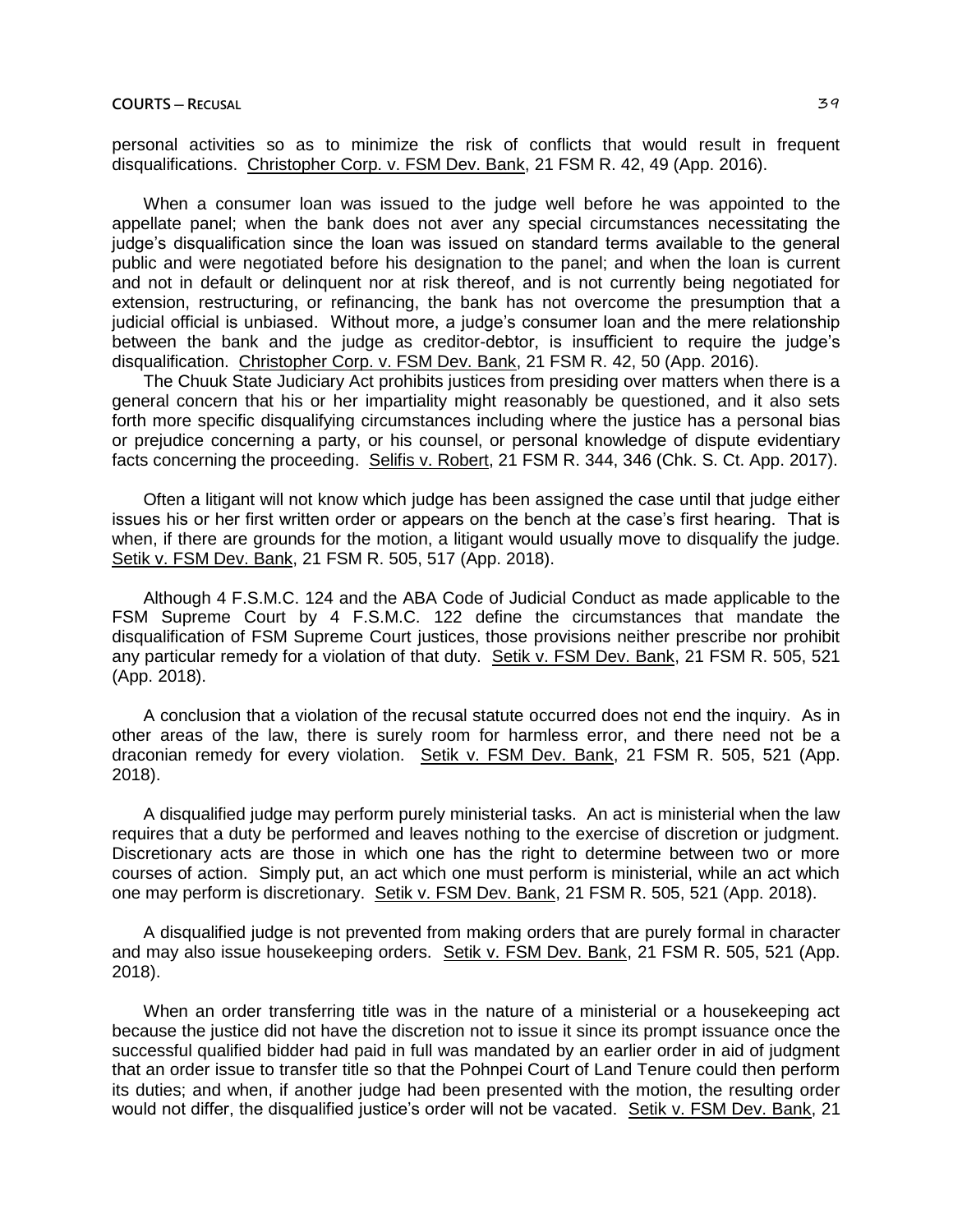personal activities so as to minimize the risk of conflicts that would result in frequent disqualifications. Christopher Corp. v. FSM Dev. Bank, 21 FSM R. 42, 49 (App. 2016).

When a consumer loan was issued to the judge well before he was appointed to the appellate panel; when the bank does not aver any special circumstances necessitating the judge's disqualification since the loan was issued on standard terms available to the general public and were negotiated before his designation to the panel; and when the loan is current and not in default or delinquent nor at risk thereof, and is not currently being negotiated for extension, restructuring, or refinancing, the bank has not overcome the presumption that a judicial official is unbiased. Without more, a judge's consumer loan and the mere relationship between the bank and the judge as creditor-debtor, is insufficient to require the judge's disqualification. Christopher Corp. v. FSM Dev. Bank, 21 FSM R. 42, 50 (App. 2016).

The Chuuk State Judiciary Act prohibits justices from presiding over matters when there is a general concern that his or her impartiality might reasonably be questioned, and it also sets forth more specific disqualifying circumstances including where the justice has a personal bias or prejudice concerning a party, or his counsel, or personal knowledge of dispute evidentiary facts concerning the proceeding. Selifis v. Robert, 21 FSM R. 344, 346 (Chk. S. Ct. App. 2017).

Often a litigant will not know which judge has been assigned the case until that judge either issues his or her first written order or appears on the bench at the case's first hearing. That is when, if there are grounds for the motion, a litigant would usually move to disqualify the judge. Setik v. FSM Dev. Bank, 21 FSM R. 505, 517 (App. 2018).

Although 4 F.S.M.C. 124 and the ABA Code of Judicial Conduct as made applicable to the FSM Supreme Court by 4 F.S.M.C. 122 define the circumstances that mandate the disqualification of FSM Supreme Court justices, those provisions neither prescribe nor prohibit any particular remedy for a violation of that duty. Setik v. FSM Dev. Bank, 21 FSM R. 505, 521 (App. 2018).

A conclusion that a violation of the recusal statute occurred does not end the inquiry. As in other areas of the law, there is surely room for harmless error, and there need not be a draconian remedy for every violation. Setik v. FSM Dev. Bank, 21 FSM R. 505, 521 (App. 2018).

A disqualified judge may perform purely ministerial tasks. An act is ministerial when the law requires that a duty be performed and leaves nothing to the exercise of discretion or judgment. Discretionary acts are those in which one has the right to determine between two or more courses of action. Simply put, an act which one must perform is ministerial, while an act which one may perform is discretionary. Setik v. FSM Dev. Bank, 21 FSM R. 505, 521 (App. 2018).

A disqualified judge is not prevented from making orders that are purely formal in character and may also issue housekeeping orders. Setik v. FSM Dev. Bank, 21 FSM R. 505, 521 (App. 2018).

When an order transferring title was in the nature of a ministerial or a housekeeping act because the justice did not have the discretion not to issue it since its prompt issuance once the successful qualified bidder had paid in full was mandated by an earlier order in aid of judgment that an order issue to transfer title so that the Pohnpei Court of Land Tenure could then perform its duties; and when, if another judge had been presented with the motion, the resulting order would not differ, the disqualified justice's order will not be vacated. Setik v. FSM Dev. Bank, 21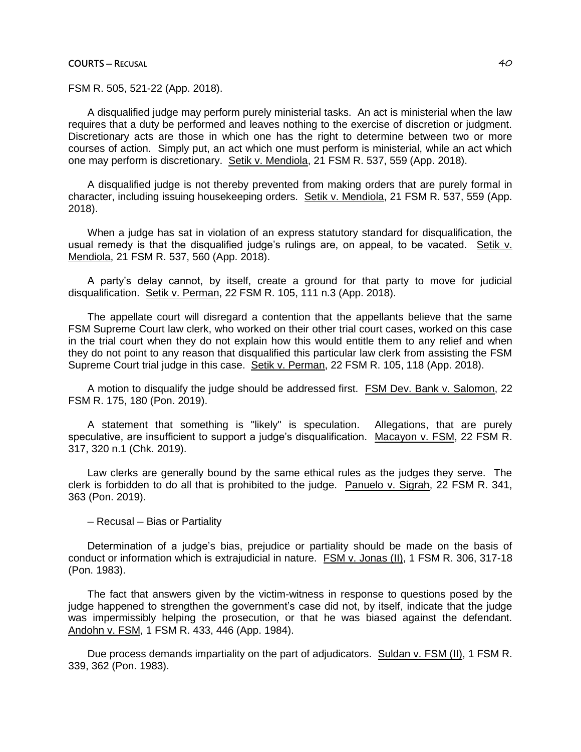FSM R. 505, 521-22 (App. 2018).

A disqualified judge may perform purely ministerial tasks. An act is ministerial when the law requires that a duty be performed and leaves nothing to the exercise of discretion or judgment. Discretionary acts are those in which one has the right to determine between two or more courses of action. Simply put, an act which one must perform is ministerial, while an act which one may perform is discretionary. Setik v. Mendiola, 21 FSM R. 537, 559 (App. 2018).

A disqualified judge is not thereby prevented from making orders that are purely formal in character, including issuing housekeeping orders. Setik v. Mendiola, 21 FSM R. 537, 559 (App. 2018).

When a judge has sat in violation of an express statutory standard for disqualification, the usual remedy is that the disqualified judge's rulings are, on appeal, to be vacated. Setik v. Mendiola, 21 FSM R. 537, 560 (App. 2018).

A party's delay cannot, by itself, create a ground for that party to move for judicial disqualification. Setik v. Perman, 22 FSM R. 105, 111 n.3 (App. 2018).

The appellate court will disregard a contention that the appellants believe that the same FSM Supreme Court law clerk, who worked on their other trial court cases, worked on this case in the trial court when they do not explain how this would entitle them to any relief and when they do not point to any reason that disqualified this particular law clerk from assisting the FSM Supreme Court trial judge in this case. Setik v. Perman, 22 FSM R. 105, 118 (App. 2018).

A motion to disqualify the judge should be addressed first. FSM Dev. Bank v. Salomon, 22 FSM R. 175, 180 (Pon. 2019).

A statement that something is "likely" is speculation. Allegations, that are purely speculative, are insufficient to support a judge's disqualification. Macayon v. FSM, 22 FSM R. 317, 320 n.1 (Chk. 2019).

Law clerks are generally bound by the same ethical rules as the judges they serve. The clerk is forbidden to do all that is prohibited to the judge. Panuelo v. Sigrah, 22 FSM R. 341, 363 (Pon. 2019).

– Recusal – Bias or Partiality

Determination of a judge's bias, prejudice or partiality should be made on the basis of conduct or information which is extrajudicial in nature. FSM v. Jonas (II), 1 FSM R. 306, 317-18 (Pon. 1983).

The fact that answers given by the victim-witness in response to questions posed by the judge happened to strengthen the government's case did not, by itself, indicate that the judge was impermissibly helping the prosecution, or that he was biased against the defendant. Andohn v. FSM, 1 FSM R. 433, 446 (App. 1984).

Due process demands impartiality on the part of adjudicators. Suldan v. FSM (II), 1 FSM R. 339, 362 (Pon. 1983).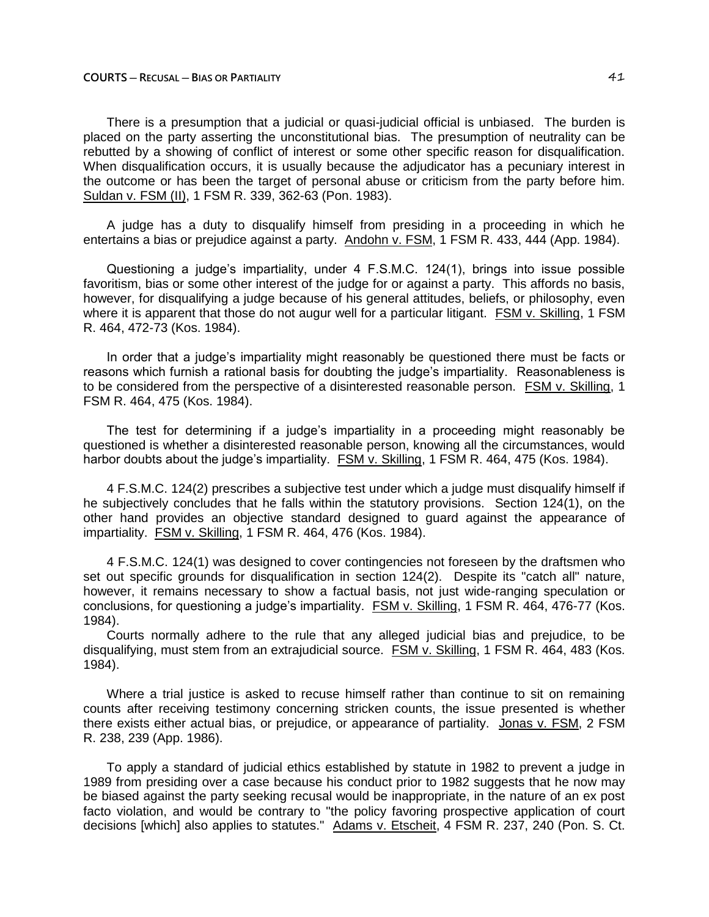There is a presumption that a judicial or quasi-judicial official is unbiased. The burden is placed on the party asserting the unconstitutional bias. The presumption of neutrality can be rebutted by a showing of conflict of interest or some other specific reason for disqualification. When disqualification occurs, it is usually because the adjudicator has a pecuniary interest in the outcome or has been the target of personal abuse or criticism from the party before him. Suldan v. FSM (II), 1 FSM R. 339, 362-63 (Pon. 1983).

A judge has a duty to disqualify himself from presiding in a proceeding in which he entertains a bias or prejudice against a party. Andohn v. FSM, 1 FSM R. 433, 444 (App. 1984).

Questioning a judge's impartiality, under 4 F.S.M.C. 124(1), brings into issue possible favoritism, bias or some other interest of the judge for or against a party. This affords no basis, however, for disqualifying a judge because of his general attitudes, beliefs, or philosophy, even where it is apparent that those do not augur well for a particular litigant. FSM v. Skilling, 1 FSM R. 464, 472-73 (Kos. 1984).

In order that a judge's impartiality might reasonably be questioned there must be facts or reasons which furnish a rational basis for doubting the judge's impartiality. Reasonableness is to be considered from the perspective of a disinterested reasonable person. FSM v. Skilling, 1 FSM R. 464, 475 (Kos. 1984).

The test for determining if a judge's impartiality in a proceeding might reasonably be questioned is whether a disinterested reasonable person, knowing all the circumstances, would harbor doubts about the judge's impartiality. FSM v. Skilling, 1 FSM R. 464, 475 (Kos. 1984).

4 F.S.M.C. 124(2) prescribes a subjective test under which a judge must disqualify himself if he subjectively concludes that he falls within the statutory provisions. Section 124(1), on the other hand provides an objective standard designed to guard against the appearance of impartiality. FSM v. Skilling, 1 FSM R. 464, 476 (Kos. 1984).

4 F.S.M.C. 124(1) was designed to cover contingencies not foreseen by the draftsmen who set out specific grounds for disqualification in section 124(2). Despite its "catch all" nature, however, it remains necessary to show a factual basis, not just wide-ranging speculation or conclusions, for questioning a judge's impartiality. FSM v. Skilling, 1 FSM R. 464, 476-77 (Kos. 1984).

Courts normally adhere to the rule that any alleged judicial bias and prejudice, to be disqualifying, must stem from an extrajudicial source. FSM v. Skilling, 1 FSM R. 464, 483 (Kos. 1984).

Where a trial justice is asked to recuse himself rather than continue to sit on remaining counts after receiving testimony concerning stricken counts, the issue presented is whether there exists either actual bias, or prejudice, or appearance of partiality. Jonas v. FSM, 2 FSM R. 238, 239 (App. 1986).

To apply a standard of judicial ethics established by statute in 1982 to prevent a judge in 1989 from presiding over a case because his conduct prior to 1982 suggests that he now may be biased against the party seeking recusal would be inappropriate, in the nature of an ex post facto violation, and would be contrary to "the policy favoring prospective application of court decisions [which] also applies to statutes." Adams v. Etscheit, 4 FSM R. 237, 240 (Pon. S. Ct.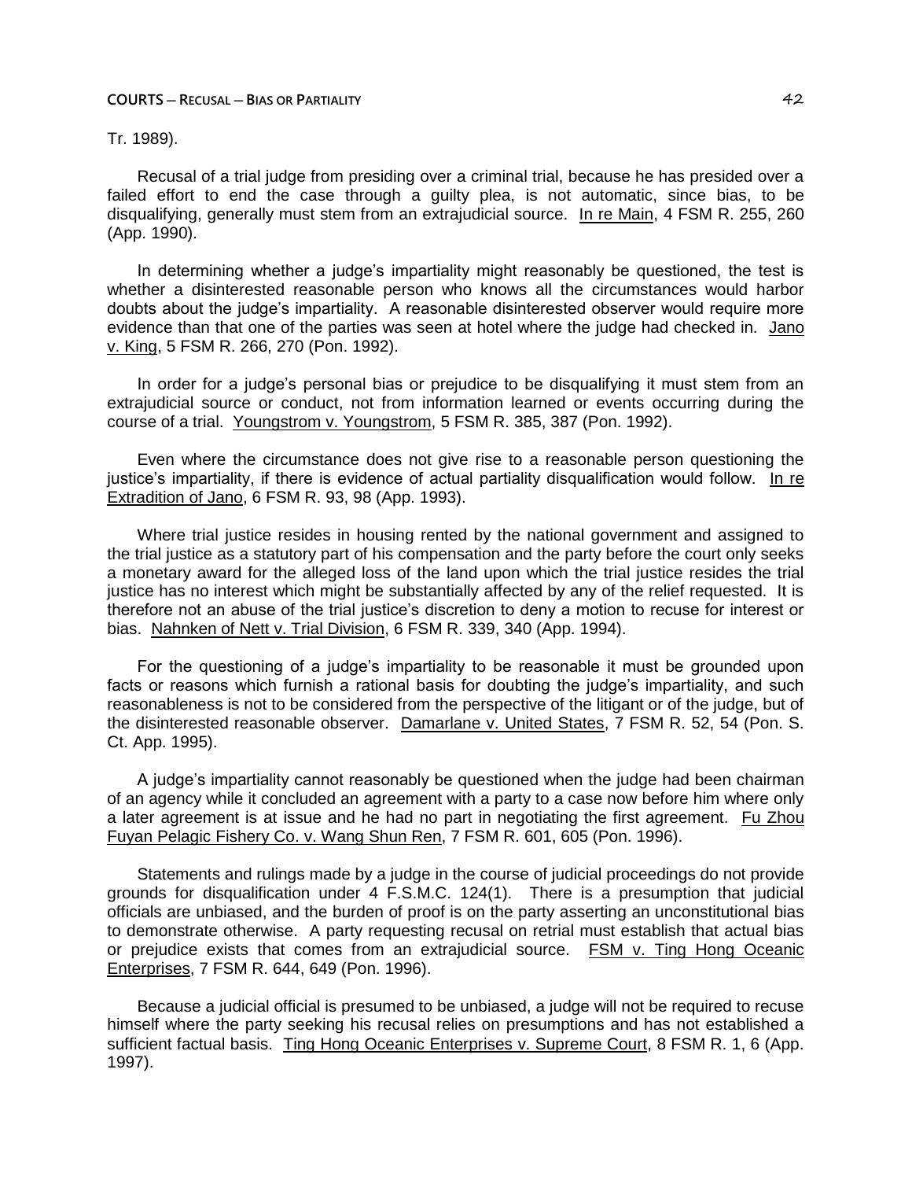Tr. 1989).

Recusal of a trial judge from presiding over a criminal trial, because he has presided over a failed effort to end the case through a guilty plea, is not automatic, since bias, to be disqualifying, generally must stem from an extrajudicial source. In re Main, 4 FSM R. 255, 260 (App. 1990).

In determining whether a judge's impartiality might reasonably be questioned, the test is whether a disinterested reasonable person who knows all the circumstances would harbor doubts about the judge's impartiality. A reasonable disinterested observer would require more evidence than that one of the parties was seen at hotel where the judge had checked in. Jano v. King, 5 FSM R. 266, 270 (Pon. 1992).

In order for a judge's personal bias or prejudice to be disqualifying it must stem from an extrajudicial source or conduct, not from information learned or events occurring during the course of a trial. Youngstrom v. Youngstrom, 5 FSM R. 385, 387 (Pon. 1992).

Even where the circumstance does not give rise to a reasonable person questioning the justice's impartiality, if there is evidence of actual partiality disqualification would follow. In re Extradition of Jano, 6 FSM R. 93, 98 (App. 1993).

Where trial justice resides in housing rented by the national government and assigned to the trial justice as a statutory part of his compensation and the party before the court only seeks a monetary award for the alleged loss of the land upon which the trial justice resides the trial justice has no interest which might be substantially affected by any of the relief requested. It is therefore not an abuse of the trial justice's discretion to deny a motion to recuse for interest or bias. Nahnken of Nett v. Trial Division, 6 FSM R. 339, 340 (App. 1994).

For the questioning of a judge's impartiality to be reasonable it must be grounded upon facts or reasons which furnish a rational basis for doubting the judge's impartiality, and such reasonableness is not to be considered from the perspective of the litigant or of the judge, but of the disinterested reasonable observer. Damarlane v. United States, 7 FSM R. 52, 54 (Pon. S. Ct. App. 1995).

A judge's impartiality cannot reasonably be questioned when the judge had been chairman of an agency while it concluded an agreement with a party to a case now before him where only a later agreement is at issue and he had no part in negotiating the first agreement. Fu Zhou Fuyan Pelagic Fishery Co. v. Wang Shun Ren, 7 FSM R. 601, 605 (Pon. 1996).

Statements and rulings made by a judge in the course of judicial proceedings do not provide grounds for disqualification under 4 F.S.M.C. 124(1). There is a presumption that judicial officials are unbiased, and the burden of proof is on the party asserting an unconstitutional bias to demonstrate otherwise. A party requesting recusal on retrial must establish that actual bias or prejudice exists that comes from an extrajudicial source. FSM v. Ting Hong Oceanic Enterprises, 7 FSM R. 644, 649 (Pon. 1996).

Because a judicial official is presumed to be unbiased, a judge will not be required to recuse himself where the party seeking his recusal relies on presumptions and has not established a sufficient factual basis. Ting Hong Oceanic Enterprises v. Supreme Court, 8 FSM R. 1, 6 (App. 1997).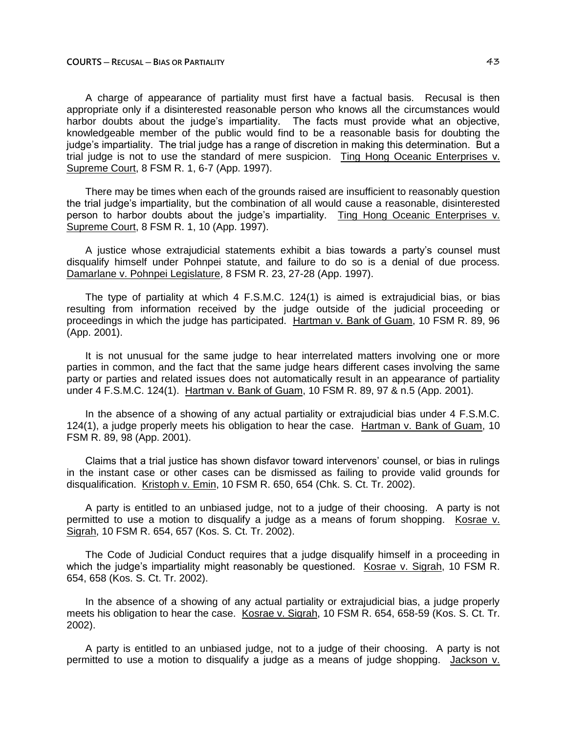A charge of appearance of partiality must first have a factual basis. Recusal is then appropriate only if a disinterested reasonable person who knows all the circumstances would harbor doubts about the judge's impartiality. The facts must provide what an objective, knowledgeable member of the public would find to be a reasonable basis for doubting the judge's impartiality. The trial judge has a range of discretion in making this determination. But a trial judge is not to use the standard of mere suspicion. Ting Hong Oceanic Enterprises v. Supreme Court, 8 FSM R. 1, 6-7 (App. 1997).

There may be times when each of the grounds raised are insufficient to reasonably question the trial judge's impartiality, but the combination of all would cause a reasonable, disinterested person to harbor doubts about the judge's impartiality. Ting Hong Oceanic Enterprises v. Supreme Court, 8 FSM R. 1, 10 (App. 1997).

A justice whose extrajudicial statements exhibit a bias towards a party's counsel must disqualify himself under Pohnpei statute, and failure to do so is a denial of due process. Damarlane v. Pohnpei Legislature, 8 FSM R. 23, 27-28 (App. 1997).

The type of partiality at which 4 F.S.M.C. 124(1) is aimed is extrajudicial bias, or bias resulting from information received by the judge outside of the judicial proceeding or proceedings in which the judge has participated. Hartman v. Bank of Guam, 10 FSM R. 89, 96 (App. 2001).

It is not unusual for the same judge to hear interrelated matters involving one or more parties in common, and the fact that the same judge hears different cases involving the same party or parties and related issues does not automatically result in an appearance of partiality under 4 F.S.M.C. 124(1). Hartman v. Bank of Guam, 10 FSM R. 89, 97 & n.5 (App. 2001).

In the absence of a showing of any actual partiality or extrajudicial bias under 4 F.S.M.C. 124(1), a judge properly meets his obligation to hear the case. Hartman v. Bank of Guam, 10 FSM R. 89, 98 (App. 2001).

Claims that a trial justice has shown disfavor toward intervenors' counsel, or bias in rulings in the instant case or other cases can be dismissed as failing to provide valid grounds for disqualification. Kristoph v. Emin, 10 FSM R. 650, 654 (Chk. S. Ct. Tr. 2002).

A party is entitled to an unbiased judge, not to a judge of their choosing. A party is not permitted to use a motion to disqualify a judge as a means of forum shopping. Kosrae v. Sigrah, 10 FSM R. 654, 657 (Kos. S. Ct. Tr. 2002).

The Code of Judicial Conduct requires that a judge disqualify himself in a proceeding in which the judge's impartiality might reasonably be questioned. Kosrae v. Sigrah, 10 FSM R. 654, 658 (Kos. S. Ct. Tr. 2002).

In the absence of a showing of any actual partiality or extrajudicial bias, a judge properly meets his obligation to hear the case. Kosrae v. Sigrah, 10 FSM R. 654, 658-59 (Kos. S. Ct. Tr. 2002).

A party is entitled to an unbiased judge, not to a judge of their choosing. A party is not permitted to use a motion to disqualify a judge as a means of judge shopping. Jackson v.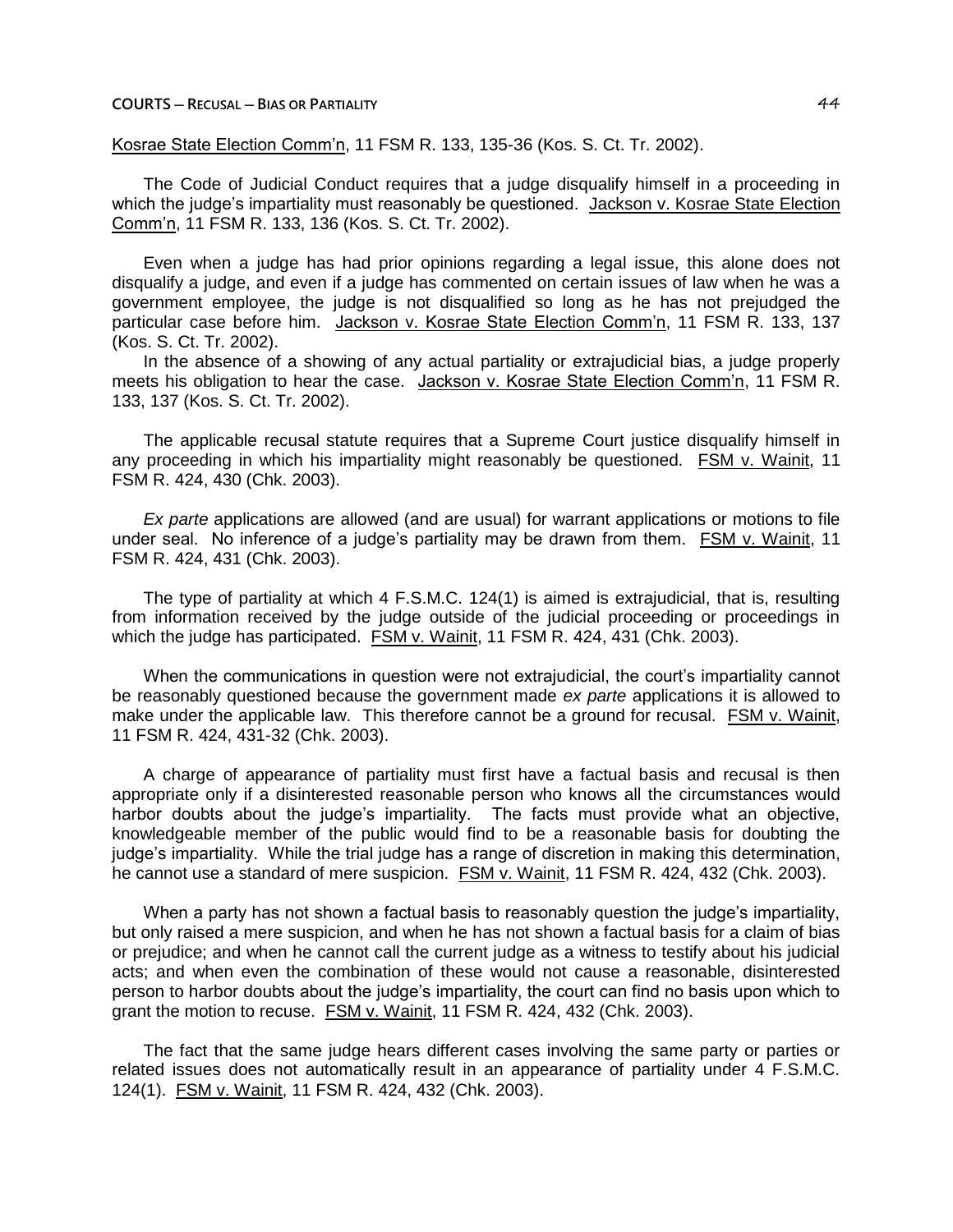Kosrae State Election Comm'n, 11 FSM R. 133, 135-36 (Kos. S. Ct. Tr. 2002).

The Code of Judicial Conduct requires that a judge disqualify himself in a proceeding in which the judge's impartiality must reasonably be questioned. Jackson v. Kosrae State Election Comm'n, 11 FSM R. 133, 136 (Kos. S. Ct. Tr. 2002).

Even when a judge has had prior opinions regarding a legal issue, this alone does not disqualify a judge, and even if a judge has commented on certain issues of law when he was a government employee, the judge is not disqualified so long as he has not prejudged the particular case before him. Jackson v. Kosrae State Election Comm'n, 11 FSM R. 133, 137 (Kos. S. Ct. Tr. 2002).

In the absence of a showing of any actual partiality or extrajudicial bias, a judge properly meets his obligation to hear the case. Jackson v. Kosrae State Election Comm'n, 11 FSM R. 133, 137 (Kos. S. Ct. Tr. 2002).

The applicable recusal statute requires that a Supreme Court justice disqualify himself in any proceeding in which his impartiality might reasonably be questioned. FSM v. Wainit, 11 FSM R. 424, 430 (Chk. 2003).

*Ex parte* applications are allowed (and are usual) for warrant applications or motions to file under seal. No inference of a judge's partiality may be drawn from them. FSM v. Wainit, 11 FSM R. 424, 431 (Chk. 2003).

The type of partiality at which 4 F.S.M.C. 124(1) is aimed is extrajudicial, that is, resulting from information received by the judge outside of the judicial proceeding or proceedings in which the judge has participated. FSM v. Wainit, 11 FSM R. 424, 431 (Chk. 2003).

When the communications in question were not extrajudicial, the court's impartiality cannot be reasonably questioned because the government made *ex parte* applications it is allowed to make under the applicable law. This therefore cannot be a ground for recusal. FSM v. Wainit, 11 FSM R. 424, 431-32 (Chk. 2003).

A charge of appearance of partiality must first have a factual basis and recusal is then appropriate only if a disinterested reasonable person who knows all the circumstances would harbor doubts about the judge's impartiality. The facts must provide what an objective, knowledgeable member of the public would find to be a reasonable basis for doubting the judge's impartiality. While the trial judge has a range of discretion in making this determination, he cannot use a standard of mere suspicion. FSM v. Wainit, 11 FSM R. 424, 432 (Chk. 2003).

When a party has not shown a factual basis to reasonably question the judge's impartiality, but only raised a mere suspicion, and when he has not shown a factual basis for a claim of bias or prejudice; and when he cannot call the current judge as a witness to testify about his judicial acts; and when even the combination of these would not cause a reasonable, disinterested person to harbor doubts about the judge's impartiality, the court can find no basis upon which to grant the motion to recuse. FSM v. Wainit, 11 FSM R. 424, 432 (Chk. 2003).

The fact that the same judge hears different cases involving the same party or parties or related issues does not automatically result in an appearance of partiality under 4 F.S.M.C. 124(1). FSM v. Wainit, 11 FSM R. 424, 432 (Chk. 2003).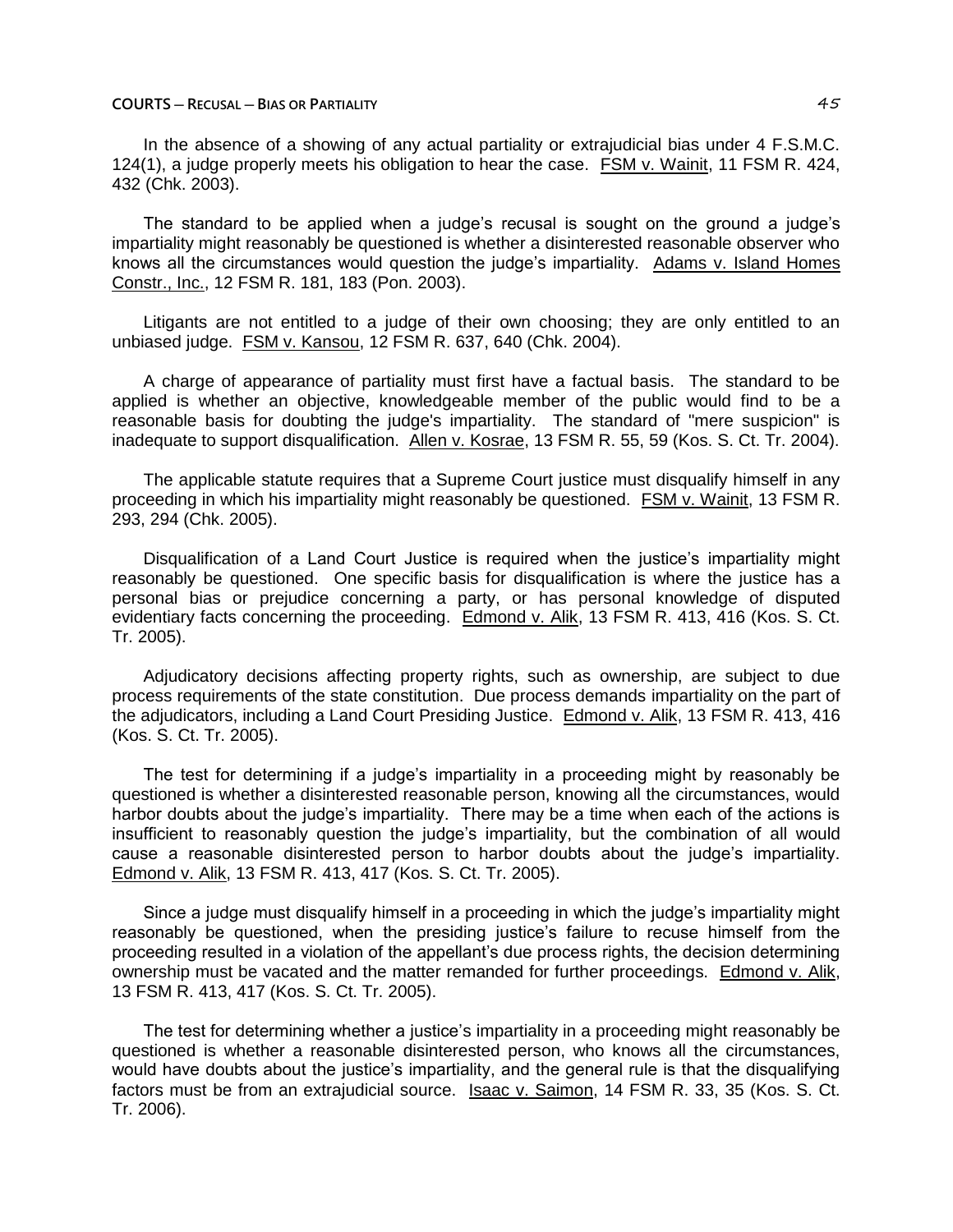In the absence of a showing of any actual partiality or extrajudicial bias under 4 F.S.M.C. 124(1), a judge properly meets his obligation to hear the case. FSM v. Wainit, 11 FSM R. 424, 432 (Chk. 2003).

The standard to be applied when a judge's recusal is sought on the ground a judge's impartiality might reasonably be questioned is whether a disinterested reasonable observer who knows all the circumstances would question the judge's impartiality. Adams v. Island Homes Constr., Inc., 12 FSM R. 181, 183 (Pon. 2003).

Litigants are not entitled to a judge of their own choosing; they are only entitled to an unbiased judge. FSM v. Kansou, 12 FSM R. 637, 640 (Chk. 2004).

A charge of appearance of partiality must first have a factual basis. The standard to be applied is whether an objective, knowledgeable member of the public would find to be a reasonable basis for doubting the judge's impartiality. The standard of "mere suspicion" is inadequate to support disqualification. Allen v. Kosrae, 13 FSM R. 55, 59 (Kos. S. Ct. Tr. 2004).

The applicable statute requires that a Supreme Court justice must disqualify himself in any proceeding in which his impartiality might reasonably be questioned. FSM v. Wainit, 13 FSM R. 293, 294 (Chk. 2005).

Disqualification of a Land Court Justice is required when the justice's impartiality might reasonably be questioned. One specific basis for disqualification is where the justice has a personal bias or prejudice concerning a party, or has personal knowledge of disputed evidentiary facts concerning the proceeding. Edmond v. Alik, 13 FSM R. 413, 416 (Kos. S. Ct. Tr. 2005).

Adjudicatory decisions affecting property rights, such as ownership, are subject to due process requirements of the state constitution. Due process demands impartiality on the part of the adjudicators, including a Land Court Presiding Justice. Edmond v. Alik, 13 FSM R. 413, 416 (Kos. S. Ct. Tr. 2005).

The test for determining if a judge's impartiality in a proceeding might by reasonably be questioned is whether a disinterested reasonable person, knowing all the circumstances, would harbor doubts about the judge's impartiality. There may be a time when each of the actions is insufficient to reasonably question the judge's impartiality, but the combination of all would cause a reasonable disinterested person to harbor doubts about the judge's impartiality. Edmond v. Alik, 13 FSM R. 413, 417 (Kos. S. Ct. Tr. 2005).

Since a judge must disqualify himself in a proceeding in which the judge's impartiality might reasonably be questioned, when the presiding justice's failure to recuse himself from the proceeding resulted in a violation of the appellant's due process rights, the decision determining ownership must be vacated and the matter remanded for further proceedings. Edmond v. Alik, 13 FSM R. 413, 417 (Kos. S. Ct. Tr. 2005).

The test for determining whether a justice's impartiality in a proceeding might reasonably be questioned is whether a reasonable disinterested person, who knows all the circumstances, would have doubts about the justice's impartiality, and the general rule is that the disqualifying factors must be from an extrajudicial source. Isaac v. Saimon, 14 FSM R. 33, 35 (Kos. S. Ct. Tr. 2006).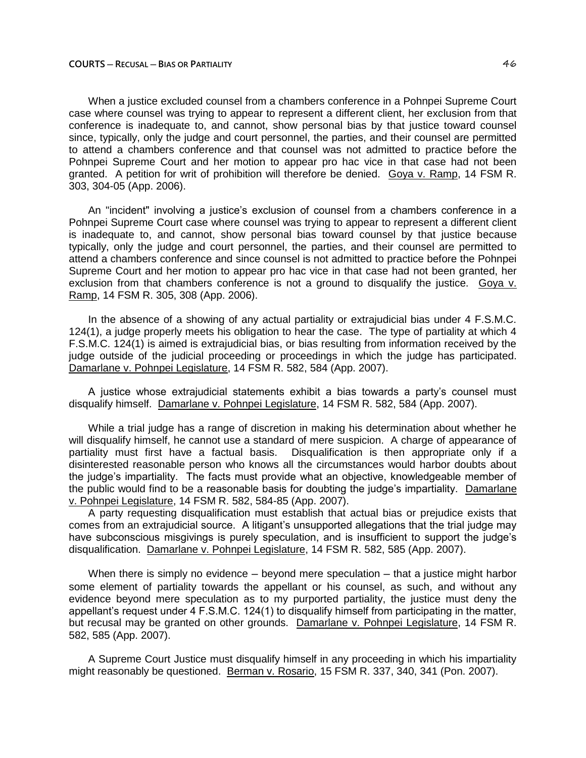When a justice excluded counsel from a chambers conference in a Pohnpei Supreme Court case where counsel was trying to appear to represent a different client, her exclusion from that conference is inadequate to, and cannot, show personal bias by that justice toward counsel since, typically, only the judge and court personnel, the parties, and their counsel are permitted to attend a chambers conference and that counsel was not admitted to practice before the Pohnpei Supreme Court and her motion to appear pro hac vice in that case had not been granted. A petition for writ of prohibition will therefore be denied. Goya v. Ramp, 14 FSM R. 303, 304-05 (App. 2006).

An "incident" involving a justice's exclusion of counsel from a chambers conference in a Pohnpei Supreme Court case where counsel was trying to appear to represent a different client is inadequate to, and cannot, show personal bias toward counsel by that justice because typically, only the judge and court personnel, the parties, and their counsel are permitted to attend a chambers conference and since counsel is not admitted to practice before the Pohnpei Supreme Court and her motion to appear pro hac vice in that case had not been granted, her exclusion from that chambers conference is not a ground to disqualify the justice. Goya v. Ramp, 14 FSM R. 305, 308 (App. 2006).

In the absence of a showing of any actual partiality or extrajudicial bias under 4 F.S.M.C. 124(1), a judge properly meets his obligation to hear the case. The type of partiality at which 4 F.S.M.C. 124(1) is aimed is extrajudicial bias, or bias resulting from information received by the judge outside of the judicial proceeding or proceedings in which the judge has participated. Damarlane v. Pohnpei Legislature, 14 FSM R. 582, 584 (App. 2007).

A justice whose extrajudicial statements exhibit a bias towards a party's counsel must disqualify himself. Damarlane v. Pohnpei Legislature, 14 FSM R. 582, 584 (App. 2007).

While a trial judge has a range of discretion in making his determination about whether he will disqualify himself, he cannot use a standard of mere suspicion. A charge of appearance of partiality must first have a factual basis. Disqualification is then appropriate only if a disinterested reasonable person who knows all the circumstances would harbor doubts about the judge's impartiality. The facts must provide what an objective, knowledgeable member of the public would find to be a reasonable basis for doubting the judge's impartiality. Damarlane v. Pohnpei Legislature, 14 FSM R. 582, 584-85 (App. 2007).

A party requesting disqualification must establish that actual bias or prejudice exists that comes from an extrajudicial source. A litigant's unsupported allegations that the trial judge may have subconscious misgivings is purely speculation, and is insufficient to support the judge's disqualification. Damarlane v. Pohnpei Legislature, 14 FSM R. 582, 585 (App. 2007).

When there is simply no evidence – beyond mere speculation – that a justice might harbor some element of partiality towards the appellant or his counsel, as such, and without any evidence beyond mere speculation as to my purported partiality, the justice must deny the appellant's request under 4 F.S.M.C. 124(1) to disqualify himself from participating in the matter, but recusal may be granted on other grounds. Damarlane v. Pohnpei Legislature, 14 FSM R. 582, 585 (App. 2007).

A Supreme Court Justice must disqualify himself in any proceeding in which his impartiality might reasonably be questioned. Berman v. Rosario, 15 FSM R. 337, 340, 341 (Pon. 2007).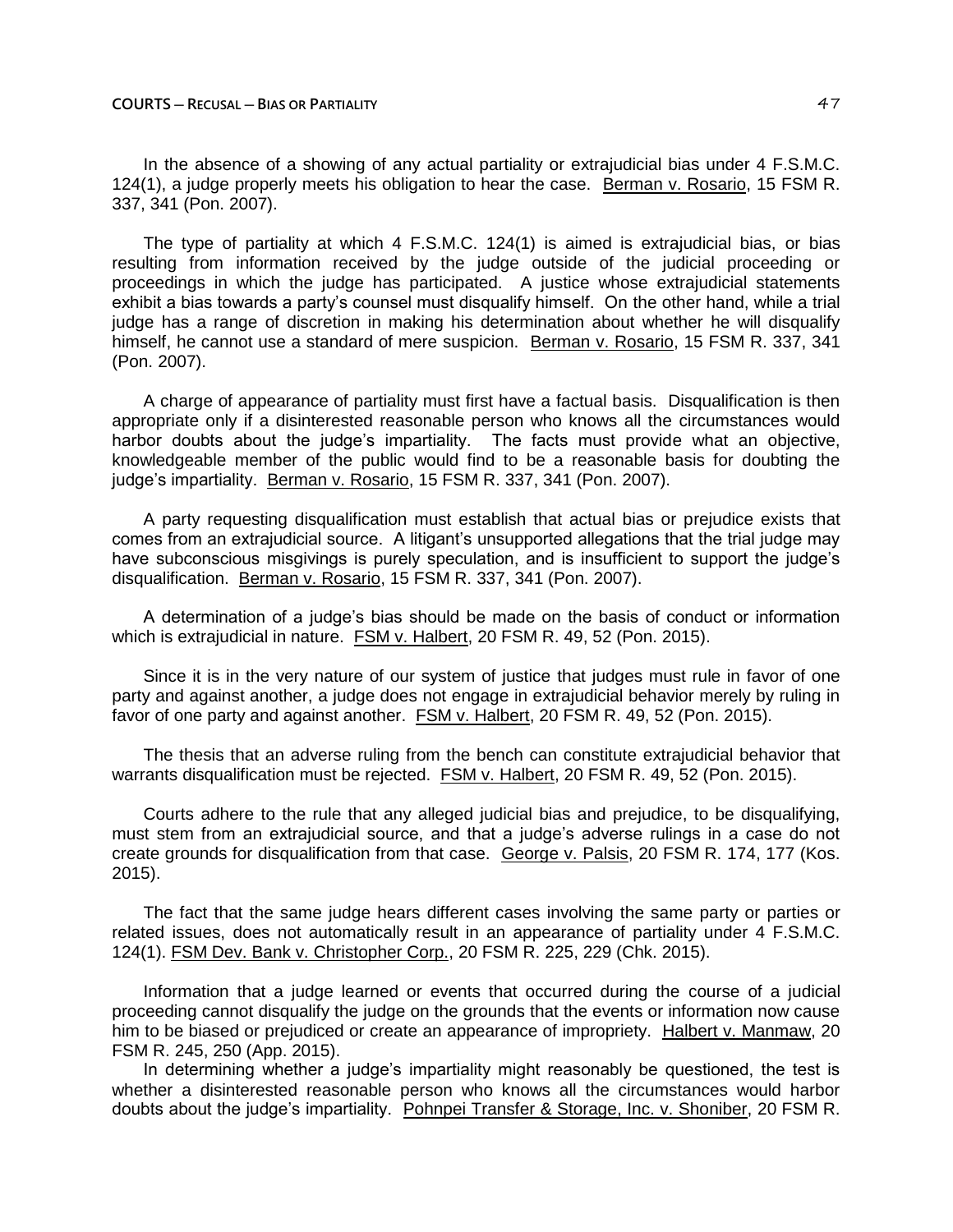In the absence of a showing of any actual partiality or extrajudicial bias under 4 F.S.M.C. 124(1), a judge properly meets his obligation to hear the case. Berman v. Rosario, 15 FSM R. 337, 341 (Pon. 2007).

The type of partiality at which 4 F.S.M.C. 124(1) is aimed is extrajudicial bias, or bias resulting from information received by the judge outside of the judicial proceeding or proceedings in which the judge has participated. A justice whose extrajudicial statements exhibit a bias towards a party's counsel must disqualify himself. On the other hand, while a trial judge has a range of discretion in making his determination about whether he will disqualify himself, he cannot use a standard of mere suspicion. Berman v. Rosario, 15 FSM R. 337, 341 (Pon. 2007).

A charge of appearance of partiality must first have a factual basis. Disqualification is then appropriate only if a disinterested reasonable person who knows all the circumstances would harbor doubts about the judge's impartiality. The facts must provide what an objective, knowledgeable member of the public would find to be a reasonable basis for doubting the judge's impartiality. Berman v. Rosario, 15 FSM R. 337, 341 (Pon. 2007).

A party requesting disqualification must establish that actual bias or prejudice exists that comes from an extrajudicial source. A litigant's unsupported allegations that the trial judge may have subconscious misgivings is purely speculation, and is insufficient to support the judge's disqualification. Berman v. Rosario, 15 FSM R. 337, 341 (Pon. 2007).

A determination of a judge's bias should be made on the basis of conduct or information which is extrajudicial in nature. FSM v. Halbert, 20 FSM R. 49, 52 (Pon. 2015).

Since it is in the very nature of our system of justice that judges must rule in favor of one party and against another, a judge does not engage in extrajudicial behavior merely by ruling in favor of one party and against another. FSM v. Halbert, 20 FSM R. 49, 52 (Pon. 2015).

The thesis that an adverse ruling from the bench can constitute extrajudicial behavior that warrants disqualification must be rejected. FSM v. Halbert, 20 FSM R. 49, 52 (Pon. 2015).

Courts adhere to the rule that any alleged judicial bias and prejudice, to be disqualifying, must stem from an extrajudicial source, and that a judge's adverse rulings in a case do not create grounds for disqualification from that case. George v. Palsis, 20 FSM R. 174, 177 (Kos. 2015).

The fact that the same judge hears different cases involving the same party or parties or related issues, does not automatically result in an appearance of partiality under 4 F.S.M.C. 124(1). FSM Dev. Bank v. Christopher Corp., 20 FSM R. 225, 229 (Chk. 2015).

Information that a judge learned or events that occurred during the course of a judicial proceeding cannot disqualify the judge on the grounds that the events or information now cause him to be biased or prejudiced or create an appearance of impropriety. Halbert v. Manmaw, 20 FSM R. 245, 250 (App. 2015).

In determining whether a judge's impartiality might reasonably be questioned, the test is whether a disinterested reasonable person who knows all the circumstances would harbor doubts about the judge's impartiality. Pohnpei Transfer & Storage, Inc. v. Shoniber, 20 FSM R.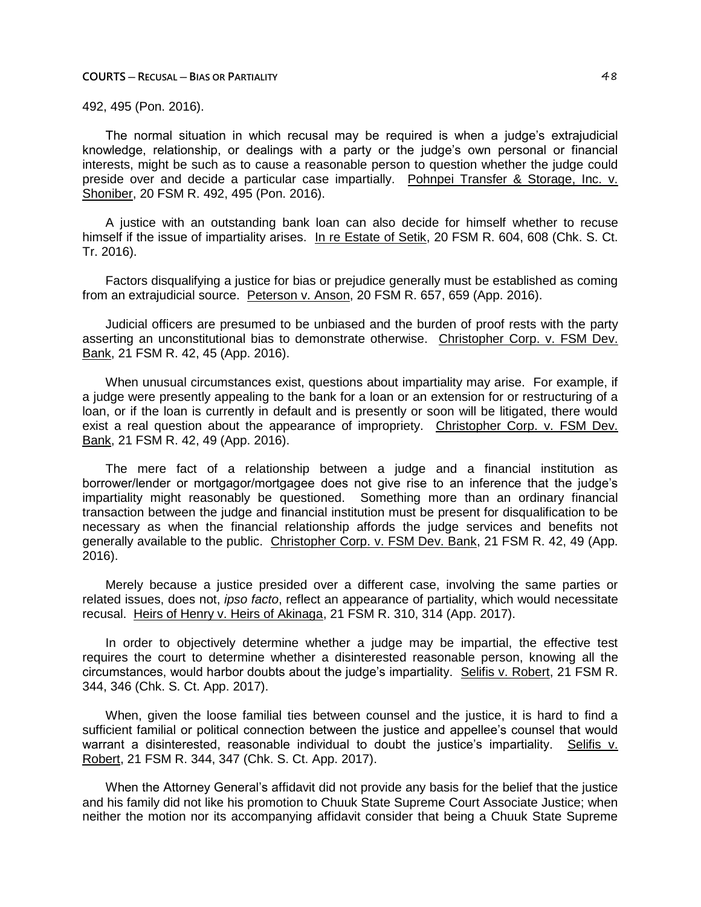492, 495 (Pon. 2016).

The normal situation in which recusal may be required is when a judge's extrajudicial knowledge, relationship, or dealings with a party or the judge's own personal or financial interests, might be such as to cause a reasonable person to question whether the judge could preside over and decide a particular case impartially. Pohnpei Transfer & Storage, Inc. v. Shoniber, 20 FSM R. 492, 495 (Pon. 2016).

A justice with an outstanding bank loan can also decide for himself whether to recuse himself if the issue of impartiality arises. In re Estate of Setik, 20 FSM R. 604, 608 (Chk. S. Ct. Tr. 2016).

Factors disqualifying a justice for bias or prejudice generally must be established as coming from an extrajudicial source. Peterson v. Anson, 20 FSM R. 657, 659 (App. 2016).

Judicial officers are presumed to be unbiased and the burden of proof rests with the party asserting an unconstitutional bias to demonstrate otherwise. Christopher Corp. v. FSM Dev. Bank, 21 FSM R. 42, 45 (App. 2016).

When unusual circumstances exist, questions about impartiality may arise. For example, if a judge were presently appealing to the bank for a loan or an extension for or restructuring of a loan, or if the loan is currently in default and is presently or soon will be litigated, there would exist a real question about the appearance of impropriety. Christopher Corp. v. FSM Dev. Bank, 21 FSM R. 42, 49 (App. 2016).

The mere fact of a relationship between a judge and a financial institution as borrower/lender or mortgagor/mortgagee does not give rise to an inference that the judge's impartiality might reasonably be questioned. Something more than an ordinary financial transaction between the judge and financial institution must be present for disqualification to be necessary as when the financial relationship affords the judge services and benefits not generally available to the public. Christopher Corp. v. FSM Dev. Bank, 21 FSM R. 42, 49 (App. 2016).

Merely because a justice presided over a different case, involving the same parties or related issues, does not, *ipso facto*, reflect an appearance of partiality, which would necessitate recusal. Heirs of Henry v. Heirs of Akinaga, 21 FSM R. 310, 314 (App. 2017).

In order to objectively determine whether a judge may be impartial, the effective test requires the court to determine whether a disinterested reasonable person, knowing all the circumstances, would harbor doubts about the judge's impartiality. Selifis v. Robert, 21 FSM R. 344, 346 (Chk. S. Ct. App. 2017).

When, given the loose familial ties between counsel and the justice, it is hard to find a sufficient familial or political connection between the justice and appellee's counsel that would warrant a disinterested, reasonable individual to doubt the justice's impartiality. Selifis v. Robert, 21 FSM R. 344, 347 (Chk. S. Ct. App. 2017).

When the Attorney General's affidavit did not provide any basis for the belief that the justice and his family did not like his promotion to Chuuk State Supreme Court Associate Justice; when neither the motion nor its accompanying affidavit consider that being a Chuuk State Supreme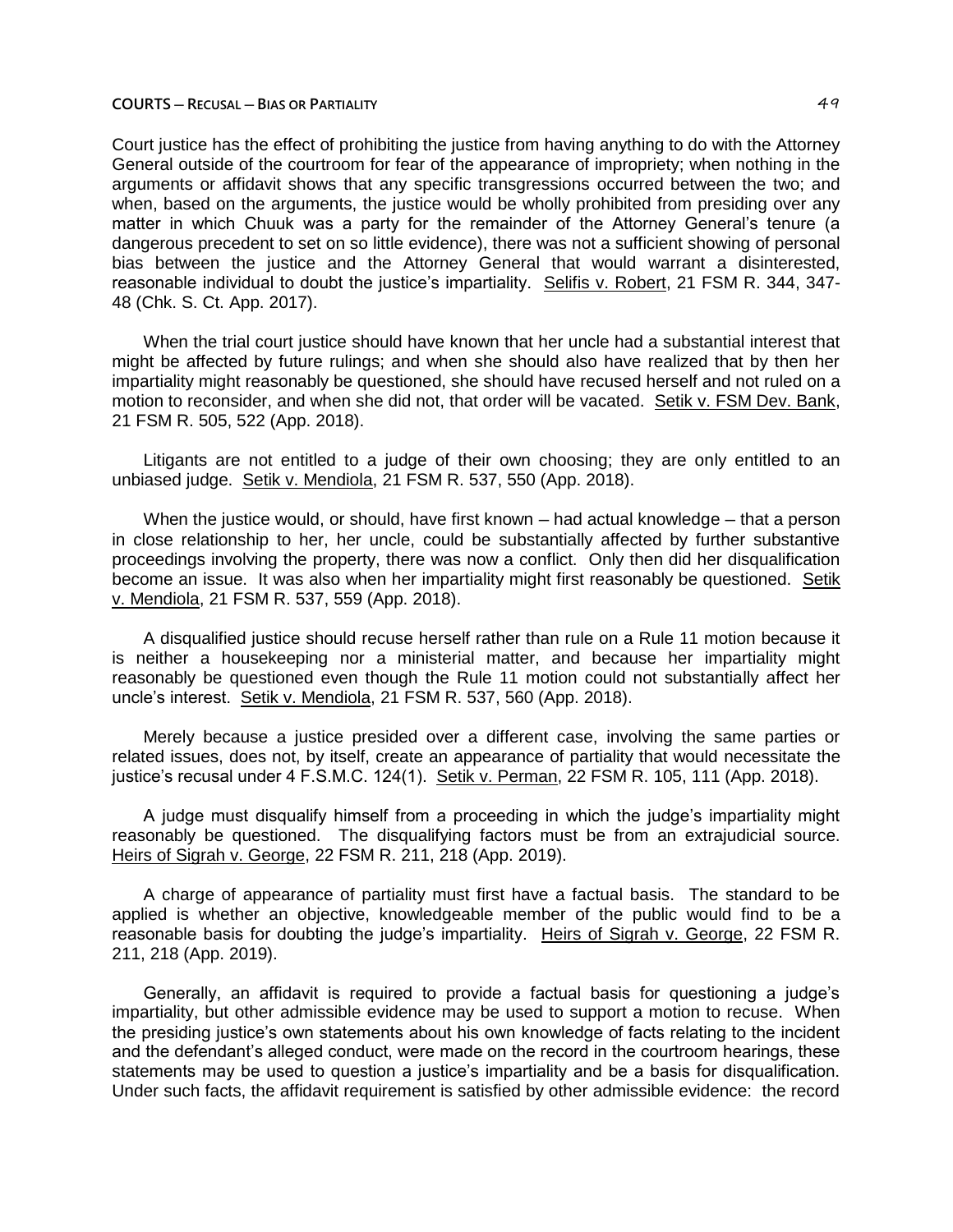Court justice has the effect of prohibiting the justice from having anything to do with the Attorney General outside of the courtroom for fear of the appearance of impropriety; when nothing in the arguments or affidavit shows that any specific transgressions occurred between the two; and when, based on the arguments, the justice would be wholly prohibited from presiding over any matter in which Chuuk was a party for the remainder of the Attorney General's tenure (a dangerous precedent to set on so little evidence), there was not a sufficient showing of personal bias between the justice and the Attorney General that would warrant a disinterested, reasonable individual to doubt the justice's impartiality. Selifis v. Robert, 21 FSM R. 344, 347-48 (Chk. S. Ct. App. 2017).

When the trial court justice should have known that her uncle had a substantial interest that might be affected by future rulings; and when she should also have realized that by then her impartiality might reasonably be questioned, she should have recused herself and not ruled on a motion to reconsider, and when she did not, that order will be vacated. Setik v. FSM Dev. Bank, 21 FSM R. 505, 522 (App. 2018).

Litigants are not entitled to a judge of their own choosing; they are only entitled to an unbiased judge. Setik v. Mendiola, 21 FSM R. 537, 550 (App. 2018).

When the justice would, or should, have first known – had actual knowledge – that a person in close relationship to her, her uncle, could be substantially affected by further substantive proceedings involving the property, there was now a conflict. Only then did her disqualification become an issue. It was also when her impartiality might first reasonably be questioned. Setik v. Mendiola, 21 FSM R. 537, 559 (App. 2018).

A disqualified justice should recuse herself rather than rule on a Rule 11 motion because it is neither a housekeeping nor a ministerial matter, and because her impartiality might reasonably be questioned even though the Rule 11 motion could not substantially affect her uncle's interest. Setik v. Mendiola, 21 FSM R. 537, 560 (App. 2018).

Merely because a justice presided over a different case, involving the same parties or related issues, does not, by itself, create an appearance of partiality that would necessitate the justice's recusal under 4 F.S.M.C. 124(1). Setik v. Perman, 22 FSM R. 105, 111 (App. 2018).

A judge must disqualify himself from a proceeding in which the judge's impartiality might reasonably be questioned. The disqualifying factors must be from an extrajudicial source. Heirs of Sigrah v. George, 22 FSM R. 211, 218 (App. 2019).

A charge of appearance of partiality must first have a factual basis. The standard to be applied is whether an objective, knowledgeable member of the public would find to be a reasonable basis for doubting the judge's impartiality. Heirs of Sigrah v. George, 22 FSM R. 211, 218 (App. 2019).

Generally, an affidavit is required to provide a factual basis for questioning a judge's impartiality, but other admissible evidence may be used to support a motion to recuse. When the presiding justice's own statements about his own knowledge of facts relating to the incident and the defendant's alleged conduct, were made on the record in the courtroom hearings, these statements may be used to question a justice's impartiality and be a basis for disqualification. Under such facts, the affidavit requirement is satisfied by other admissible evidence: the record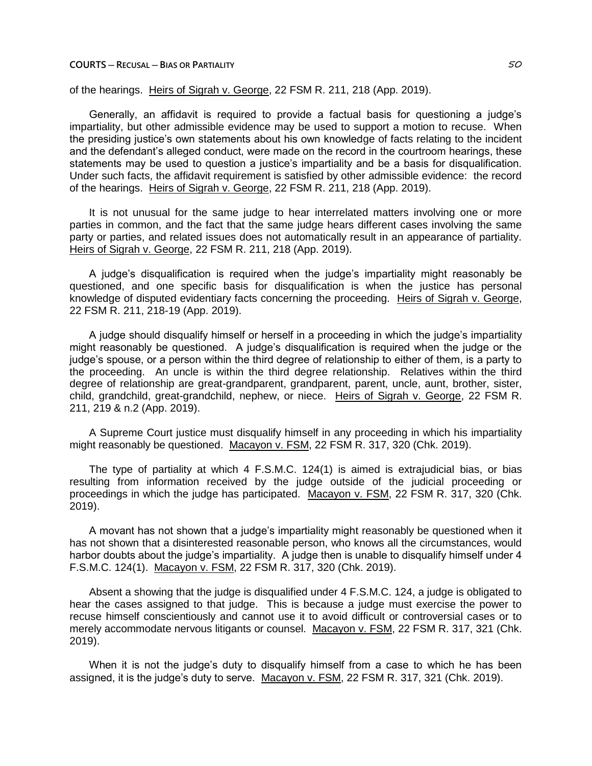of the hearings. Heirs of Sigrah v. George, 22 FSM R. 211, 218 (App. 2019).

Generally, an affidavit is required to provide a factual basis for questioning a judge's impartiality, but other admissible evidence may be used to support a motion to recuse. When the presiding justice's own statements about his own knowledge of facts relating to the incident and the defendant's alleged conduct, were made on the record in the courtroom hearings, these statements may be used to question a justice's impartiality and be a basis for disqualification. Under such facts, the affidavit requirement is satisfied by other admissible evidence: the record of the hearings. Heirs of Sigrah v. George, 22 FSM R. 211, 218 (App. 2019).

It is not unusual for the same judge to hear interrelated matters involving one or more parties in common, and the fact that the same judge hears different cases involving the same party or parties, and related issues does not automatically result in an appearance of partiality. Heirs of Sigrah v. George, 22 FSM R. 211, 218 (App. 2019).

A judge's disqualification is required when the judge's impartiality might reasonably be questioned, and one specific basis for disqualification is when the justice has personal knowledge of disputed evidentiary facts concerning the proceeding. Heirs of Sigrah v. George, 22 FSM R. 211, 218-19 (App. 2019).

A judge should disqualify himself or herself in a proceeding in which the judge's impartiality might reasonably be questioned. A judge's disqualification is required when the judge or the judge's spouse, or a person within the third degree of relationship to either of them, is a party to the proceeding. An uncle is within the third degree relationship. Relatives within the third degree of relationship are great-grandparent, grandparent, parent, uncle, aunt, brother, sister, child, grandchild, great-grandchild, nephew, or niece. Heirs of Sigrah v. George, 22 FSM R. 211, 219 & n.2 (App. 2019).

A Supreme Court justice must disqualify himself in any proceeding in which his impartiality might reasonably be questioned. Macayon v. FSM, 22 FSM R. 317, 320 (Chk. 2019).

The type of partiality at which 4 F.S.M.C. 124(1) is aimed is extrajudicial bias, or bias resulting from information received by the judge outside of the judicial proceeding or proceedings in which the judge has participated. Macayon v. FSM, 22 FSM R. 317, 320 (Chk. 2019).

A movant has not shown that a judge's impartiality might reasonably be questioned when it has not shown that a disinterested reasonable person, who knows all the circumstances, would harbor doubts about the judge's impartiality. A judge then is unable to disqualify himself under 4 F.S.M.C. 124(1). Macayon v. FSM, 22 FSM R. 317, 320 (Chk. 2019).

Absent a showing that the judge is disqualified under 4 F.S.M.C. 124, a judge is obligated to hear the cases assigned to that judge. This is because a judge must exercise the power to recuse himself conscientiously and cannot use it to avoid difficult or controversial cases or to merely accommodate nervous litigants or counsel. Macayon v. FSM, 22 FSM R. 317, 321 (Chk. 2019).

When it is not the judge's duty to disqualify himself from a case to which he has been assigned, it is the judge's duty to serve. Macayon v. FSM, 22 FSM R. 317, 321 (Chk. 2019).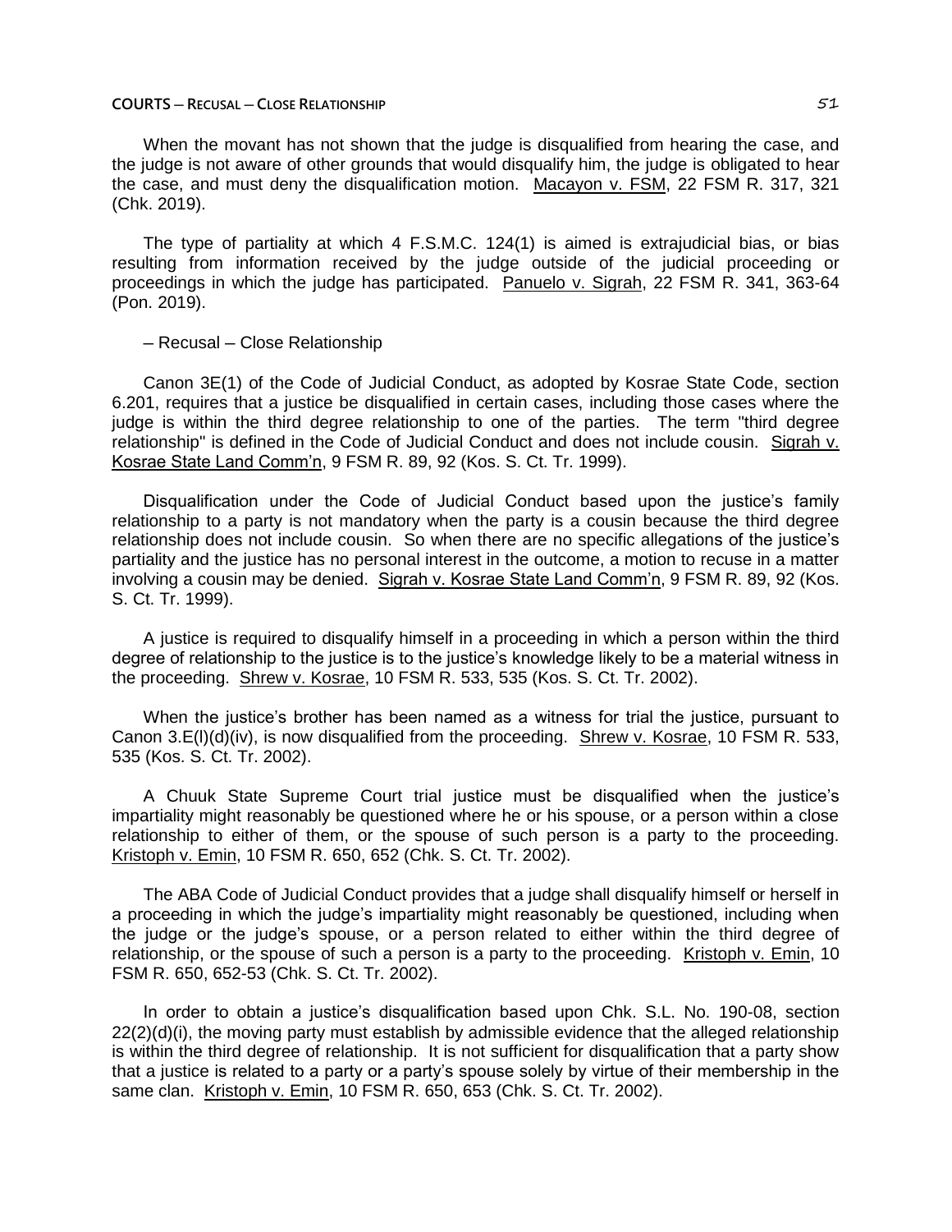When the movant has not shown that the judge is disqualified from hearing the case, and the judge is not aware of other grounds that would disqualify him, the judge is obligated to hear the case, and must deny the disqualification motion. Macayon v. FSM, 22 FSM R. 317, 321 (Chk. 2019).

The type of partiality at which 4 F.S.M.C. 124(1) is aimed is extrajudicial bias, or bias resulting from information received by the judge outside of the judicial proceeding or proceedings in which the judge has participated. Panuelo v. Sigrah, 22 FSM R. 341, 363-64 (Pon. 2019).

– Recusal – Close Relationship

Canon 3E(1) of the Code of Judicial Conduct, as adopted by Kosrae State Code, section 6.201, requires that a justice be disqualified in certain cases, including those cases where the judge is within the third degree relationship to one of the parties. The term "third degree relationship" is defined in the Code of Judicial Conduct and does not include cousin. Sigrah v. Kosrae State Land Comm'n, 9 FSM R. 89, 92 (Kos. S. Ct. Tr. 1999).

Disqualification under the Code of Judicial Conduct based upon the justice's family relationship to a party is not mandatory when the party is a cousin because the third degree relationship does not include cousin. So when there are no specific allegations of the justice's partiality and the justice has no personal interest in the outcome, a motion to recuse in a matter involving a cousin may be denied. Sigrah v. Kosrae State Land Comm'n, 9 FSM R. 89, 92 (Kos. S. Ct. Tr. 1999).

A justice is required to disqualify himself in a proceeding in which a person within the third degree of relationship to the justice is to the justice's knowledge likely to be a material witness in the proceeding. Shrew v. Kosrae, 10 FSM R. 533, 535 (Kos. S. Ct. Tr. 2002).

When the justice's brother has been named as a witness for trial the justice, pursuant to Canon 3.E(l)(d)(iv), is now disqualified from the proceeding. Shrew v. Kosrae, 10 FSM R. 533, 535 (Kos. S. Ct. Tr. 2002).

A Chuuk State Supreme Court trial justice must be disqualified when the justice's impartiality might reasonably be questioned where he or his spouse, or a person within a close relationship to either of them, or the spouse of such person is a party to the proceeding. Kristoph v. Emin, 10 FSM R. 650, 652 (Chk. S. Ct. Tr. 2002).

The ABA Code of Judicial Conduct provides that a judge shall disqualify himself or herself in a proceeding in which the judge's impartiality might reasonably be questioned, including when the judge or the judge's spouse, or a person related to either within the third degree of relationship, or the spouse of such a person is a party to the proceeding. Kristoph v. Emin, 10 FSM R. 650, 652-53 (Chk. S. Ct. Tr. 2002).

In order to obtain a justice's disqualification based upon Chk. S.L. No. 190-08, section 22(2)(d)(i), the moving party must establish by admissible evidence that the alleged relationship is within the third degree of relationship. It is not sufficient for disqualification that a party show that a justice is related to a party or a party's spouse solely by virtue of their membership in the same clan. Kristoph v. Emin, 10 FSM R. 650, 653 (Chk. S. Ct. Tr. 2002).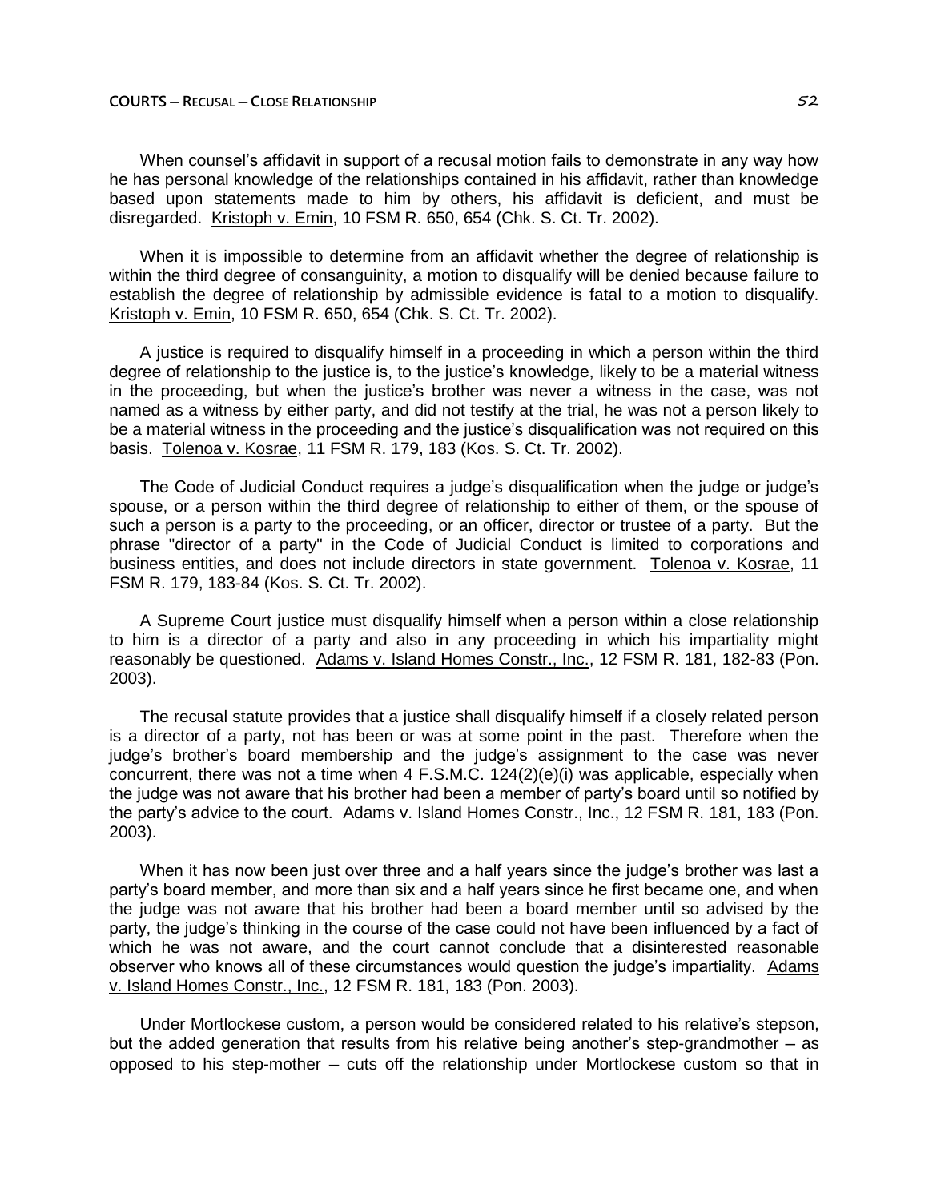When counsel's affidavit in support of a recusal motion fails to demonstrate in any way how he has personal knowledge of the relationships contained in his affidavit, rather than knowledge based upon statements made to him by others, his affidavit is deficient, and must be disregarded. Kristoph v. Emin, 10 FSM R. 650, 654 (Chk. S. Ct. Tr. 2002).

When it is impossible to determine from an affidavit whether the degree of relationship is within the third degree of consanguinity, a motion to disqualify will be denied because failure to establish the degree of relationship by admissible evidence is fatal to a motion to disqualify. Kristoph v. Emin, 10 FSM R. 650, 654 (Chk. S. Ct. Tr. 2002).

A justice is required to disqualify himself in a proceeding in which a person within the third degree of relationship to the justice is, to the justice's knowledge, likely to be a material witness in the proceeding, but when the justice's brother was never a witness in the case, was not named as a witness by either party, and did not testify at the trial, he was not a person likely to be a material witness in the proceeding and the justice's disqualification was not required on this basis. Tolenoa v. Kosrae, 11 FSM R. 179, 183 (Kos. S. Ct. Tr. 2002).

The Code of Judicial Conduct requires a judge's disqualification when the judge or judge's spouse, or a person within the third degree of relationship to either of them, or the spouse of such a person is a party to the proceeding, or an officer, director or trustee of a party. But the phrase "director of a party" in the Code of Judicial Conduct is limited to corporations and business entities, and does not include directors in state government. Tolenoa v. Kosrae, 11 FSM R. 179, 183-84 (Kos. S. Ct. Tr. 2002).

A Supreme Court justice must disqualify himself when a person within a close relationship to him is a director of a party and also in any proceeding in which his impartiality might reasonably be questioned. Adams v. Island Homes Constr., Inc., 12 FSM R. 181, 182-83 (Pon. 2003).

The recusal statute provides that a justice shall disqualify himself if a closely related person is a director of a party, not has been or was at some point in the past. Therefore when the judge's brother's board membership and the judge's assignment to the case was never concurrent, there was not a time when 4 F.S.M.C. 124(2)(e)(i) was applicable, especially when the judge was not aware that his brother had been a member of party's board until so notified by the party's advice to the court. Adams v. Island Homes Constr., Inc., 12 FSM R. 181, 183 (Pon. 2003).

When it has now been just over three and a half years since the judge's brother was last a party's board member, and more than six and a half years since he first became one, and when the judge was not aware that his brother had been a board member until so advised by the party, the judge's thinking in the course of the case could not have been influenced by a fact of which he was not aware, and the court cannot conclude that a disinterested reasonable observer who knows all of these circumstances would question the judge's impartiality. Adams v. Island Homes Constr., Inc., 12 FSM R. 181, 183 (Pon. 2003).

Under Mortlockese custom, a person would be considered related to his relative's stepson, but the added generation that results from his relative being another's step-grandmother – as opposed to his step-mother – cuts off the relationship under Mortlockese custom so that in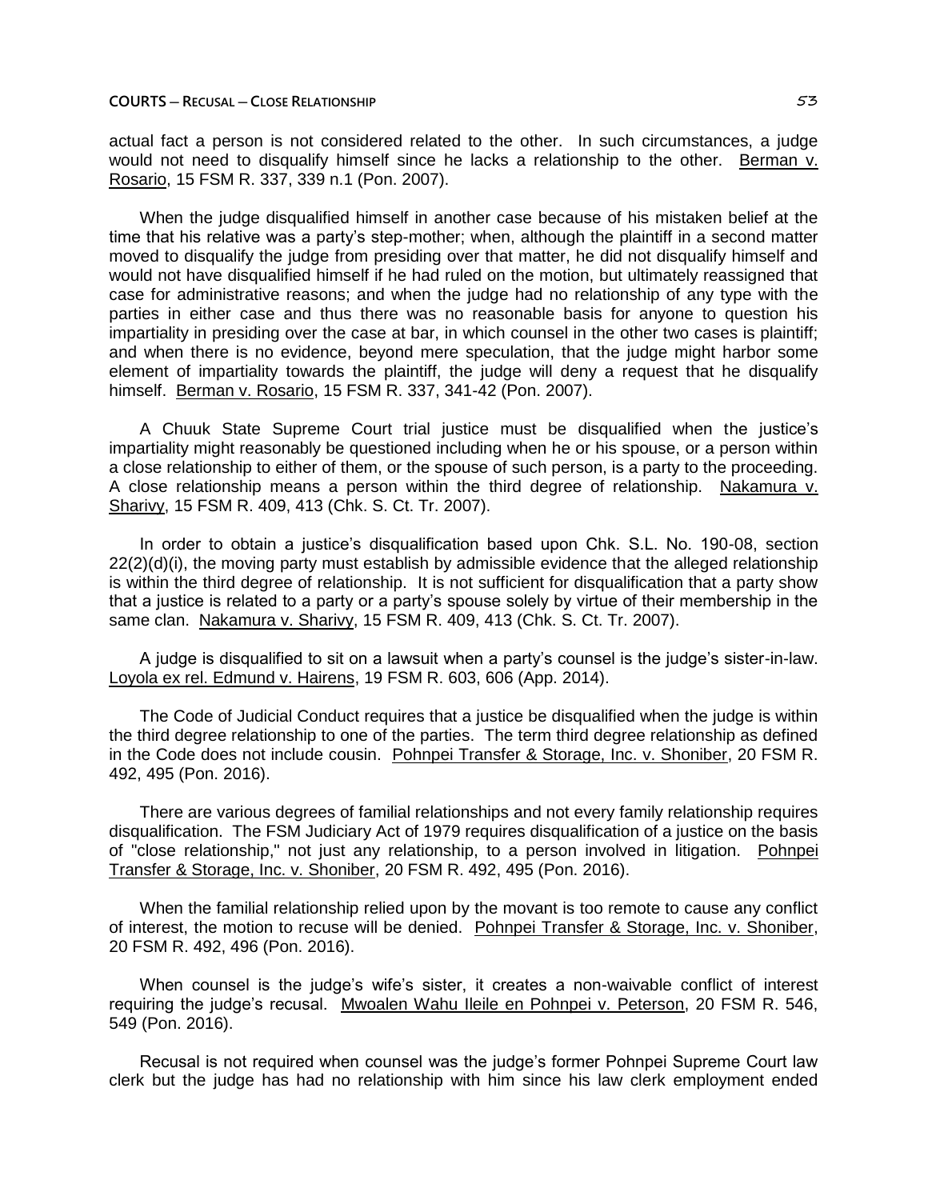actual fact a person is not considered related to the other. In such circumstances, a judge would not need to disqualify himself since he lacks a relationship to the other. Berman v. Rosario, 15 FSM R. 337, 339 n.1 (Pon. 2007).

When the judge disqualified himself in another case because of his mistaken belief at the time that his relative was a party's step-mother; when, although the plaintiff in a second matter moved to disqualify the judge from presiding over that matter, he did not disqualify himself and would not have disqualified himself if he had ruled on the motion, but ultimately reassigned that case for administrative reasons; and when the judge had no relationship of any type with the parties in either case and thus there was no reasonable basis for anyone to question his impartiality in presiding over the case at bar, in which counsel in the other two cases is plaintiff; and when there is no evidence, beyond mere speculation, that the judge might harbor some element of impartiality towards the plaintiff, the judge will deny a request that he disqualify himself. Berman v. Rosario, 15 FSM R. 337, 341-42 (Pon. 2007).

A Chuuk State Supreme Court trial justice must be disqualified when the justice's impartiality might reasonably be questioned including when he or his spouse, or a person within a close relationship to either of them, or the spouse of such person, is a party to the proceeding. A close relationship means a person within the third degree of relationship. Nakamura v. Sharivy, 15 FSM R. 409, 413 (Chk. S. Ct. Tr. 2007).

In order to obtain a justice's disqualification based upon Chk. S.L. No. 190-08, section 22(2)(d)(i), the moving party must establish by admissible evidence that the alleged relationship is within the third degree of relationship. It is not sufficient for disqualification that a party show that a justice is related to a party or a party's spouse solely by virtue of their membership in the same clan. Nakamura v. Sharivy, 15 FSM R. 409, 413 (Chk. S. Ct. Tr. 2007).

A judge is disqualified to sit on a lawsuit when a party's counsel is the judge's sister-in-law. Loyola ex rel. Edmund v. Hairens, 19 FSM R. 603, 606 (App. 2014).

The Code of Judicial Conduct requires that a justice be disqualified when the judge is within the third degree relationship to one of the parties. The term third degree relationship as defined in the Code does not include cousin. Pohnpei Transfer & Storage, Inc. v. Shoniber, 20 FSM R. 492, 495 (Pon. 2016).

There are various degrees of familial relationships and not every family relationship requires disqualification. The FSM Judiciary Act of 1979 requires disqualification of a justice on the basis of "close relationship," not just any relationship, to a person involved in litigation. Pohnpei Transfer & Storage, Inc. v. Shoniber, 20 FSM R. 492, 495 (Pon. 2016).

When the familial relationship relied upon by the movant is too remote to cause any conflict of interest, the motion to recuse will be denied. Pohnpei Transfer & Storage, Inc. v. Shoniber, 20 FSM R. 492, 496 (Pon. 2016).

When counsel is the judge's wife's sister, it creates a non-waivable conflict of interest requiring the judge's recusal. Mwoalen Wahu Ileile en Pohnpei v. Peterson, 20 FSM R. 546, 549 (Pon. 2016).

Recusal is not required when counsel was the judge's former Pohnpei Supreme Court law clerk but the judge has had no relationship with him since his law clerk employment ended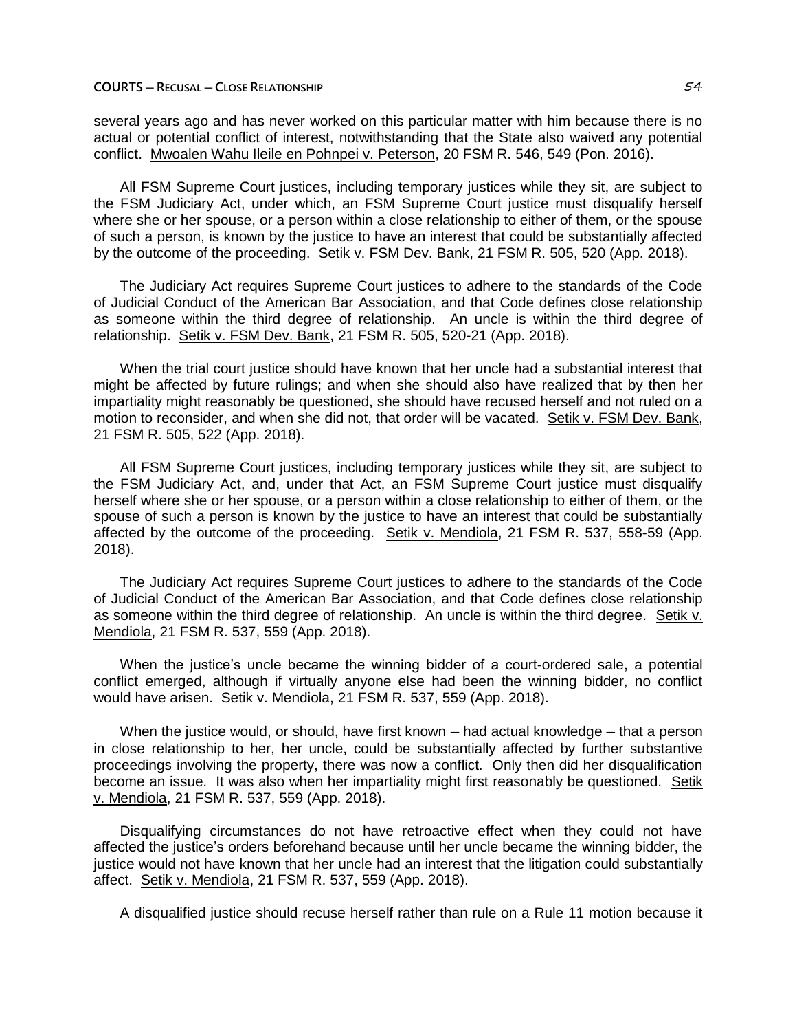several years ago and has never worked on this particular matter with him because there is no actual or potential conflict of interest, notwithstanding that the State also waived any potential conflict. Mwoalen Wahu Ileile en Pohnpei v. Peterson, 20 FSM R. 546, 549 (Pon. 2016).

All FSM Supreme Court justices, including temporary justices while they sit, are subject to the FSM Judiciary Act, under which, an FSM Supreme Court justice must disqualify herself where she or her spouse, or a person within a close relationship to either of them, or the spouse of such a person, is known by the justice to have an interest that could be substantially affected by the outcome of the proceeding. Setik v. FSM Dev. Bank, 21 FSM R. 505, 520 (App. 2018).

The Judiciary Act requires Supreme Court justices to adhere to the standards of the Code of Judicial Conduct of the American Bar Association, and that Code defines close relationship as someone within the third degree of relationship. An uncle is within the third degree of relationship. Setik v. FSM Dev. Bank, 21 FSM R. 505, 520-21 (App. 2018).

When the trial court justice should have known that her uncle had a substantial interest that might be affected by future rulings; and when she should also have realized that by then her impartiality might reasonably be questioned, she should have recused herself and not ruled on a motion to reconsider, and when she did not, that order will be vacated. Setik v. FSM Dev. Bank, 21 FSM R. 505, 522 (App. 2018).

All FSM Supreme Court justices, including temporary justices while they sit, are subject to the FSM Judiciary Act, and, under that Act, an FSM Supreme Court justice must disqualify herself where she or her spouse, or a person within a close relationship to either of them, or the spouse of such a person is known by the justice to have an interest that could be substantially affected by the outcome of the proceeding. Setik v. Mendiola, 21 FSM R. 537, 558-59 (App. 2018).

The Judiciary Act requires Supreme Court justices to adhere to the standards of the Code of Judicial Conduct of the American Bar Association, and that Code defines close relationship as someone within the third degree of relationship. An uncle is within the third degree. Setik v. Mendiola, 21 FSM R. 537, 559 (App. 2018).

When the justice's uncle became the winning bidder of a court-ordered sale, a potential conflict emerged, although if virtually anyone else had been the winning bidder, no conflict would have arisen. Setik v. Mendiola, 21 FSM R. 537, 559 (App. 2018).

When the justice would, or should, have first known – had actual knowledge – that a person in close relationship to her, her uncle, could be substantially affected by further substantive proceedings involving the property, there was now a conflict. Only then did her disqualification become an issue. It was also when her impartiality might first reasonably be questioned. Setik v. Mendiola, 21 FSM R. 537, 559 (App. 2018).

Disqualifying circumstances do not have retroactive effect when they could not have affected the justice's orders beforehand because until her uncle became the winning bidder, the justice would not have known that her uncle had an interest that the litigation could substantially affect. Setik v. Mendiola, 21 FSM R. 537, 559 (App. 2018).

A disqualified justice should recuse herself rather than rule on a Rule 11 motion because it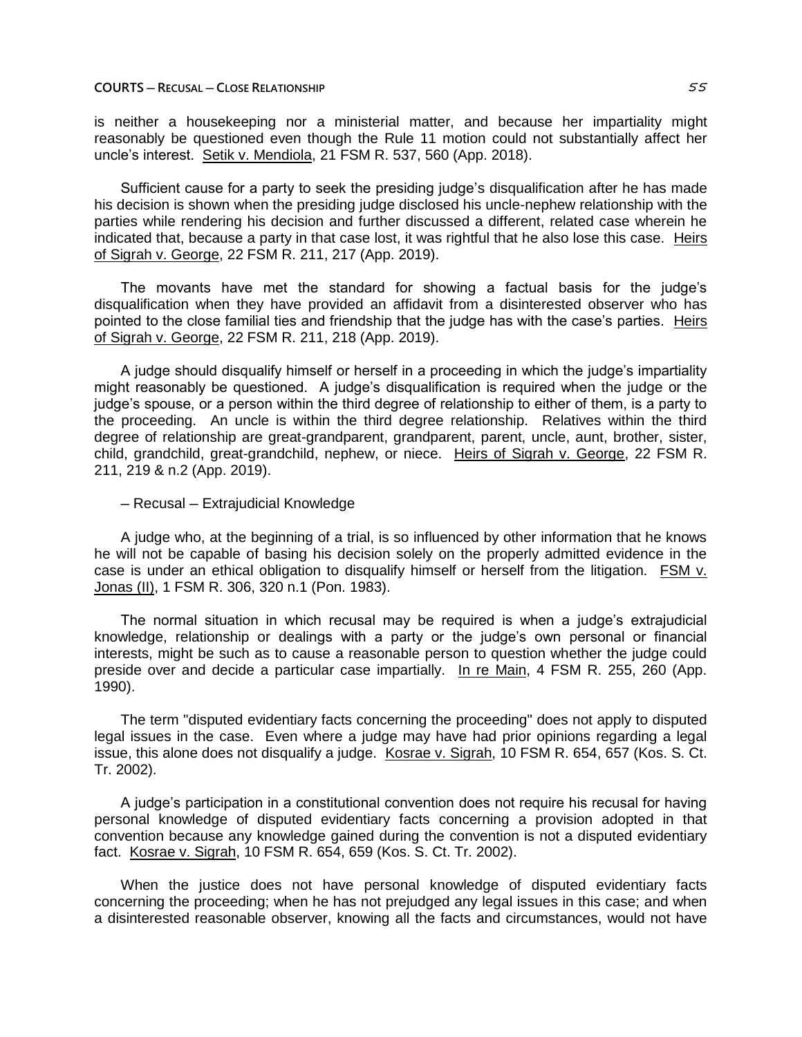is neither a housekeeping nor a ministerial matter, and because her impartiality might reasonably be questioned even though the Rule 11 motion could not substantially affect her uncle's interest. Setik v. Mendiola, 21 FSM R. 537, 560 (App. 2018).

Sufficient cause for a party to seek the presiding judge's disqualification after he has made his decision is shown when the presiding judge disclosed his uncle-nephew relationship with the parties while rendering his decision and further discussed a different, related case wherein he indicated that, because a party in that case lost, it was rightful that he also lose this case. Heirs of Sigrah v. George, 22 FSM R. 211, 217 (App. 2019).

The movants have met the standard for showing a factual basis for the judge's disqualification when they have provided an affidavit from a disinterested observer who has pointed to the close familial ties and friendship that the judge has with the case's parties. Heirs of Sigrah v. George, 22 FSM R. 211, 218 (App. 2019).

A judge should disqualify himself or herself in a proceeding in which the judge's impartiality might reasonably be questioned. A judge's disqualification is required when the judge or the judge's spouse, or a person within the third degree of relationship to either of them, is a party to the proceeding. An uncle is within the third degree relationship. Relatives within the third degree of relationship are great-grandparent, grandparent, parent, uncle, aunt, brother, sister, child, grandchild, great-grandchild, nephew, or niece. Heirs of Sigrah v. George, 22 FSM R. 211, 219 & n.2 (App. 2019).

– Recusal – Extrajudicial Knowledge

A judge who, at the beginning of a trial, is so influenced by other information that he knows he will not be capable of basing his decision solely on the properly admitted evidence in the case is under an ethical obligation to disqualify himself or herself from the litigation. FSM v. Jonas (II), 1 FSM R. 306, 320 n.1 (Pon. 1983).

The normal situation in which recusal may be required is when a judge's extrajudicial knowledge, relationship or dealings with a party or the judge's own personal or financial interests, might be such as to cause a reasonable person to question whether the judge could preside over and decide a particular case impartially. In re Main, 4 FSM R. 255, 260 (App. 1990).

The term "disputed evidentiary facts concerning the proceeding" does not apply to disputed legal issues in the case. Even where a judge may have had prior opinions regarding a legal issue, this alone does not disqualify a judge. Kosrae v. Sigrah, 10 FSM R. 654, 657 (Kos. S. Ct. Tr. 2002).

A judge's participation in a constitutional convention does not require his recusal for having personal knowledge of disputed evidentiary facts concerning a provision adopted in that convention because any knowledge gained during the convention is not a disputed evidentiary fact. Kosrae v. Sigrah, 10 FSM R. 654, 659 (Kos. S. Ct. Tr. 2002).

When the justice does not have personal knowledge of disputed evidentiary facts concerning the proceeding; when he has not prejudged any legal issues in this case; and when a disinterested reasonable observer, knowing all the facts and circumstances, would not have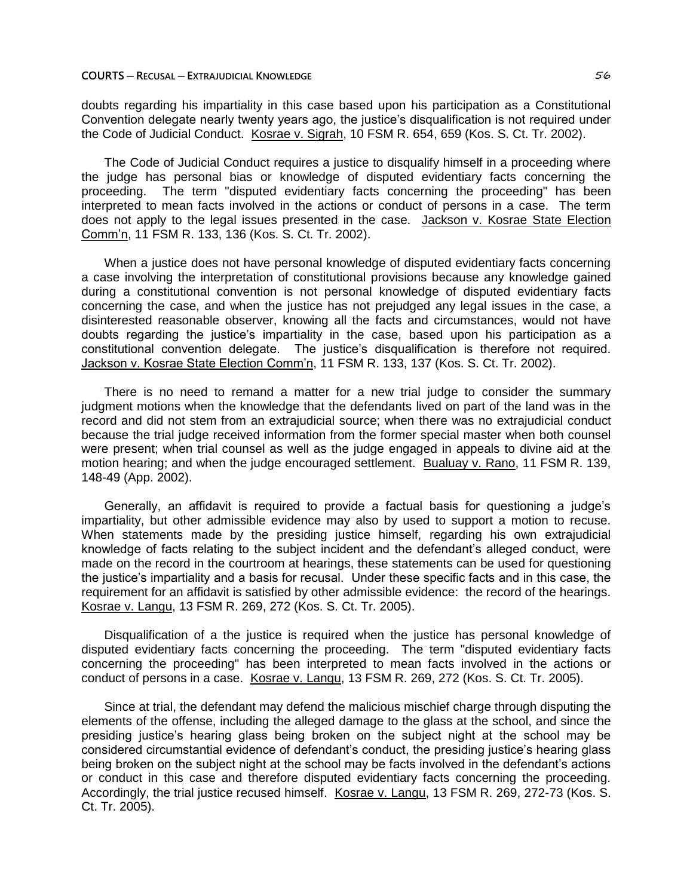doubts regarding his impartiality in this case based upon his participation as a Constitutional Convention delegate nearly twenty years ago, the justice's disqualification is not required under the Code of Judicial Conduct. Kosrae v. Sigrah, 10 FSM R. 654, 659 (Kos. S. Ct. Tr. 2002).

The Code of Judicial Conduct requires a justice to disqualify himself in a proceeding where the judge has personal bias or knowledge of disputed evidentiary facts concerning the proceeding. The term "disputed evidentiary facts concerning the proceeding" has been interpreted to mean facts involved in the actions or conduct of persons in a case. The term does not apply to the legal issues presented in the case. Jackson v. Kosrae State Election Comm'n, 11 FSM R. 133, 136 (Kos. S. Ct. Tr. 2002).

When a justice does not have personal knowledge of disputed evidentiary facts concerning a case involving the interpretation of constitutional provisions because any knowledge gained during a constitutional convention is not personal knowledge of disputed evidentiary facts concerning the case, and when the justice has not prejudged any legal issues in the case, a disinterested reasonable observer, knowing all the facts and circumstances, would not have doubts regarding the justice's impartiality in the case, based upon his participation as a constitutional convention delegate. The justice's disqualification is therefore not required. Jackson v. Kosrae State Election Comm'n, 11 FSM R. 133, 137 (Kos. S. Ct. Tr. 2002).

There is no need to remand a matter for a new trial judge to consider the summary judgment motions when the knowledge that the defendants lived on part of the land was in the record and did not stem from an extrajudicial source; when there was no extrajudicial conduct because the trial judge received information from the former special master when both counsel were present; when trial counsel as well as the judge engaged in appeals to divine aid at the motion hearing; and when the judge encouraged settlement. Bualuay v. Rano, 11 FSM R. 139, 148-49 (App. 2002).

Generally, an affidavit is required to provide a factual basis for questioning a judge's impartiality, but other admissible evidence may also by used to support a motion to recuse. When statements made by the presiding justice himself, regarding his own extrajudicial knowledge of facts relating to the subject incident and the defendant's alleged conduct, were made on the record in the courtroom at hearings, these statements can be used for questioning the justice's impartiality and a basis for recusal. Under these specific facts and in this case, the requirement for an affidavit is satisfied by other admissible evidence: the record of the hearings. Kosrae v. Langu, 13 FSM R. 269, 272 (Kos. S. Ct. Tr. 2005).

Disqualification of a the justice is required when the justice has personal knowledge of disputed evidentiary facts concerning the proceeding. The term "disputed evidentiary facts concerning the proceeding" has been interpreted to mean facts involved in the actions or conduct of persons in a case. Kosrae v. Langu, 13 FSM R. 269, 272 (Kos. S. Ct. Tr. 2005).

Since at trial, the defendant may defend the malicious mischief charge through disputing the elements of the offense, including the alleged damage to the glass at the school, and since the presiding justice's hearing glass being broken on the subject night at the school may be considered circumstantial evidence of defendant's conduct, the presiding justice's hearing glass being broken on the subject night at the school may be facts involved in the defendant's actions or conduct in this case and therefore disputed evidentiary facts concerning the proceeding. Accordingly, the trial justice recused himself. Kosrae v. Langu, 13 FSM R. 269, 272-73 (Kos. S. Ct. Tr. 2005).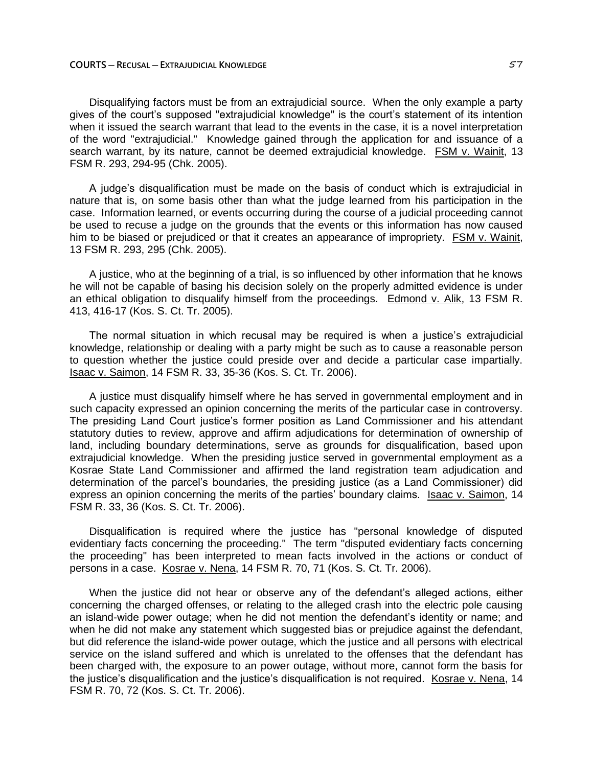Disqualifying factors must be from an extrajudicial source. When the only example a party gives of the court's supposed "extrajudicial knowledge" is the court's statement of its intention when it issued the search warrant that lead to the events in the case, it is a novel interpretation of the word "extrajudicial." Knowledge gained through the application for and issuance of a search warrant, by its nature, cannot be deemed extrajudicial knowledge. FSM v. Wainit, 13 FSM R. 293, 294-95 (Chk. 2005).

A judge's disqualification must be made on the basis of conduct which is extrajudicial in nature that is, on some basis other than what the judge learned from his participation in the case. Information learned, or events occurring during the course of a judicial proceeding cannot be used to recuse a judge on the grounds that the events or this information has now caused him to be biased or prejudiced or that it creates an appearance of impropriety. FSM v. Wainit, 13 FSM R. 293, 295 (Chk. 2005).

A justice, who at the beginning of a trial, is so influenced by other information that he knows he will not be capable of basing his decision solely on the properly admitted evidence is under an ethical obligation to disqualify himself from the proceedings. Edmond v. Alik, 13 FSM R. 413, 416-17 (Kos. S. Ct. Tr. 2005).

The normal situation in which recusal may be required is when a justice's extrajudicial knowledge, relationship or dealing with a party might be such as to cause a reasonable person to question whether the justice could preside over and decide a particular case impartially. Isaac v. Saimon, 14 FSM R. 33, 35-36 (Kos. S. Ct. Tr. 2006).

A justice must disqualify himself where he has served in governmental employment and in such capacity expressed an opinion concerning the merits of the particular case in controversy. The presiding Land Court justice's former position as Land Commissioner and his attendant statutory duties to review, approve and affirm adjudications for determination of ownership of land, including boundary determinations, serve as grounds for disqualification, based upon extrajudicial knowledge. When the presiding justice served in governmental employment as a Kosrae State Land Commissioner and affirmed the land registration team adjudication and determination of the parcel's boundaries, the presiding justice (as a Land Commissioner) did express an opinion concerning the merits of the parties' boundary claims. Isaac v. Saimon, 14 FSM R. 33, 36 (Kos. S. Ct. Tr. 2006).

Disqualification is required where the justice has "personal knowledge of disputed evidentiary facts concerning the proceeding." The term "disputed evidentiary facts concerning the proceeding" has been interpreted to mean facts involved in the actions or conduct of persons in a case. Kosrae v. Nena, 14 FSM R. 70, 71 (Kos. S. Ct. Tr. 2006).

When the justice did not hear or observe any of the defendant's alleged actions, either concerning the charged offenses, or relating to the alleged crash into the electric pole causing an island-wide power outage; when he did not mention the defendant's identity or name; and when he did not make any statement which suggested bias or prejudice against the defendant, but did reference the island-wide power outage, which the justice and all persons with electrical service on the island suffered and which is unrelated to the offenses that the defendant has been charged with, the exposure to an power outage, without more, cannot form the basis for the justice's disqualification and the justice's disqualification is not required. Kosrae v. Nena, 14 FSM R. 70, 72 (Kos. S. Ct. Tr. 2006).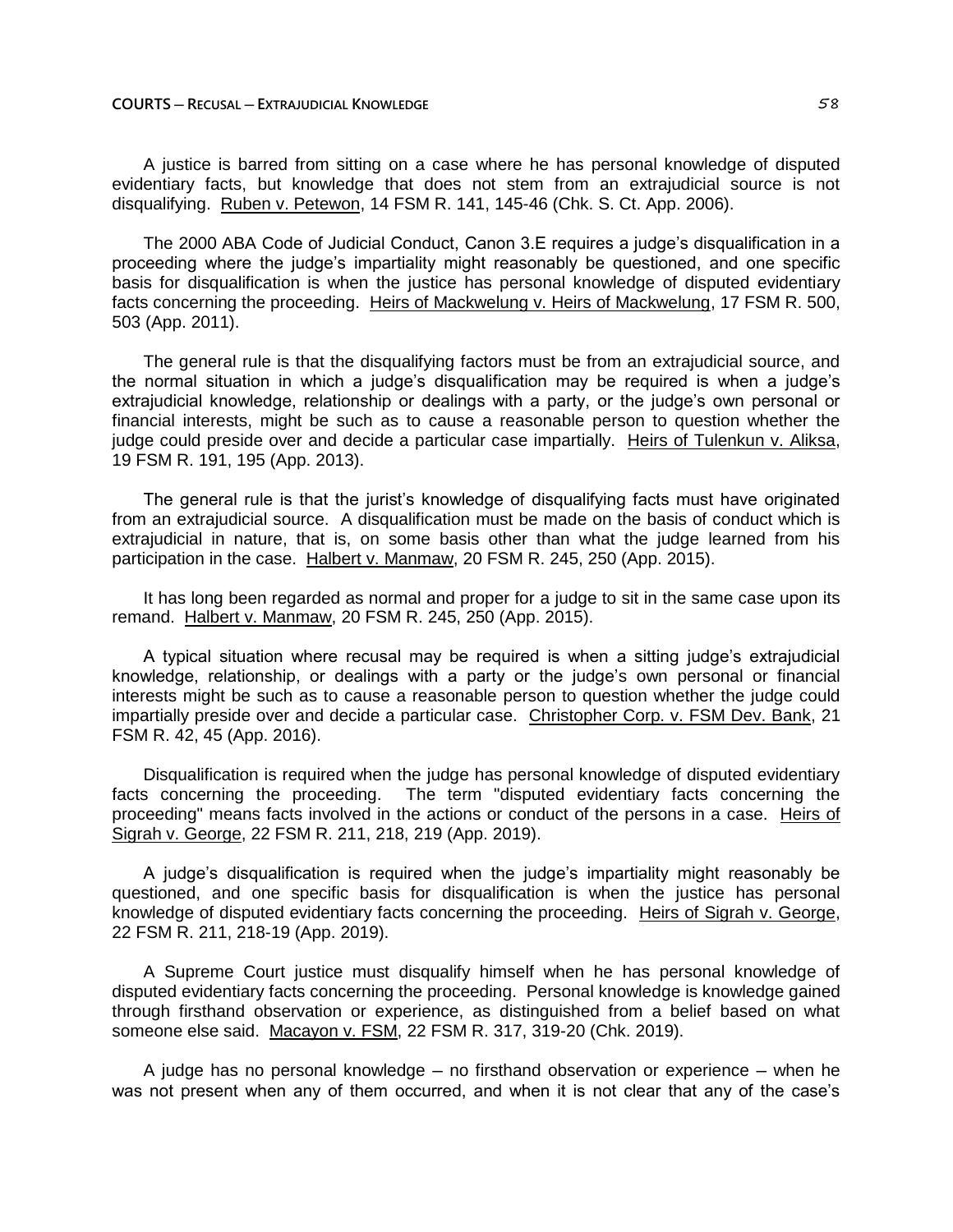A justice is barred from sitting on a case where he has personal knowledge of disputed evidentiary facts, but knowledge that does not stem from an extrajudicial source is not disqualifying. Ruben v. Petewon, 14 FSM R. 141, 145-46 (Chk. S. Ct. App. 2006).

The 2000 ABA Code of Judicial Conduct, Canon 3.E requires a judge's disqualification in a proceeding where the judge's impartiality might reasonably be questioned, and one specific basis for disqualification is when the justice has personal knowledge of disputed evidentiary facts concerning the proceeding. Heirs of Mackwelung v. Heirs of Mackwelung, 17 FSM R. 500, 503 (App. 2011).

The general rule is that the disqualifying factors must be from an extrajudicial source, and the normal situation in which a judge's disqualification may be required is when a judge's extrajudicial knowledge, relationship or dealings with a party, or the judge's own personal or financial interests, might be such as to cause a reasonable person to question whether the judge could preside over and decide a particular case impartially. Heirs of Tulenkun v. Aliksa, 19 FSM R. 191, 195 (App. 2013).

The general rule is that the jurist's knowledge of disqualifying facts must have originated from an extrajudicial source. A disqualification must be made on the basis of conduct which is extrajudicial in nature, that is, on some basis other than what the judge learned from his participation in the case. Halbert v. Manmaw, 20 FSM R. 245, 250 (App. 2015).

It has long been regarded as normal and proper for a judge to sit in the same case upon its remand. Halbert v. Manmaw, 20 FSM R. 245, 250 (App. 2015).

A typical situation where recusal may be required is when a sitting judge's extrajudicial knowledge, relationship, or dealings with a party or the judge's own personal or financial interests might be such as to cause a reasonable person to question whether the judge could impartially preside over and decide a particular case. Christopher Corp. v. FSM Dev. Bank, 21 FSM R. 42, 45 (App. 2016).

Disqualification is required when the judge has personal knowledge of disputed evidentiary facts concerning the proceeding. The term "disputed evidentiary facts concerning the proceeding" means facts involved in the actions or conduct of the persons in a case. Heirs of Sigrah v. George, 22 FSM R. 211, 218, 219 (App. 2019).

A judge's disqualification is required when the judge's impartiality might reasonably be questioned, and one specific basis for disqualification is when the justice has personal knowledge of disputed evidentiary facts concerning the proceeding. Heirs of Sigrah v. George, 22 FSM R. 211, 218-19 (App. 2019).

A Supreme Court justice must disqualify himself when he has personal knowledge of disputed evidentiary facts concerning the proceeding. Personal knowledge is knowledge gained through firsthand observation or experience, as distinguished from a belief based on what someone else said. Macayon v. FSM, 22 FSM R. 317, 319-20 (Chk. 2019).

A judge has no personal knowledge – no firsthand observation or experience – when he was not present when any of them occurred, and when it is not clear that any of the case's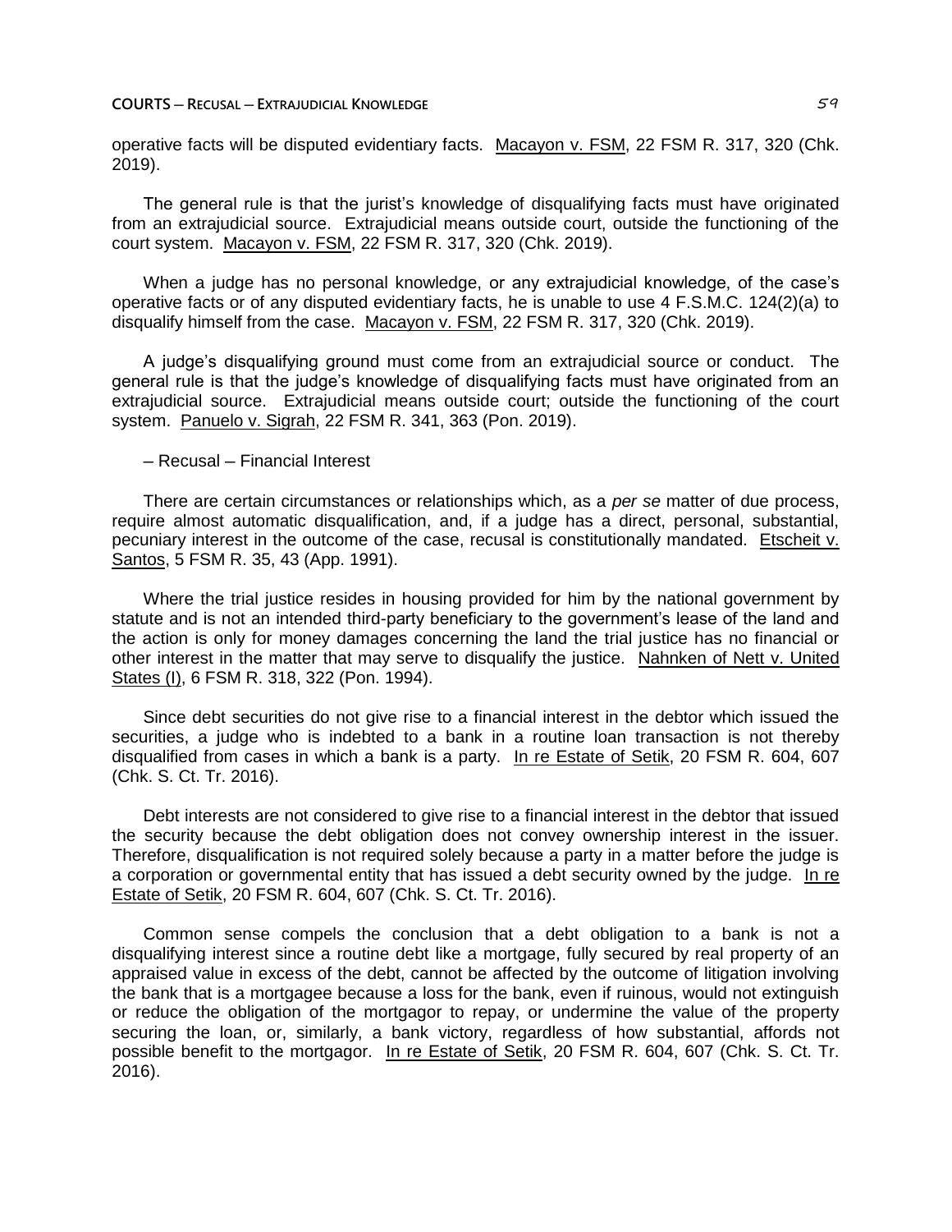operative facts will be disputed evidentiary facts. Macayon v. FSM, 22 FSM R. 317, 320 (Chk. 2019).

The general rule is that the jurist's knowledge of disqualifying facts must have originated from an extrajudicial source. Extrajudicial means outside court, outside the functioning of the court system. Macayon v. FSM, 22 FSM R. 317, 320 (Chk. 2019).

When a judge has no personal knowledge, or any extrajudicial knowledge, of the case's operative facts or of any disputed evidentiary facts, he is unable to use 4 F.S.M.C. 124(2)(a) to disqualify himself from the case. Macayon v. FSM, 22 FSM R. 317, 320 (Chk. 2019).

A judge's disqualifying ground must come from an extrajudicial source or conduct. The general rule is that the judge's knowledge of disqualifying facts must have originated from an extrajudicial source. Extrajudicial means outside court; outside the functioning of the court system. Panuelo v. Sigrah, 22 FSM R. 341, 363 (Pon. 2019).

– Recusal – Financial Interest

There are certain circumstances or relationships which, as a *per se* matter of due process, require almost automatic disqualification, and, if a judge has a direct, personal, substantial, pecuniary interest in the outcome of the case, recusal is constitutionally mandated. Etscheit v. Santos, 5 FSM R. 35, 43 (App. 1991).

Where the trial justice resides in housing provided for him by the national government by statute and is not an intended third-party beneficiary to the government's lease of the land and the action is only for money damages concerning the land the trial justice has no financial or other interest in the matter that may serve to disqualify the justice. Nahnken of Nett v. United States (I), 6 FSM R. 318, 322 (Pon. 1994).

Since debt securities do not give rise to a financial interest in the debtor which issued the securities, a judge who is indebted to a bank in a routine loan transaction is not thereby disqualified from cases in which a bank is a party. In re Estate of Setik, 20 FSM R. 604, 607 (Chk. S. Ct. Tr. 2016).

Debt interests are not considered to give rise to a financial interest in the debtor that issued the security because the debt obligation does not convey ownership interest in the issuer. Therefore, disqualification is not required solely because a party in a matter before the judge is a corporation or governmental entity that has issued a debt security owned by the judge. In re Estate of Setik, 20 FSM R. 604, 607 (Chk. S. Ct. Tr. 2016).

Common sense compels the conclusion that a debt obligation to a bank is not a disqualifying interest since a routine debt like a mortgage, fully secured by real property of an appraised value in excess of the debt, cannot be affected by the outcome of litigation involving the bank that is a mortgagee because a loss for the bank, even if ruinous, would not extinguish or reduce the obligation of the mortgagor to repay, or undermine the value of the property securing the loan, or, similarly, a bank victory, regardless of how substantial, affords not possible benefit to the mortgagor. In re Estate of Setik, 20 FSM R. 604, 607 (Chk. S. Ct. Tr. 2016).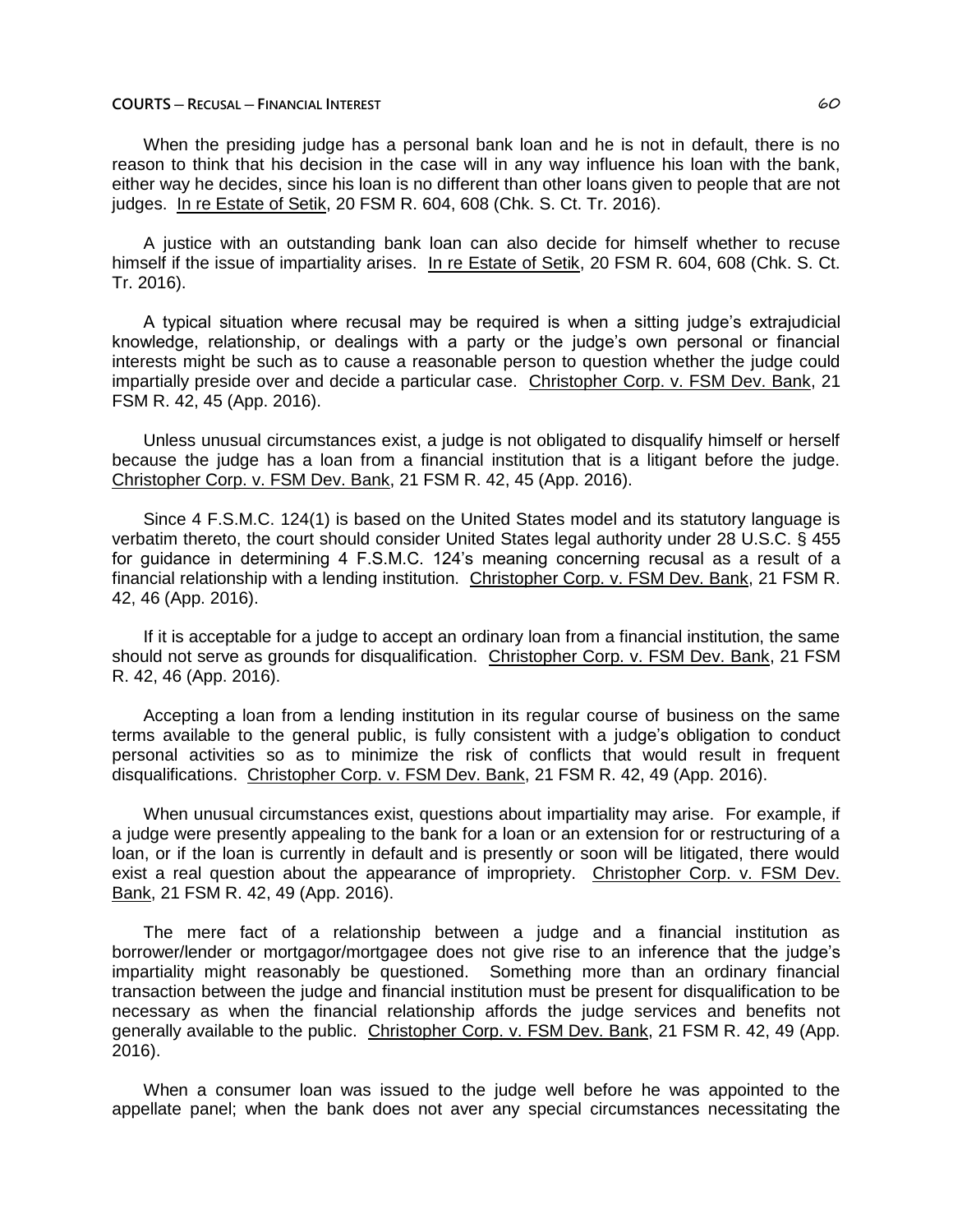When the presiding judge has a personal bank loan and he is not in default, there is no reason to think that his decision in the case will in any way influence his loan with the bank, either way he decides, since his loan is no different than other loans given to people that are not judges. In re Estate of Setik, 20 FSM R. 604, 608 (Chk. S. Ct. Tr. 2016).

A justice with an outstanding bank loan can also decide for himself whether to recuse himself if the issue of impartiality arises. In re Estate of Setik, 20 FSM R. 604, 608 (Chk. S. Ct. Tr. 2016).

A typical situation where recusal may be required is when a sitting judge's extrajudicial knowledge, relationship, or dealings with a party or the judge's own personal or financial interests might be such as to cause a reasonable person to question whether the judge could impartially preside over and decide a particular case. Christopher Corp. v. FSM Dev. Bank, 21 FSM R. 42, 45 (App. 2016).

Unless unusual circumstances exist, a judge is not obligated to disqualify himself or herself because the judge has a loan from a financial institution that is a litigant before the judge. Christopher Corp. v. FSM Dev. Bank, 21 FSM R. 42, 45 (App. 2016).

Since 4 F.S.M.C. 124(1) is based on the United States model and its statutory language is verbatim thereto, the court should consider United States legal authority under 28 U.S.C. § 455 for guidance in determining 4 F.S.M.C. 124's meaning concerning recusal as a result of a financial relationship with a lending institution. Christopher Corp. v. FSM Dev. Bank, 21 FSM R. 42, 46 (App. 2016).

If it is acceptable for a judge to accept an ordinary loan from a financial institution, the same should not serve as grounds for disqualification. Christopher Corp. v. FSM Dev. Bank, 21 FSM R. 42, 46 (App. 2016).

Accepting a loan from a lending institution in its regular course of business on the same terms available to the general public, is fully consistent with a judge's obligation to conduct personal activities so as to minimize the risk of conflicts that would result in frequent disqualifications. Christopher Corp. v. FSM Dev. Bank, 21 FSM R. 42, 49 (App. 2016).

When unusual circumstances exist, questions about impartiality may arise. For example, if a judge were presently appealing to the bank for a loan or an extension for or restructuring of a loan, or if the loan is currently in default and is presently or soon will be litigated, there would exist a real question about the appearance of impropriety. Christopher Corp. v. FSM Dev. Bank, 21 FSM R. 42, 49 (App. 2016).

The mere fact of a relationship between a judge and a financial institution as borrower/lender or mortgagor/mortgagee does not give rise to an inference that the judge's impartiality might reasonably be questioned. Something more than an ordinary financial transaction between the judge and financial institution must be present for disqualification to be necessary as when the financial relationship affords the judge services and benefits not generally available to the public. Christopher Corp. v. FSM Dev. Bank, 21 FSM R. 42, 49 (App. 2016).

When a consumer loan was issued to the judge well before he was appointed to the appellate panel; when the bank does not aver any special circumstances necessitating the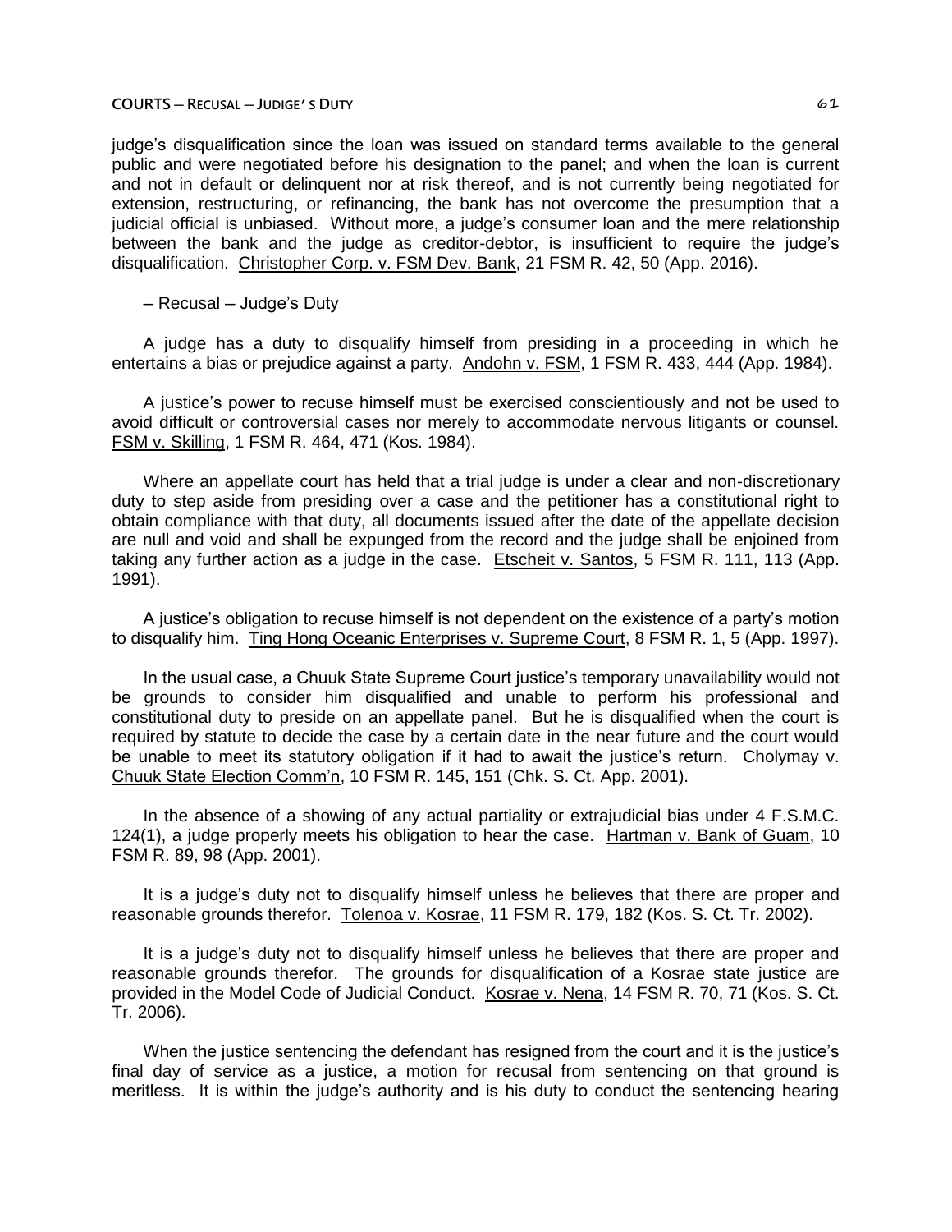judge's disqualification since the loan was issued on standard terms available to the general public and were negotiated before his designation to the panel; and when the loan is current and not in default or delinquent nor at risk thereof, and is not currently being negotiated for extension, restructuring, or refinancing, the bank has not overcome the presumption that a judicial official is unbiased. Without more, a judge's consumer loan and the mere relationship between the bank and the judge as creditor-debtor, is insufficient to require the judge's disqualification. Christopher Corp. v. FSM Dev. Bank, 21 FSM R. 42, 50 (App. 2016).

– Recusal – Judge's Duty

A judge has a duty to disqualify himself from presiding in a proceeding in which he entertains a bias or prejudice against a party. Andohn v. FSM, 1 FSM R. 433, 444 (App. 1984).

A justice's power to recuse himself must be exercised conscientiously and not be used to avoid difficult or controversial cases nor merely to accommodate nervous litigants or counsel. FSM v. Skilling, 1 FSM R. 464, 471 (Kos. 1984).

Where an appellate court has held that a trial judge is under a clear and non-discretionary duty to step aside from presiding over a case and the petitioner has a constitutional right to obtain compliance with that duty, all documents issued after the date of the appellate decision are null and void and shall be expunged from the record and the judge shall be enjoined from taking any further action as a judge in the case. Etscheit v. Santos, 5 FSM R. 111, 113 (App. 1991).

A justice's obligation to recuse himself is not dependent on the existence of a party's motion to disqualify him. Ting Hong Oceanic Enterprises v. Supreme Court, 8 FSM R. 1, 5 (App. 1997).

In the usual case, a Chuuk State Supreme Court justice's temporary unavailability would not be grounds to consider him disqualified and unable to perform his professional and constitutional duty to preside on an appellate panel. But he is disqualified when the court is required by statute to decide the case by a certain date in the near future and the court would be unable to meet its statutory obligation if it had to await the justice's return. Cholymay v. Chuuk State Election Comm'n, 10 FSM R. 145, 151 (Chk. S. Ct. App. 2001).

In the absence of a showing of any actual partiality or extrajudicial bias under 4 F.S.M.C. 124(1), a judge properly meets his obligation to hear the case. Hartman v. Bank of Guam, 10 FSM R. 89, 98 (App. 2001).

It is a judge's duty not to disqualify himself unless he believes that there are proper and reasonable grounds therefor. Tolenoa v. Kosrae, 11 FSM R. 179, 182 (Kos. S. Ct. Tr. 2002).

It is a judge's duty not to disqualify himself unless he believes that there are proper and reasonable grounds therefor. The grounds for disqualification of a Kosrae state justice are provided in the Model Code of Judicial Conduct. Kosrae v. Nena, 14 FSM R. 70, 71 (Kos. S. Ct. Tr. 2006).

When the justice sentencing the defendant has resigned from the court and it is the justice's final day of service as a justice, a motion for recusal from sentencing on that ground is meritless. It is within the judge's authority and is his duty to conduct the sentencing hearing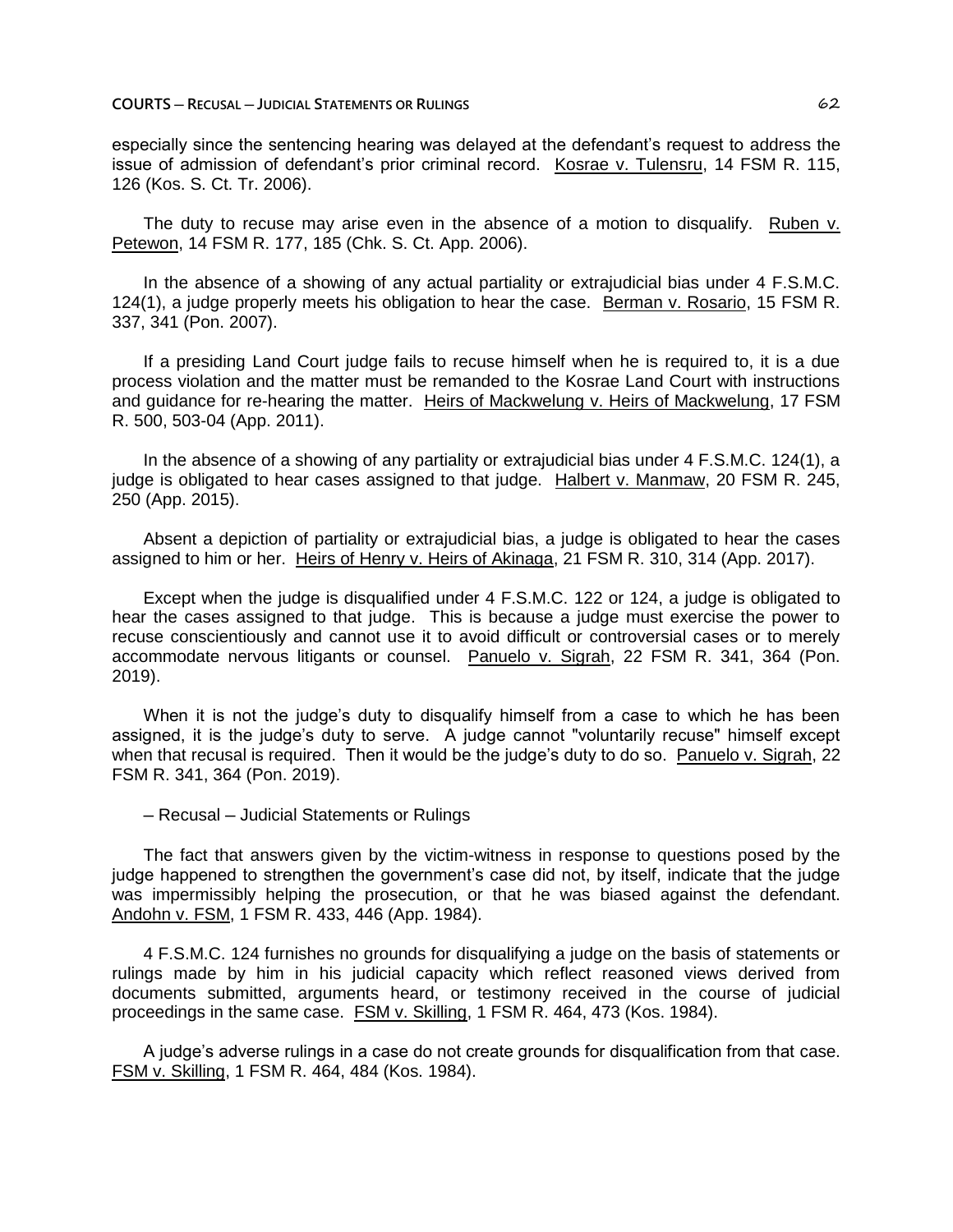especially since the sentencing hearing was delayed at the defendant's request to address the issue of admission of defendant's prior criminal record. Kosrae v. Tulensru, 14 FSM R. 115, 126 (Kos. S. Ct. Tr. 2006).

The duty to recuse may arise even in the absence of a motion to disqualify. Ruben v. Petewon, 14 FSM R. 177, 185 (Chk. S. Ct. App. 2006).

In the absence of a showing of any actual partiality or extrajudicial bias under 4 F.S.M.C. 124(1), a judge properly meets his obligation to hear the case. Berman v. Rosario, 15 FSM R. 337, 341 (Pon. 2007).

If a presiding Land Court judge fails to recuse himself when he is required to, it is a due process violation and the matter must be remanded to the Kosrae Land Court with instructions and guidance for re-hearing the matter. Heirs of Mackwelung v. Heirs of Mackwelung, 17 FSM R. 500, 503-04 (App. 2011).

In the absence of a showing of any partiality or extrajudicial bias under 4 F.S.M.C. 124(1), a judge is obligated to hear cases assigned to that judge. Halbert v. Manmaw, 20 FSM R. 245, 250 (App. 2015).

Absent a depiction of partiality or extrajudicial bias, a judge is obligated to hear the cases assigned to him or her. Heirs of Henry v. Heirs of Akinaga, 21 FSM R. 310, 314 (App. 2017).

Except when the judge is disqualified under 4 F.S.M.C. 122 or 124, a judge is obligated to hear the cases assigned to that judge. This is because a judge must exercise the power to recuse conscientiously and cannot use it to avoid difficult or controversial cases or to merely accommodate nervous litigants or counsel. Panuelo v. Sigrah, 22 FSM R. 341, 364 (Pon. 2019).

When it is not the judge's duty to disqualify himself from a case to which he has been assigned, it is the judge's duty to serve. A judge cannot "voluntarily recuse" himself except when that recusal is required. Then it would be the judge's duty to do so. Panuelo v. Sigrah, 22 FSM R. 341, 364 (Pon. 2019).

– Recusal – Judicial Statements or Rulings

The fact that answers given by the victim-witness in response to questions posed by the judge happened to strengthen the government's case did not, by itself, indicate that the judge was impermissibly helping the prosecution, or that he was biased against the defendant. Andohn v. FSM, 1 FSM R. 433, 446 (App. 1984).

4 F.S.M.C. 124 furnishes no grounds for disqualifying a judge on the basis of statements or rulings made by him in his judicial capacity which reflect reasoned views derived from documents submitted, arguments heard, or testimony received in the course of judicial proceedings in the same case. FSM v. Skilling, 1 FSM R. 464, 473 (Kos. 1984).

A judge's adverse rulings in a case do not create grounds for disqualification from that case. FSM v. Skilling, 1 FSM R. 464, 484 (Kos. 1984).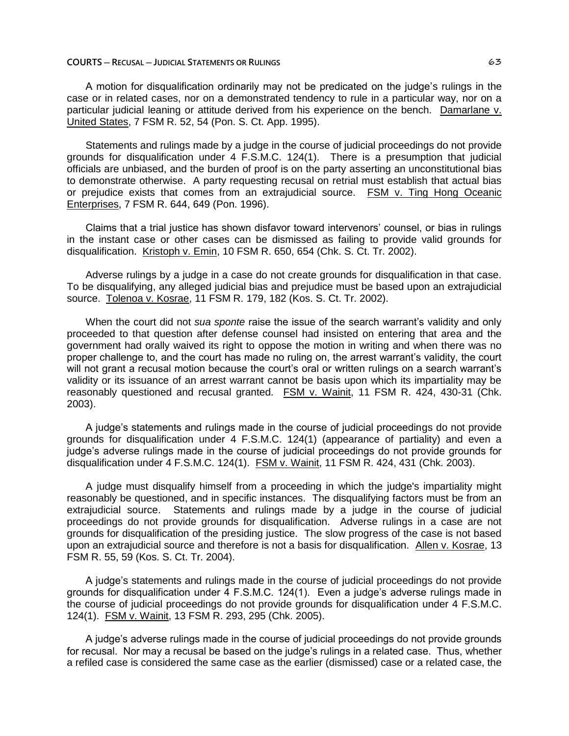A motion for disqualification ordinarily may not be predicated on the judge's rulings in the case or in related cases, nor on a demonstrated tendency to rule in a particular way, nor on a particular judicial leaning or attitude derived from his experience on the bench. Damarlane v. United States, 7 FSM R. 52, 54 (Pon. S. Ct. App. 1995).

Statements and rulings made by a judge in the course of judicial proceedings do not provide grounds for disqualification under 4 F.S.M.C. 124(1). There is a presumption that judicial officials are unbiased, and the burden of proof is on the party asserting an unconstitutional bias to demonstrate otherwise. A party requesting recusal on retrial must establish that actual bias or prejudice exists that comes from an extrajudicial source. FSM v. Ting Hong Oceanic Enterprises, 7 FSM R. 644, 649 (Pon. 1996).

Claims that a trial justice has shown disfavor toward intervenors' counsel, or bias in rulings in the instant case or other cases can be dismissed as failing to provide valid grounds for disqualification. Kristoph v. Emin, 10 FSM R. 650, 654 (Chk. S. Ct. Tr. 2002).

Adverse rulings by a judge in a case do not create grounds for disqualification in that case. To be disqualifying, any alleged judicial bias and prejudice must be based upon an extrajudicial source. Tolenoa v. Kosrae, 11 FSM R. 179, 182 (Kos. S. Ct. Tr. 2002).

When the court did not *sua sponte* raise the issue of the search warrant's validity and only proceeded to that question after defense counsel had insisted on entering that area and the government had orally waived its right to oppose the motion in writing and when there was no proper challenge to, and the court has made no ruling on, the arrest warrant's validity, the court will not grant a recusal motion because the court's oral or written rulings on a search warrant's validity or its issuance of an arrest warrant cannot be basis upon which its impartiality may be reasonably questioned and recusal granted. FSM v. Wainit, 11 FSM R. 424, 430-31 (Chk. 2003).

A judge's statements and rulings made in the course of judicial proceedings do not provide grounds for disqualification under 4 F.S.M.C. 124(1) (appearance of partiality) and even a judge's adverse rulings made in the course of judicial proceedings do not provide grounds for disqualification under 4 F.S.M.C. 124(1). FSM v. Wainit, 11 FSM R. 424, 431 (Chk. 2003).

A judge must disqualify himself from a proceeding in which the judge's impartiality might reasonably be questioned, and in specific instances. The disqualifying factors must be from an extrajudicial source. Statements and rulings made by a judge in the course of judicial proceedings do not provide grounds for disqualification. Adverse rulings in a case are not grounds for disqualification of the presiding justice. The slow progress of the case is not based upon an extrajudicial source and therefore is not a basis for disqualification. Allen v. Kosrae, 13 FSM R. 55, 59 (Kos. S. Ct. Tr. 2004).

A judge's statements and rulings made in the course of judicial proceedings do not provide grounds for disqualification under 4 F.S.M.C. 124(1). Even a judge's adverse rulings made in the course of judicial proceedings do not provide grounds for disqualification under 4 F.S.M.C. 124(1). FSM v. Wainit, 13 FSM R. 293, 295 (Chk. 2005).

A judge's adverse rulings made in the course of judicial proceedings do not provide grounds for recusal. Nor may a recusal be based on the judge's rulings in a related case. Thus, whether a refiled case is considered the same case as the earlier (dismissed) case or a related case, the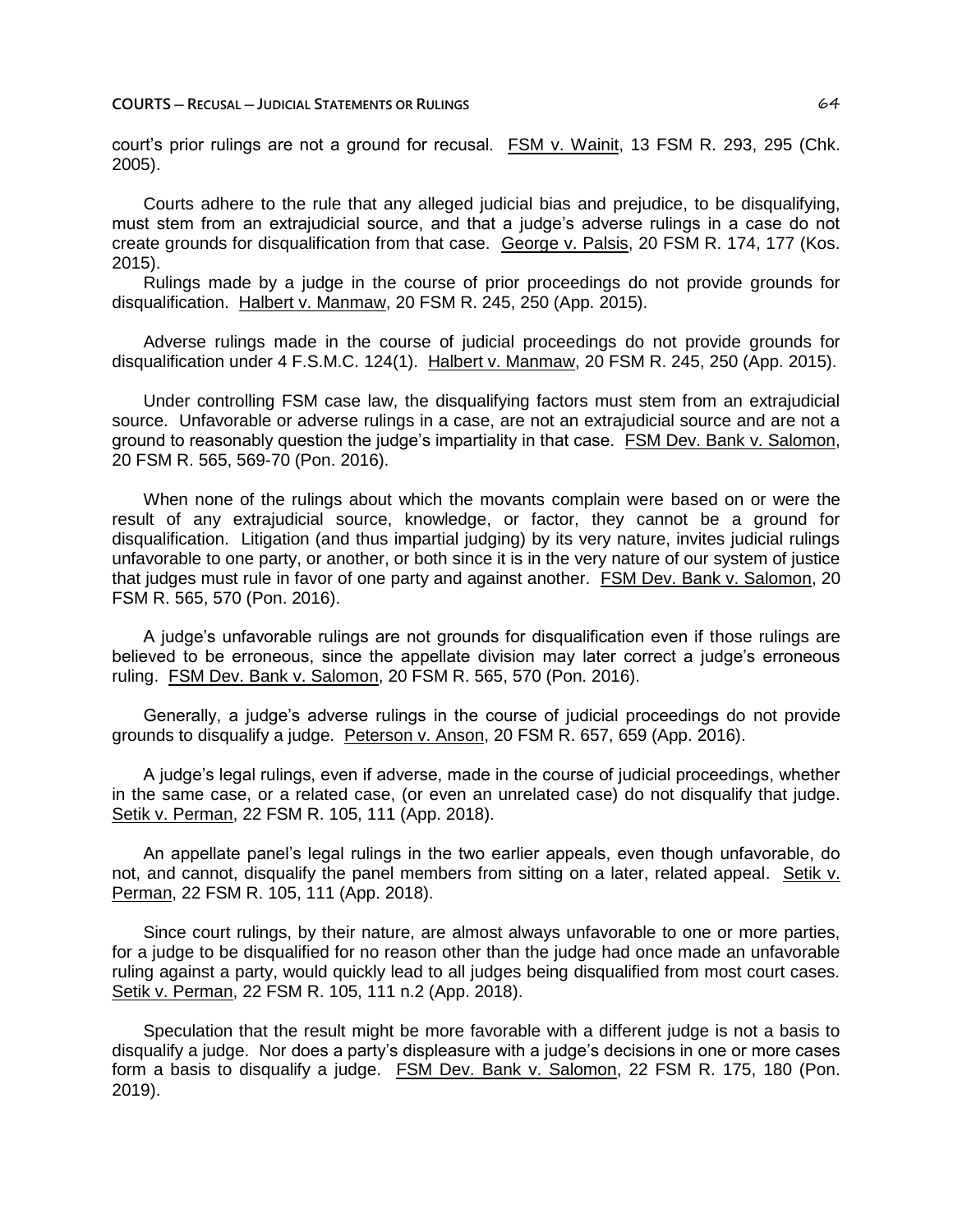court's prior rulings are not a ground for recusal. FSM v. Wainit, 13 FSM R. 293, 295 (Chk. 2005).

Courts adhere to the rule that any alleged judicial bias and prejudice, to be disqualifying, must stem from an extrajudicial source, and that a judge's adverse rulings in a case do not create grounds for disqualification from that case. George v. Palsis, 20 FSM R. 174, 177 (Kos. 2015).

Rulings made by a judge in the course of prior proceedings do not provide grounds for disqualification. Halbert v. Manmaw, 20 FSM R. 245, 250 (App. 2015).

Adverse rulings made in the course of judicial proceedings do not provide grounds for disqualification under 4 F.S.M.C. 124(1). Halbert v. Manmaw, 20 FSM R. 245, 250 (App. 2015).

Under controlling FSM case law, the disqualifying factors must stem from an extrajudicial source. Unfavorable or adverse rulings in a case, are not an extrajudicial source and are not a ground to reasonably question the judge's impartiality in that case. FSM Dev. Bank v. Salomon, 20 FSM R. 565, 569-70 (Pon. 2016).

When none of the rulings about which the movants complain were based on or were the result of any extrajudicial source, knowledge, or factor, they cannot be a ground for disqualification. Litigation (and thus impartial judging) by its very nature, invites judicial rulings unfavorable to one party, or another, or both since it is in the very nature of our system of justice that judges must rule in favor of one party and against another. FSM Dev. Bank v. Salomon, 20 FSM R. 565, 570 (Pon. 2016).

A judge's unfavorable rulings are not grounds for disqualification even if those rulings are believed to be erroneous, since the appellate division may later correct a judge's erroneous ruling. FSM Dev. Bank v. Salomon, 20 FSM R. 565, 570 (Pon. 2016).

Generally, a judge's adverse rulings in the course of judicial proceedings do not provide grounds to disqualify a judge. Peterson v. Anson, 20 FSM R. 657, 659 (App. 2016).

A judge's legal rulings, even if adverse, made in the course of judicial proceedings, whether in the same case, or a related case, (or even an unrelated case) do not disqualify that judge. Setik v. Perman, 22 FSM R. 105, 111 (App. 2018).

An appellate panel's legal rulings in the two earlier appeals, even though unfavorable, do not, and cannot, disqualify the panel members from sitting on a later, related appeal. Setik v. Perman, 22 FSM R. 105, 111 (App. 2018).

Since court rulings, by their nature, are almost always unfavorable to one or more parties, for a judge to be disqualified for no reason other than the judge had once made an unfavorable ruling against a party, would quickly lead to all judges being disqualified from most court cases. Setik v. Perman, 22 FSM R. 105, 111 n.2 (App. 2018).

Speculation that the result might be more favorable with a different judge is not a basis to disqualify a judge. Nor does a party's displeasure with a judge's decisions in one or more cases form a basis to disqualify a judge. FSM Dev. Bank v. Salomon, 22 FSM R. 175, 180 (Pon. 2019).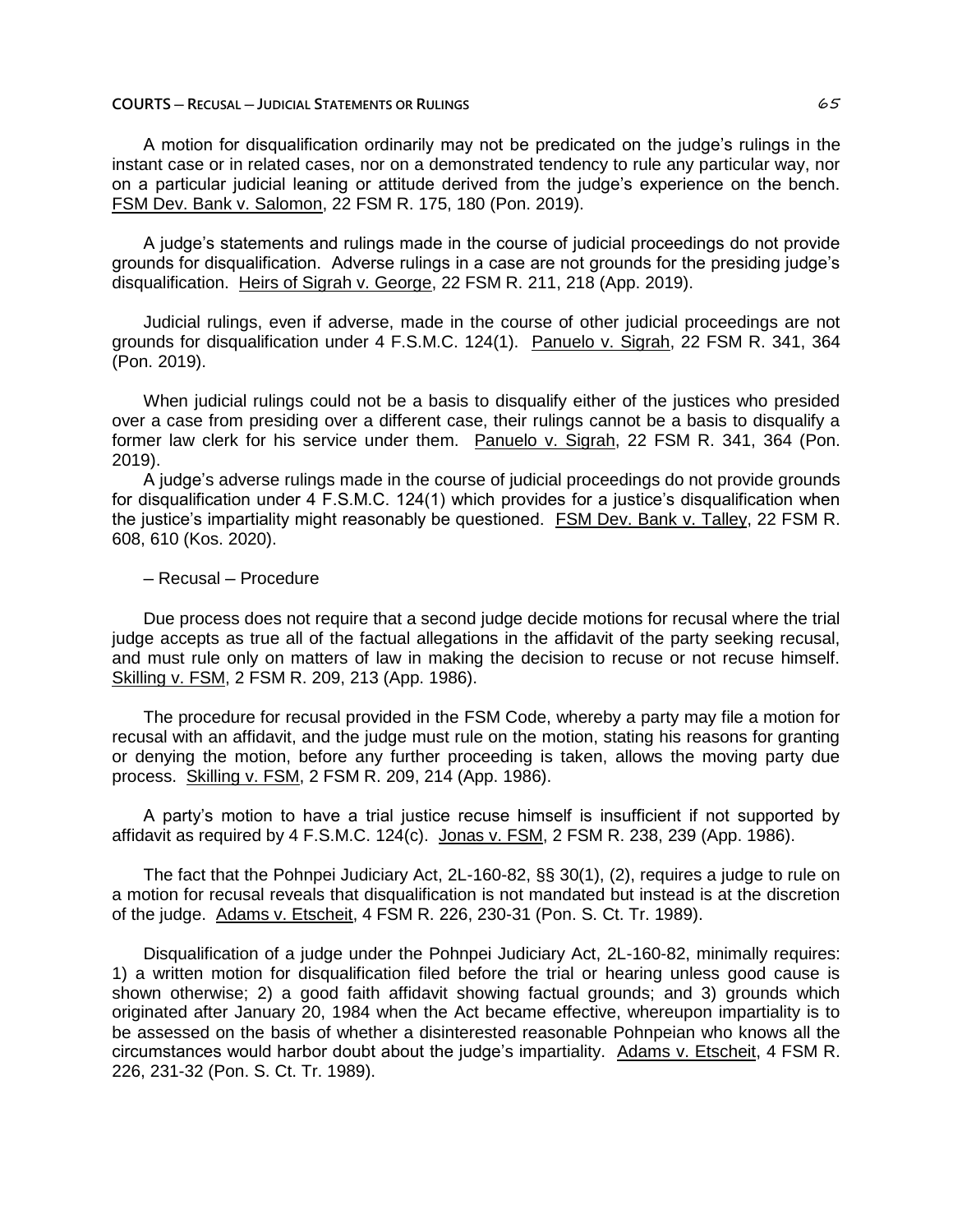A motion for disqualification ordinarily may not be predicated on the judge's rulings in the instant case or in related cases, nor on a demonstrated tendency to rule any particular way, nor on a particular judicial leaning or attitude derived from the judge's experience on the bench. FSM Dev. Bank v. Salomon, 22 FSM R. 175, 180 (Pon. 2019).

A judge's statements and rulings made in the course of judicial proceedings do not provide grounds for disqualification. Adverse rulings in a case are not grounds for the presiding judge's disqualification. Heirs of Sigrah v. George, 22 FSM R. 211, 218 (App. 2019).

Judicial rulings, even if adverse, made in the course of other judicial proceedings are not grounds for disqualification under 4 F.S.M.C. 124(1). Panuelo v. Sigrah, 22 FSM R. 341, 364 (Pon. 2019).

When judicial rulings could not be a basis to disqualify either of the justices who presided over a case from presiding over a different case, their rulings cannot be a basis to disqualify a former law clerk for his service under them. Panuelo v. Sigrah, 22 FSM R. 341, 364 (Pon. 2019).

A judge's adverse rulings made in the course of judicial proceedings do not provide grounds for disqualification under 4 F.S.M.C. 124(1) which provides for a justice's disqualification when the justice's impartiality might reasonably be questioned. FSM Dev. Bank v. Talley, 22 FSM R. 608, 610 (Kos. 2020).

– Recusal – Procedure

Due process does not require that a second judge decide motions for recusal where the trial judge accepts as true all of the factual allegations in the affidavit of the party seeking recusal, and must rule only on matters of law in making the decision to recuse or not recuse himself. Skilling v. FSM, 2 FSM R. 209, 213 (App. 1986).

The procedure for recusal provided in the FSM Code, whereby a party may file a motion for recusal with an affidavit, and the judge must rule on the motion, stating his reasons for granting or denying the motion, before any further proceeding is taken, allows the moving party due process. Skilling v. FSM, 2 FSM R. 209, 214 (App. 1986).

A party's motion to have a trial justice recuse himself is insufficient if not supported by affidavit as required by 4 F.S.M.C. 124(c). Jonas v. FSM, 2 FSM R. 238, 239 (App. 1986).

The fact that the Pohnpei Judiciary Act, 2L-160-82, §§ 30(1), (2), requires a judge to rule on a motion for recusal reveals that disqualification is not mandated but instead is at the discretion of the judge. Adams v. Etscheit, 4 FSM R. 226, 230-31 (Pon. S. Ct. Tr. 1989).

Disqualification of a judge under the Pohnpei Judiciary Act, 2L-160-82, minimally requires: 1) a written motion for disqualification filed before the trial or hearing unless good cause is shown otherwise; 2) a good faith affidavit showing factual grounds; and 3) grounds which originated after January 20, 1984 when the Act became effective, whereupon impartiality is to be assessed on the basis of whether a disinterested reasonable Pohnpeian who knows all the circumstances would harbor doubt about the judge's impartiality. Adams v. Etscheit, 4 FSM R. 226, 231-32 (Pon. S. Ct. Tr. 1989).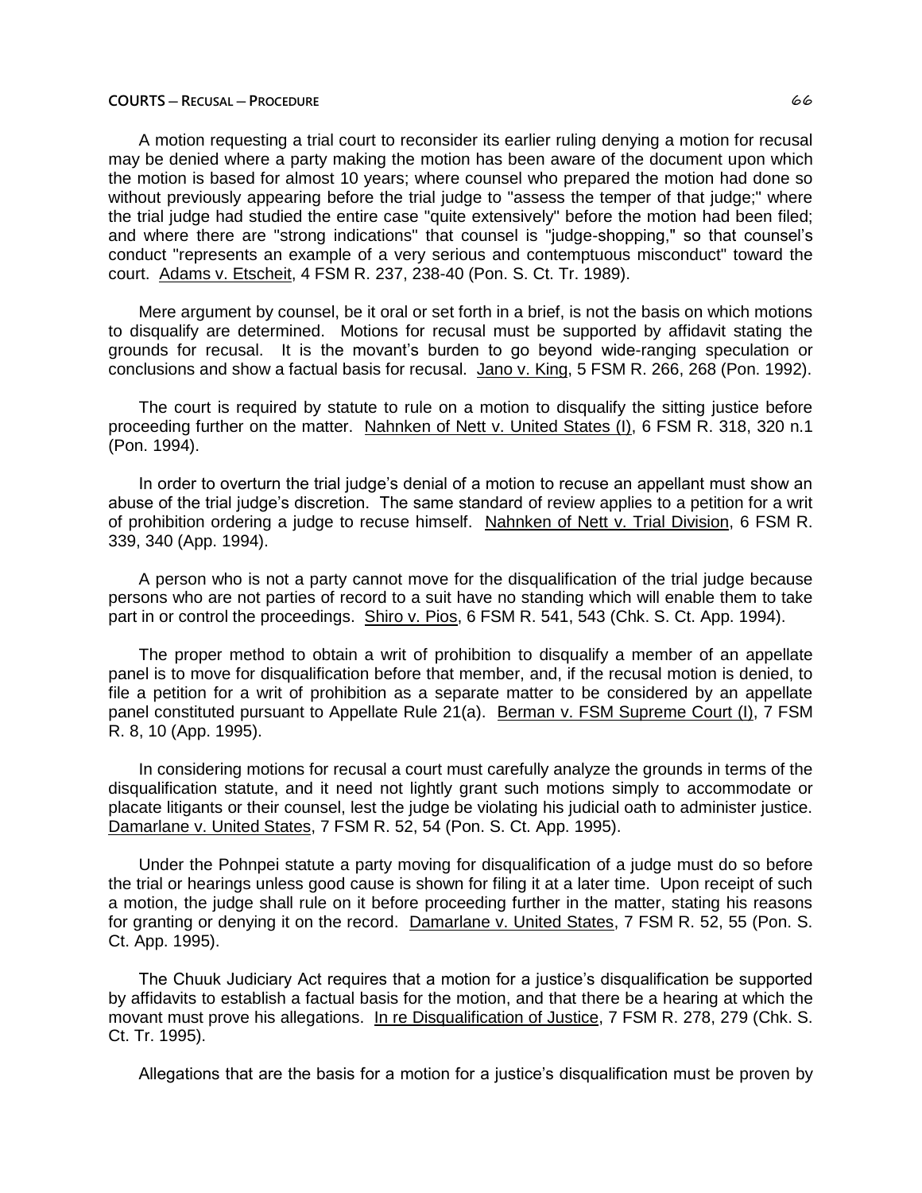A motion requesting a trial court to reconsider its earlier ruling denying a motion for recusal may be denied where a party making the motion has been aware of the document upon which the motion is based for almost 10 years; where counsel who prepared the motion had done so without previously appearing before the trial judge to "assess the temper of that judge;" where the trial judge had studied the entire case "quite extensively" before the motion had been filed; and where there are "strong indications" that counsel is "judge-shopping," so that counsel's conduct "represents an example of a very serious and contemptuous misconduct" toward the court. Adams v. Etscheit, 4 FSM R. 237, 238-40 (Pon. S. Ct. Tr. 1989).

Mere argument by counsel, be it oral or set forth in a brief, is not the basis on which motions to disqualify are determined. Motions for recusal must be supported by affidavit stating the grounds for recusal. It is the movant's burden to go beyond wide-ranging speculation or conclusions and show a factual basis for recusal. Jano v. King, 5 FSM R. 266, 268 (Pon. 1992).

The court is required by statute to rule on a motion to disqualify the sitting justice before proceeding further on the matter. Nahnken of Nett v. United States (I), 6 FSM R. 318, 320 n.1 (Pon. 1994).

In order to overturn the trial judge's denial of a motion to recuse an appellant must show an abuse of the trial judge's discretion. The same standard of review applies to a petition for a writ of prohibition ordering a judge to recuse himself. Nahnken of Nett v. Trial Division, 6 FSM R. 339, 340 (App. 1994).

A person who is not a party cannot move for the disqualification of the trial judge because persons who are not parties of record to a suit have no standing which will enable them to take part in or control the proceedings. Shiro v. Pios, 6 FSM R. 541, 543 (Chk. S. Ct. App. 1994).

The proper method to obtain a writ of prohibition to disqualify a member of an appellate panel is to move for disqualification before that member, and, if the recusal motion is denied, to file a petition for a writ of prohibition as a separate matter to be considered by an appellate panel constituted pursuant to Appellate Rule 21(a). Berman v. FSM Supreme Court (I), 7 FSM R. 8, 10 (App. 1995).

In considering motions for recusal a court must carefully analyze the grounds in terms of the disqualification statute, and it need not lightly grant such motions simply to accommodate or placate litigants or their counsel, lest the judge be violating his judicial oath to administer justice. Damarlane v. United States, 7 FSM R. 52, 54 (Pon. S. Ct. App. 1995).

Under the Pohnpei statute a party moving for disqualification of a judge must do so before the trial or hearings unless good cause is shown for filing it at a later time. Upon receipt of such a motion, the judge shall rule on it before proceeding further in the matter, stating his reasons for granting or denying it on the record. Damarlane v. United States, 7 FSM R. 52, 55 (Pon. S. Ct. App. 1995).

The Chuuk Judiciary Act requires that a motion for a justice's disqualification be supported by affidavits to establish a factual basis for the motion, and that there be a hearing at which the movant must prove his allegations. In re Disqualification of Justice, 7 FSM R. 278, 279 (Chk. S. Ct. Tr. 1995).

Allegations that are the basis for a motion for a justice's disqualification must be proven by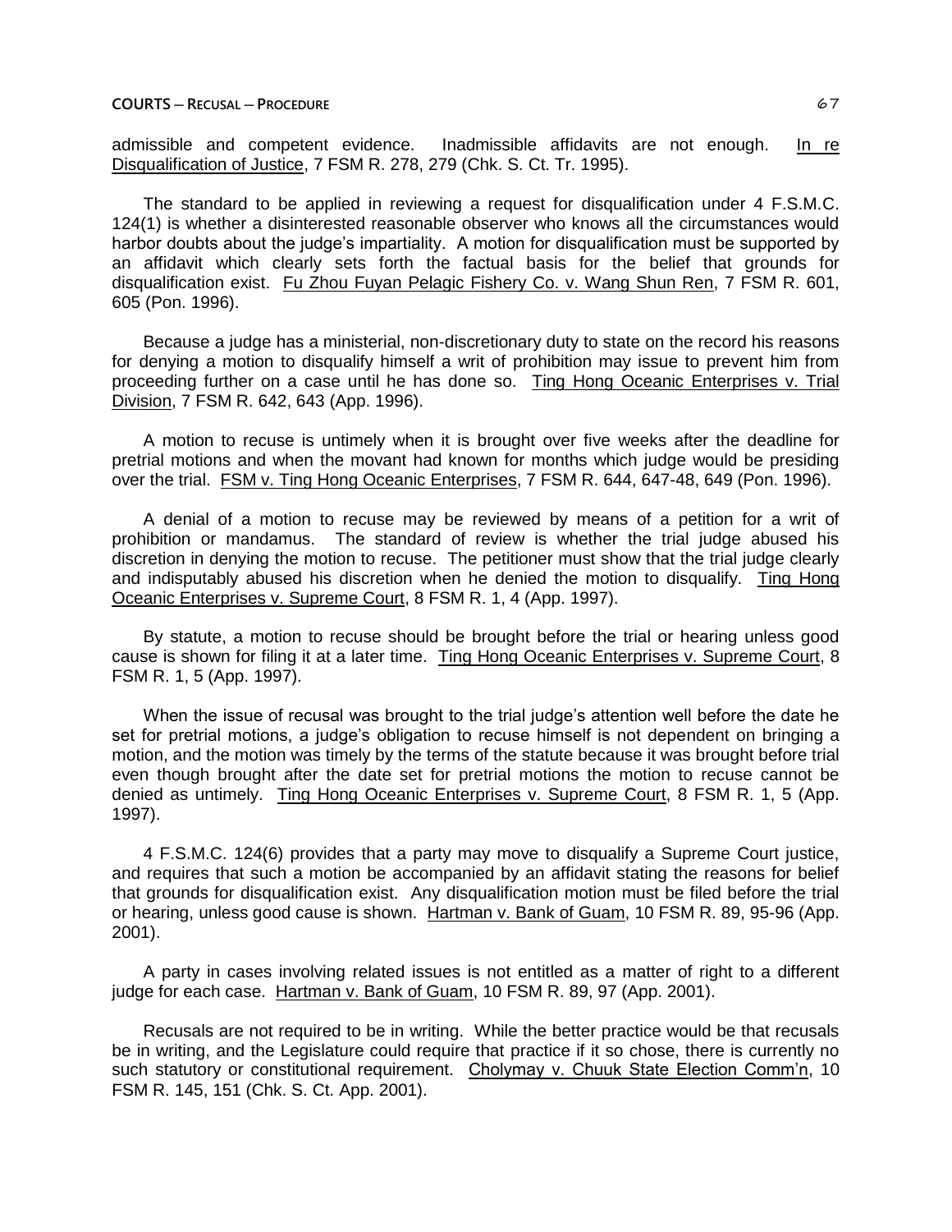admissible and competent evidence. Inadmissible affidavits are not enough. In re Disqualification of Justice, 7 FSM R. 278, 279 (Chk. S. Ct. Tr. 1995).

The standard to be applied in reviewing a request for disqualification under 4 F.S.M.C. 124(1) is whether a disinterested reasonable observer who knows all the circumstances would harbor doubts about the judge's impartiality. A motion for disqualification must be supported by an affidavit which clearly sets forth the factual basis for the belief that grounds for disqualification exist. Fu Zhou Fuyan Pelagic Fishery Co. v. Wang Shun Ren, 7 FSM R. 601, 605 (Pon. 1996).

Because a judge has a ministerial, non-discretionary duty to state on the record his reasons for denying a motion to disqualify himself a writ of prohibition may issue to prevent him from proceeding further on a case until he has done so. Ting Hong Oceanic Enterprises v. Trial Division, 7 FSM R. 642, 643 (App. 1996).

A motion to recuse is untimely when it is brought over five weeks after the deadline for pretrial motions and when the movant had known for months which judge would be presiding over the trial. FSM v. Ting Hong Oceanic Enterprises, 7 FSM R. 644, 647-48, 649 (Pon. 1996).

A denial of a motion to recuse may be reviewed by means of a petition for a writ of prohibition or mandamus. The standard of review is whether the trial judge abused his discretion in denying the motion to recuse. The petitioner must show that the trial judge clearly and indisputably abused his discretion when he denied the motion to disqualify. Ting Hong Oceanic Enterprises v. Supreme Court, 8 FSM R. 1, 4 (App. 1997).

By statute, a motion to recuse should be brought before the trial or hearing unless good cause is shown for filing it at a later time. Ting Hong Oceanic Enterprises v. Supreme Court, 8 FSM R. 1, 5 (App. 1997).

When the issue of recusal was brought to the trial judge's attention well before the date he set for pretrial motions, a judge's obligation to recuse himself is not dependent on bringing a motion, and the motion was timely by the terms of the statute because it was brought before trial even though brought after the date set for pretrial motions the motion to recuse cannot be denied as untimely. Ting Hong Oceanic Enterprises v. Supreme Court, 8 FSM R. 1, 5 (App. 1997).

4 F.S.M.C. 124(6) provides that a party may move to disqualify a Supreme Court justice, and requires that such a motion be accompanied by an affidavit stating the reasons for belief that grounds for disqualification exist. Any disqualification motion must be filed before the trial or hearing, unless good cause is shown. Hartman v. Bank of Guam, 10 FSM R. 89, 95-96 (App. 2001).

A party in cases involving related issues is not entitled as a matter of right to a different judge for each case. Hartman v. Bank of Guam, 10 FSM R. 89, 97 (App. 2001).

Recusals are not required to be in writing. While the better practice would be that recusals be in writing, and the Legislature could require that practice if it so chose, there is currently no such statutory or constitutional requirement. Cholymay v. Chuuk State Election Comm'n, 10 FSM R. 145, 151 (Chk. S. Ct. App. 2001).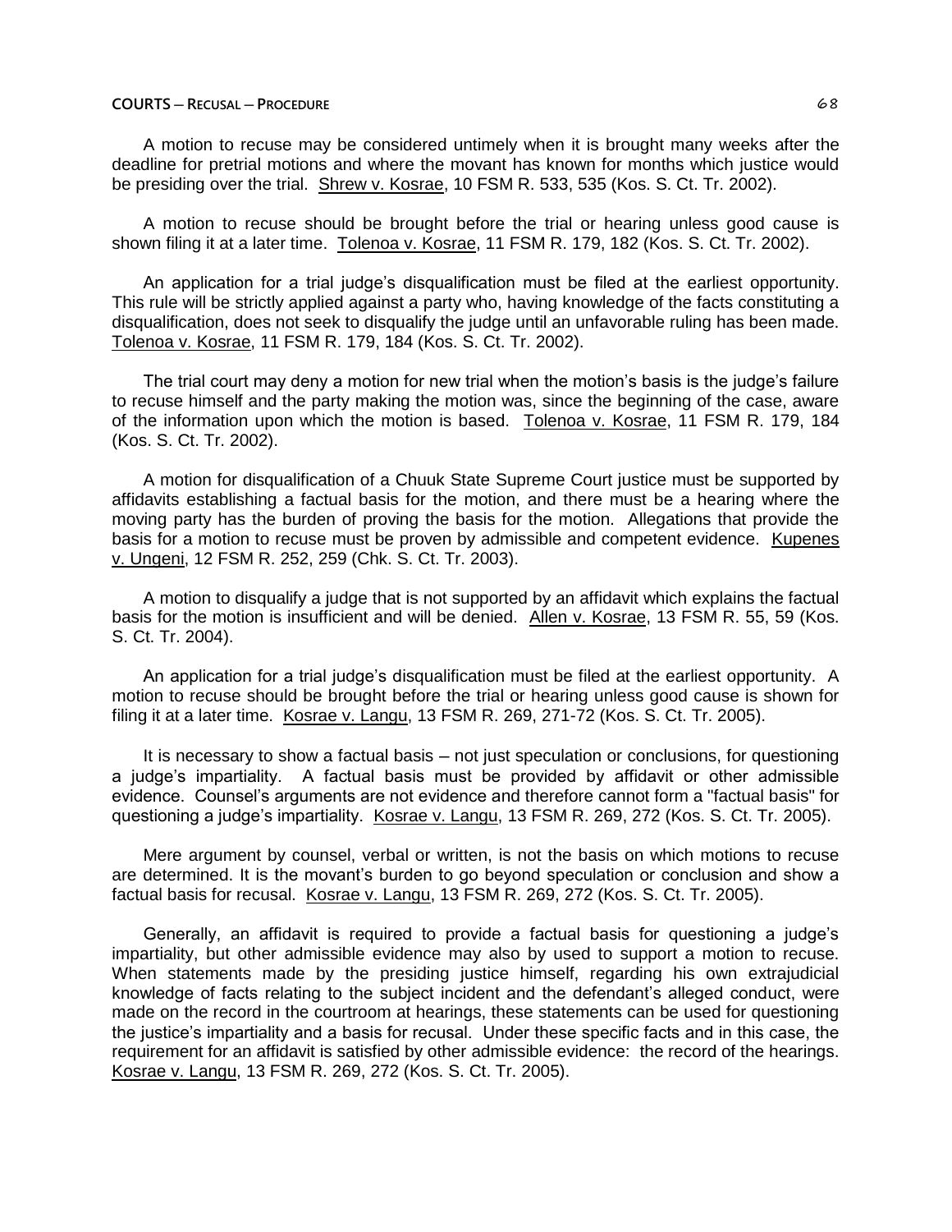A motion to recuse may be considered untimely when it is brought many weeks after the deadline for pretrial motions and where the movant has known for months which justice would be presiding over the trial. Shrew v. Kosrae, 10 FSM R. 533, 535 (Kos. S. Ct. Tr. 2002).

A motion to recuse should be brought before the trial or hearing unless good cause is shown filing it at a later time. Tolenoa v. Kosrae, 11 FSM R. 179, 182 (Kos. S. Ct. Tr. 2002).

An application for a trial judge's disqualification must be filed at the earliest opportunity. This rule will be strictly applied against a party who, having knowledge of the facts constituting a disqualification, does not seek to disqualify the judge until an unfavorable ruling has been made. Tolenoa v. Kosrae, 11 FSM R. 179, 184 (Kos. S. Ct. Tr. 2002).

The trial court may deny a motion for new trial when the motion's basis is the judge's failure to recuse himself and the party making the motion was, since the beginning of the case, aware of the information upon which the motion is based. Tolenoa v. Kosrae, 11 FSM R. 179, 184 (Kos. S. Ct. Tr. 2002).

A motion for disqualification of a Chuuk State Supreme Court justice must be supported by affidavits establishing a factual basis for the motion, and there must be a hearing where the moving party has the burden of proving the basis for the motion. Allegations that provide the basis for a motion to recuse must be proven by admissible and competent evidence. Kupenes v. Ungeni, 12 FSM R. 252, 259 (Chk. S. Ct. Tr. 2003).

A motion to disqualify a judge that is not supported by an affidavit which explains the factual basis for the motion is insufficient and will be denied. Allen v. Kosrae, 13 FSM R. 55, 59 (Kos. S. Ct. Tr. 2004).

An application for a trial judge's disqualification must be filed at the earliest opportunity. A motion to recuse should be brought before the trial or hearing unless good cause is shown for filing it at a later time. Kosrae v. Langu, 13 FSM R. 269, 271-72 (Kos. S. Ct. Tr. 2005).

It is necessary to show a factual basis – not just speculation or conclusions, for questioning a judge's impartiality. A factual basis must be provided by affidavit or other admissible evidence. Counsel's arguments are not evidence and therefore cannot form a "factual basis" for questioning a judge's impartiality. Kosrae v. Langu, 13 FSM R. 269, 272 (Kos. S. Ct. Tr. 2005).

Mere argument by counsel, verbal or written, is not the basis on which motions to recuse are determined. It is the movant's burden to go beyond speculation or conclusion and show a factual basis for recusal. Kosrae v. Langu, 13 FSM R. 269, 272 (Kos. S. Ct. Tr. 2005).

Generally, an affidavit is required to provide a factual basis for questioning a judge's impartiality, but other admissible evidence may also by used to support a motion to recuse. When statements made by the presiding justice himself, regarding his own extrajudicial knowledge of facts relating to the subject incident and the defendant's alleged conduct, were made on the record in the courtroom at hearings, these statements can be used for questioning the justice's impartiality and a basis for recusal. Under these specific facts and in this case, the requirement for an affidavit is satisfied by other admissible evidence: the record of the hearings. Kosrae v. Langu, 13 FSM R. 269, 272 (Kos. S. Ct. Tr. 2005).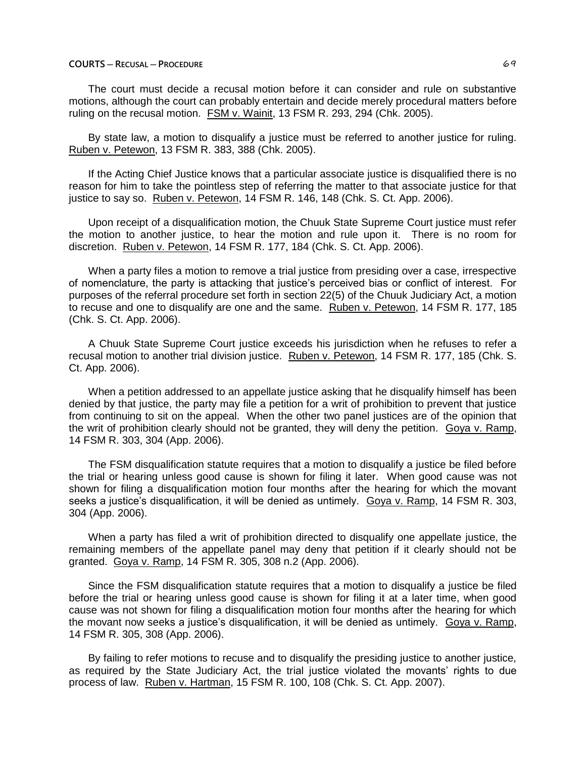The court must decide a recusal motion before it can consider and rule on substantive motions, although the court can probably entertain and decide merely procedural matters before ruling on the recusal motion. FSM v. Wainit, 13 FSM R. 293, 294 (Chk. 2005).

By state law, a motion to disqualify a justice must be referred to another justice for ruling. Ruben v. Petewon, 13 FSM R. 383, 388 (Chk. 2005).

If the Acting Chief Justice knows that a particular associate justice is disqualified there is no reason for him to take the pointless step of referring the matter to that associate justice for that justice to say so. Ruben v. Petewon, 14 FSM R. 146, 148 (Chk. S. Ct. App. 2006).

Upon receipt of a disqualification motion, the Chuuk State Supreme Court justice must refer the motion to another justice, to hear the motion and rule upon it. There is no room for discretion. Ruben v. Petewon, 14 FSM R. 177, 184 (Chk. S. Ct. App. 2006).

When a party files a motion to remove a trial justice from presiding over a case, irrespective of nomenclature, the party is attacking that justice's perceived bias or conflict of interest. For purposes of the referral procedure set forth in section 22(5) of the Chuuk Judiciary Act, a motion to recuse and one to disqualify are one and the same. Ruben v. Petewon, 14 FSM R. 177, 185 (Chk. S. Ct. App. 2006).

A Chuuk State Supreme Court justice exceeds his jurisdiction when he refuses to refer a recusal motion to another trial division justice. Ruben v. Petewon, 14 FSM R. 177, 185 (Chk. S. Ct. App. 2006).

When a petition addressed to an appellate justice asking that he disqualify himself has been denied by that justice, the party may file a petition for a writ of prohibition to prevent that justice from continuing to sit on the appeal. When the other two panel justices are of the opinion that the writ of prohibition clearly should not be granted, they will deny the petition. Goya v. Ramp, 14 FSM R. 303, 304 (App. 2006).

The FSM disqualification statute requires that a motion to disqualify a justice be filed before the trial or hearing unless good cause is shown for filing it later. When good cause was not shown for filing a disqualification motion four months after the hearing for which the movant seeks a justice's disqualification, it will be denied as untimely. Goya v. Ramp, 14 FSM R. 303, 304 (App. 2006).

When a party has filed a writ of prohibition directed to disqualify one appellate justice, the remaining members of the appellate panel may deny that petition if it clearly should not be granted. Goya v. Ramp, 14 FSM R. 305, 308 n.2 (App. 2006).

Since the FSM disqualification statute requires that a motion to disqualify a justice be filed before the trial or hearing unless good cause is shown for filing it at a later time, when good cause was not shown for filing a disqualification motion four months after the hearing for which the movant now seeks a justice's disqualification, it will be denied as untimely. Goya v. Ramp, 14 FSM R. 305, 308 (App. 2006).

By failing to refer motions to recuse and to disqualify the presiding justice to another justice, as required by the State Judiciary Act, the trial justice violated the movants' rights to due process of law. Ruben v. Hartman, 15 FSM R. 100, 108 (Chk. S. Ct. App. 2007).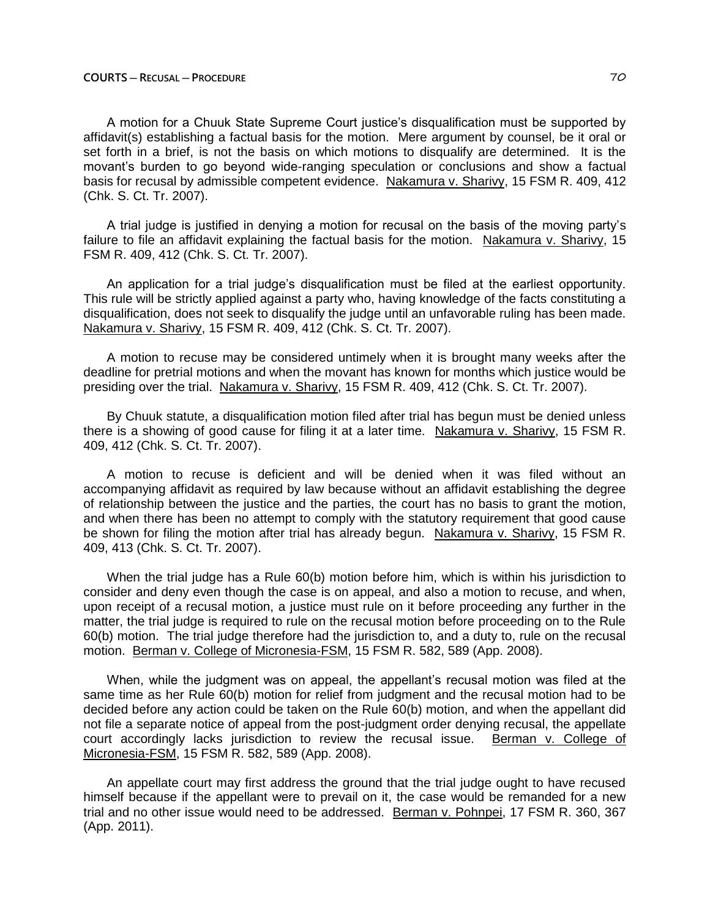A motion for a Chuuk State Supreme Court justice's disqualification must be supported by affidavit(s) establishing a factual basis for the motion. Mere argument by counsel, be it oral or set forth in a brief, is not the basis on which motions to disqualify are determined. It is the movant's burden to go beyond wide-ranging speculation or conclusions and show a factual basis for recusal by admissible competent evidence. Nakamura v. Sharivy, 15 FSM R. 409, 412 (Chk. S. Ct. Tr. 2007).

A trial judge is justified in denying a motion for recusal on the basis of the moving party's failure to file an affidavit explaining the factual basis for the motion. Nakamura v. Sharivy, 15 FSM R. 409, 412 (Chk. S. Ct. Tr. 2007).

An application for a trial judge's disqualification must be filed at the earliest opportunity. This rule will be strictly applied against a party who, having knowledge of the facts constituting a disqualification, does not seek to disqualify the judge until an unfavorable ruling has been made. Nakamura v. Sharivy, 15 FSM R. 409, 412 (Chk. S. Ct. Tr. 2007).

A motion to recuse may be considered untimely when it is brought many weeks after the deadline for pretrial motions and when the movant has known for months which justice would be presiding over the trial. Nakamura v. Sharivy, 15 FSM R. 409, 412 (Chk. S. Ct. Tr. 2007).

By Chuuk statute, a disqualification motion filed after trial has begun must be denied unless there is a showing of good cause for filing it at a later time. Nakamura v. Sharivy, 15 FSM R. 409, 412 (Chk. S. Ct. Tr. 2007).

A motion to recuse is deficient and will be denied when it was filed without an accompanying affidavit as required by law because without an affidavit establishing the degree of relationship between the justice and the parties, the court has no basis to grant the motion, and when there has been no attempt to comply with the statutory requirement that good cause be shown for filing the motion after trial has already begun. Nakamura v. Sharivy, 15 FSM R. 409, 413 (Chk. S. Ct. Tr. 2007).

When the trial judge has a Rule 60(b) motion before him, which is within his jurisdiction to consider and deny even though the case is on appeal, and also a motion to recuse, and when, upon receipt of a recusal motion, a justice must rule on it before proceeding any further in the matter, the trial judge is required to rule on the recusal motion before proceeding on to the Rule 60(b) motion. The trial judge therefore had the jurisdiction to, and a duty to, rule on the recusal motion. Berman v. College of Micronesia-FSM, 15 FSM R. 582, 589 (App. 2008).

When, while the judgment was on appeal, the appellant's recusal motion was filed at the same time as her Rule 60(b) motion for relief from judgment and the recusal motion had to be decided before any action could be taken on the Rule 60(b) motion, and when the appellant did not file a separate notice of appeal from the post-judgment order denying recusal, the appellate court accordingly lacks jurisdiction to review the recusal issue. Berman v. College of Micronesia-FSM, 15 FSM R. 582, 589 (App. 2008).

An appellate court may first address the ground that the trial judge ought to have recused himself because if the appellant were to prevail on it, the case would be remanded for a new trial and no other issue would need to be addressed. Berman v. Pohnpei, 17 FSM R. 360, 367 (App. 2011).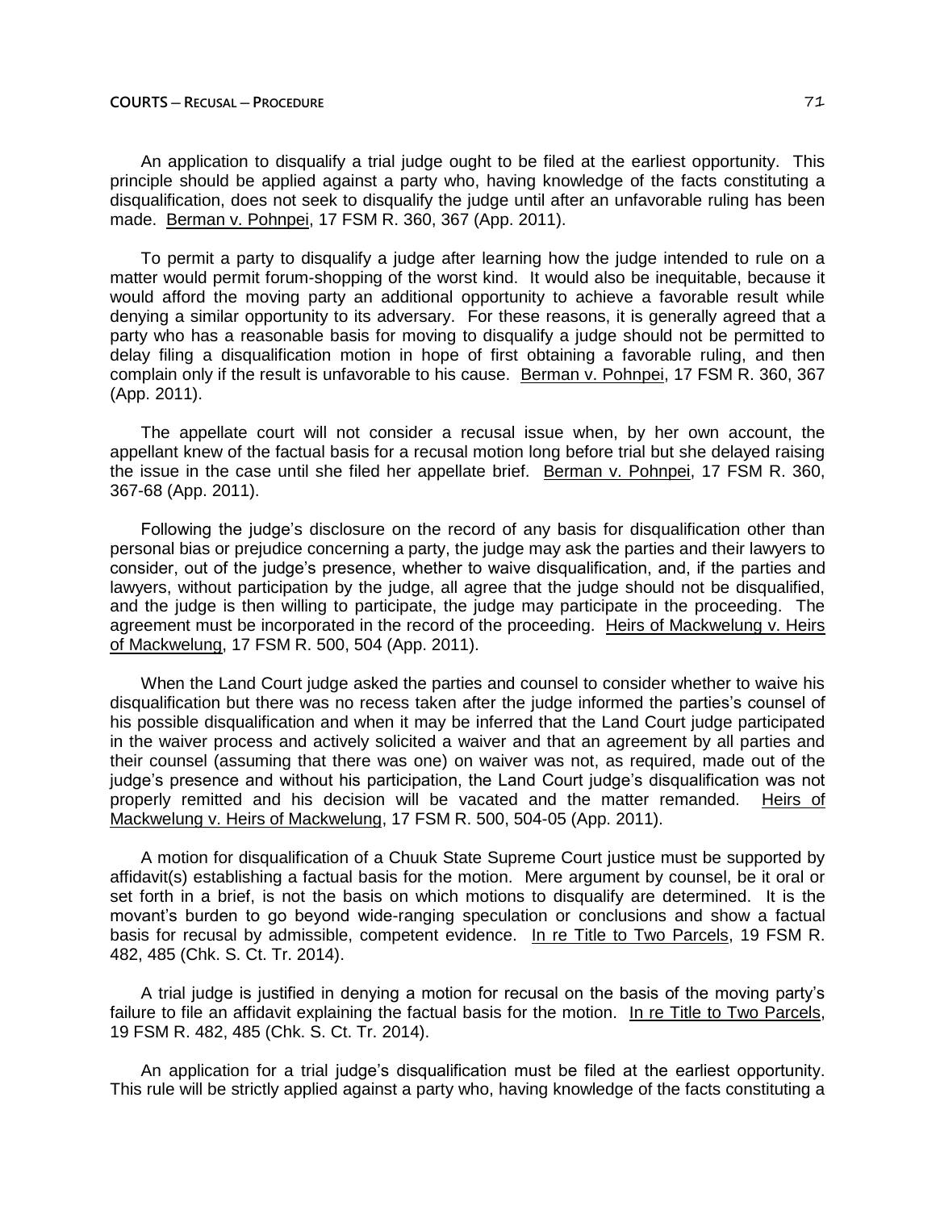An application to disqualify a trial judge ought to be filed at the earliest opportunity. This principle should be applied against a party who, having knowledge of the facts constituting a disqualification, does not seek to disqualify the judge until after an unfavorable ruling has been made. Berman v. Pohnpei, 17 FSM R. 360, 367 (App. 2011).

To permit a party to disqualify a judge after learning how the judge intended to rule on a matter would permit forum-shopping of the worst kind. It would also be inequitable, because it would afford the moving party an additional opportunity to achieve a favorable result while denying a similar opportunity to its adversary. For these reasons, it is generally agreed that a party who has a reasonable basis for moving to disqualify a judge should not be permitted to delay filing a disqualification motion in hope of first obtaining a favorable ruling, and then complain only if the result is unfavorable to his cause. Berman v. Pohnpei, 17 FSM R. 360, 367 (App. 2011).

The appellate court will not consider a recusal issue when, by her own account, the appellant knew of the factual basis for a recusal motion long before trial but she delayed raising the issue in the case until she filed her appellate brief. Berman v. Pohnpei, 17 FSM R. 360, 367-68 (App. 2011).

Following the judge's disclosure on the record of any basis for disqualification other than personal bias or prejudice concerning a party, the judge may ask the parties and their lawyers to consider, out of the judge's presence, whether to waive disqualification, and, if the parties and lawyers, without participation by the judge, all agree that the judge should not be disqualified, and the judge is then willing to participate, the judge may participate in the proceeding. The agreement must be incorporated in the record of the proceeding. Heirs of Mackwelung v. Heirs of Mackwelung, 17 FSM R. 500, 504 (App. 2011).

When the Land Court judge asked the parties and counsel to consider whether to waive his disqualification but there was no recess taken after the judge informed the parties's counsel of his possible disqualification and when it may be inferred that the Land Court judge participated in the waiver process and actively solicited a waiver and that an agreement by all parties and their counsel (assuming that there was one) on waiver was not, as required, made out of the judge's presence and without his participation, the Land Court judge's disqualification was not properly remitted and his decision will be vacated and the matter remanded. Heirs of Mackwelung v. Heirs of Mackwelung, 17 FSM R. 500, 504-05 (App. 2011).

A motion for disqualification of a Chuuk State Supreme Court justice must be supported by affidavit(s) establishing a factual basis for the motion. Mere argument by counsel, be it oral or set forth in a brief, is not the basis on which motions to disqualify are determined. It is the movant's burden to go beyond wide-ranging speculation or conclusions and show a factual basis for recusal by admissible, competent evidence. In re Title to Two Parcels, 19 FSM R. 482, 485 (Chk. S. Ct. Tr. 2014).

A trial judge is justified in denying a motion for recusal on the basis of the moving party's failure to file an affidavit explaining the factual basis for the motion. In re Title to Two Parcels, 19 FSM R. 482, 485 (Chk. S. Ct. Tr. 2014).

An application for a trial judge's disqualification must be filed at the earliest opportunity. This rule will be strictly applied against a party who, having knowledge of the facts constituting a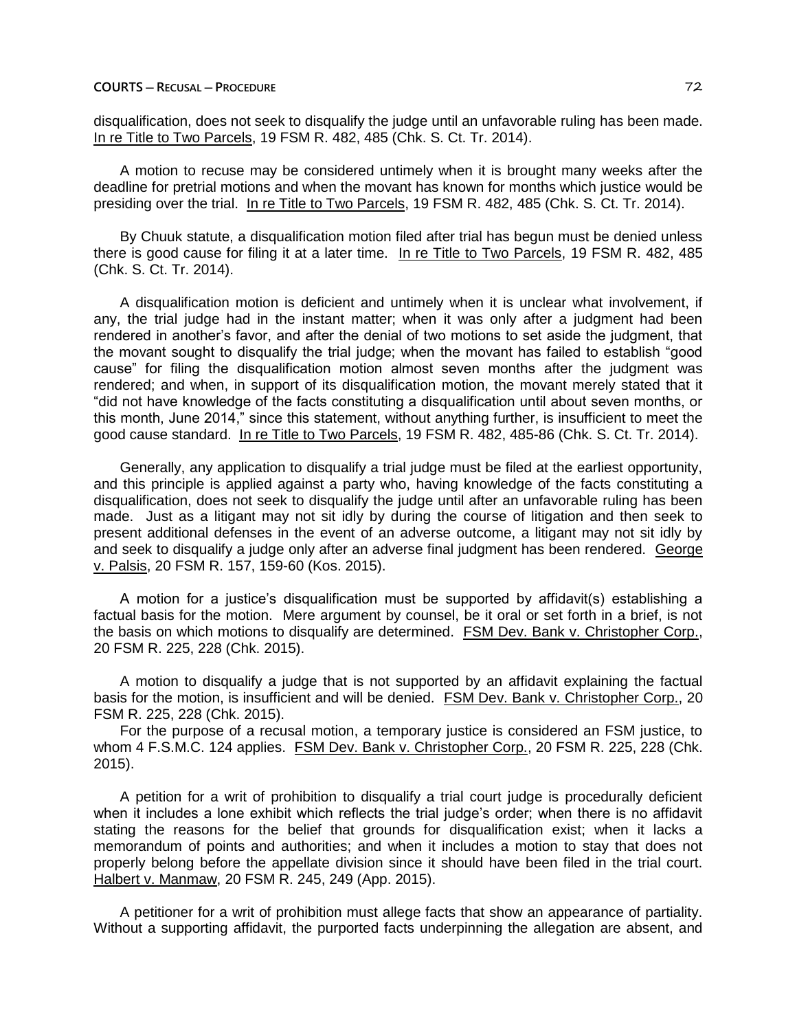disqualification, does not seek to disqualify the judge until an unfavorable ruling has been made. In re Title to Two Parcels, 19 FSM R. 482, 485 (Chk. S. Ct. Tr. 2014).

A motion to recuse may be considered untimely when it is brought many weeks after the deadline for pretrial motions and when the movant has known for months which justice would be presiding over the trial. In re Title to Two Parcels, 19 FSM R. 482, 485 (Chk. S. Ct. Tr. 2014).

By Chuuk statute, a disqualification motion filed after trial has begun must be denied unless there is good cause for filing it at a later time. In re Title to Two Parcels, 19 FSM R. 482, 485 (Chk. S. Ct. Tr. 2014).

A disqualification motion is deficient and untimely when it is unclear what involvement, if any, the trial judge had in the instant matter; when it was only after a judgment had been rendered in another's favor, and after the denial of two motions to set aside the judgment, that the movant sought to disqualify the trial judge; when the movant has failed to establish "good cause" for filing the disqualification motion almost seven months after the judgment was rendered; and when, in support of its disqualification motion, the movant merely stated that it "did not have knowledge of the facts constituting a disqualification until about seven months, or this month, June 2014," since this statement, without anything further, is insufficient to meet the good cause standard. In re Title to Two Parcels, 19 FSM R. 482, 485-86 (Chk. S. Ct. Tr. 2014).

Generally, any application to disqualify a trial judge must be filed at the earliest opportunity, and this principle is applied against a party who, having knowledge of the facts constituting a disqualification, does not seek to disqualify the judge until after an unfavorable ruling has been made. Just as a litigant may not sit idly by during the course of litigation and then seek to present additional defenses in the event of an adverse outcome, a litigant may not sit idly by and seek to disqualify a judge only after an adverse final judgment has been rendered. George v. Palsis, 20 FSM R. 157, 159-60 (Kos. 2015).

A motion for a justice's disqualification must be supported by affidavit(s) establishing a factual basis for the motion. Mere argument by counsel, be it oral or set forth in a brief, is not the basis on which motions to disqualify are determined. FSM Dev. Bank v. Christopher Corp., 20 FSM R. 225, 228 (Chk. 2015).

A motion to disqualify a judge that is not supported by an affidavit explaining the factual basis for the motion, is insufficient and will be denied. FSM Dev. Bank v. Christopher Corp., 20 FSM R. 225, 228 (Chk. 2015).

For the purpose of a recusal motion, a temporary justice is considered an FSM justice, to whom 4 F.S.M.C. 124 applies. FSM Dev. Bank v. Christopher Corp., 20 FSM R. 225, 228 (Chk. 2015).

A petition for a writ of prohibition to disqualify a trial court judge is procedurally deficient when it includes a lone exhibit which reflects the trial judge's order; when there is no affidavit stating the reasons for the belief that grounds for disqualification exist; when it lacks a memorandum of points and authorities; and when it includes a motion to stay that does not properly belong before the appellate division since it should have been filed in the trial court. Halbert v. Manmaw, 20 FSM R. 245, 249 (App. 2015).

A petitioner for a writ of prohibition must allege facts that show an appearance of partiality. Without a supporting affidavit, the purported facts underpinning the allegation are absent, and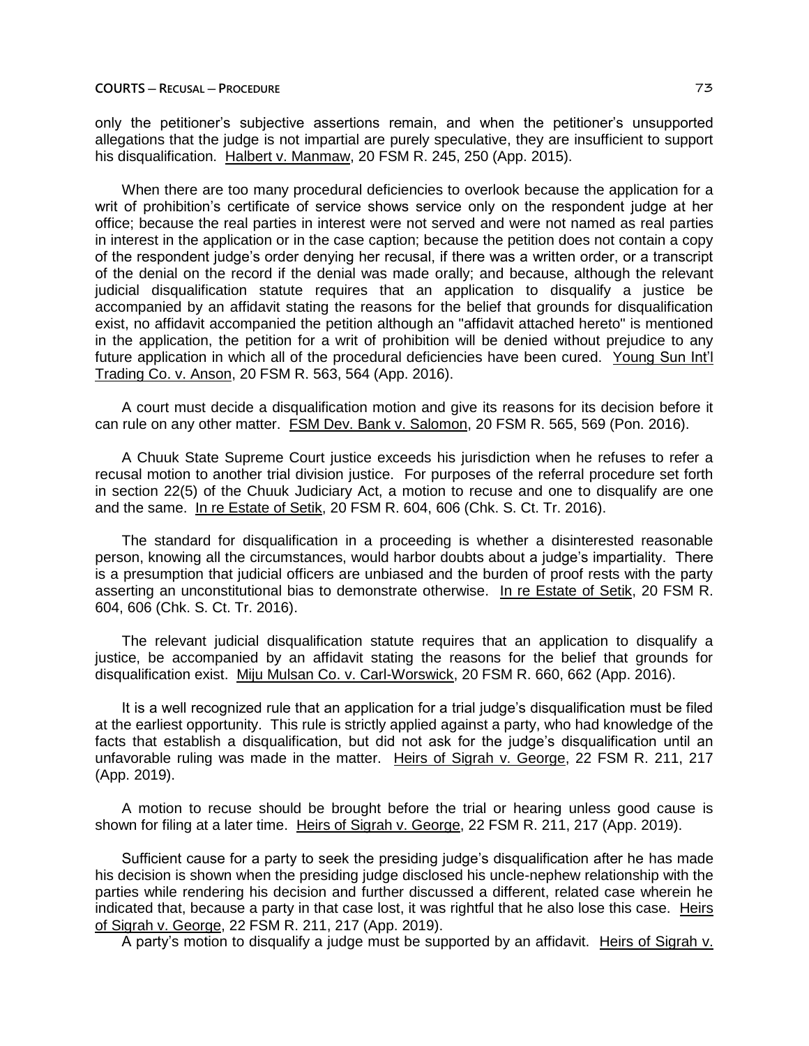only the petitioner's subjective assertions remain, and when the petitioner's unsupported allegations that the judge is not impartial are purely speculative, they are insufficient to support his disqualification. Halbert v. Manmaw, 20 FSM R. 245, 250 (App. 2015).

When there are too many procedural deficiencies to overlook because the application for a writ of prohibition's certificate of service shows service only on the respondent judge at her office; because the real parties in interest were not served and were not named as real parties in interest in the application or in the case caption; because the petition does not contain a copy of the respondent judge's order denying her recusal, if there was a written order, or a transcript of the denial on the record if the denial was made orally; and because, although the relevant judicial disqualification statute requires that an application to disqualify a justice be accompanied by an affidavit stating the reasons for the belief that grounds for disqualification exist, no affidavit accompanied the petition although an "affidavit attached hereto" is mentioned in the application, the petition for a writ of prohibition will be denied without prejudice to any future application in which all of the procedural deficiencies have been cured. Young Sun Int'l Trading Co. v. Anson, 20 FSM R. 563, 564 (App. 2016).

A court must decide a disqualification motion and give its reasons for its decision before it can rule on any other matter. FSM Dev. Bank v. Salomon, 20 FSM R. 565, 569 (Pon. 2016).

A Chuuk State Supreme Court justice exceeds his jurisdiction when he refuses to refer a recusal motion to another trial division justice. For purposes of the referral procedure set forth in section 22(5) of the Chuuk Judiciary Act, a motion to recuse and one to disqualify are one and the same. In re Estate of Setik, 20 FSM R. 604, 606 (Chk. S. Ct. Tr. 2016).

The standard for disqualification in a proceeding is whether a disinterested reasonable person, knowing all the circumstances, would harbor doubts about a judge's impartiality. There is a presumption that judicial officers are unbiased and the burden of proof rests with the party asserting an unconstitutional bias to demonstrate otherwise. In re Estate of Setik, 20 FSM R. 604, 606 (Chk. S. Ct. Tr. 2016).

The relevant judicial disqualification statute requires that an application to disqualify a justice, be accompanied by an affidavit stating the reasons for the belief that grounds for disqualification exist. Miju Mulsan Co. v. Carl-Worswick, 20 FSM R. 660, 662 (App. 2016).

It is a well recognized rule that an application for a trial judge's disqualification must be filed at the earliest opportunity. This rule is strictly applied against a party, who had knowledge of the facts that establish a disqualification, but did not ask for the judge's disqualification until an unfavorable ruling was made in the matter. Heirs of Sigrah v. George, 22 FSM R. 211, 217 (App. 2019).

A motion to recuse should be brought before the trial or hearing unless good cause is shown for filing at a later time. Heirs of Sigrah v. George, 22 FSM R. 211, 217 (App. 2019).

Sufficient cause for a party to seek the presiding judge's disqualification after he has made his decision is shown when the presiding judge disclosed his uncle-nephew relationship with the parties while rendering his decision and further discussed a different, related case wherein he indicated that, because a party in that case lost, it was rightful that he also lose this case. Heirs of Sigrah v. George, 22 FSM R. 211, 217 (App. 2019).

A party's motion to disqualify a judge must be supported by an affidavit. Heirs of Sigrah v.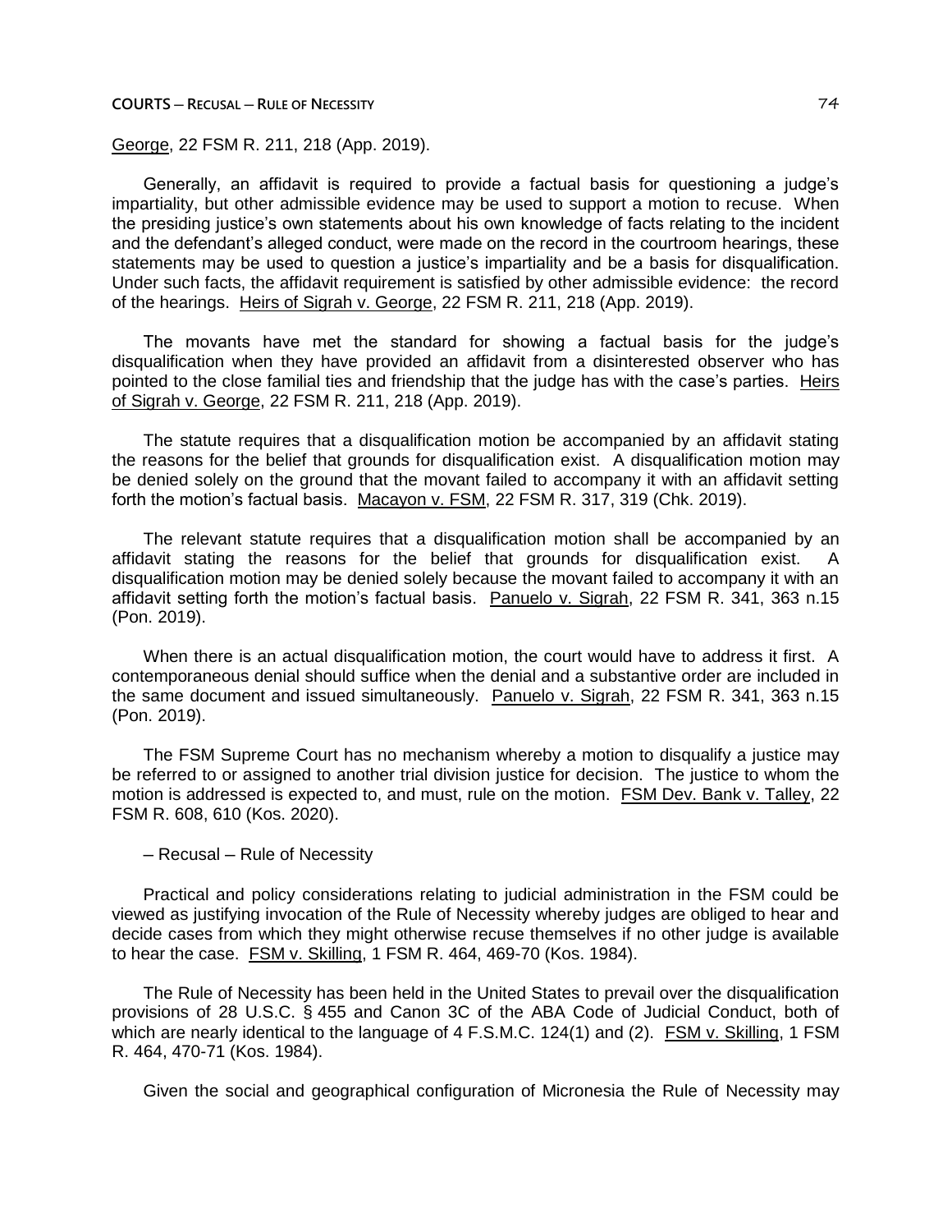George, 22 FSM R. 211, 218 (App. 2019).

Generally, an affidavit is required to provide a factual basis for questioning a judge's impartiality, but other admissible evidence may be used to support a motion to recuse. When the presiding justice's own statements about his own knowledge of facts relating to the incident and the defendant's alleged conduct, were made on the record in the courtroom hearings, these statements may be used to question a justice's impartiality and be a basis for disqualification. Under such facts, the affidavit requirement is satisfied by other admissible evidence: the record of the hearings. Heirs of Sigrah v. George, 22 FSM R. 211, 218 (App. 2019).

The movants have met the standard for showing a factual basis for the judge's disqualification when they have provided an affidavit from a disinterested observer who has pointed to the close familial ties and friendship that the judge has with the case's parties. Heirs of Sigrah v. George, 22 FSM R. 211, 218 (App. 2019).

The statute requires that a disqualification motion be accompanied by an affidavit stating the reasons for the belief that grounds for disqualification exist. A disqualification motion may be denied solely on the ground that the movant failed to accompany it with an affidavit setting forth the motion's factual basis. Macayon v. FSM, 22 FSM R. 317, 319 (Chk. 2019).

The relevant statute requires that a disqualification motion shall be accompanied by an affidavit stating the reasons for the belief that grounds for disqualification exist. A disqualification motion may be denied solely because the movant failed to accompany it with an affidavit setting forth the motion's factual basis. Panuelo v. Sigrah, 22 FSM R. 341, 363 n.15 (Pon. 2019).

When there is an actual disqualification motion, the court would have to address it first. A contemporaneous denial should suffice when the denial and a substantive order are included in the same document and issued simultaneously. Panuelo v. Sigrah, 22 FSM R. 341, 363 n.15 (Pon. 2019).

The FSM Supreme Court has no mechanism whereby a motion to disqualify a justice may be referred to or assigned to another trial division justice for decision. The justice to whom the motion is addressed is expected to, and must, rule on the motion. FSM Dev. Bank v. Talley, 22 FSM R. 608, 610 (Kos. 2020).

– Recusal – Rule of Necessity

Practical and policy considerations relating to judicial administration in the FSM could be viewed as justifying invocation of the Rule of Necessity whereby judges are obliged to hear and decide cases from which they might otherwise recuse themselves if no other judge is available to hear the case. FSM v. Skilling, 1 FSM R. 464, 469-70 (Kos. 1984).

The Rule of Necessity has been held in the United States to prevail over the disqualification provisions of 28 U.S.C. § 455 and Canon 3C of the ABA Code of Judicial Conduct, both of which are nearly identical to the language of 4 F.S.M.C. 124(1) and (2). FSM v. Skilling, 1 FSM R. 464, 470-71 (Kos. 1984).

Given the social and geographical configuration of Micronesia the Rule of Necessity may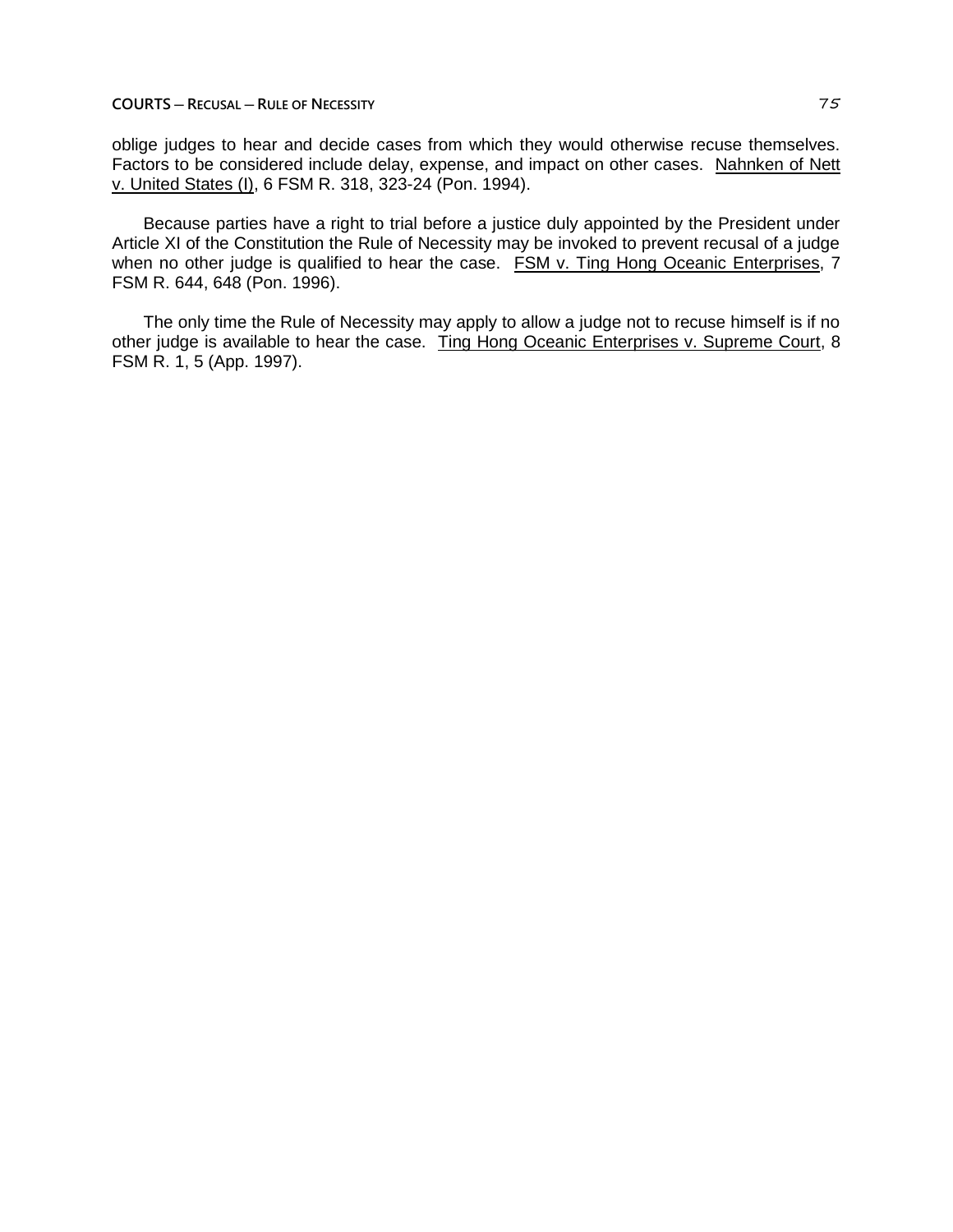oblige judges to hear and decide cases from which they would otherwise recuse themselves. Factors to be considered include delay, expense, and impact on other cases. Nahnken of Nett v. United States (I), 6 FSM R. 318, 323-24 (Pon. 1994).

Because parties have a right to trial before a justice duly appointed by the President under Article XI of the Constitution the Rule of Necessity may be invoked to prevent recusal of a judge when no other judge is qualified to hear the case. FSM v. Ting Hong Oceanic Enterprises, 7 FSM R. 644, 648 (Pon. 1996).

The only time the Rule of Necessity may apply to allow a judge not to recuse himself is if no other judge is available to hear the case. Ting Hong Oceanic Enterprises v. Supreme Court, 8 FSM R. 1, 5 (App. 1997).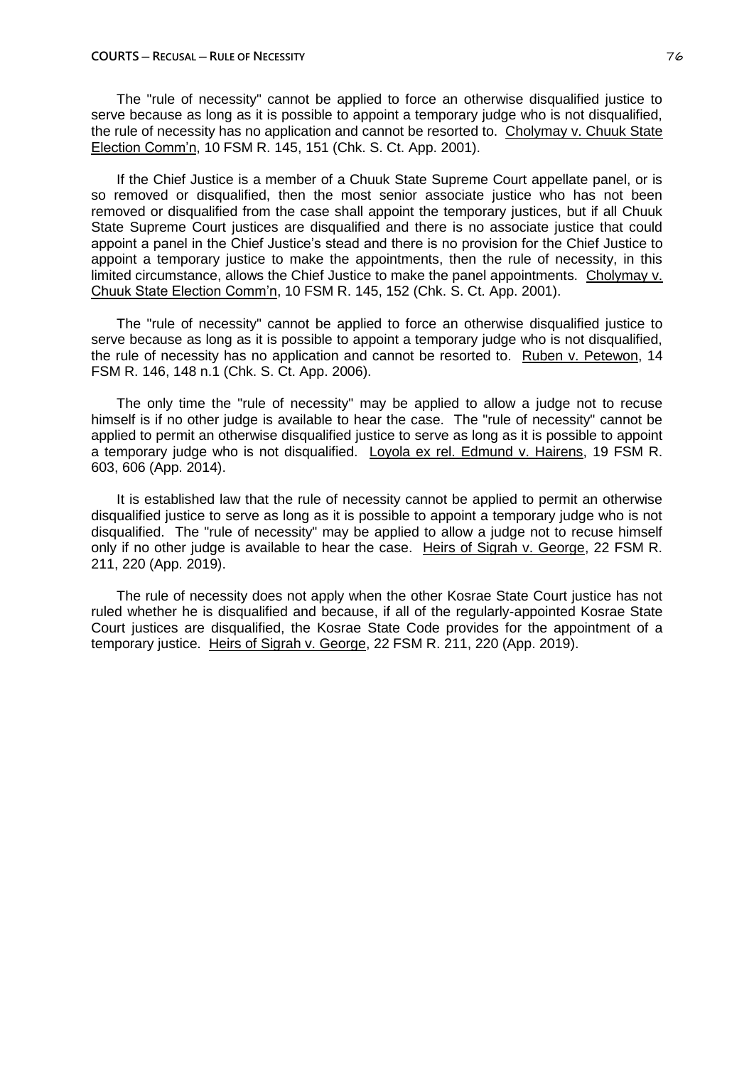The "rule of necessity" cannot be applied to force an otherwise disqualified justice to serve because as long as it is possible to appoint a temporary judge who is not disqualified, the rule of necessity has no application and cannot be resorted to. Cholymay v. Chuuk State Election Comm'n, 10 FSM R. 145, 151 (Chk. S. Ct. App. 2001).

If the Chief Justice is a member of a Chuuk State Supreme Court appellate panel, or is so removed or disqualified, then the most senior associate justice who has not been removed or disqualified from the case shall appoint the temporary justices, but if all Chuuk State Supreme Court justices are disqualified and there is no associate justice that could appoint a panel in the Chief Justice's stead and there is no provision for the Chief Justice to appoint a temporary justice to make the appointments, then the rule of necessity, in this limited circumstance, allows the Chief Justice to make the panel appointments. Cholymay v. Chuuk State Election Comm'n, 10 FSM R. 145, 152 (Chk. S. Ct. App. 2001).

The "rule of necessity" cannot be applied to force an otherwise disqualified justice to serve because as long as it is possible to appoint a temporary judge who is not disqualified, the rule of necessity has no application and cannot be resorted to. Ruben v. Petewon, 14 FSM R. 146, 148 n.1 (Chk. S. Ct. App. 2006).

The only time the "rule of necessity" may be applied to allow a judge not to recuse himself is if no other judge is available to hear the case. The "rule of necessity" cannot be applied to permit an otherwise disqualified justice to serve as long as it is possible to appoint a temporary judge who is not disqualified. Loyola ex rel. Edmund v. Hairens, 19 FSM R. 603, 606 (App. 2014).

It is established law that the rule of necessity cannot be applied to permit an otherwise disqualified justice to serve as long as it is possible to appoint a temporary judge who is not disqualified. The "rule of necessity" may be applied to allow a judge not to recuse himself only if no other judge is available to hear the case. Heirs of Sigrah v. George, 22 FSM R. 211, 220 (App. 2019).

The rule of necessity does not apply when the other Kosrae State Court justice has not ruled whether he is disqualified and because, if all of the regularly-appointed Kosrae State Court justices are disqualified, the Kosrae State Code provides for the appointment of a temporary justice. Heirs of Sigrah v. George, 22 FSM R. 211, 220 (App. 2019).